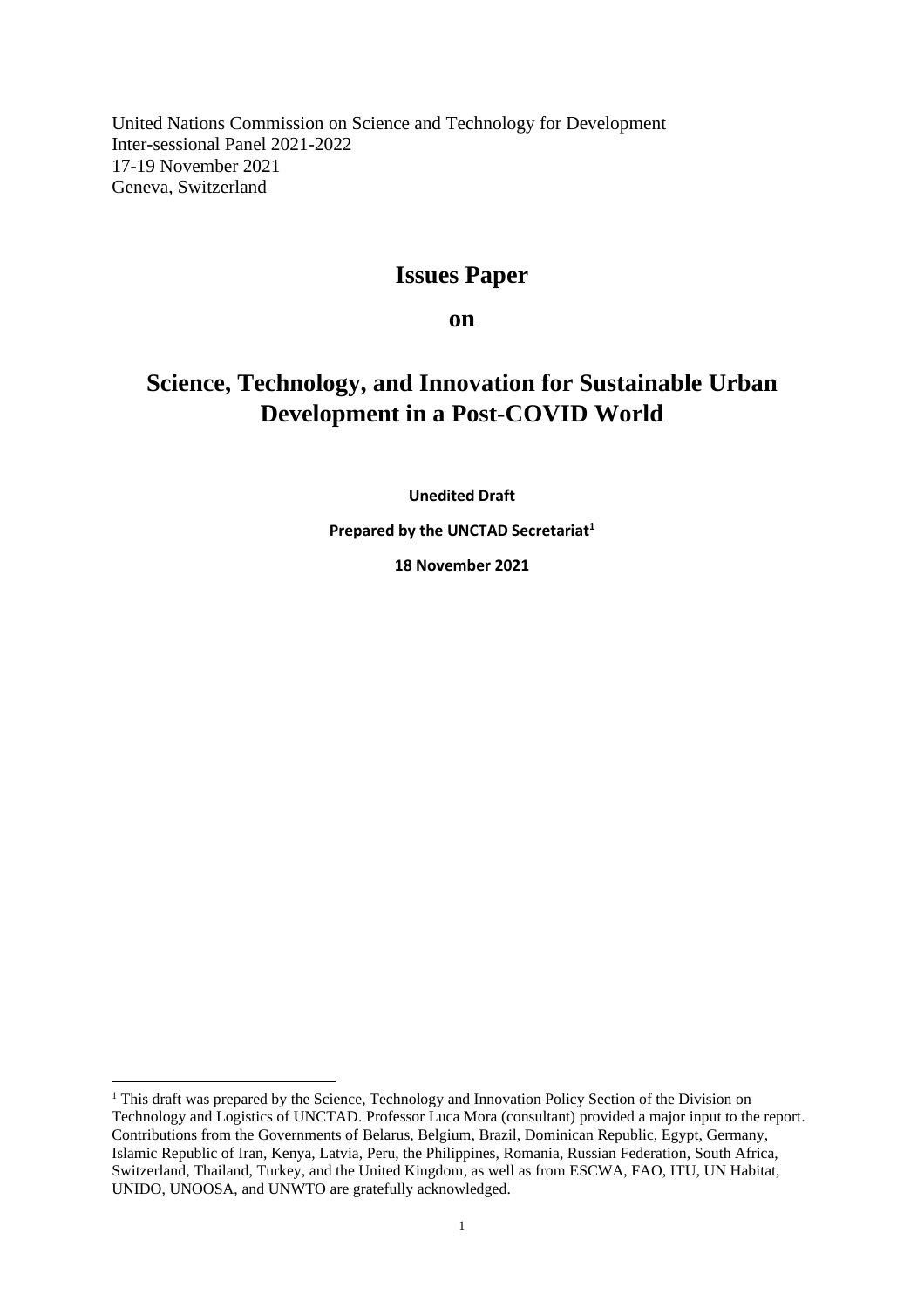United Nations Commission on Science and Technology for Development
Inter-sessional Panel 2021-2022
17-19 November 2021
Geneva, Switzerland

# Issues Paper

## on

# Science, Technology, and Innovation for Sustainable Urban Development in a Post-COVID World

**Unedited Draft**

**Prepared by the UNCTAD Secretariat[1]**

**18 November 2021**

---

[1] This draft was prepared by the Science, Technology and Innovation Policy Section of the Division on Technology and Logistics of UNCTAD. Professor Luca Mora (consultant) provided a major input to the report. Contributions from the Governments of Belarus, Belgium, Brazil, Dominican Republic, Egypt, Germany, Islamic Republic of Iran, Kenya, Latvia, Peru, the Philippines, Romania, Russian Federation, South Africa, Switzerland, Thailand, Turkey, and the United Kingdom, as well as from ESCWA, FAO, ITU, UN Habitat, UNIDO, UNOOSA, and UNWTO are gratefully acknowledged.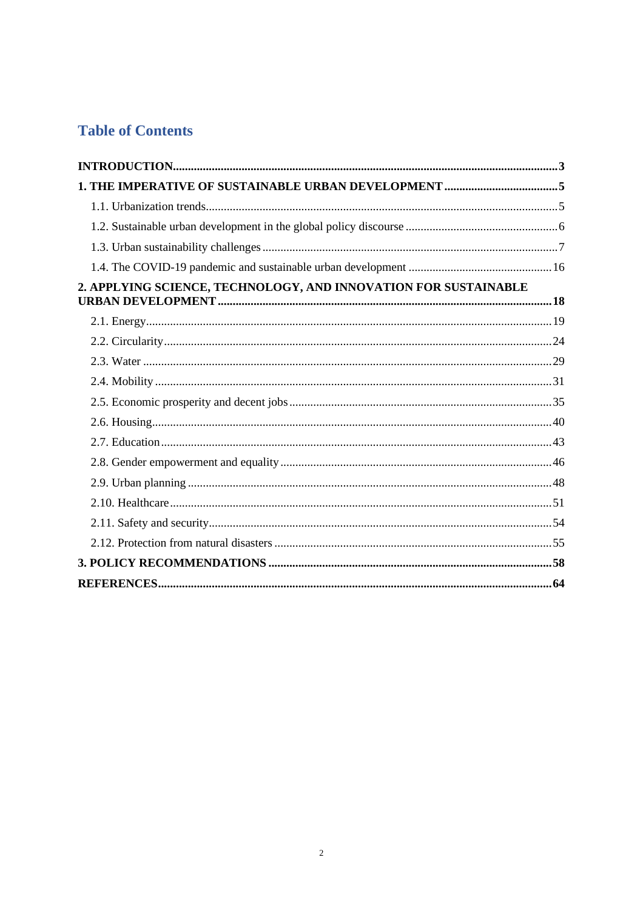# Table of Contents

**INTRODUCTION** .......... **3**

**1. THE IMPERATIVE OF SUSTAINABLE URBAN DEVELOPMENT** .......... **5**

- 1.1. Urbanization trends .......... 5
- 1.2. Sustainable urban development in the global policy discourse .......... 6
- 1.3. Urban sustainability challenges .......... 7
- 1.4. The COVID-19 pandemic and sustainable urban development .......... 16

**2. APPLYING SCIENCE, TECHNOLOGY, AND INNOVATION FOR SUSTAINABLE URBAN DEVELOPMENT** .......... **18**

- 2.1. Energy .......... 19
- 2.2. Circularity .......... 24
- 2.3. Water .......... 29
- 2.4. Mobility .......... 31
- 2.5. Economic prosperity and decent jobs .......... 35
- 2.6. Housing .......... 40
- 2.7. Education .......... 43
- 2.8. Gender empowerment and equality .......... 46
- 2.9. Urban planning .......... 48
- 2.10. Healthcare .......... 51
- 2.11. Safety and security .......... 54
- 2.12. Protection from natural disasters .......... 55

**3. POLICY RECOMMENDATIONS** .......... **58**

**REFERENCES** .......... **64**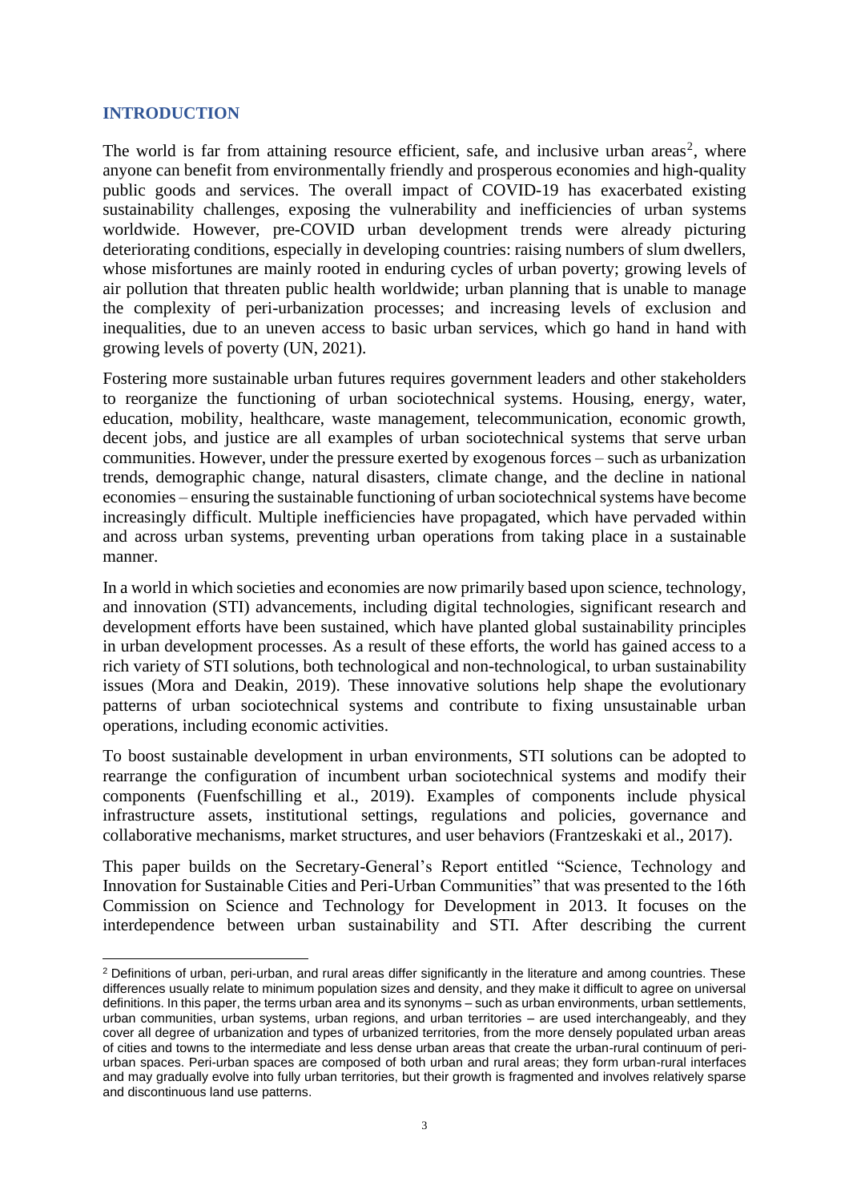## INTRODUCTION

The world is far from attaining resource efficient, safe, and inclusive urban areas[2], where anyone can benefit from environmentally friendly and prosperous economies and high-quality public goods and services. The overall impact of COVID-19 has exacerbated existing sustainability challenges, exposing the vulnerability and inefficiencies of urban systems worldwide. However, pre-COVID urban development trends were already picturing deteriorating conditions, especially in developing countries: raising numbers of slum dwellers, whose misfortunes are mainly rooted in enduring cycles of urban poverty; growing levels of air pollution that threaten public health worldwide; urban planning that is unable to manage the complexity of peri-urbanization processes; and increasing levels of exclusion and inequalities, due to an uneven access to basic urban services, which go hand in hand with growing levels of poverty (UN, 2021).

Fostering more sustainable urban futures requires government leaders and other stakeholders to reorganize the functioning of urban sociotechnical systems. Housing, energy, water, education, mobility, healthcare, waste management, telecommunication, economic growth, decent jobs, and justice are all examples of urban sociotechnical systems that serve urban communities. However, under the pressure exerted by exogenous forces – such as urbanization trends, demographic change, natural disasters, climate change, and the decline in national economies – ensuring the sustainable functioning of urban sociotechnical systems have become increasingly difficult. Multiple inefficiencies have propagated, which have pervaded within and across urban systems, preventing urban operations from taking place in a sustainable manner.

In a world in which societies and economies are now primarily based upon science, technology, and innovation (STI) advancements, including digital technologies, significant research and development efforts have been sustained, which have planted global sustainability principles in urban development processes. As a result of these efforts, the world has gained access to a rich variety of STI solutions, both technological and non-technological, to urban sustainability issues (Mora and Deakin, 2019). These innovative solutions help shape the evolutionary patterns of urban sociotechnical systems and contribute to fixing unsustainable urban operations, including economic activities.

To boost sustainable development in urban environments, STI solutions can be adopted to rearrange the configuration of incumbent urban sociotechnical systems and modify their components (Fuenfschilling et al., 2019). Examples of components include physical infrastructure assets, institutional settings, regulations and policies, governance and collaborative mechanisms, market structures, and user behaviors (Frantzeskaki et al., 2017).

This paper builds on the Secretary-General's Report entitled "Science, Technology and Innovation for Sustainable Cities and Peri-Urban Communities" that was presented to the 16th Commission on Science and Technology for Development in 2013. It focuses on the interdependence between urban sustainability and STI. After describing the current

---

[2] Definitions of urban, peri-urban, and rural areas differ significantly in the literature and among countries. These differences usually relate to minimum population sizes and density, and they make it difficult to agree on universal definitions. In this paper, the terms urban area and its synonyms – such as urban environments, urban settlements, urban communities, urban systems, urban regions, and urban territories – are used interchangeably, and they cover all degree of urbanization and types of urbanized territories, from the more densely populated urban areas of cities and towns to the intermediate and less dense urban areas that create the urban-rural continuum of peri-urban spaces. Peri-urban spaces are composed of both urban and rural areas; they form urban-rural interfaces and may gradually evolve into fully urban territories, but their growth is fragmented and involves relatively sparse and discontinuous land use patterns.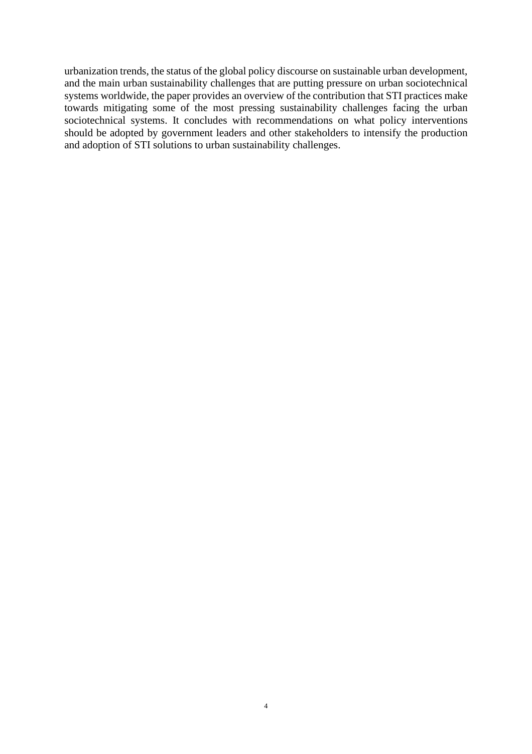urbanization trends, the status of the global policy discourse on sustainable urban development, and the main urban sustainability challenges that are putting pressure on urban sociotechnical systems worldwide, the paper provides an overview of the contribution that STI practices make towards mitigating some of the most pressing sustainability challenges facing the urban sociotechnical systems. It concludes with recommendations on what policy interventions should be adopted by government leaders and other stakeholders to intensify the production and adoption of STI solutions to urban sustainability challenges.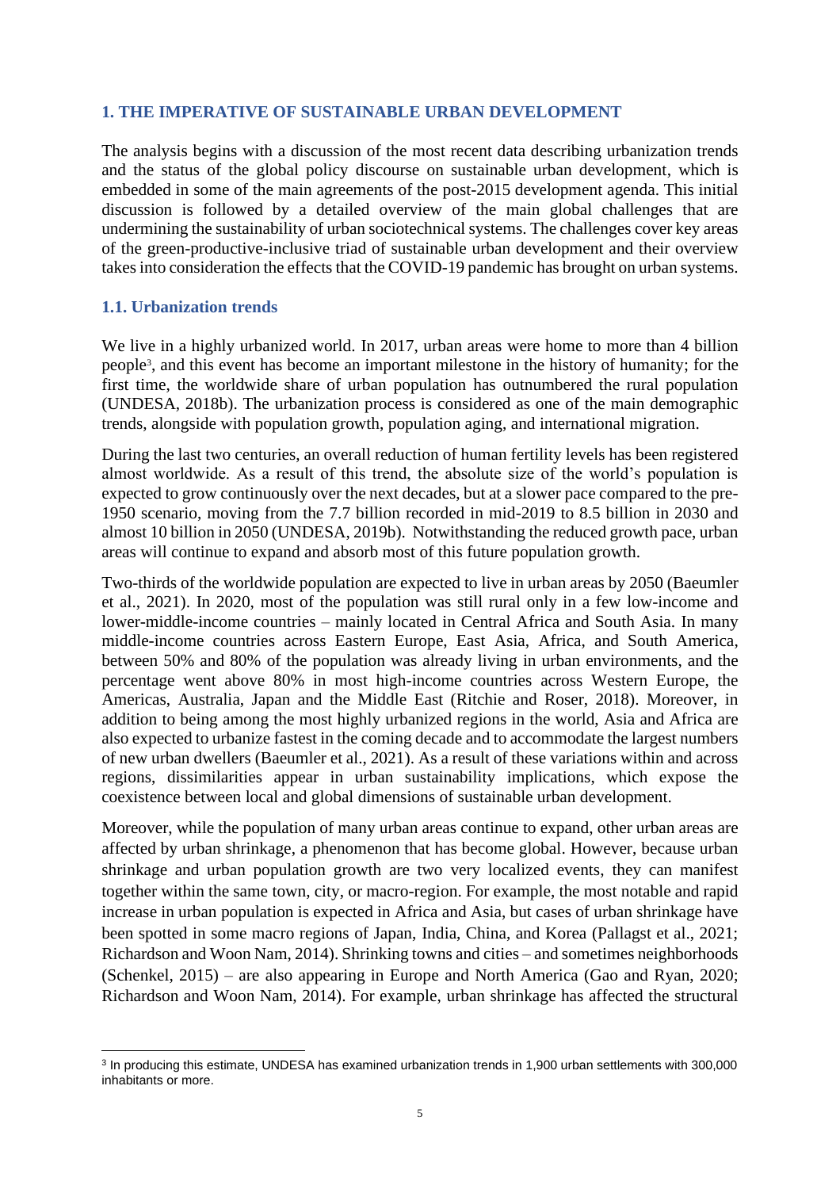# 1. THE IMPERATIVE OF SUSTAINABLE URBAN DEVELOPMENT

The analysis begins with a discussion of the most recent data describing urbanization trends and the status of the global policy discourse on sustainable urban development, which is embedded in some of the main agreements of the post-2015 development agenda. This initial discussion is followed by a detailed overview of the main global challenges that are undermining the sustainability of urban sociotechnical systems. The challenges cover key areas of the green-productive-inclusive triad of sustainable urban development and their overview takes into consideration the effects that the COVID-19 pandemic has brought on urban systems.

## 1.1. Urbanization trends

We live in a highly urbanized world. In 2017, urban areas were home to more than 4 billion people[3], and this event has become an important milestone in the history of humanity; for the first time, the worldwide share of urban population has outnumbered the rural population (UNDESA, 2018b). The urbanization process is considered as one of the main demographic trends, alongside with population growth, population aging, and international migration.

During the last two centuries, an overall reduction of human fertility levels has been registered almost worldwide. As a result of this trend, the absolute size of the world's population is expected to grow continuously over the next decades, but at a slower pace compared to the pre-1950 scenario, moving from the 7.7 billion recorded in mid-2019 to 8.5 billion in 2030 and almost 10 billion in 2050 (UNDESA, 2019b). Notwithstanding the reduced growth pace, urban areas will continue to expand and absorb most of this future population growth.

Two-thirds of the worldwide population are expected to live in urban areas by 2050 (Baeumler et al., 2021). In 2020, most of the population was still rural only in a few low-income and lower-middle-income countries – mainly located in Central Africa and South Asia. In many middle-income countries across Eastern Europe, East Asia, Africa, and South America, between 50% and 80% of the population was already living in urban environments, and the percentage went above 80% in most high-income countries across Western Europe, the Americas, Australia, Japan and the Middle East (Ritchie and Roser, 2018). Moreover, in addition to being among the most highly urbanized regions in the world, Asia and Africa are also expected to urbanize fastest in the coming decade and to accommodate the largest numbers of new urban dwellers (Baeumler et al., 2021). As a result of these variations within and across regions, dissimilarities appear in urban sustainability implications, which expose the coexistence between local and global dimensions of sustainable urban development.

Moreover, while the population of many urban areas continue to expand, other urban areas are affected by urban shrinkage, a phenomenon that has become global. However, because urban shrinkage and urban population growth are two very localized events, they can manifest together within the same town, city, or macro-region. For example, the most notable and rapid increase in urban population is expected in Africa and Asia, but cases of urban shrinkage have been spotted in some macro regions of Japan, India, China, and Korea (Pallagst et al., 2021; Richardson and Woon Nam, 2014). Shrinking towns and cities – and sometimes neighborhoods (Schenkel, 2015) – are also appearing in Europe and North America (Gao and Ryan, 2020; Richardson and Woon Nam, 2014). For example, urban shrinkage has affected the structural

---

[3] In producing this estimate, UNDESA has examined urbanization trends in 1,900 urban settlements with 300,000 inhabitants or more.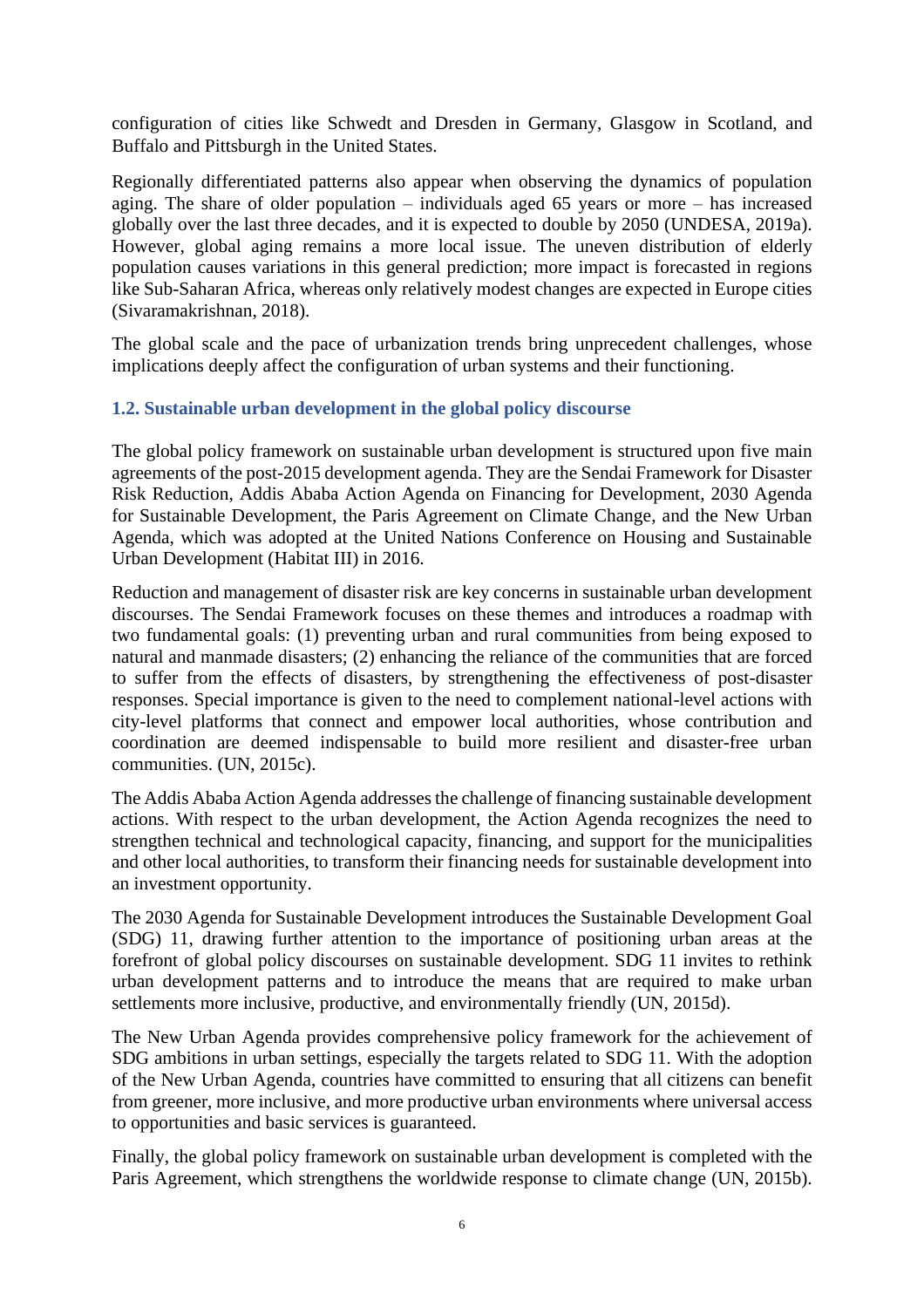configuration of cities like Schwedt and Dresden in Germany, Glasgow in Scotland, and Buffalo and Pittsburgh in the United States.

Regionally differentiated patterns also appear when observing the dynamics of population aging. The share of older population – individuals aged 65 years or more – has increased globally over the last three decades, and it is expected to double by 2050 (UNDESA, 2019a). However, global aging remains a more local issue. The uneven distribution of elderly population causes variations in this general prediction; more impact is forecasted in regions like Sub-Saharan Africa, whereas only relatively modest changes are expected in Europe cities (Sivaramakrishnan, 2018).

The global scale and the pace of urbanization trends bring unprecedent challenges, whose implications deeply affect the configuration of urban systems and their functioning.

### 1.2. Sustainable urban development in the global policy discourse

The global policy framework on sustainable urban development is structured upon five main agreements of the post-2015 development agenda. They are the Sendai Framework for Disaster Risk Reduction, Addis Ababa Action Agenda on Financing for Development, 2030 Agenda for Sustainable Development, the Paris Agreement on Climate Change, and the New Urban Agenda, which was adopted at the United Nations Conference on Housing and Sustainable Urban Development (Habitat III) in 2016.

Reduction and management of disaster risk are key concerns in sustainable urban development discourses. The Sendai Framework focuses on these themes and introduces a roadmap with two fundamental goals: (1) preventing urban and rural communities from being exposed to natural and manmade disasters; (2) enhancing the reliance of the communities that are forced to suffer from the effects of disasters, by strengthening the effectiveness of post-disaster responses. Special importance is given to the need to complement national-level actions with city-level platforms that connect and empower local authorities, whose contribution and coordination are deemed indispensable to build more resilient and disaster-free urban communities. (UN, 2015c).

The Addis Ababa Action Agenda addresses the challenge of financing sustainable development actions. With respect to the urban development, the Action Agenda recognizes the need to strengthen technical and technological capacity, financing, and support for the municipalities and other local authorities, to transform their financing needs for sustainable development into an investment opportunity.

The 2030 Agenda for Sustainable Development introduces the Sustainable Development Goal (SDG) 11, drawing further attention to the importance of positioning urban areas at the forefront of global policy discourses on sustainable development. SDG 11 invites to rethink urban development patterns and to introduce the means that are required to make urban settlements more inclusive, productive, and environmentally friendly (UN, 2015d).

The New Urban Agenda provides comprehensive policy framework for the achievement of SDG ambitions in urban settings, especially the targets related to SDG 11. With the adoption of the New Urban Agenda, countries have committed to ensuring that all citizens can benefit from greener, more inclusive, and more productive urban environments where universal access to opportunities and basic services is guaranteed.

Finally, the global policy framework on sustainable urban development is completed with the Paris Agreement, which strengthens the worldwide response to climate change (UN, 2015b).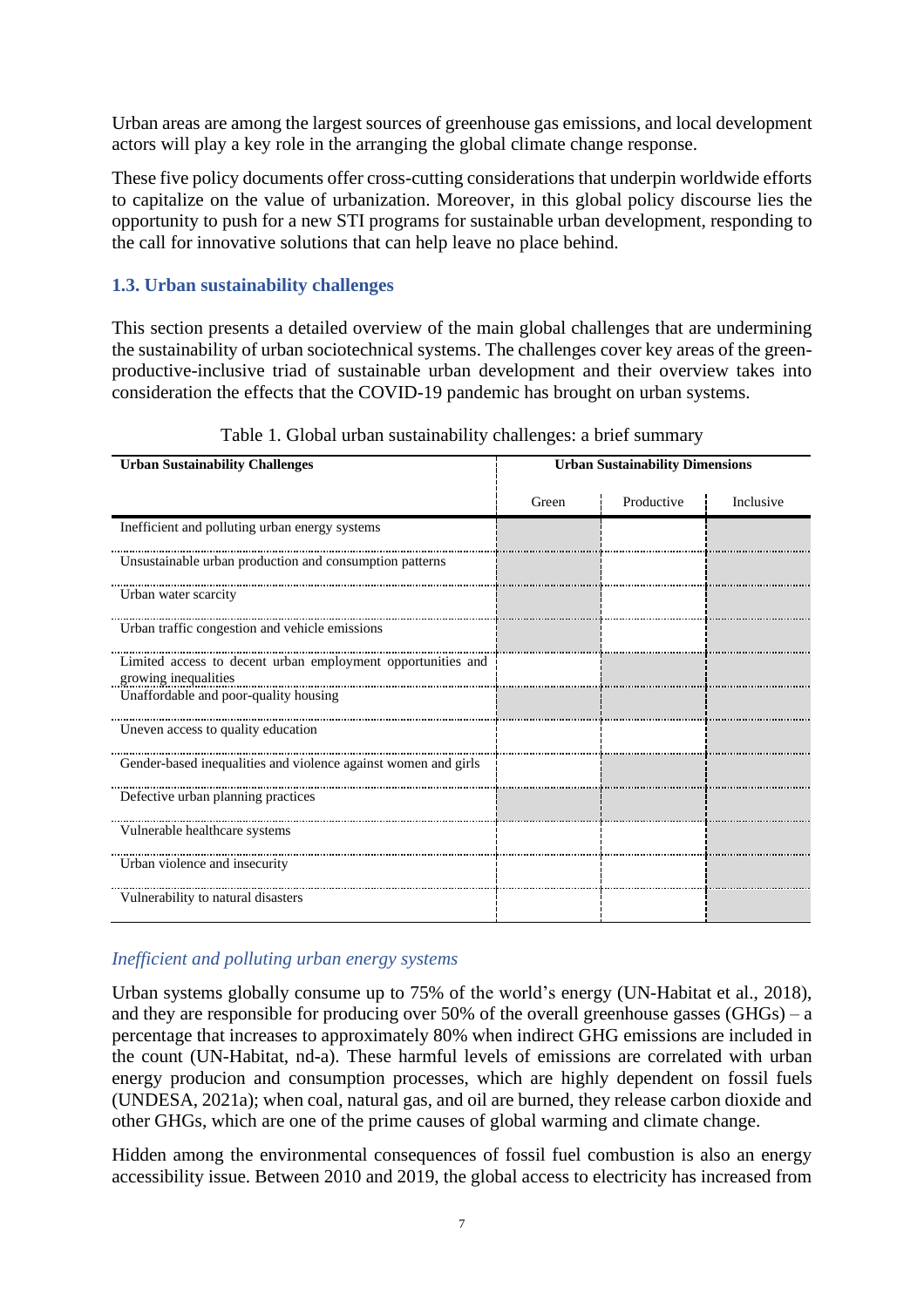Urban areas are among the largest sources of greenhouse gas emissions, and local development actors will play a key role in the arranging the global climate change response.

These five policy documents offer cross-cutting considerations that underpin worldwide efforts to capitalize on the value of urbanization. Moreover, in this global policy discourse lies the opportunity to push for a new STI programs for sustainable urban development, responding to the call for innovative solutions that can help leave no place behind.

### 1.3. Urban sustainability challenges

This section presents a detailed overview of the main global challenges that are undermining the sustainability of urban sociotechnical systems. The challenges cover key areas of the green-productive-inclusive triad of sustainable urban development and their overview takes into consideration the effects that the COVID-19 pandemic has brought on urban systems.

Table 1. Global urban sustainability challenges: a brief summary

| **Urban Sustainability Challenges** | **Urban Sustainability Dimensions** | | |
|---|---|---|---|
| | Green | Productive | Inclusive |
| Inefficient and polluting urban energy systems | X | | X |
| Unsustainable urban production and consumption patterns | X | | X |
| Urban water scarcity | X | | X |
| Urban traffic congestion and vehicle emissions | X | | X |
| Limited access to decent urban employment opportunities and growing inequalities | | X | X |
| Unaffordable and poor-quality housing | X | X | X |
| Uneven access to quality education | | | X |
| Gender-based inequalities and violence against women and girls | | X | X |
| Defective urban planning practices | X | X | X |
| Vulnerable healthcare systems | | | X |
| Urban violence and insecurity | | | X |
| Vulnerability to natural disasters | | | X |

*Inefficient and polluting urban energy systems*

Urban systems globally consume up to 75% of the world's energy (UN-Habitat et al., 2018), and they are responsible for producing over 50% of the overall greenhouse gasses (GHGs) – a percentage that increases to approximately 80% when indirect GHG emissions are included in the count (UN-Habitat, nd-a). These harmful levels of emissions are correlated with urban energy producion and consumption processes, which are highly dependent on fossil fuels (UNDESA, 2021a); when coal, natural gas, and oil are burned, they release carbon dioxide and other GHGs, which are one of the prime causes of global warming and climate change.

Hidden among the environmental consequences of fossil fuel combustion is also an energy accessibility issue. Between 2010 and 2019, the global access to electricity has increased from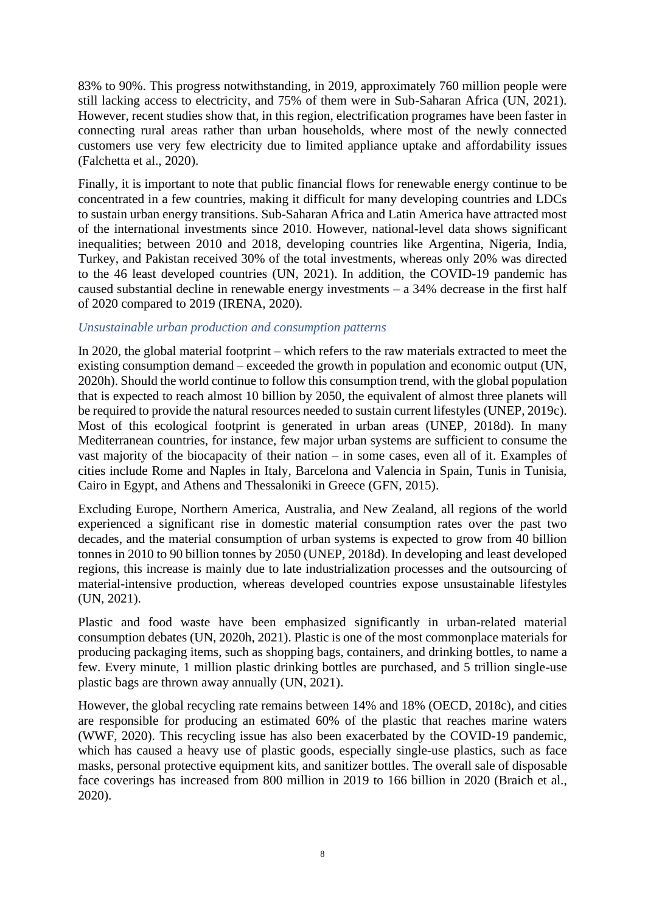83% to 90%. This progress notwithstanding, in 2019, approximately 760 million people were still lacking access to electricity, and 75% of them were in Sub-Saharan Africa (UN, 2021). However, recent studies show that, in this region, electrification programes have been faster in connecting rural areas rather than urban households, where most of the newly connected customers use very few electricity due to limited appliance uptake and affordability issues (Falchetta et al., 2020).

Finally, it is important to note that public financial flows for renewable energy continue to be concentrated in a few countries, making it difficult for many developing countries and LDCs to sustain urban energy transitions. Sub-Saharan Africa and Latin America have attracted most of the international investments since 2010. However, national-level data shows significant inequalities; between 2010 and 2018, developing countries like Argentina, Nigeria, India, Turkey, and Pakistan received 30% of the total investments, whereas only 20% was directed to the 46 least developed countries (UN, 2021). In addition, the COVID-19 pandemic has caused substantial decline in renewable energy investments – a 34% decrease in the first half of 2020 compared to 2019 (IRENA, 2020).

*Unsustainable urban production and consumption patterns*

In 2020, the global material footprint – which refers to the raw materials extracted to meet the existing consumption demand – exceeded the growth in population and economic output (UN, 2020h). Should the world continue to follow this consumption trend, with the global population that is expected to reach almost 10 billion by 2050, the equivalent of almost three planets will be required to provide the natural resources needed to sustain current lifestyles (UNEP, 2019c). Most of this ecological footprint is generated in urban areas (UNEP, 2018d). In many Mediterranean countries, for instance, few major urban systems are sufficient to consume the vast majority of the biocapacity of their nation – in some cases, even all of it. Examples of cities include Rome and Naples in Italy, Barcelona and Valencia in Spain, Tunis in Tunisia, Cairo in Egypt, and Athens and Thessaloniki in Greece (GFN, 2015).

Excluding Europe, Northern America, Australia, and New Zealand, all regions of the world experienced a significant rise in domestic material consumption rates over the past two decades, and the material consumption of urban systems is expected to grow from 40 billion tonnes in 2010 to 90 billion tonnes by 2050 (UNEP, 2018d). In developing and least developed regions, this increase is mainly due to late industrialization processes and the outsourcing of material-intensive production, whereas developed countries expose unsustainable lifestyles (UN, 2021).

Plastic and food waste have been emphasized significantly in urban-related material consumption debates (UN, 2020h, 2021). Plastic is one of the most commonplace materials for producing packaging items, such as shopping bags, containers, and drinking bottles, to name a few. Every minute, 1 million plastic drinking bottles are purchased, and 5 trillion single-use plastic bags are thrown away annually (UN, 2021).

However, the global recycling rate remains between 14% and 18% (OECD, 2018c), and cities are responsible for producing an estimated 60% of the plastic that reaches marine waters (WWF, 2020). This recycling issue has also been exacerbated by the COVID-19 pandemic, which has caused a heavy use of plastic goods, especially single-use plastics, such as face masks, personal protective equipment kits, and sanitizer bottles. The overall sale of disposable face coverings has increased from 800 million in 2019 to 166 billion in 2020 (Braich et al., 2020).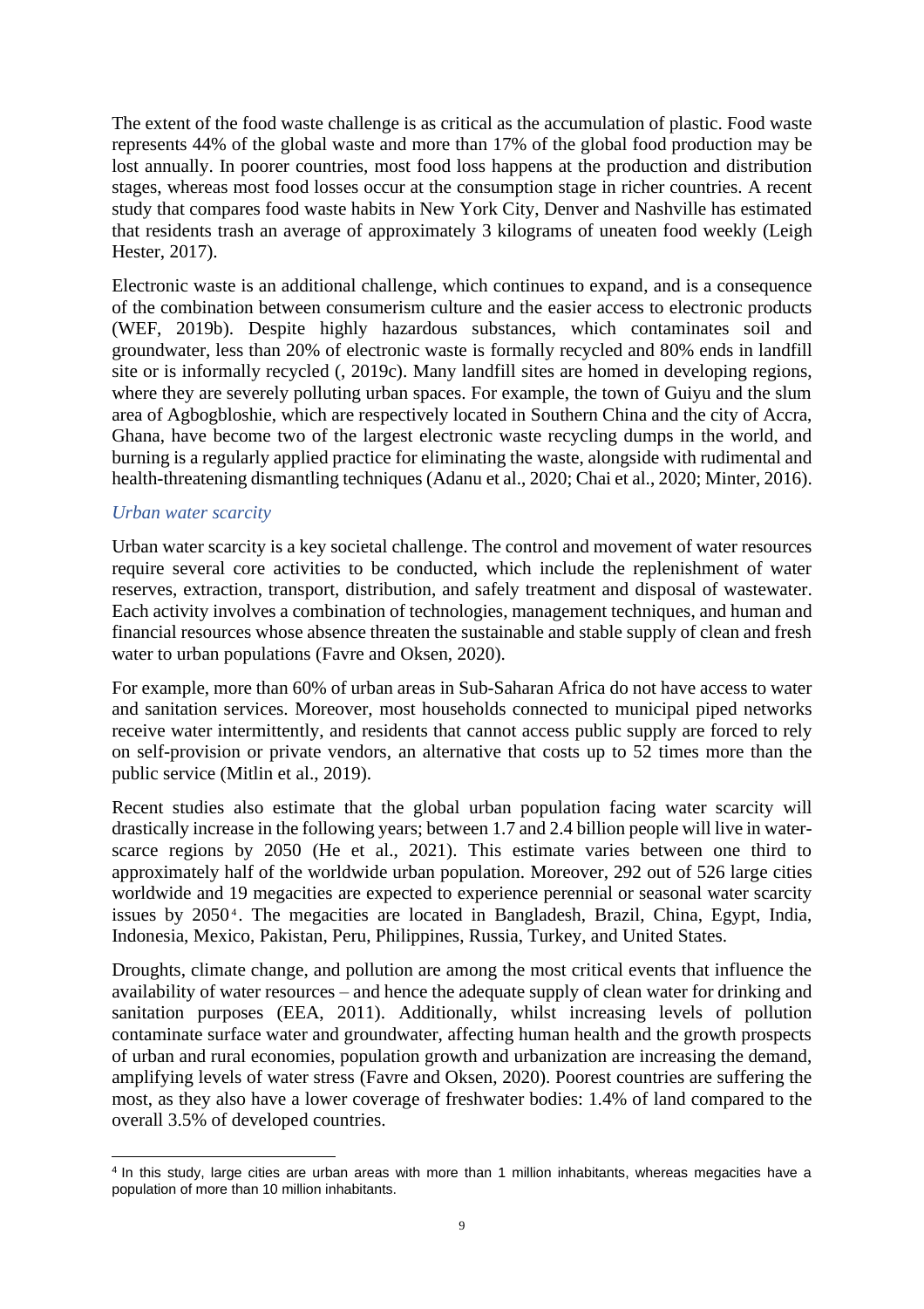The extent of the food waste challenge is as critical as the accumulation of plastic. Food waste represents 44% of the global waste and more than 17% of the global food production may be lost annually. In poorer countries, most food loss happens at the production and distribution stages, whereas most food losses occur at the consumption stage in richer countries. A recent study that compares food waste habits in New York City, Denver and Nashville has estimated that residents trash an average of approximately 3 kilograms of uneaten food weekly (Leigh Hester, 2017).

Electronic waste is an additional challenge, which continues to expand, and is a consequence of the combination between consumerism culture and the easier access to electronic products (WEF, 2019b). Despite highly hazardous substances, which contaminates soil and groundwater, less than 20% of electronic waste is formally recycled and 80% ends in landfill site or is informally recycled (, 2019c). Many landfill sites are homed in developing regions, where they are severely polluting urban spaces. For example, the town of Guiyu and the slum area of Agbogbloshie, which are respectively located in Southern China and the city of Accra, Ghana, have become two of the largest electronic waste recycling dumps in the world, and burning is a regularly applied practice for eliminating the waste, alongside with rudimental and health-threatening dismantling techniques (Adanu et al., 2020; Chai et al., 2020; Minter, 2016).

*Urban water scarcity*

Urban water scarcity is a key societal challenge. The control and movement of water resources require several core activities to be conducted, which include the replenishment of water reserves, extraction, transport, distribution, and safely treatment and disposal of wastewater. Each activity involves a combination of technologies, management techniques, and human and financial resources whose absence threaten the sustainable and stable supply of clean and fresh water to urban populations (Favre and Oksen, 2020).

For example, more than 60% of urban areas in Sub-Saharan Africa do not have access to water and sanitation services. Moreover, most households connected to municipal piped networks receive water intermittently, and residents that cannot access public supply are forced to rely on self-provision or private vendors, an alternative that costs up to 52 times more than the public service (Mitlin et al., 2019).

Recent studies also estimate that the global urban population facing water scarcity will drastically increase in the following years; between 1.7 and 2.4 billion people will live in water-scarce regions by 2050 (He et al., 2021). This estimate varies between one third to approximately half of the worldwide urban population. Moreover, 292 out of 526 large cities worldwide and 19 megacities are expected to experience perennial or seasonal water scarcity issues by 2050[4]. The megacities are located in Bangladesh, Brazil, China, Egypt, India, Indonesia, Mexico, Pakistan, Peru, Philippines, Russia, Turkey, and United States.

Droughts, climate change, and pollution are among the most critical events that influence the availability of water resources – and hence the adequate supply of clean water for drinking and sanitation purposes (EEA, 2011). Additionally, whilst increasing levels of pollution contaminate surface water and groundwater, affecting human health and the growth prospects of urban and rural economies, population growth and urbanization are increasing the demand, amplifying levels of water stress (Favre and Oksen, 2020). Poorest countries are suffering the most, as they also have a lower coverage of freshwater bodies: 1.4% of land compared to the overall 3.5% of developed countries.

[4] In this study, large cities are urban areas with more than 1 million inhabitants, whereas megacities have a population of more than 10 million inhabitants.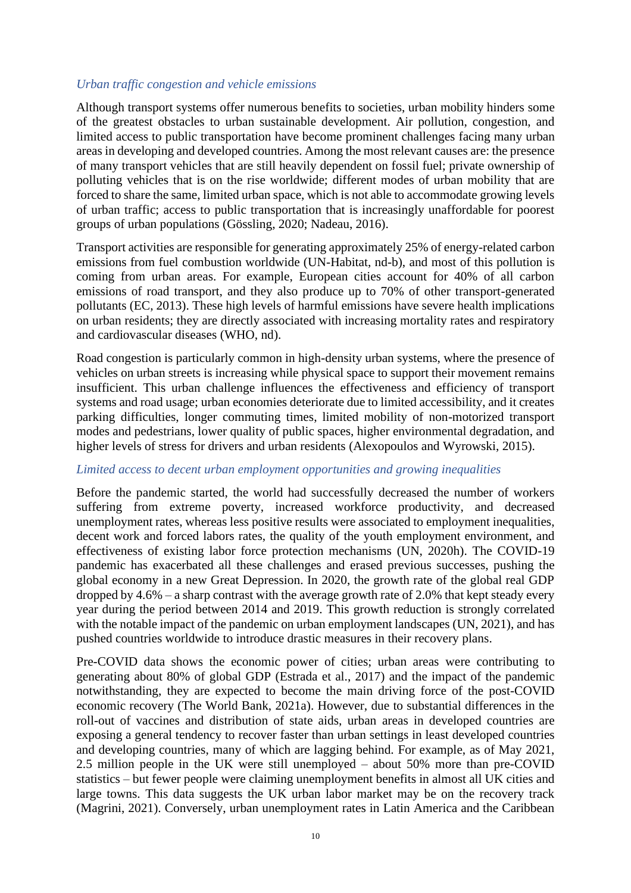*Urban traffic congestion and vehicle emissions*

Although transport systems offer numerous benefits to societies, urban mobility hinders some of the greatest obstacles to urban sustainable development. Air pollution, congestion, and limited access to public transportation have become prominent challenges facing many urban areas in developing and developed countries. Among the most relevant causes are: the presence of many transport vehicles that are still heavily dependent on fossil fuel; private ownership of polluting vehicles that is on the rise worldwide; different modes of urban mobility that are forced to share the same, limited urban space, which is not able to accommodate growing levels of urban traffic; access to public transportation that is increasingly unaffordable for poorest groups of urban populations (Gössling, 2020; Nadeau, 2016).

Transport activities are responsible for generating approximately 25% of energy-related carbon emissions from fuel combustion worldwide (UN-Habitat, nd-b), and most of this pollution is coming from urban areas. For example, European cities account for 40% of all carbon emissions of road transport, and they also produce up to 70% of other transport-generated pollutants (EC, 2013). These high levels of harmful emissions have severe health implications on urban residents; they are directly associated with increasing mortality rates and respiratory and cardiovascular diseases (WHO, nd).

Road congestion is particularly common in high-density urban systems, where the presence of vehicles on urban streets is increasing while physical space to support their movement remains insufficient. This urban challenge influences the effectiveness and efficiency of transport systems and road usage; urban economies deteriorate due to limited accessibility, and it creates parking difficulties, longer commuting times, limited mobility of non-motorized transport modes and pedestrians, lower quality of public spaces, higher environmental degradation, and higher levels of stress for drivers and urban residents (Alexopoulos and Wyrowski, 2015).

*Limited access to decent urban employment opportunities and growing inequalities*

Before the pandemic started, the world had successfully decreased the number of workers suffering from extreme poverty, increased workforce productivity, and decreased unemployment rates, whereas less positive results were associated to employment inequalities, decent work and forced labors rates, the quality of the youth employment environment, and effectiveness of existing labor force protection mechanisms (UN, 2020h). The COVID-19 pandemic has exacerbated all these challenges and erased previous successes, pushing the global economy in a new Great Depression. In 2020, the growth rate of the global real GDP dropped by 4.6% – a sharp contrast with the average growth rate of 2.0% that kept steady every year during the period between 2014 and 2019. This growth reduction is strongly correlated with the notable impact of the pandemic on urban employment landscapes (UN, 2021), and has pushed countries worldwide to introduce drastic measures in their recovery plans.

Pre-COVID data shows the economic power of cities; urban areas were contributing to generating about 80% of global GDP (Estrada et al., 2017) and the impact of the pandemic notwithstanding, they are expected to become the main driving force of the post-COVID economic recovery (The World Bank, 2021a). However, due to substantial differences in the roll-out of vaccines and distribution of state aids, urban areas in developed countries are exposing a general tendency to recover faster than urban settings in least developed countries and developing countries, many of which are lagging behind. For example, as of May 2021, 2.5 million people in the UK were still unemployed – about 50% more than pre-COVID statistics – but fewer people were claiming unemployment benefits in almost all UK cities and large towns. This data suggests the UK urban labor market may be on the recovery track (Magrini, 2021). Conversely, urban unemployment rates in Latin America and the Caribbean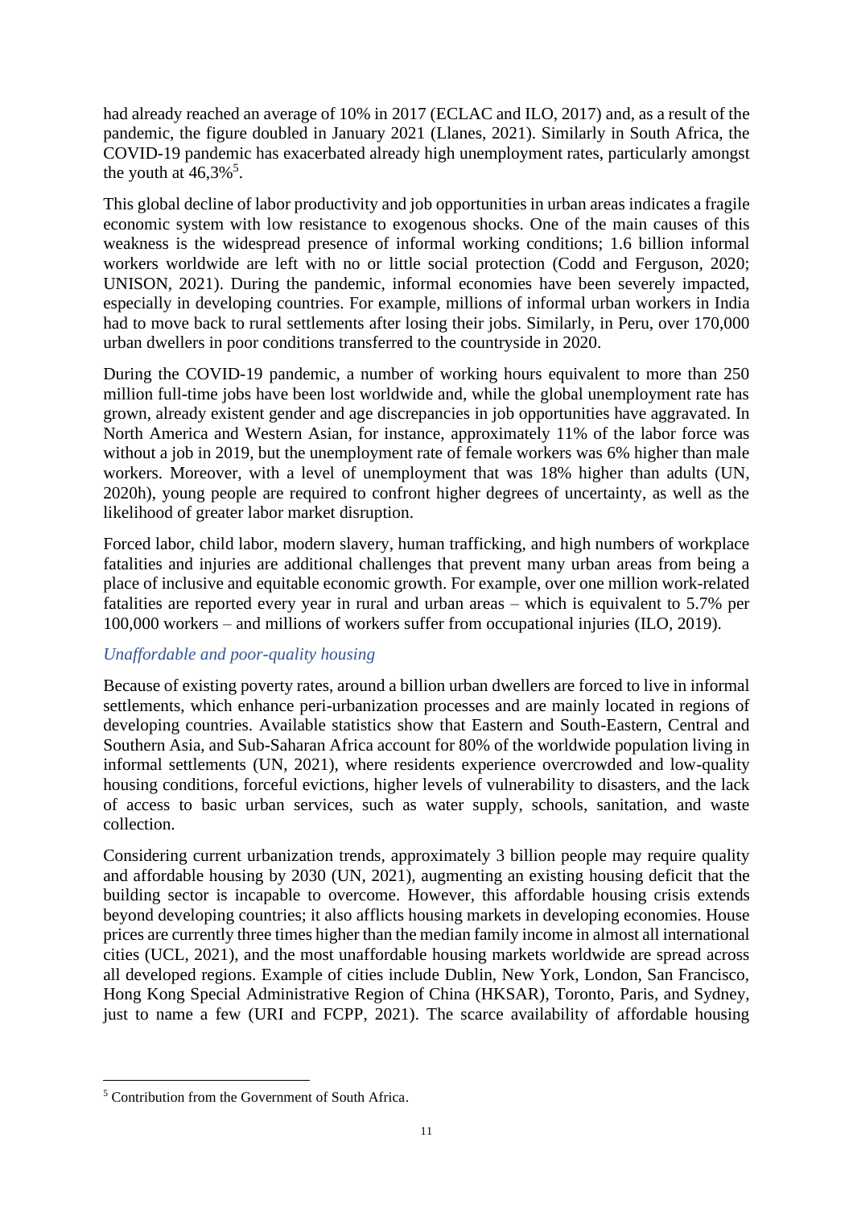had already reached an average of 10% in 2017 (ECLAC and ILO, 2017) and, as a result of the pandemic, the figure doubled in January 2021 (Llanes, 2021). Similarly in South Africa, the COVID-19 pandemic has exacerbated already high unemployment rates, particularly amongst the youth at 46,3%[5].

This global decline of labor productivity and job opportunities in urban areas indicates a fragile economic system with low resistance to exogenous shocks. One of the main causes of this weakness is the widespread presence of informal working conditions; 1.6 billion informal workers worldwide are left with no or little social protection (Codd and Ferguson, 2020; UNISON, 2021). During the pandemic, informal economies have been severely impacted, especially in developing countries. For example, millions of informal urban workers in India had to move back to rural settlements after losing their jobs. Similarly, in Peru, over 170,000 urban dwellers in poor conditions transferred to the countryside in 2020.

During the COVID-19 pandemic, a number of working hours equivalent to more than 250 million full-time jobs have been lost worldwide and, while the global unemployment rate has grown, already existent gender and age discrepancies in job opportunities have aggravated. In North America and Western Asian, for instance, approximately 11% of the labor force was without a job in 2019, but the unemployment rate of female workers was 6% higher than male workers. Moreover, with a level of unemployment that was 18% higher than adults (UN, 2020h), young people are required to confront higher degrees of uncertainty, as well as the likelihood of greater labor market disruption.

Forced labor, child labor, modern slavery, human trafficking, and high numbers of workplace fatalities and injuries are additional challenges that prevent many urban areas from being a place of inclusive and equitable economic growth. For example, over one million work-related fatalities are reported every year in rural and urban areas – which is equivalent to 5.7% per 100,000 workers – and millions of workers suffer from occupational injuries (ILO, 2019).

*Unaffordable and poor-quality housing*

Because of existing poverty rates, around a billion urban dwellers are forced to live in informal settlements, which enhance peri-urbanization processes and are mainly located in regions of developing countries. Available statistics show that Eastern and South-Eastern, Central and Southern Asia, and Sub-Saharan Africa account for 80% of the worldwide population living in informal settlements (UN, 2021), where residents experience overcrowded and low-quality housing conditions, forceful evictions, higher levels of vulnerability to disasters, and the lack of access to basic urban services, such as water supply, schools, sanitation, and waste collection.

Considering current urbanization trends, approximately 3 billion people may require quality and affordable housing by 2030 (UN, 2021), augmenting an existing housing deficit that the building sector is incapable to overcome. However, this affordable housing crisis extends beyond developing countries; it also afflicts housing markets in developing economies. House prices are currently three times higher than the median family income in almost all international cities (UCL, 2021), and the most unaffordable housing markets worldwide are spread across all developed regions. Example of cities include Dublin, New York, London, San Francisco, Hong Kong Special Administrative Region of China (HKSAR), Toronto, Paris, and Sydney, just to name a few (URI and FCPP, 2021). The scarce availability of affordable housing

[5] Contribution from the Government of South Africa.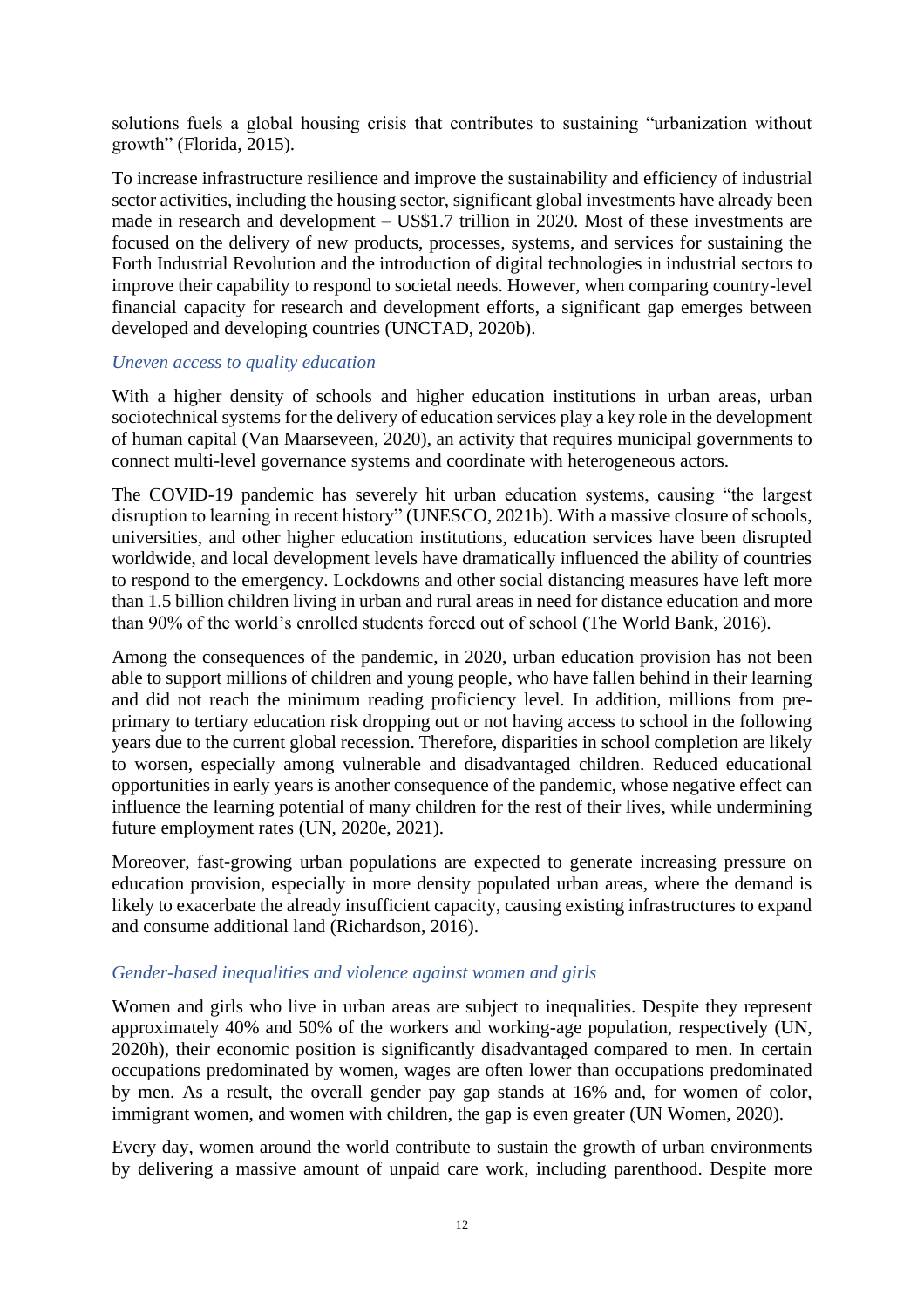solutions fuels a global housing crisis that contributes to sustaining "urbanization without growth" (Florida, 2015).

To increase infrastructure resilience and improve the sustainability and efficiency of industrial sector activities, including the housing sector, significant global investments have already been made in research and development – US$1.7 trillion in 2020. Most of these investments are focused on the delivery of new products, processes, systems, and services for sustaining the Forth Industrial Revolution and the introduction of digital technologies in industrial sectors to improve their capability to respond to societal needs. However, when comparing country-level financial capacity for research and development efforts, a significant gap emerges between developed and developing countries (UNCTAD, 2020b).

### *Uneven access to quality education*

With a higher density of schools and higher education institutions in urban areas, urban sociotechnical systems for the delivery of education services play a key role in the development of human capital (Van Maarseveen, 2020), an activity that requires municipal governments to connect multi-level governance systems and coordinate with heterogeneous actors.

The COVID-19 pandemic has severely hit urban education systems, causing "the largest disruption to learning in recent history" (UNESCO, 2021b). With a massive closure of schools, universities, and other higher education institutions, education services have been disrupted worldwide, and local development levels have dramatically influenced the ability of countries to respond to the emergency. Lockdowns and other social distancing measures have left more than 1.5 billion children living in urban and rural areas in need for distance education and more than 90% of the world's enrolled students forced out of school (The World Bank, 2016).

Among the consequences of the pandemic, in 2020, urban education provision has not been able to support millions of children and young people, who have fallen behind in their learning and did not reach the minimum reading proficiency level. In addition, millions from pre-primary to tertiary education risk dropping out or not having access to school in the following years due to the current global recession. Therefore, disparities in school completion are likely to worsen, especially among vulnerable and disadvantaged children. Reduced educational opportunities in early years is another consequence of the pandemic, whose negative effect can influence the learning potential of many children for the rest of their lives, while undermining future employment rates (UN, 2020e, 2021).

Moreover, fast-growing urban populations are expected to generate increasing pressure on education provision, especially in more density populated urban areas, where the demand is likely to exacerbate the already insufficient capacity, causing existing infrastructures to expand and consume additional land (Richardson, 2016).

### *Gender-based inequalities and violence against women and girls*

Women and girls who live in urban areas are subject to inequalities. Despite they represent approximately 40% and 50% of the workers and working-age population, respectively (UN, 2020h), their economic position is significantly disadvantaged compared to men. In certain occupations predominated by women, wages are often lower than occupations predominated by men. As a result, the overall gender pay gap stands at 16% and, for women of color, immigrant women, and women with children, the gap is even greater (UN Women, 2020).

Every day, women around the world contribute to sustain the growth of urban environments by delivering a massive amount of unpaid care work, including parenthood. Despite more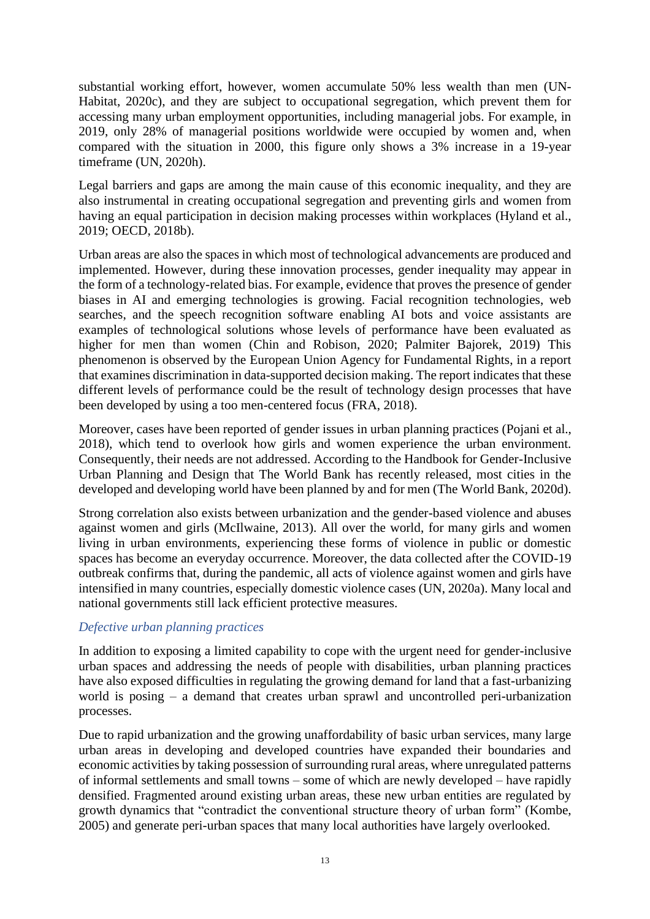substantial working effort, however, women accumulate 50% less wealth than men (UN-Habitat, 2020c), and they are subject to occupational segregation, which prevent them for accessing many urban employment opportunities, including managerial jobs. For example, in 2019, only 28% of managerial positions worldwide were occupied by women and, when compared with the situation in 2000, this figure only shows a 3% increase in a 19-year timeframe (UN, 2020h).

Legal barriers and gaps are among the main cause of this economic inequality, and they are also instrumental in creating occupational segregation and preventing girls and women from having an equal participation in decision making processes within workplaces (Hyland et al., 2019; OECD, 2018b).

Urban areas are also the spaces in which most of technological advancements are produced and implemented. However, during these innovation processes, gender inequality may appear in the form of a technology-related bias. For example, evidence that proves the presence of gender biases in AI and emerging technologies is growing. Facial recognition technologies, web searches, and the speech recognition software enabling AI bots and voice assistants are examples of technological solutions whose levels of performance have been evaluated as higher for men than women (Chin and Robison, 2020; Palmiter Bajorek, 2019) This phenomenon is observed by the European Union Agency for Fundamental Rights, in a report that examines discrimination in data-supported decision making. The report indicates that these different levels of performance could be the result of technology design processes that have been developed by using a too men-centered focus (FRA, 2018).

Moreover, cases have been reported of gender issues in urban planning practices (Pojani et al., 2018), which tend to overlook how girls and women experience the urban environment. Consequently, their needs are not addressed. According to the Handbook for Gender-Inclusive Urban Planning and Design that The World Bank has recently released, most cities in the developed and developing world have been planned by and for men (The World Bank, 2020d).

Strong correlation also exists between urbanization and the gender-based violence and abuses against women and girls (McIlwaine, 2013). All over the world, for many girls and women living in urban environments, experiencing these forms of violence in public or domestic spaces has become an everyday occurrence. Moreover, the data collected after the COVID-19 outbreak confirms that, during the pandemic, all acts of violence against women and girls have intensified in many countries, especially domestic violence cases (UN, 2020a). Many local and national governments still lack efficient protective measures.

*Defective urban planning practices*

In addition to exposing a limited capability to cope with the urgent need for gender-inclusive urban spaces and addressing the needs of people with disabilities, urban planning practices have also exposed difficulties in regulating the growing demand for land that a fast-urbanizing world is posing – a demand that creates urban sprawl and uncontrolled peri-urbanization processes.

Due to rapid urbanization and the growing unaffordability of basic urban services, many large urban areas in developing and developed countries have expanded their boundaries and economic activities by taking possession of surrounding rural areas, where unregulated patterns of informal settlements and small towns – some of which are newly developed – have rapidly densified. Fragmented around existing urban areas, these new urban entities are regulated by growth dynamics that "contradict the conventional structure theory of urban form" (Kombe, 2005) and generate peri-urban spaces that many local authorities have largely overlooked.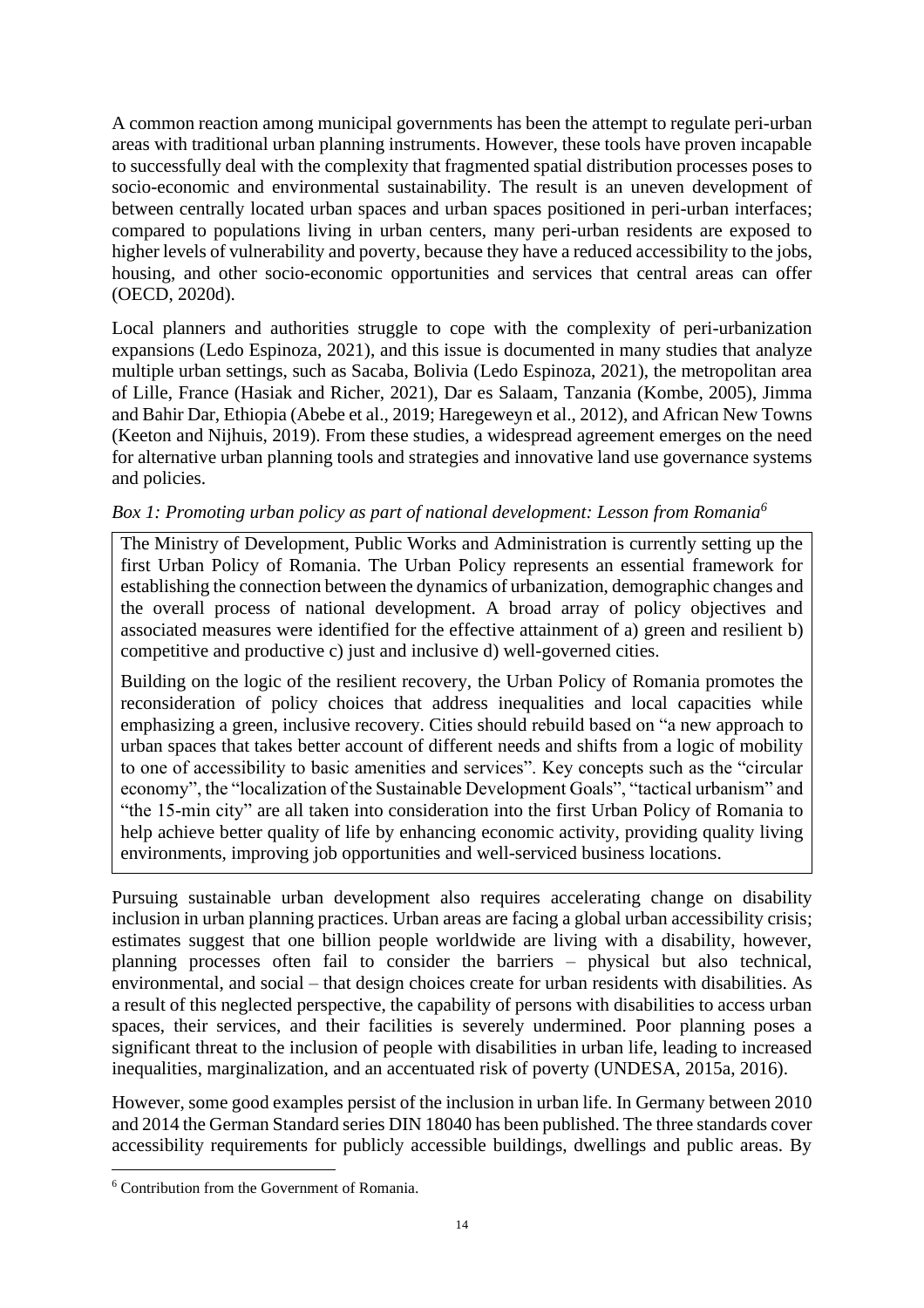A common reaction among municipal governments has been the attempt to regulate peri-urban areas with traditional urban planning instruments. However, these tools have proven incapable to successfully deal with the complexity that fragmented spatial distribution processes poses to socio-economic and environmental sustainability. The result is an uneven development of between centrally located urban spaces and urban spaces positioned in peri-urban interfaces; compared to populations living in urban centers, many peri-urban residents are exposed to higher levels of vulnerability and poverty, because they have a reduced accessibility to the jobs, housing, and other socio-economic opportunities and services that central areas can offer (OECD, 2020d).

Local planners and authorities struggle to cope with the complexity of peri-urbanization expansions (Ledo Espinoza, 2021), and this issue is documented in many studies that analyze multiple urban settings, such as Sacaba, Bolivia (Ledo Espinoza, 2021), the metropolitan area of Lille, France (Hasiak and Richer, 2021), Dar es Salaam, Tanzania (Kombe, 2005), Jimma and Bahir Dar, Ethiopia (Abebe et al., 2019; Haregeweyn et al., 2012), and African New Towns (Keeton and Nijhuis, 2019). From these studies, a widespread agreement emerges on the need for alternative urban planning tools and strategies and innovative land use governance systems and policies.

*Box 1: Promoting urban policy as part of national development: Lesson from Romania*[6]

> The Ministry of Development, Public Works and Administration is currently setting up the first Urban Policy of Romania. The Urban Policy represents an essential framework for establishing the connection between the dynamics of urbanization, demographic changes and the overall process of national development. A broad array of policy objectives and associated measures were identified for the effective attainment of a) green and resilient b) competitive and productive c) just and inclusive d) well-governed cities.
>
> Building on the logic of the resilient recovery, the Urban Policy of Romania promotes the reconsideration of policy choices that address inequalities and local capacities while emphasizing a green, inclusive recovery. Cities should rebuild based on "a new approach to urban spaces that takes better account of different needs and shifts from a logic of mobility to one of accessibility to basic amenities and services". Key concepts such as the "circular economy", the "localization of the Sustainable Development Goals", "tactical urbanism" and "the 15-min city" are all taken into consideration into the first Urban Policy of Romania to help achieve better quality of life by enhancing economic activity, providing quality living environments, improving job opportunities and well-serviced business locations.

Pursuing sustainable urban development also requires accelerating change on disability inclusion in urban planning practices. Urban areas are facing a global urban accessibility crisis; estimates suggest that one billion people worldwide are living with a disability, however, planning processes often fail to consider the barriers – physical but also technical, environmental, and social – that design choices create for urban residents with disabilities. As a result of this neglected perspective, the capability of persons with disabilities to access urban spaces, their services, and their facilities is severely undermined. Poor planning poses a significant threat to the inclusion of people with disabilities in urban life, leading to increased inequalities, marginalization, and an accentuated risk of poverty (UNDESA, 2015a, 2016).

However, some good examples persist of the inclusion in urban life. In Germany between 2010 and 2014 the German Standard series DIN 18040 has been published. The three standards cover accessibility requirements for publicly accessible buildings, dwellings and public areas. By

[6] Contribution from the Government of Romania.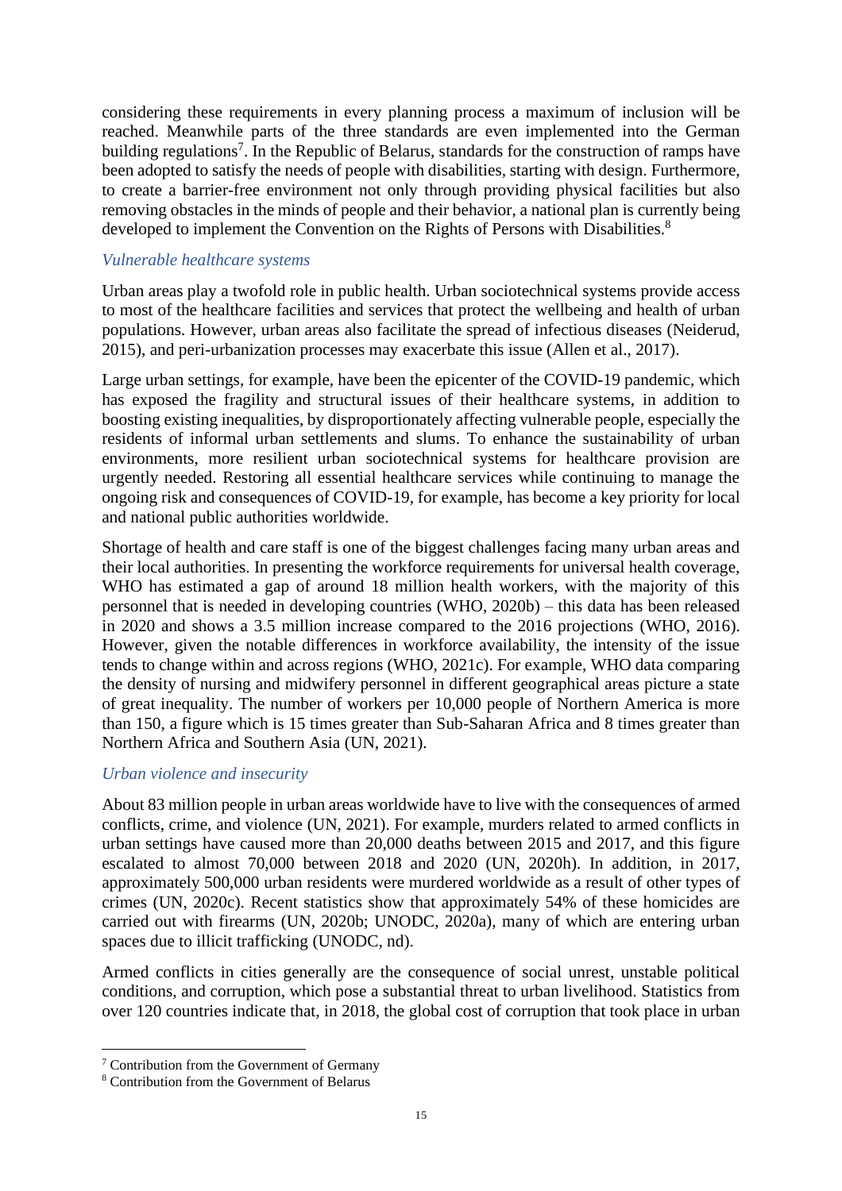considering these requirements in every planning process a maximum of inclusion will be reached. Meanwhile parts of the three standards are even implemented into the German building regulations[7]. In the Republic of Belarus, standards for the construction of ramps have been adopted to satisfy the needs of people with disabilities, starting with design. Furthermore, to create a barrier-free environment not only through providing physical facilities but also removing obstacles in the minds of people and their behavior, a national plan is currently being developed to implement the Convention on the Rights of Persons with Disabilities.[8]

### *Vulnerable healthcare systems*

Urban areas play a twofold role in public health. Urban sociotechnical systems provide access to most of the healthcare facilities and services that protect the wellbeing and health of urban populations. However, urban areas also facilitate the spread of infectious diseases (Neiderud, 2015), and peri-urbanization processes may exacerbate this issue (Allen et al., 2017).

Large urban settings, for example, have been the epicenter of the COVID-19 pandemic, which has exposed the fragility and structural issues of their healthcare systems, in addition to boosting existing inequalities, by disproportionately affecting vulnerable people, especially the residents of informal urban settlements and slums. To enhance the sustainability of urban environments, more resilient urban sociotechnical systems for healthcare provision are urgently needed. Restoring all essential healthcare services while continuing to manage the ongoing risk and consequences of COVID-19, for example, has become a key priority for local and national public authorities worldwide.

Shortage of health and care staff is one of the biggest challenges facing many urban areas and their local authorities. In presenting the workforce requirements for universal health coverage, WHO has estimated a gap of around 18 million health workers, with the majority of this personnel that is needed in developing countries (WHO, 2020b) – this data has been released in 2020 and shows a 3.5 million increase compared to the 2016 projections (WHO, 2016). However, given the notable differences in workforce availability, the intensity of the issue tends to change within and across regions (WHO, 2021c). For example, WHO data comparing the density of nursing and midwifery personnel in different geographical areas picture a state of great inequality. The number of workers per 10,000 people of Northern America is more than 150, a figure which is 15 times greater than Sub-Saharan Africa and 8 times greater than Northern Africa and Southern Asia (UN, 2021).

### *Urban violence and insecurity*

About 83 million people in urban areas worldwide have to live with the consequences of armed conflicts, crime, and violence (UN, 2021). For example, murders related to armed conflicts in urban settings have caused more than 20,000 deaths between 2015 and 2017, and this figure escalated to almost 70,000 between 2018 and 2020 (UN, 2020h). In addition, in 2017, approximately 500,000 urban residents were murdered worldwide as a result of other types of crimes (UN, 2020c). Recent statistics show that approximately 54% of these homicides are carried out with firearms (UN, 2020b; UNODC, 2020a), many of which are entering urban spaces due to illicit trafficking (UNODC, nd).

Armed conflicts in cities generally are the consequence of social unrest, unstable political conditions, and corruption, which pose a substantial threat to urban livelihood. Statistics from over 120 countries indicate that, in 2018, the global cost of corruption that took place in urban

---

[7] Contribution from the Government of Germany

[8] Contribution from the Government of Belarus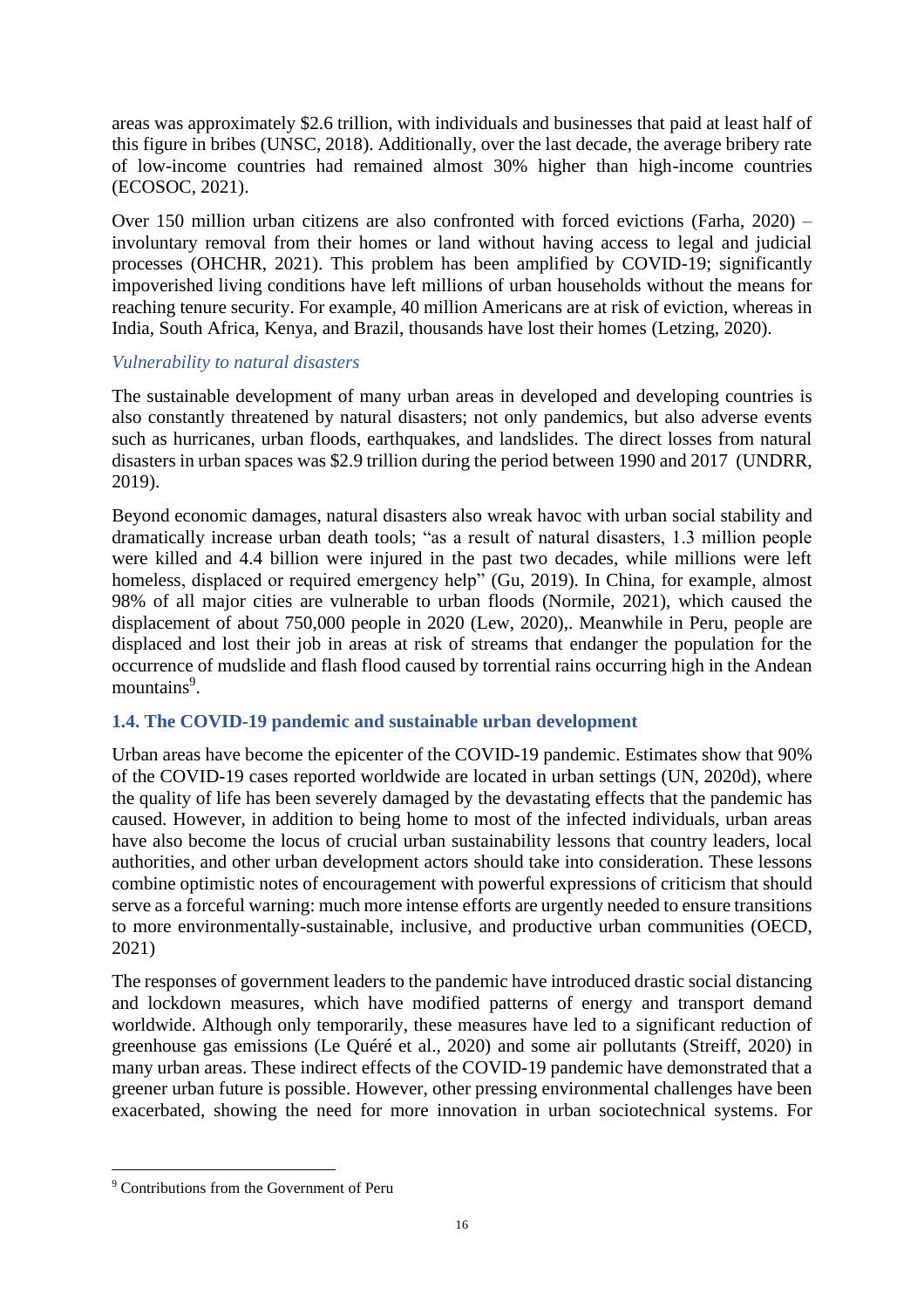areas was approximately $2.6 trillion, with individuals and businesses that paid at least half of this figure in bribes (UNSC, 2018). Additionally, over the last decade, the average bribery rate of low-income countries had remained almost 30% higher than high-income countries (ECOSOC, 2021).

Over 150 million urban citizens are also confronted with forced evictions (Farha, 2020) – involuntary removal from their homes or land without having access to legal and judicial processes (OHCHR, 2021). This problem has been amplified by COVID-19; significantly impoverished living conditions have left millions of urban households without the means for reaching tenure security. For example, 40 million Americans are at risk of eviction, whereas in India, South Africa, Kenya, and Brazil, thousands have lost their homes (Letzing, 2020).

*Vulnerability to natural disasters*

The sustainable development of many urban areas in developed and developing countries is also constantly threatened by natural disasters; not only pandemics, but also adverse events such as hurricanes, urban floods, earthquakes, and landslides. The direct losses from natural disasters in urban spaces was $2.9 trillion during the period between 1990 and 2017 (UNDRR, 2019).

Beyond economic damages, natural disasters also wreak havoc with urban social stability and dramatically increase urban death tools; "as a result of natural disasters, 1.3 million people were killed and 4.4 billion were injured in the past two decades, while millions were left homeless, displaced or required emergency help" (Gu, 2019). In China, for example, almost 98% of all major cities are vulnerable to urban floods (Normile, 2021), which caused the displacement of about 750,000 people in 2020 (Lew, 2020),. Meanwhile in Peru, people are displaced and lost their job in areas at risk of streams that endanger the population for the occurrence of mudslide and flash flood caused by torrential rains occurring high in the Andean mountains[9].

### 1.4. The COVID-19 pandemic and sustainable urban development

Urban areas have become the epicenter of the COVID-19 pandemic. Estimates show that 90% of the COVID-19 cases reported worldwide are located in urban settings (UN, 2020d), where the quality of life has been severely damaged by the devastating effects that the pandemic has caused. However, in addition to being home to most of the infected individuals, urban areas have also become the locus of crucial urban sustainability lessons that country leaders, local authorities, and other urban development actors should take into consideration. These lessons combine optimistic notes of encouragement with powerful expressions of criticism that should serve as a forceful warning: much more intense efforts are urgently needed to ensure transitions to more environmentally-sustainable, inclusive, and productive urban communities (OECD, 2021)

The responses of government leaders to the pandemic have introduced drastic social distancing and lockdown measures, which have modified patterns of energy and transport demand worldwide. Although only temporarily, these measures have led to a significant reduction of greenhouse gas emissions (Le Quéré et al., 2020) and some air pollutants (Streiff, 2020) in many urban areas. These indirect effects of the COVID-19 pandemic have demonstrated that a greener urban future is possible. However, other pressing environmental challenges have been exacerbated, showing the need for more innovation in urban sociotechnical systems. For

[9] Contributions from the Government of Peru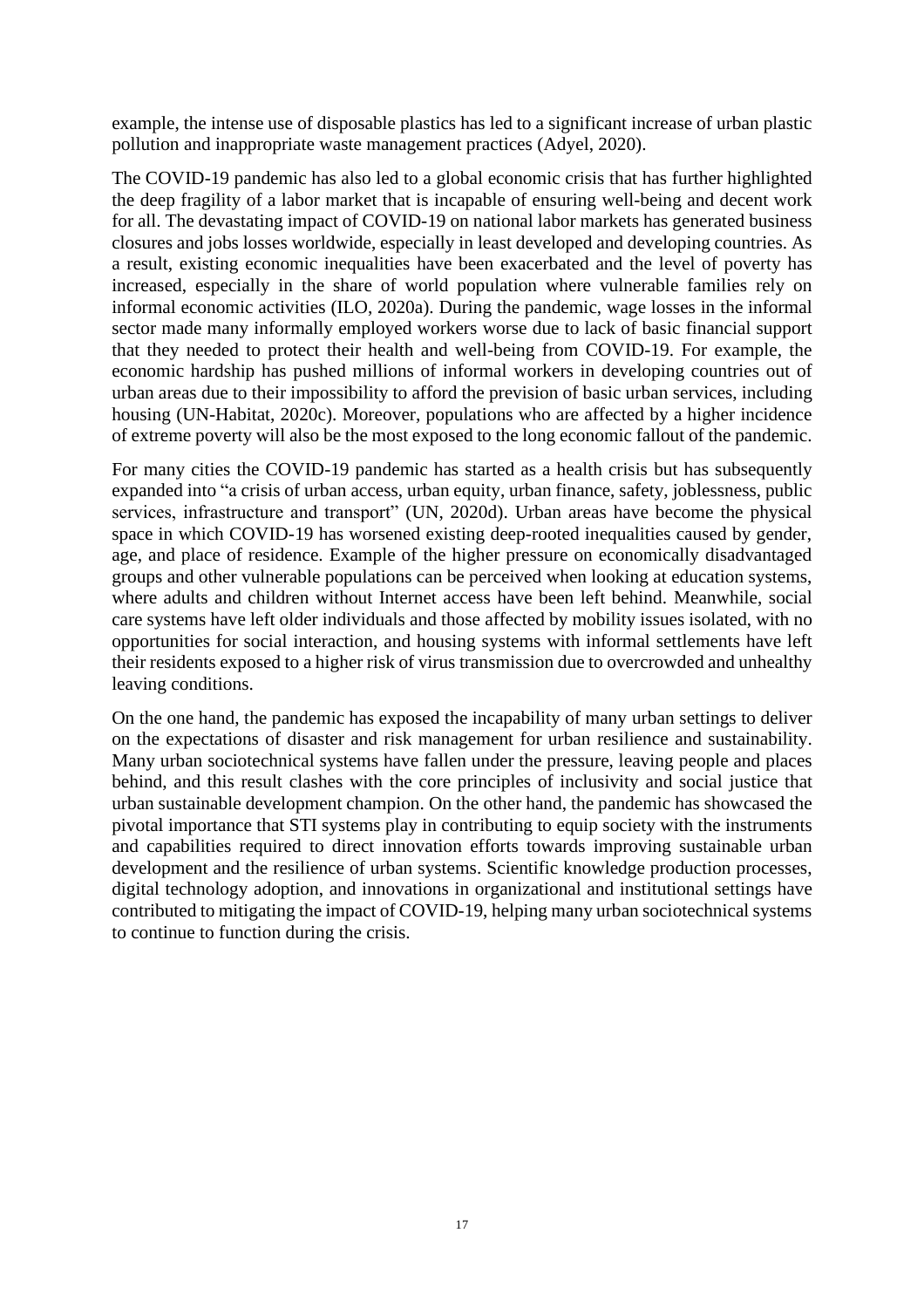example, the intense use of disposable plastics has led to a significant increase of urban plastic pollution and inappropriate waste management practices (Adyel, 2020).

The COVID-19 pandemic has also led to a global economic crisis that has further highlighted the deep fragility of a labor market that is incapable of ensuring well-being and decent work for all. The devastating impact of COVID-19 on national labor markets has generated business closures and jobs losses worldwide, especially in least developed and developing countries. As a result, existing economic inequalities have been exacerbated and the level of poverty has increased, especially in the share of world population where vulnerable families rely on informal economic activities (ILO, 2020a). During the pandemic, wage losses in the informal sector made many informally employed workers worse due to lack of basic financial support that they needed to protect their health and well-being from COVID-19. For example, the economic hardship has pushed millions of informal workers in developing countries out of urban areas due to their impossibility to afford the prevision of basic urban services, including housing (UN-Habitat, 2020c). Moreover, populations who are affected by a higher incidence of extreme poverty will also be the most exposed to the long economic fallout of the pandemic.

For many cities the COVID-19 pandemic has started as a health crisis but has subsequently expanded into "a crisis of urban access, urban equity, urban finance, safety, joblessness, public services, infrastructure and transport" (UN, 2020d). Urban areas have become the physical space in which COVID-19 has worsened existing deep-rooted inequalities caused by gender, age, and place of residence. Example of the higher pressure on economically disadvantaged groups and other vulnerable populations can be perceived when looking at education systems, where adults and children without Internet access have been left behind. Meanwhile, social care systems have left older individuals and those affected by mobility issues isolated, with no opportunities for social interaction, and housing systems with informal settlements have left their residents exposed to a higher risk of virus transmission due to overcrowded and unhealthy leaving conditions.

On the one hand, the pandemic has exposed the incapability of many urban settings to deliver on the expectations of disaster and risk management for urban resilience and sustainability. Many urban sociotechnical systems have fallen under the pressure, leaving people and places behind, and this result clashes with the core principles of inclusivity and social justice that urban sustainable development champion. On the other hand, the pandemic has showcased the pivotal importance that STI systems play in contributing to equip society with the instruments and capabilities required to direct innovation efforts towards improving sustainable urban development and the resilience of urban systems. Scientific knowledge production processes, digital technology adoption, and innovations in organizational and institutional settings have contributed to mitigating the impact of COVID-19, helping many urban sociotechnical systems to continue to function during the crisis.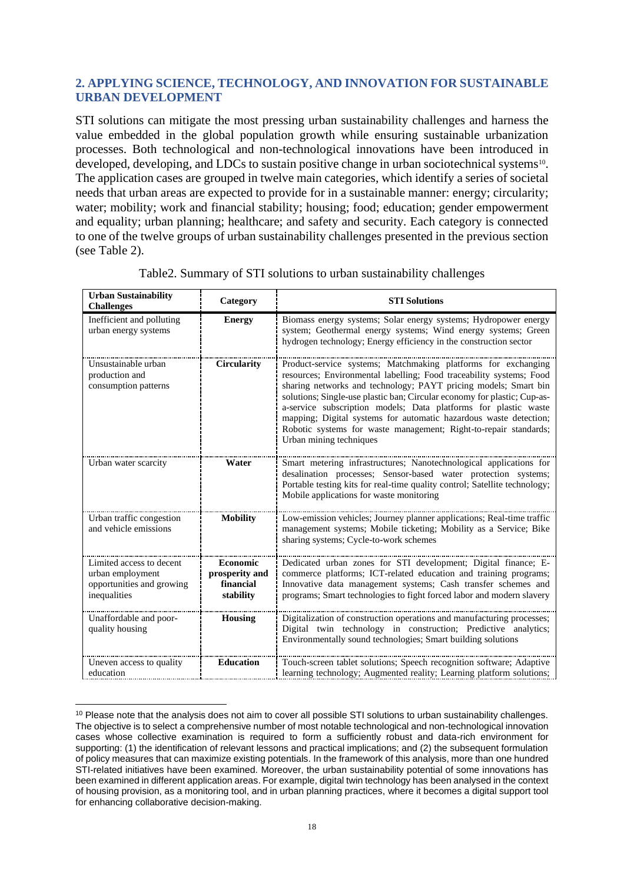## 2. APPLYING SCIENCE, TECHNOLOGY, AND INNOVATION FOR SUSTAINABLE URBAN DEVELOPMENT

STI solutions can mitigate the most pressing urban sustainability challenges and harness the value embedded in the global population growth while ensuring sustainable urbanization processes. Both technological and non-technological innovations have been introduced in developed, developing, and LDCs to sustain positive change in urban sociotechnical systems[10]. The application cases are grouped in twelve main categories, which identify a series of societal needs that urban areas are expected to provide for in a sustainable manner: energy; circularity; water; mobility; work and financial stability; housing; food; education; gender empowerment and equality; urban planning; healthcare; and safety and security. Each category is connected to one of the twelve groups of urban sustainability challenges presented in the previous section (see Table 2).

Table2. Summary of STI solutions to urban sustainability challenges

| Urban Sustainability Challenges | Category | STI Solutions |
|---|---|---|
| Inefficient and polluting urban energy systems | **Energy** | Biomass energy systems; Solar energy systems; Hydropower energy system; Geothermal energy systems; Wind energy systems; Green hydrogen technology; Energy efficiency in the construction sector |
| Unsustainable urban production and consumption patterns | **Circularity** | Product-service systems; Matchmaking platforms for exchanging resources; Environmental labelling; Food traceability systems; Food sharing networks and technology; PAYT pricing models; Smart bin solutions; Single-use plastic ban; Circular economy for plastic; Cup-as-a-service subscription models; Data platforms for plastic waste mapping; Digital systems for automatic hazardous waste detection; Robotic systems for waste management; Right-to-repair standards; Urban mining techniques |
| Urban water scarcity | **Water** | Smart metering infrastructures; Nanotechnological applications for desalination processes; Sensor-based water protection systems; Portable testing kits for real-time quality control; Satellite technology; Mobile applications for waste monitoring |
| Urban traffic congestion and vehicle emissions | **Mobility** | Low-emission vehicles; Journey planner applications; Real-time traffic management systems; Mobile ticketing; Mobility as a Service; Bike sharing systems; Cycle-to-work schemes |
| Limited access to decent urban employment opportunities and growing inequalities | **Economic prosperity and financial stability** | Dedicated urban zones for STI development; Digital finance; E-commerce platforms; ICT-related education and training programs; Innovative data management systems; Cash transfer schemes and programs; Smart technologies to fight forced labor and modern slavery |
| Unaffordable and poor-quality housing | **Housing** | Digitalization of construction operations and manufacturing processes; Digital twin technology in construction; Predictive analytics; Environmentally sound technologies; Smart building solutions |
| Uneven access to quality education | **Education** | Touch-screen tablet solutions; Speech recognition software; Adaptive learning technology; Augmented reality; Learning platform solutions; |

[10] Please note that the analysis does not aim to cover all possible STI solutions to urban sustainability challenges. The objective is to select a comprehensive number of most notable technological and non-technological innovation cases whose collective examination is required to form a sufficiently robust and data-rich environment for supporting: (1) the identification of relevant lessons and practical implications; and (2) the subsequent formulation of policy measures that can maximize existing potentials. In the framework of this analysis, more than one hundred STI-related initiatives have been examined. Moreover, the urban sustainability potential of some innovations has been examined in different application areas. For example, digital twin technology has been analysed in the context of housing provision, as a monitoring tool, and in urban planning practices, where it becomes a digital support tool for enhancing collaborative decision-making.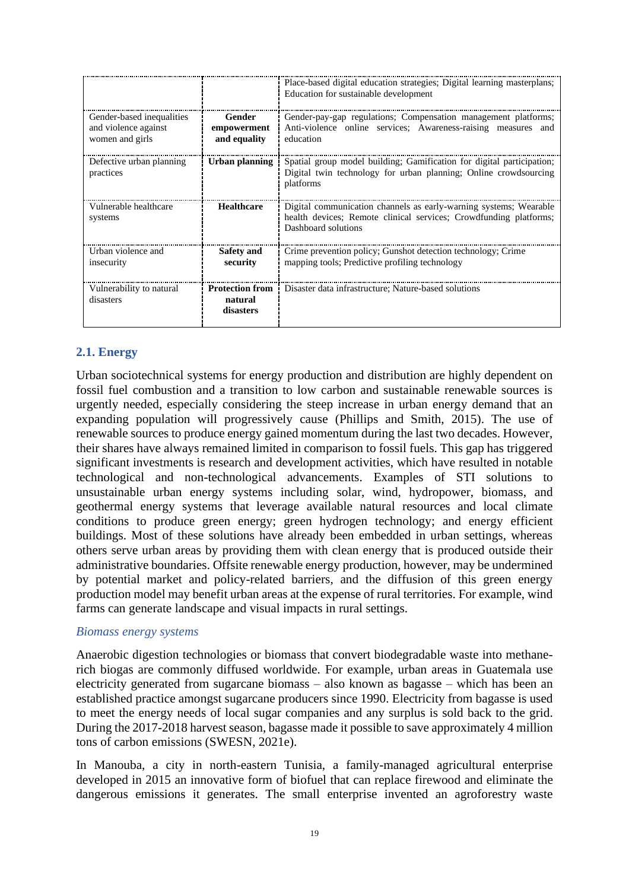| | | |
|---|---|---|
| | | Place-based digital education strategies; Digital learning masterplans; Education for sustainable development |
| Gender-based inequalities and violence against women and girls | **Gender empowerment and equality** | Gender-pay-gap regulations; Compensation management platforms; Anti-violence online services; Awareness-raising measures and education |
| Defective urban planning practices | **Urban planning** | Spatial group model building; Gamification for digital participation; Digital twin technology for urban planning; Online crowdsourcing platforms |
| Vulnerable healthcare systems | **Healthcare** | Digital communication channels as early-warning systems; Wearable health devices; Remote clinical services; Crowdfunding platforms; Dashboard solutions |
| Urban violence and insecurity | **Safety and security** | Crime prevention policy; Gunshot detection technology; Crime mapping tools; Predictive profiling technology |
| Vulnerability to natural disasters | **Protection from natural disasters** | Disaster data infrastructure; Nature-based solutions |

## 2.1. Energy

Urban sociotechnical systems for energy production and distribution are highly dependent on fossil fuel combustion and a transition to low carbon and sustainable renewable sources is urgently needed, especially considering the steep increase in urban energy demand that an expanding population will progressively cause (Phillips and Smith, 2015). The use of renewable sources to produce energy gained momentum during the last two decades. However, their shares have always remained limited in comparison to fossil fuels. This gap has triggered significant investments is research and development activities, which have resulted in notable technological and non-technological advancements. Examples of STI solutions to unsustainable urban energy systems including solar, wind, hydropower, biomass, and geothermal energy systems that leverage available natural resources and local climate conditions to produce green energy; green hydrogen technology; and energy efficient buildings. Most of these solutions have already been embedded in urban settings, whereas others serve urban areas by providing them with clean energy that is produced outside their administrative boundaries. Offsite renewable energy production, however, may be undermined by potential market and policy-related barriers, and the diffusion of this green energy production model may benefit urban areas at the expense of rural territories. For example, wind farms can generate landscape and visual impacts in rural settings.

### *Biomass energy systems*

Anaerobic digestion technologies or biomass that convert biodegradable waste into methane-rich biogas are commonly diffused worldwide. For example, urban areas in Guatemala use electricity generated from sugarcane biomass – also known as bagasse – which has been an established practice amongst sugarcane producers since 1990. Electricity from bagasse is used to meet the energy needs of local sugar companies and any surplus is sold back to the grid. During the 2017-2018 harvest season, bagasse made it possible to save approximately 4 million tons of carbon emissions (SWESN, 2021e).

In Manouba, a city in north-eastern Tunisia, a family-managed agricultural enterprise developed in 2015 an innovative form of biofuel that can replace firewood and eliminate the dangerous emissions it generates. The small enterprise invented an agroforestry waste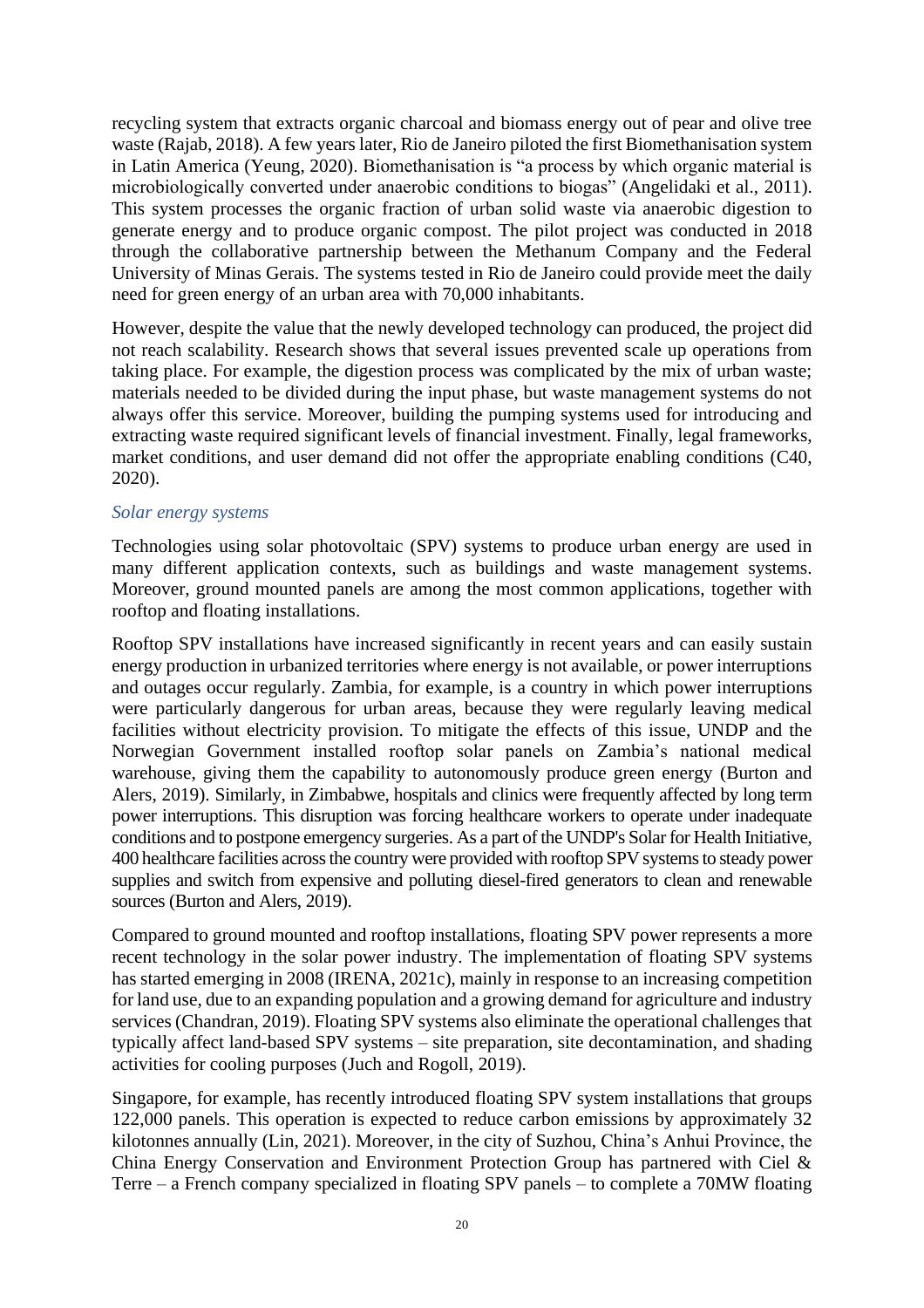recycling system that extracts organic charcoal and biomass energy out of pear and olive tree waste (Rajab, 2018). A few years later, Rio de Janeiro piloted the first Biomethanisation system in Latin America (Yeung, 2020). Biomethanisation is "a process by which organic material is microbiologically converted under anaerobic conditions to biogas" (Angelidaki et al., 2011). This system processes the organic fraction of urban solid waste via anaerobic digestion to generate energy and to produce organic compost. The pilot project was conducted in 2018 through the collaborative partnership between the Methanum Company and the Federal University of Minas Gerais. The systems tested in Rio de Janeiro could provide meet the daily need for green energy of an urban area with 70,000 inhabitants.

However, despite the value that the newly developed technology can produced, the project did not reach scalability. Research shows that several issues prevented scale up operations from taking place. For example, the digestion process was complicated by the mix of urban waste; materials needed to be divided during the input phase, but waste management systems do not always offer this service. Moreover, building the pumping systems used for introducing and extracting waste required significant levels of financial investment. Finally, legal frameworks, market conditions, and user demand did not offer the appropriate enabling conditions (C40, 2020).

*Solar energy systems*

Technologies using solar photovoltaic (SPV) systems to produce urban energy are used in many different application contexts, such as buildings and waste management systems. Moreover, ground mounted panels are among the most common applications, together with rooftop and floating installations.

Rooftop SPV installations have increased significantly in recent years and can easily sustain energy production in urbanized territories where energy is not available, or power interruptions and outages occur regularly. Zambia, for example, is a country in which power interruptions were particularly dangerous for urban areas, because they were regularly leaving medical facilities without electricity provision. To mitigate the effects of this issue, UNDP and the Norwegian Government installed rooftop solar panels on Zambia's national medical warehouse, giving them the capability to autonomously produce green energy (Burton and Alers, 2019). Similarly, in Zimbabwe, hospitals and clinics were frequently affected by long term power interruptions. This disruption was forcing healthcare workers to operate under inadequate conditions and to postpone emergency surgeries. As a part of the UNDP's Solar for Health Initiative, 400 healthcare facilities across the country were provided with rooftop SPV systems to steady power supplies and switch from expensive and polluting diesel-fired generators to clean and renewable sources (Burton and Alers, 2019).

Compared to ground mounted and rooftop installations, floating SPV power represents a more recent technology in the solar power industry. The implementation of floating SPV systems has started emerging in 2008 (IRENA, 2021c), mainly in response to an increasing competition for land use, due to an expanding population and a growing demand for agriculture and industry services (Chandran, 2019). Floating SPV systems also eliminate the operational challenges that typically affect land-based SPV systems – site preparation, site decontamination, and shading activities for cooling purposes (Juch and Rogoll, 2019).

Singapore, for example, has recently introduced floating SPV system installations that groups 122,000 panels. This operation is expected to reduce carbon emissions by approximately 32 kilotonnes annually (Lin, 2021). Moreover, in the city of Suzhou, China's Anhui Province, the China Energy Conservation and Environment Protection Group has partnered with Ciel & Terre – a French company specialized in floating SPV panels – to complete a 70MW floating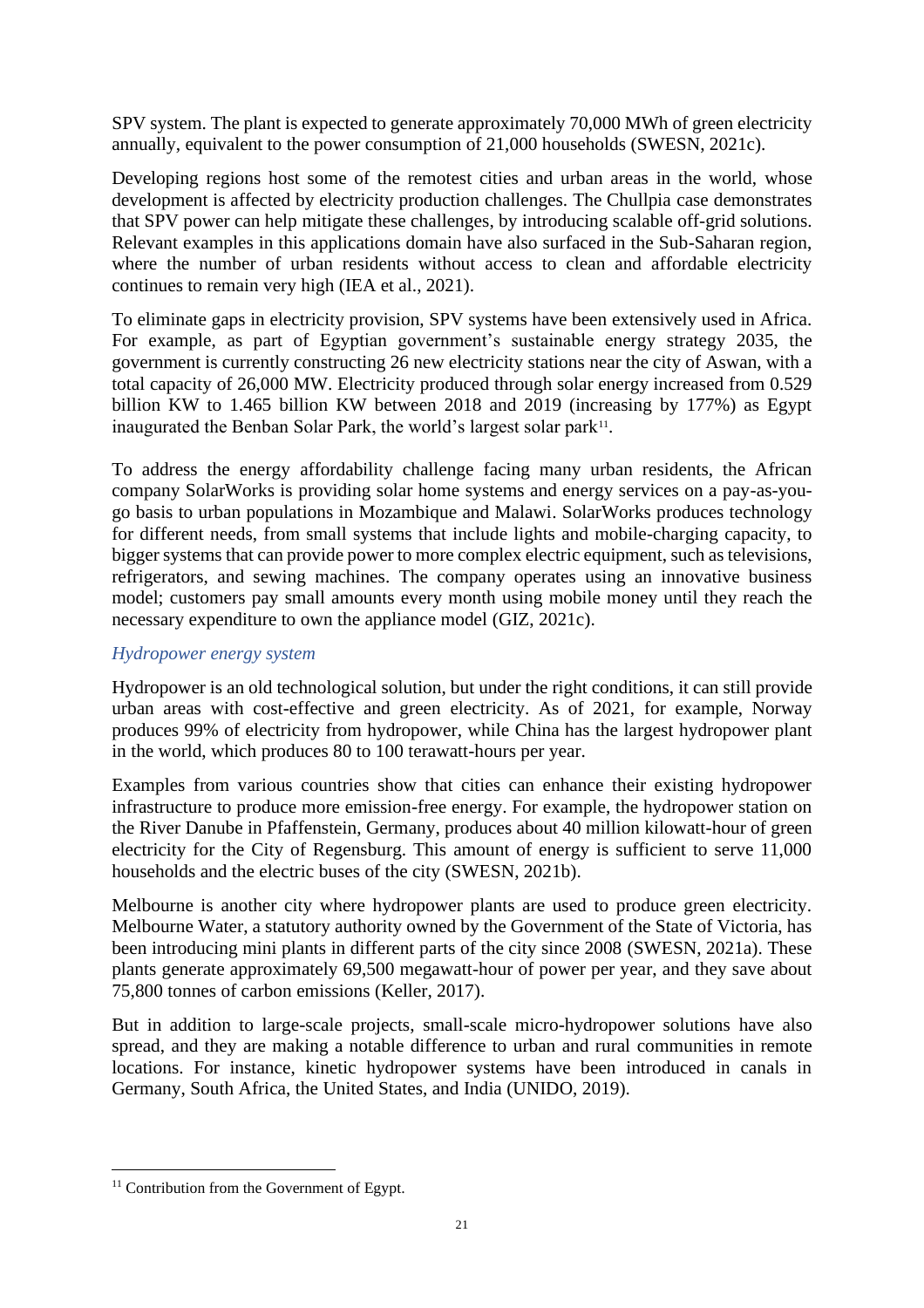SPV system. The plant is expected to generate approximately 70,000 MWh of green electricity annually, equivalent to the power consumption of 21,000 households (SWESN, 2021c).

Developing regions host some of the remotest cities and urban areas in the world, whose development is affected by electricity production challenges. The Chullpia case demonstrates that SPV power can help mitigate these challenges, by introducing scalable off-grid solutions. Relevant examples in this applications domain have also surfaced in the Sub-Saharan region, where the number of urban residents without access to clean and affordable electricity continues to remain very high (IEA et al., 2021).

To eliminate gaps in electricity provision, SPV systems have been extensively used in Africa. For example, as part of Egyptian government's sustainable energy strategy 2035, the government is currently constructing 26 new electricity stations near the city of Aswan, with a total capacity of 26,000 MW. Electricity produced through solar energy increased from 0.529 billion KW to 1.465 billion KW between 2018 and 2019 (increasing by 177%) as Egypt inaugurated the Benban Solar Park, the world's largest solar park[11].

To address the energy affordability challenge facing many urban residents, the African company SolarWorks is providing solar home systems and energy services on a pay-as-you-go basis to urban populations in Mozambique and Malawi. SolarWorks produces technology for different needs, from small systems that include lights and mobile-charging capacity, to bigger systems that can provide power to more complex electric equipment, such as televisions, refrigerators, and sewing machines. The company operates using an innovative business model; customers pay small amounts every month using mobile money until they reach the necessary expenditure to own the appliance model (GIZ, 2021c).

### *Hydropower energy system*

Hydropower is an old technological solution, but under the right conditions, it can still provide urban areas with cost-effective and green electricity. As of 2021, for example, Norway produces 99% of electricity from hydropower, while China has the largest hydropower plant in the world, which produces 80 to 100 terawatt-hours per year.

Examples from various countries show that cities can enhance their existing hydropower infrastructure to produce more emission-free energy. For example, the hydropower station on the River Danube in Pfaffenstein, Germany, produces about 40 million kilowatt-hour of green electricity for the City of Regensburg. This amount of energy is sufficient to serve 11,000 households and the electric buses of the city (SWESN, 2021b).

Melbourne is another city where hydropower plants are used to produce green electricity. Melbourne Water, a statutory authority owned by the Government of the State of Victoria, has been introducing mini plants in different parts of the city since 2008 (SWESN, 2021a). These plants generate approximately 69,500 megawatt-hour of power per year, and they save about 75,800 tonnes of carbon emissions (Keller, 2017).

But in addition to large-scale projects, small-scale micro-hydropower solutions have also spread, and they are making a notable difference to urban and rural communities in remote locations. For instance, kinetic hydropower systems have been introduced in canals in Germany, South Africa, the United States, and India (UNIDO, 2019).

---

[11] Contribution from the Government of Egypt.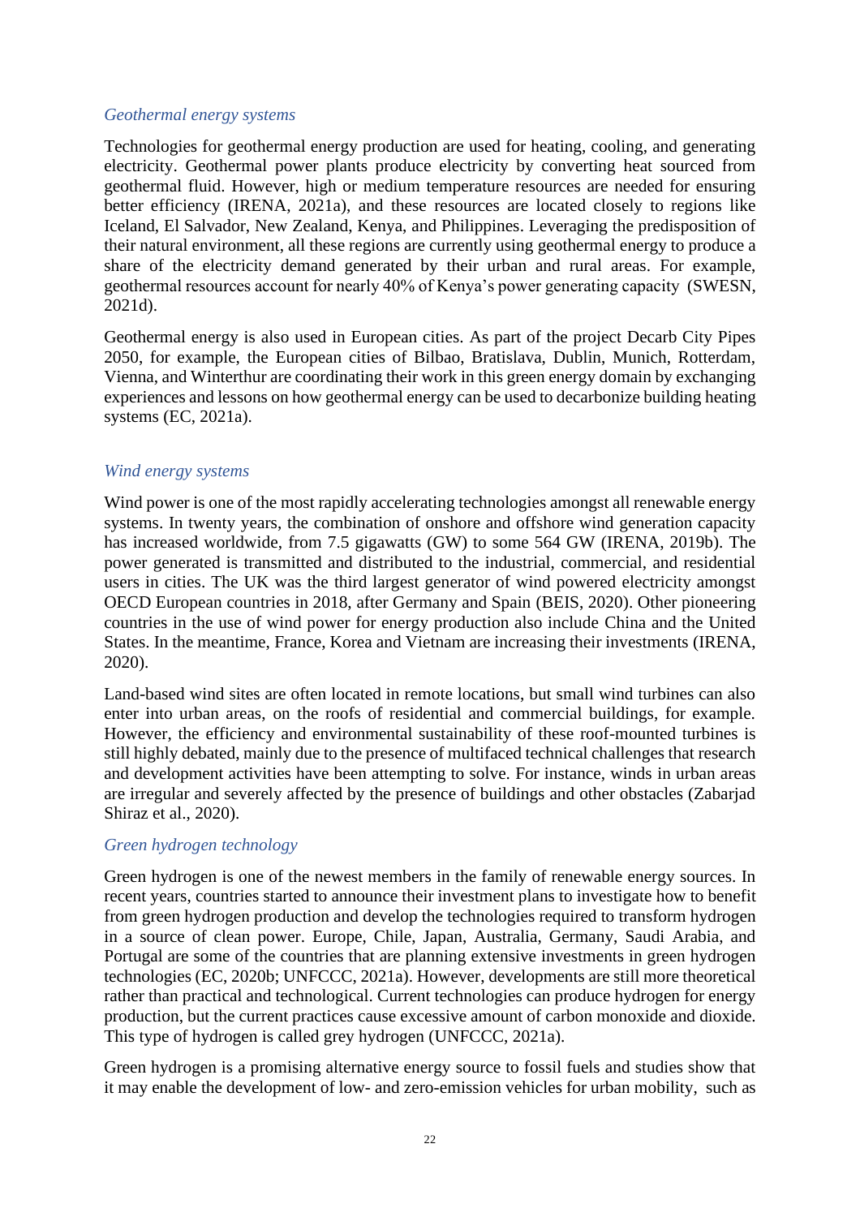### *Geothermal energy systems*

Technologies for geothermal energy production are used for heating, cooling, and generating electricity. Geothermal power plants produce electricity by converting heat sourced from geothermal fluid. However, high or medium temperature resources are needed for ensuring better efficiency (IRENA, 2021a), and these resources are located closely to regions like Iceland, El Salvador, New Zealand, Kenya, and Philippines. Leveraging the predisposition of their natural environment, all these regions are currently using geothermal energy to produce a share of the electricity demand generated by their urban and rural areas. For example, geothermal resources account for nearly 40% of Kenya's power generating capacity (SWESN, 2021d).

Geothermal energy is also used in European cities. As part of the project Decarb City Pipes 2050, for example, the European cities of Bilbao, Bratislava, Dublin, Munich, Rotterdam, Vienna, and Winterthur are coordinating their work in this green energy domain by exchanging experiences and lessons on how geothermal energy can be used to decarbonize building heating systems (EC, 2021a).

### *Wind energy systems*

Wind power is one of the most rapidly accelerating technologies amongst all renewable energy systems. In twenty years, the combination of onshore and offshore wind generation capacity has increased worldwide, from 7.5 gigawatts (GW) to some 564 GW (IRENA, 2019b). The power generated is transmitted and distributed to the industrial, commercial, and residential users in cities. The UK was the third largest generator of wind powered electricity amongst OECD European countries in 2018, after Germany and Spain (BEIS, 2020). Other pioneering countries in the use of wind power for energy production also include China and the United States. In the meantime, France, Korea and Vietnam are increasing their investments (IRENA, 2020).

Land-based wind sites are often located in remote locations, but small wind turbines can also enter into urban areas, on the roofs of residential and commercial buildings, for example. However, the efficiency and environmental sustainability of these roof-mounted turbines is still highly debated, mainly due to the presence of multifaced technical challenges that research and development activities have been attempting to solve. For instance, winds in urban areas are irregular and severely affected by the presence of buildings and other obstacles (Zabarjad Shiraz et al., 2020).

### *Green hydrogen technology*

Green hydrogen is one of the newest members in the family of renewable energy sources. In recent years, countries started to announce their investment plans to investigate how to benefit from green hydrogen production and develop the technologies required to transform hydrogen in a source of clean power. Europe, Chile, Japan, Australia, Germany, Saudi Arabia, and Portugal are some of the countries that are planning extensive investments in green hydrogen technologies (EC, 2020b; UNFCCC, 2021a). However, developments are still more theoretical rather than practical and technological. Current technologies can produce hydrogen for energy production, but the current practices cause excessive amount of carbon monoxide and dioxide. This type of hydrogen is called grey hydrogen (UNFCCC, 2021a).

Green hydrogen is a promising alternative energy source to fossil fuels and studies show that it may enable the development of low- and zero-emission vehicles for urban mobility, such as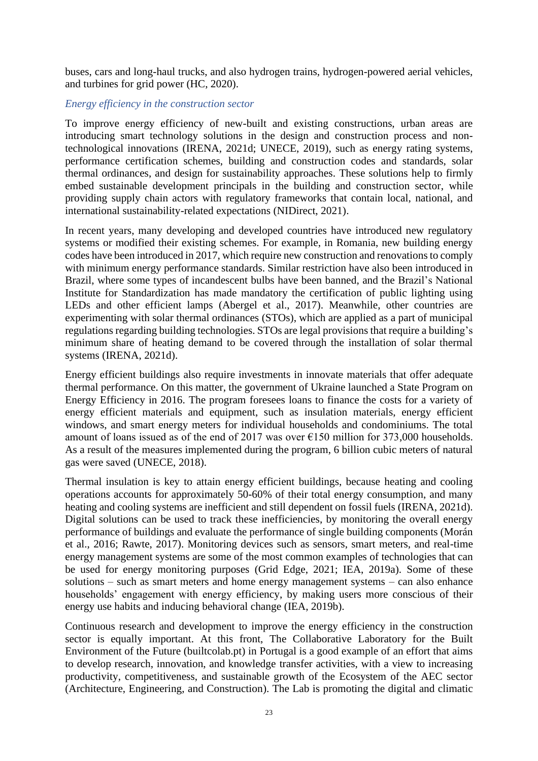buses, cars and long-haul trucks, and also hydrogen trains, hydrogen-powered aerial vehicles, and turbines for grid power (HC, 2020).

*Energy efficiency in the construction sector*

To improve energy efficiency of new-built and existing constructions, urban areas are introducing smart technology solutions in the design and construction process and non-technological innovations (IRENA, 2021d; UNECE, 2019), such as energy rating systems, performance certification schemes, building and construction codes and standards, solar thermal ordinances, and design for sustainability approaches. These solutions help to firmly embed sustainable development principals in the building and construction sector, while providing supply chain actors with regulatory frameworks that contain local, national, and international sustainability-related expectations (NIDirect, 2021).

In recent years, many developing and developed countries have introduced new regulatory systems or modified their existing schemes. For example, in Romania, new building energy codes have been introduced in 2017, which require new construction and renovations to comply with minimum energy performance standards. Similar restriction have also been introduced in Brazil, where some types of incandescent bulbs have been banned, and the Brazil's National Institute for Standardization has made mandatory the certification of public lighting using LEDs and other efficient lamps (Abergel et al., 2017). Meanwhile, other countries are experimenting with solar thermal ordinances (STOs), which are applied as a part of municipal regulations regarding building technologies. STOs are legal provisions that require a building's minimum share of heating demand to be covered through the installation of solar thermal systems (IRENA, 2021d).

Energy efficient buildings also require investments in innovate materials that offer adequate thermal performance. On this matter, the government of Ukraine launched a State Program on Energy Efficiency in 2016. The program foresees loans to finance the costs for a variety of energy efficient materials and equipment, such as insulation materials, energy efficient windows, and smart energy meters for individual households and condominiums. The total amount of loans issued as of the end of 2017 was over €150 million for 373,000 households. As a result of the measures implemented during the program, 6 billion cubic meters of natural gas were saved (UNECE, 2018).

Thermal insulation is key to attain energy efficient buildings, because heating and cooling operations accounts for approximately 50-60% of their total energy consumption, and many heating and cooling systems are inefficient and still dependent on fossil fuels (IRENA, 2021d). Digital solutions can be used to track these inefficiencies, by monitoring the overall energy performance of buildings and evaluate the performance of single building components (Morán et al., 2016; Rawte, 2017). Monitoring devices such as sensors, smart meters, and real-time energy management systems are some of the most common examples of technologies that can be used for energy monitoring purposes (Grid Edge, 2021; IEA, 2019a). Some of these solutions – such as smart meters and home energy management systems – can also enhance households' engagement with energy efficiency, by making users more conscious of their energy use habits and inducing behavioral change (IEA, 2019b).

Continuous research and development to improve the energy efficiency in the construction sector is equally important. At this front, The Collaborative Laboratory for the Built Environment of the Future (builtcolab.pt) in Portugal is a good example of an effort that aims to develop research, innovation, and knowledge transfer activities, with a view to increasing productivity, competitiveness, and sustainable growth of the Ecosystem of the AEC sector (Architecture, Engineering, and Construction). The Lab is promoting the digital and climatic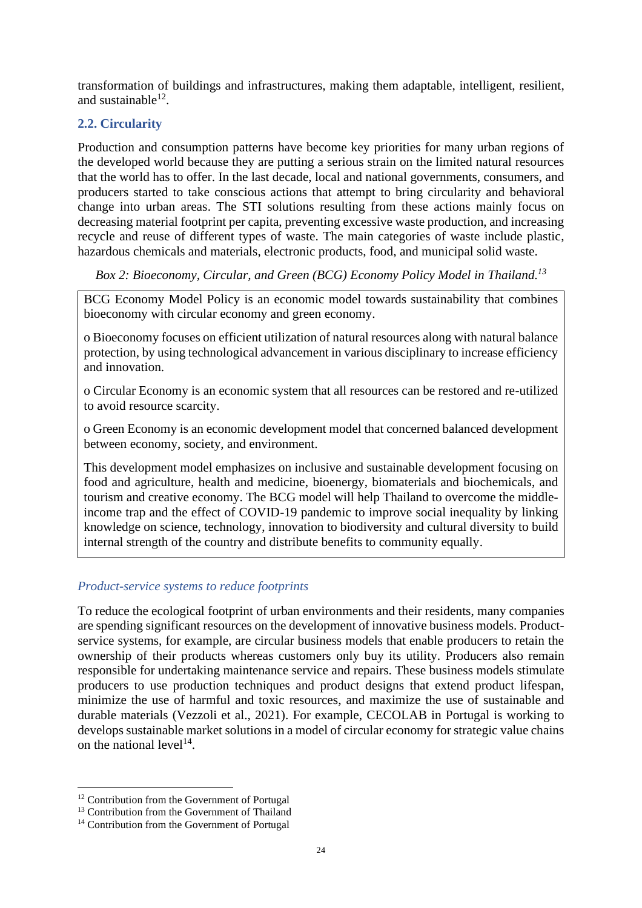transformation of buildings and infrastructures, making them adaptable, intelligent, resilient, and sustainable[12].

## 2.2. Circularity

Production and consumption patterns have become key priorities for many urban regions of the developed world because they are putting a serious strain on the limited natural resources that the world has to offer. In the last decade, local and national governments, consumers, and producers started to take conscious actions that attempt to bring circularity and behavioral change into urban areas. The STI solutions resulting from these actions mainly focus on decreasing material footprint per capita, preventing excessive waste production, and increasing recycle and reuse of different types of waste. The main categories of waste include plastic, hazardous chemicals and materials, electronic products, food, and municipal solid waste.

*Box 2: Bioeconomy, Circular, and Green (BCG) Economy Policy Model in Thailand.[13]*

> BCG Economy Model Policy is an economic model towards sustainability that combines bioeconomy with circular economy and green economy.
>
> o Bioeconomy focuses on efficient utilization of natural resources along with natural balance protection, by using technological advancement in various disciplinary to increase efficiency and innovation.
>
> o Circular Economy is an economic system that all resources can be restored and re-utilized to avoid resource scarcity.
>
> o Green Economy is an economic development model that concerned balanced development between economy, society, and environment.
>
> This development model emphasizes on inclusive and sustainable development focusing on food and agriculture, health and medicine, bioenergy, biomaterials and biochemicals, and tourism and creative economy. The BCG model will help Thailand to overcome the middle-income trap and the effect of COVID-19 pandemic to improve social inequality by linking knowledge on science, technology, innovation to biodiversity and cultural diversity to build internal strength of the country and distribute benefits to community equally.

### *Product-service systems to reduce footprints*

To reduce the ecological footprint of urban environments and their residents, many companies are spending significant resources on the development of innovative business models. Product-service systems, for example, are circular business models that enable producers to retain the ownership of their products whereas customers only buy its utility. Producers also remain responsible for undertaking maintenance service and repairs. These business models stimulate producers to use production techniques and product designs that extend product lifespan, minimize the use of harmful and toxic resources, and maximize the use of sustainable and durable materials (Vezzoli et al., 2021). For example, CECOLAB in Portugal is working to develops sustainable market solutions in a model of circular economy for strategic value chains on the national level[14].

---

[12] Contribution from the Government of Portugal

[13] Contribution from the Government of Thailand

[14] Contribution from the Government of Portugal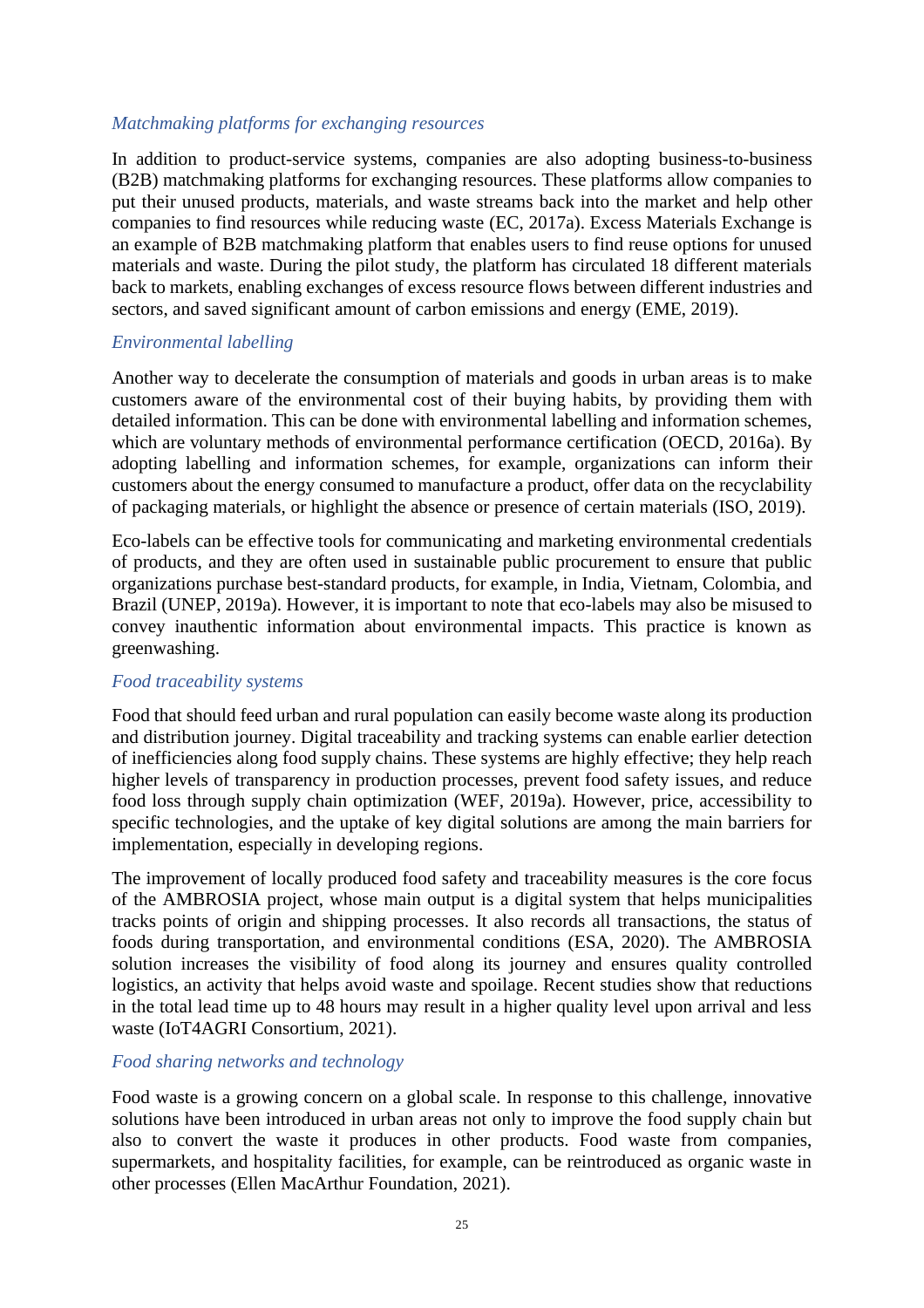### *Matchmaking platforms for exchanging resources*

In addition to product-service systems, companies are also adopting business-to-business (B2B) matchmaking platforms for exchanging resources. These platforms allow companies to put their unused products, materials, and waste streams back into the market and help other companies to find resources while reducing waste (EC, 2017a). Excess Materials Exchange is an example of B2B matchmaking platform that enables users to find reuse options for unused materials and waste. During the pilot study, the platform has circulated 18 different materials back to markets, enabling exchanges of excess resource flows between different industries and sectors, and saved significant amount of carbon emissions and energy (EME, 2019).

### *Environmental labelling*

Another way to decelerate the consumption of materials and goods in urban areas is to make customers aware of the environmental cost of their buying habits, by providing them with detailed information. This can be done with environmental labelling and information schemes, which are voluntary methods of environmental performance certification (OECD, 2016a). By adopting labelling and information schemes, for example, organizations can inform their customers about the energy consumed to manufacture a product, offer data on the recyclability of packaging materials, or highlight the absence or presence of certain materials (ISO, 2019).

Eco-labels can be effective tools for communicating and marketing environmental credentials of products, and they are often used in sustainable public procurement to ensure that public organizations purchase best-standard products, for example, in India, Vietnam, Colombia, and Brazil (UNEP, 2019a). However, it is important to note that eco-labels may also be misused to convey inauthentic information about environmental impacts. This practice is known as greenwashing.

### *Food traceability systems*

Food that should feed urban and rural population can easily become waste along its production and distribution journey. Digital traceability and tracking systems can enable earlier detection of inefficiencies along food supply chains. These systems are highly effective; they help reach higher levels of transparency in production processes, prevent food safety issues, and reduce food loss through supply chain optimization (WEF, 2019a). However, price, accessibility to specific technologies, and the uptake of key digital solutions are among the main barriers for implementation, especially in developing regions.

The improvement of locally produced food safety and traceability measures is the core focus of the AMBROSIA project, whose main output is a digital system that helps municipalities tracks points of origin and shipping processes. It also records all transactions, the status of foods during transportation, and environmental conditions (ESA, 2020). The AMBROSIA solution increases the visibility of food along its journey and ensures quality controlled logistics, an activity that helps avoid waste and spoilage. Recent studies show that reductions in the total lead time up to 48 hours may result in a higher quality level upon arrival and less waste (IoT4AGRI Consortium, 2021).

### *Food sharing networks and technology*

Food waste is a growing concern on a global scale. In response to this challenge, innovative solutions have been introduced in urban areas not only to improve the food supply chain but also to convert the waste it produces in other products. Food waste from companies, supermarkets, and hospitality facilities, for example, can be reintroduced as organic waste in other processes (Ellen MacArthur Foundation, 2021).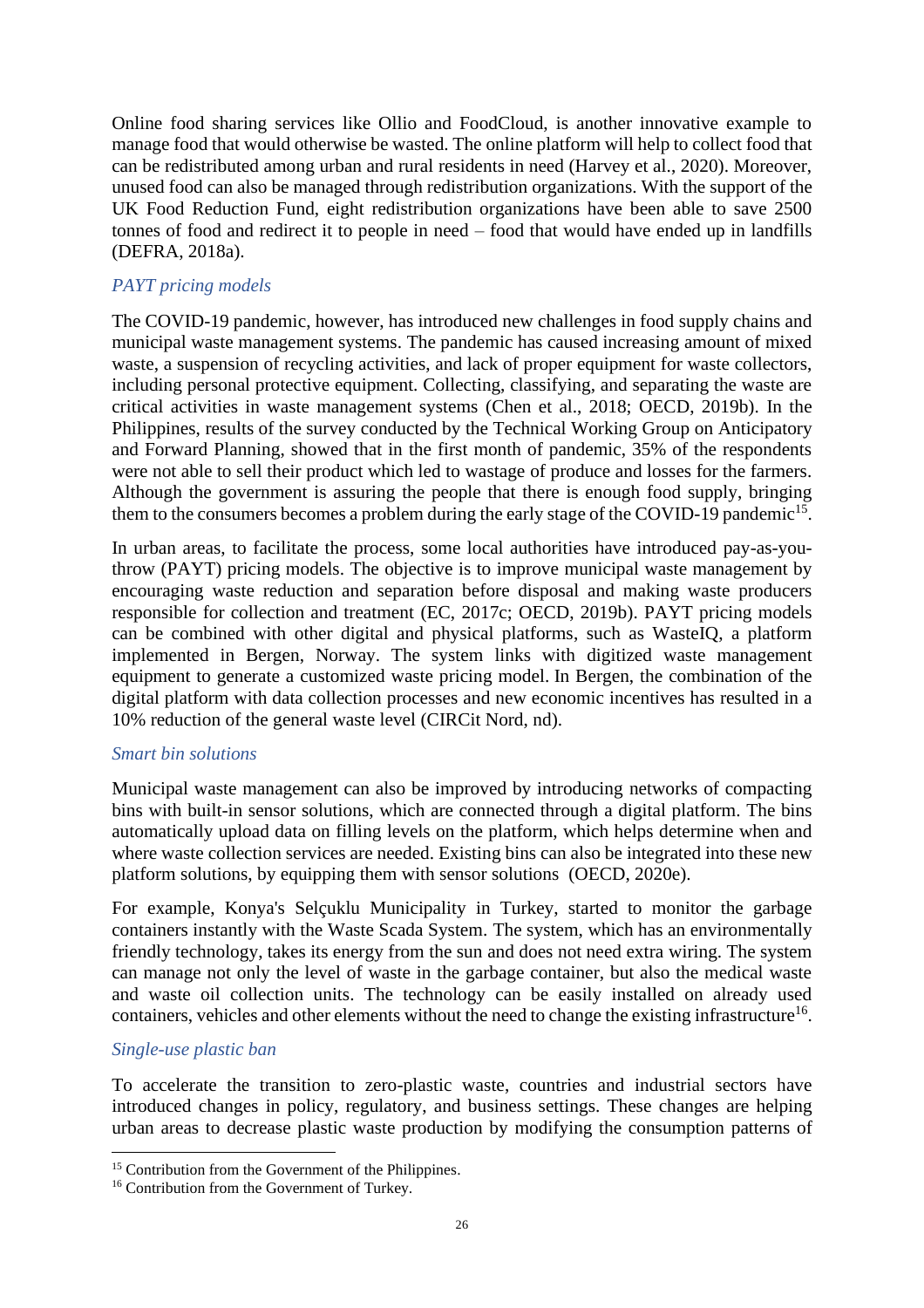Online food sharing services like Ollio and FoodCloud, is another innovative example to manage food that would otherwise be wasted. The online platform will help to collect food that can be redistributed among urban and rural residents in need (Harvey et al., 2020). Moreover, unused food can also be managed through redistribution organizations. With the support of the UK Food Reduction Fund, eight redistribution organizations have been able to save 2500 tonnes of food and redirect it to people in need – food that would have ended up in landfills (DEFRA, 2018a).

*PAYT pricing models*

The COVID-19 pandemic, however, has introduced new challenges in food supply chains and municipal waste management systems. The pandemic has caused increasing amount of mixed waste, a suspension of recycling activities, and lack of proper equipment for waste collectors, including personal protective equipment. Collecting, classifying, and separating the waste are critical activities in waste management systems (Chen et al., 2018; OECD, 2019b). In the Philippines, results of the survey conducted by the Technical Working Group on Anticipatory and Forward Planning, showed that in the first month of pandemic, 35% of the respondents were not able to sell their product which led to wastage of produce and losses for the farmers. Although the government is assuring the people that there is enough food supply, bringing them to the consumers becomes a problem during the early stage of the COVID-19 pandemic[15].

In urban areas, to facilitate the process, some local authorities have introduced pay-as-you-throw (PAYT) pricing models. The objective is to improve municipal waste management by encouraging waste reduction and separation before disposal and making waste producers responsible for collection and treatment (EC, 2017c; OECD, 2019b). PAYT pricing models can be combined with other digital and physical platforms, such as WasteIQ, a platform implemented in Bergen, Norway. The system links with digitized waste management equipment to generate a customized waste pricing model. In Bergen, the combination of the digital platform with data collection processes and new economic incentives has resulted in a 10% reduction of the general waste level (CIRCit Nord, nd).

*Smart bin solutions*

Municipal waste management can also be improved by introducing networks of compacting bins with built-in sensor solutions, which are connected through a digital platform. The bins automatically upload data on filling levels on the platform, which helps determine when and where waste collection services are needed. Existing bins can also be integrated into these new platform solutions, by equipping them with sensor solutions (OECD, 2020e).

For example, Konya's Selçuklu Municipality in Turkey, started to monitor the garbage containers instantly with the Waste Scada System. The system, which has an environmentally friendly technology, takes its energy from the sun and does not need extra wiring. The system can manage not only the level of waste in the garbage container, but also the medical waste and waste oil collection units. The technology can be easily installed on already used containers, vehicles and other elements without the need to change the existing infrastructure[16].

*Single-use plastic ban*

To accelerate the transition to zero-plastic waste, countries and industrial sectors have introduced changes in policy, regulatory, and business settings. These changes are helping urban areas to decrease plastic waste production by modifying the consumption patterns of

[15] Contribution from the Government of the Philippines.

[16] Contribution from the Government of Turkey.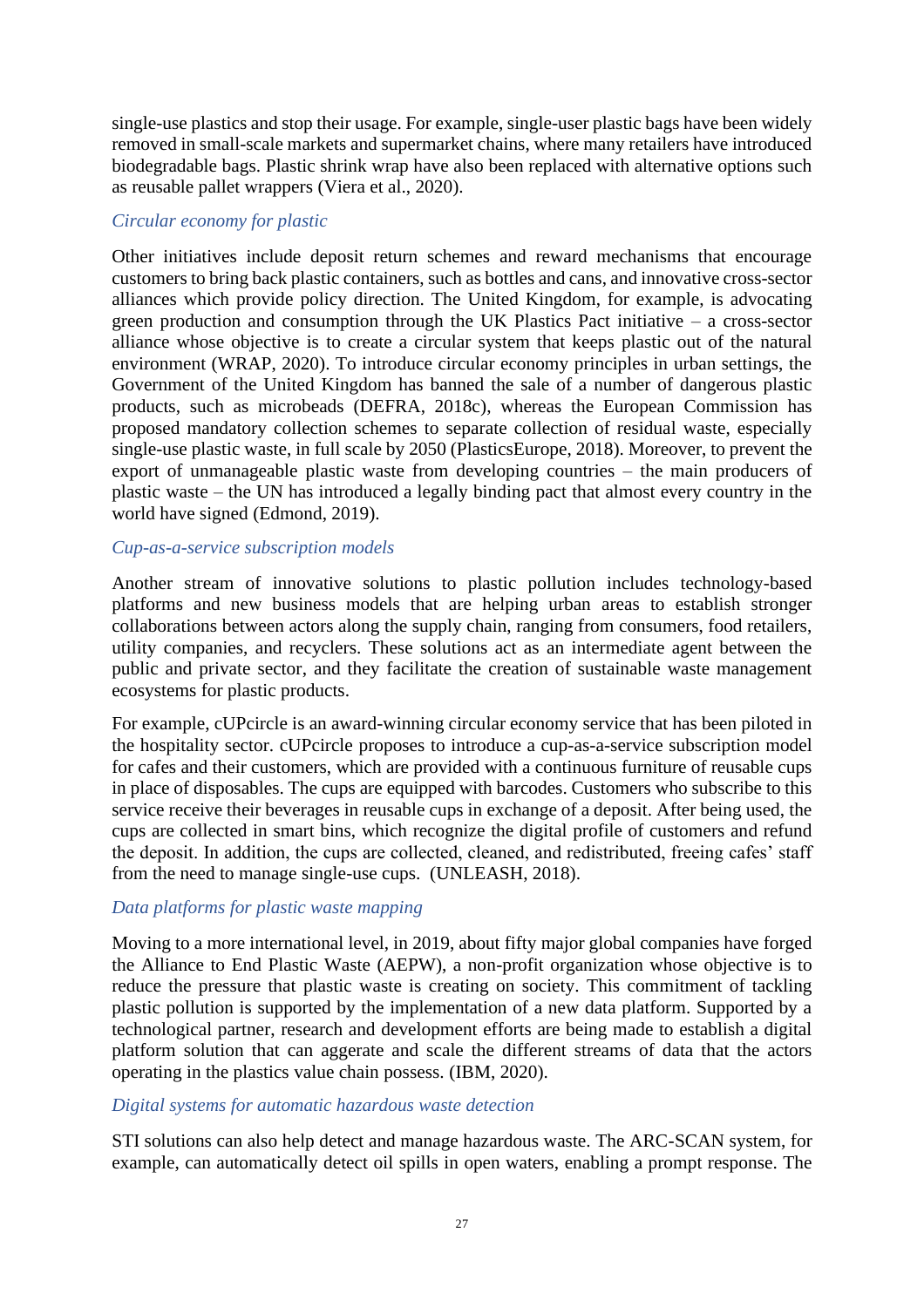single-use plastics and stop their usage. For example, single-user plastic bags have been widely removed in small-scale markets and supermarket chains, where many retailers have introduced biodegradable bags. Plastic shrink wrap have also been replaced with alternative options such as reusable pallet wrappers (Viera et al., 2020).

### *Circular economy for plastic*

Other initiatives include deposit return schemes and reward mechanisms that encourage customers to bring back plastic containers, such as bottles and cans, and innovative cross-sector alliances which provide policy direction. The United Kingdom, for example, is advocating green production and consumption through the UK Plastics Pact initiative – a cross-sector alliance whose objective is to create a circular system that keeps plastic out of the natural environment (WRAP, 2020). To introduce circular economy principles in urban settings, the Government of the United Kingdom has banned the sale of a number of dangerous plastic products, such as microbeads (DEFRA, 2018c), whereas the European Commission has proposed mandatory collection schemes to separate collection of residual waste, especially single-use plastic waste, in full scale by 2050 (PlasticsEurope, 2018). Moreover, to prevent the export of unmanageable plastic waste from developing countries – the main producers of plastic waste – the UN has introduced a legally binding pact that almost every country in the world have signed (Edmond, 2019).

### *Cup-as-a-service subscription models*

Another stream of innovative solutions to plastic pollution includes technology-based platforms and new business models that are helping urban areas to establish stronger collaborations between actors along the supply chain, ranging from consumers, food retailers, utility companies, and recyclers. These solutions act as an intermediate agent between the public and private sector, and they facilitate the creation of sustainable waste management ecosystems for plastic products.

For example, cUPcircle is an award-winning circular economy service that has been piloted in the hospitality sector. cUPcircle proposes to introduce a cup-as-a-service subscription model for cafes and their customers, which are provided with a continuous furniture of reusable cups in place of disposables. The cups are equipped with barcodes. Customers who subscribe to this service receive their beverages in reusable cups in exchange of a deposit. After being used, the cups are collected in smart bins, which recognize the digital profile of customers and refund the deposit. In addition, the cups are collected, cleaned, and redistributed, freeing cafes' staff from the need to manage single-use cups. (UNLEASH, 2018).

### *Data platforms for plastic waste mapping*

Moving to a more international level, in 2019, about fifty major global companies have forged the Alliance to End Plastic Waste (AEPW), a non-profit organization whose objective is to reduce the pressure that plastic waste is creating on society. This commitment of tackling plastic pollution is supported by the implementation of a new data platform. Supported by a technological partner, research and development efforts are being made to establish a digital platform solution that can aggerate and scale the different streams of data that the actors operating in the plastics value chain possess. (IBM, 2020).

### *Digital systems for automatic hazardous waste detection*

STI solutions can also help detect and manage hazardous waste. The ARC-SCAN system, for example, can automatically detect oil spills in open waters, enabling a prompt response. The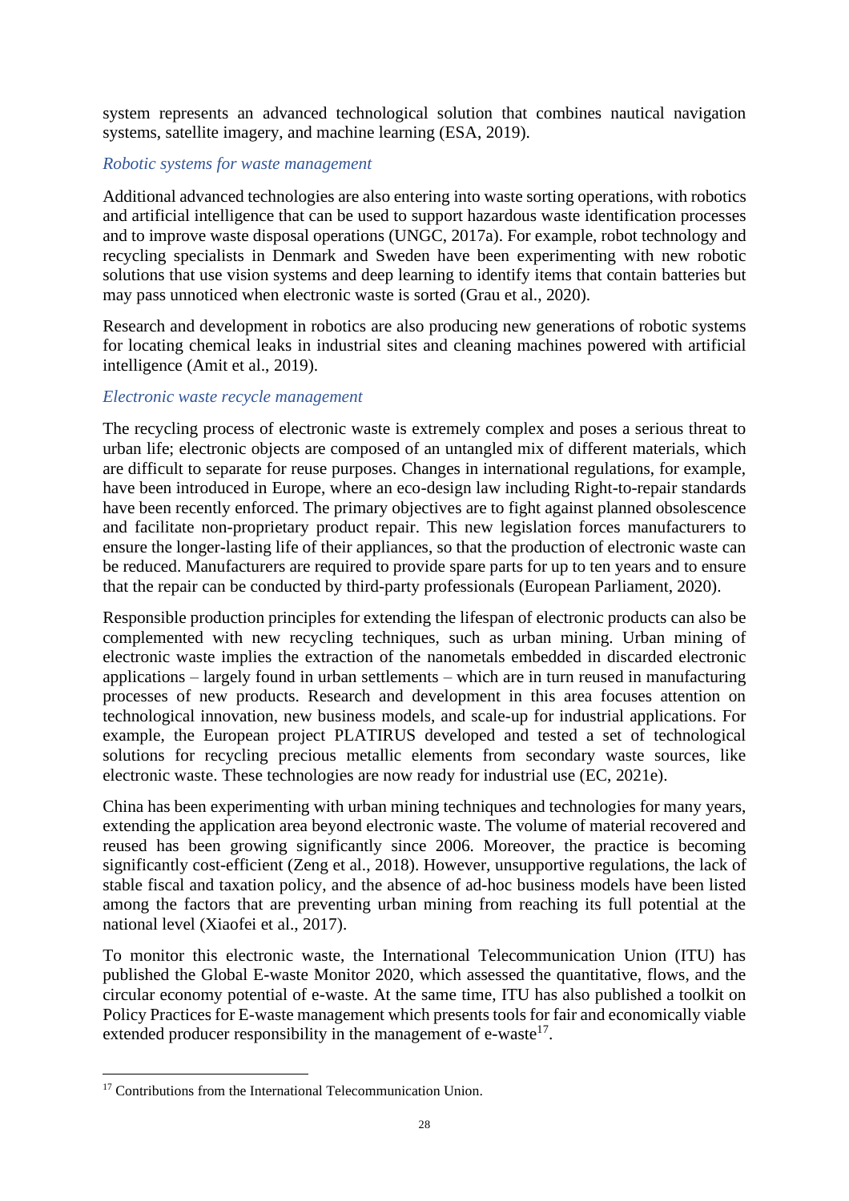system represents an advanced technological solution that combines nautical navigation systems, satellite imagery, and machine learning (ESA, 2019).

### *Robotic systems for waste management*

Additional advanced technologies are also entering into waste sorting operations, with robotics and artificial intelligence that can be used to support hazardous waste identification processes and to improve waste disposal operations (UNGC, 2017a). For example, robot technology and recycling specialists in Denmark and Sweden have been experimenting with new robotic solutions that use vision systems and deep learning to identify items that contain batteries but may pass unnoticed when electronic waste is sorted (Grau et al., 2020).

Research and development in robotics are also producing new generations of robotic systems for locating chemical leaks in industrial sites and cleaning machines powered with artificial intelligence (Amit et al., 2019).

### *Electronic waste recycle management*

The recycling process of electronic waste is extremely complex and poses a serious threat to urban life; electronic objects are composed of an untangled mix of different materials, which are difficult to separate for reuse purposes. Changes in international regulations, for example, have been introduced in Europe, where an eco-design law including Right-to-repair standards have been recently enforced. The primary objectives are to fight against planned obsolescence and facilitate non-proprietary product repair. This new legislation forces manufacturers to ensure the longer-lasting life of their appliances, so that the production of electronic waste can be reduced. Manufacturers are required to provide spare parts for up to ten years and to ensure that the repair can be conducted by third-party professionals (European Parliament, 2020).

Responsible production principles for extending the lifespan of electronic products can also be complemented with new recycling techniques, such as urban mining. Urban mining of electronic waste implies the extraction of the nanometals embedded in discarded electronic applications – largely found in urban settlements – which are in turn reused in manufacturing processes of new products. Research and development in this area focuses attention on technological innovation, new business models, and scale-up for industrial applications. For example, the European project PLATIRUS developed and tested a set of technological solutions for recycling precious metallic elements from secondary waste sources, like electronic waste. These technologies are now ready for industrial use (EC, 2021e).

China has been experimenting with urban mining techniques and technologies for many years, extending the application area beyond electronic waste. The volume of material recovered and reused has been growing significantly since 2006. Moreover, the practice is becoming significantly cost-efficient (Zeng et al., 2018). However, unsupportive regulations, the lack of stable fiscal and taxation policy, and the absence of ad-hoc business models have been listed among the factors that are preventing urban mining from reaching its full potential at the national level (Xiaofei et al., 2017).

To monitor this electronic waste, the International Telecommunication Union (ITU) has published the Global E-waste Monitor 2020, which assessed the quantitative, flows, and the circular economy potential of e-waste. At the same time, ITU has also published a toolkit on Policy Practices for E-waste management which presents tools for fair and economically viable extended producer responsibility in the management of e-waste[17].

---

[17] Contributions from the International Telecommunication Union.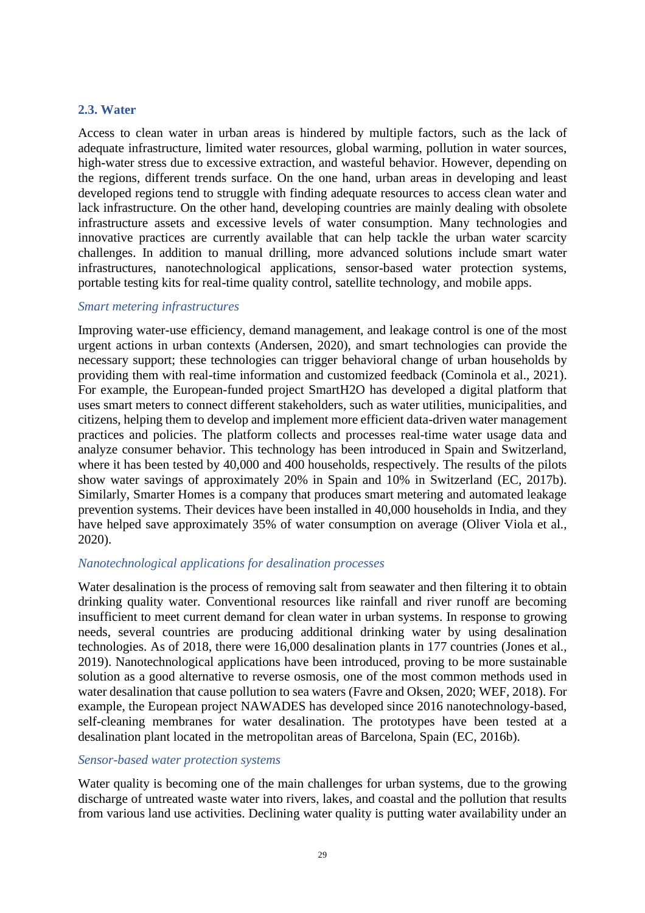## 2.3. Water

Access to clean water in urban areas is hindered by multiple factors, such as the lack of adequate infrastructure, limited water resources, global warming, pollution in water sources, high-water stress due to excessive extraction, and wasteful behavior. However, depending on the regions, different trends surface. On the one hand, urban areas in developing and least developed regions tend to struggle with finding adequate resources to access clean water and lack infrastructure. On the other hand, developing countries are mainly dealing with obsolete infrastructure assets and excessive levels of water consumption. Many technologies and innovative practices are currently available that can help tackle the urban water scarcity challenges. In addition to manual drilling, more advanced solutions include smart water infrastructures, nanotechnological applications, sensor-based water protection systems, portable testing kits for real-time quality control, satellite technology, and mobile apps.

*Smart metering infrastructures*

Improving water-use efficiency, demand management, and leakage control is one of the most urgent actions in urban contexts (Andersen, 2020), and smart technologies can provide the necessary support; these technologies can trigger behavioral change of urban households by providing them with real-time information and customized feedback (Cominola et al., 2021). For example, the European-funded project SmartH2O has developed a digital platform that uses smart meters to connect different stakeholders, such as water utilities, municipalities, and citizens, helping them to develop and implement more efficient data-driven water management practices and policies. The platform collects and processes real-time water usage data and analyze consumer behavior. This technology has been introduced in Spain and Switzerland, where it has been tested by 40,000 and 400 households, respectively. The results of the pilots show water savings of approximately 20% in Spain and 10% in Switzerland (EC, 2017b). Similarly, Smarter Homes is a company that produces smart metering and automated leakage prevention systems. Their devices have been installed in 40,000 households in India, and they have helped save approximately 35% of water consumption on average (Oliver Viola et al., 2020).

*Nanotechnological applications for desalination processes*

Water desalination is the process of removing salt from seawater and then filtering it to obtain drinking quality water. Conventional resources like rainfall and river runoff are becoming insufficient to meet current demand for clean water in urban systems. In response to growing needs, several countries are producing additional drinking water by using desalination technologies. As of 2018, there were 16,000 desalination plants in 177 countries (Jones et al., 2019). Nanotechnological applications have been introduced, proving to be more sustainable solution as a good alternative to reverse osmosis, one of the most common methods used in water desalination that cause pollution to sea waters (Favre and Oksen, 2020; WEF, 2018). For example, the European project NAWADES has developed since 2016 nanotechnology-based, self-cleaning membranes for water desalination. The prototypes have been tested at a desalination plant located in the metropolitan areas of Barcelona, Spain (EC, 2016b).

*Sensor-based water protection systems*

Water quality is becoming one of the main challenges for urban systems, due to the growing discharge of untreated waste water into rivers, lakes, and coastal and the pollution that results from various land use activities. Declining water quality is putting water availability under an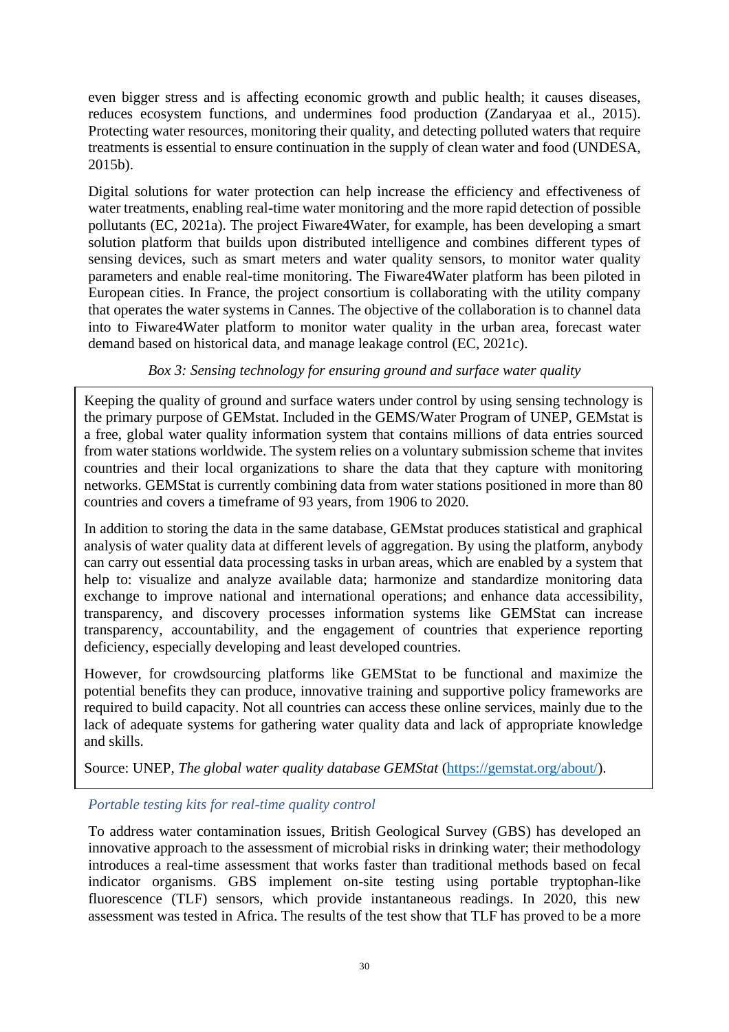even bigger stress and is affecting economic growth and public health; it causes diseases, reduces ecosystem functions, and undermines food production (Zandaryaa et al., 2015). Protecting water resources, monitoring their quality, and detecting polluted waters that require treatments is essential to ensure continuation in the supply of clean water and food (UNDESA, 2015b).

Digital solutions for water protection can help increase the efficiency and effectiveness of water treatments, enabling real-time water monitoring and the more rapid detection of possible pollutants (EC, 2021a). The project Fiware4Water, for example, has been developing a smart solution platform that builds upon distributed intelligence and combines different types of sensing devices, such as smart meters and water quality sensors, to monitor water quality parameters and enable real-time monitoring. The Fiware4Water platform has been piloted in European cities. In France, the project consortium is collaborating with the utility company that operates the water systems in Cannes. The objective of the collaboration is to channel data into to Fiware4Water platform to monitor water quality in the urban area, forecast water demand based on historical data, and manage leakage control (EC, 2021c).

*Box 3: Sensing technology for ensuring ground and surface water quality*

> Keeping the quality of ground and surface waters under control by using sensing technology is the primary purpose of GEMstat. Included in the GEMS/Water Program of UNEP, GEMstat is a free, global water quality information system that contains millions of data entries sourced from water stations worldwide. The system relies on a voluntary submission scheme that invites countries and their local organizations to share the data that they capture with monitoring networks. GEMStat is currently combining data from water stations positioned in more than 80 countries and covers a timeframe of 93 years, from 1906 to 2020.
>
> In addition to storing the data in the same database, GEMstat produces statistical and graphical analysis of water quality data at different levels of aggregation. By using the platform, anybody can carry out essential data processing tasks in urban areas, which are enabled by a system that help to: visualize and analyze available data; harmonize and standardize monitoring data exchange to improve national and international operations; and enhance data accessibility, transparency, and discovery processes information systems like GEMStat can increase transparency, accountability, and the engagement of countries that experience reporting deficiency, especially developing and least developed countries.
>
> However, for crowdsourcing platforms like GEMStat to be functional and maximize the potential benefits they can produce, innovative training and supportive policy frameworks are required to build capacity. Not all countries can access these online services, mainly due to the lack of adequate systems for gathering water quality data and lack of appropriate knowledge and skills.
>
> Source: UNEP, *The global water quality database GEMStat* (https://gemstat.org/about/).

### *Portable testing kits for real-time quality control*

To address water contamination issues, British Geological Survey (GBS) has developed an innovative approach to the assessment of microbial risks in drinking water; their methodology introduces a real-time assessment that works faster than traditional methods based on fecal indicator organisms. GBS implement on-site testing using portable tryptophan-like fluorescence (TLF) sensors, which provide instantaneous readings. In 2020, this new assessment was tested in Africa. The results of the test show that TLF has proved to be a more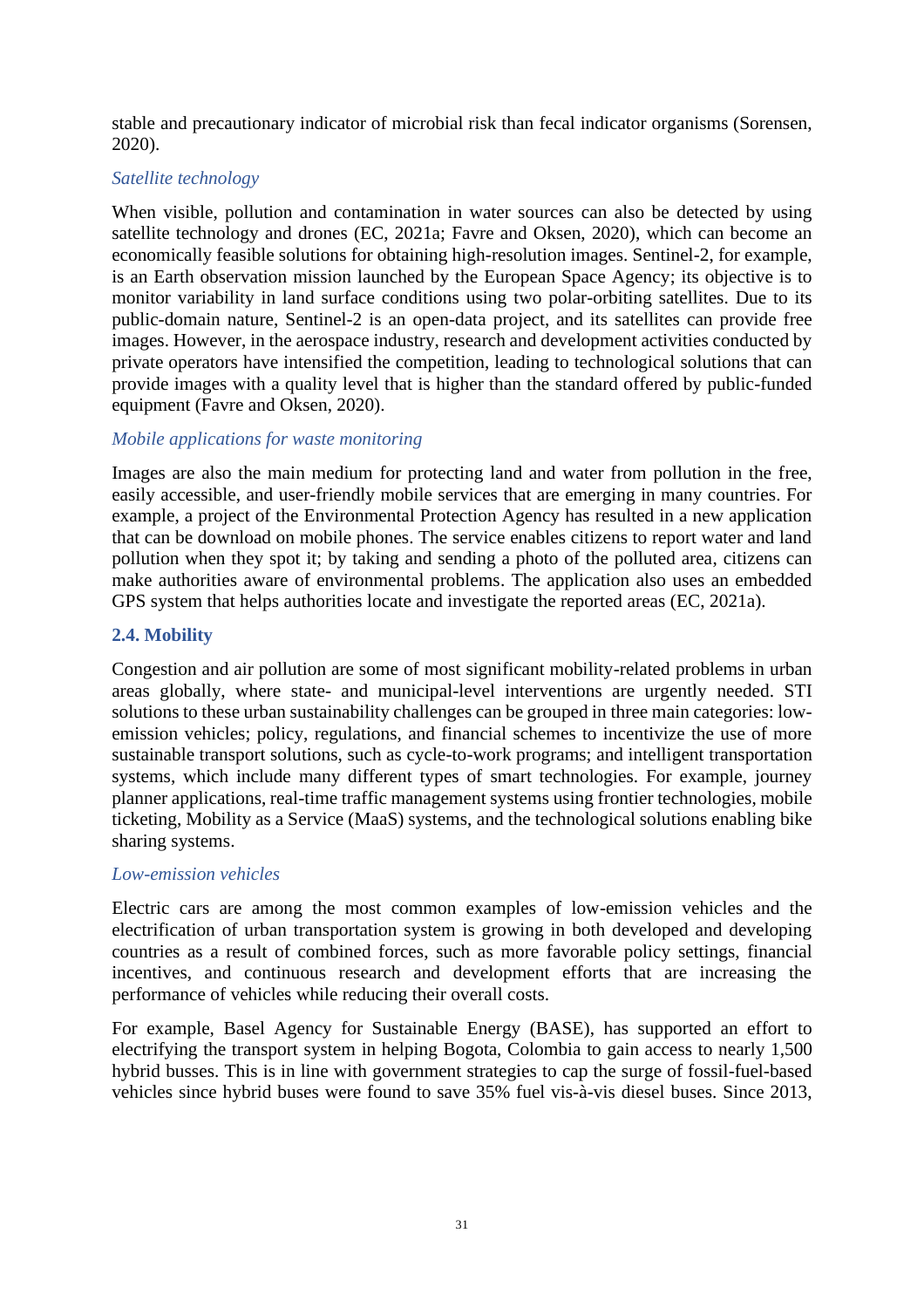stable and precautionary indicator of microbial risk than fecal indicator organisms (Sorensen, 2020).

### *Satellite technology*

When visible, pollution and contamination in water sources can also be detected by using satellite technology and drones (EC, 2021a; Favre and Oksen, 2020), which can become an economically feasible solutions for obtaining high-resolution images. Sentinel-2, for example, is an Earth observation mission launched by the European Space Agency; its objective is to monitor variability in land surface conditions using two polar-orbiting satellites. Due to its public-domain nature, Sentinel-2 is an open-data project, and its satellites can provide free images. However, in the aerospace industry, research and development activities conducted by private operators have intensified the competition, leading to technological solutions that can provide images with a quality level that is higher than the standard offered by public-funded equipment (Favre and Oksen, 2020).

### *Mobile applications for waste monitoring*

Images are also the main medium for protecting land and water from pollution in the free, easily accessible, and user-friendly mobile services that are emerging in many countries. For example, a project of the Environmental Protection Agency has resulted in a new application that can be download on mobile phones. The service enables citizens to report water and land pollution when they spot it; by taking and sending a photo of the polluted area, citizens can make authorities aware of environmental problems. The application also uses an embedded GPS system that helps authorities locate and investigate the reported areas (EC, 2021a).

## 2.4. Mobility

Congestion and air pollution are some of most significant mobility-related problems in urban areas globally, where state- and municipal-level interventions are urgently needed. STI solutions to these urban sustainability challenges can be grouped in three main categories: low-emission vehicles; policy, regulations, and financial schemes to incentivize the use of more sustainable transport solutions, such as cycle-to-work programs; and intelligent transportation systems, which include many different types of smart technologies. For example, journey planner applications, real-time traffic management systems using frontier technologies, mobile ticketing, Mobility as a Service (MaaS) systems, and the technological solutions enabling bike sharing systems.

### *Low-emission vehicles*

Electric cars are among the most common examples of low-emission vehicles and the electrification of urban transportation system is growing in both developed and developing countries as a result of combined forces, such as more favorable policy settings, financial incentives, and continuous research and development efforts that are increasing the performance of vehicles while reducing their overall costs.

For example, Basel Agency for Sustainable Energy (BASE), has supported an effort to electrifying the transport system in helping Bogota, Colombia to gain access to nearly 1,500 hybrid busses. This is in line with government strategies to cap the surge of fossil-fuel-based vehicles since hybrid buses were found to save 35% fuel vis-à-vis diesel buses. Since 2013,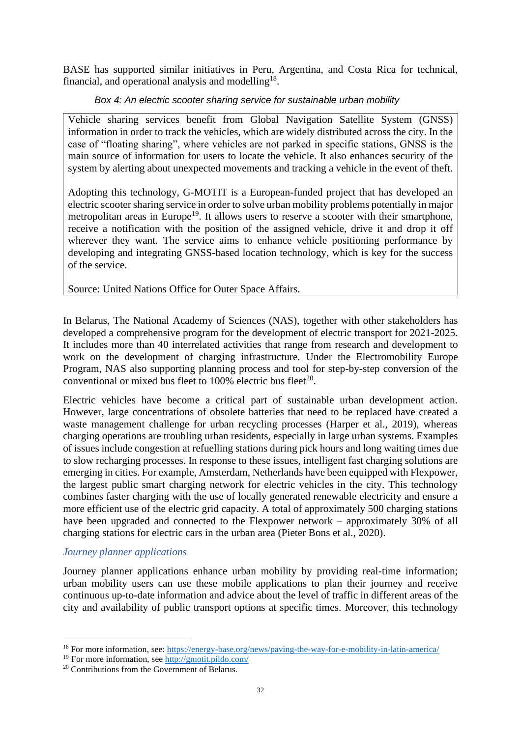BASE has supported similar initiatives in Peru, Argentina, and Costa Rica for technical, financial, and operational analysis and modelling[18].

*Box 4: An electric scooter sharing service for sustainable urban mobility*

> Vehicle sharing services benefit from Global Navigation Satellite System (GNSS) information in order to track the vehicles, which are widely distributed across the city. In the case of "floating sharing", where vehicles are not parked in specific stations, GNSS is the main source of information for users to locate the vehicle. It also enhances security of the system by alerting about unexpected movements and tracking a vehicle in the event of theft.
>
> Adopting this technology, G-MOTIT is a European-funded project that has developed an electric scooter sharing service in order to solve urban mobility problems potentially in major metropolitan areas in Europe[19]. It allows users to reserve a scooter with their smartphone, receive a notification with the position of the assigned vehicle, drive it and drop it off wherever they want. The service aims to enhance vehicle positioning performance by developing and integrating GNSS-based location technology, which is key for the success of the service.
>
> Source: United Nations Office for Outer Space Affairs.

In Belarus, The National Academy of Sciences (NAS), together with other stakeholders has developed a comprehensive program for the development of electric transport for 2021-2025. It includes more than 40 interrelated activities that range from research and development to work on the development of charging infrastructure. Under the Electromobility Europe Program, NAS also supporting planning process and tool for step-by-step conversion of the conventional or mixed bus fleet to 100% electric bus fleet[20].

Electric vehicles have become a critical part of sustainable urban development action. However, large concentrations of obsolete batteries that need to be replaced have created a waste management challenge for urban recycling processes (Harper et al., 2019), whereas charging operations are troubling urban residents, especially in large urban systems. Examples of issues include congestion at refuelling stations during pick hours and long waiting times due to slow recharging processes. In response to these issues, intelligent fast charging solutions are emerging in cities. For example, Amsterdam, Netherlands have been equipped with Flexpower, the largest public smart charging network for electric vehicles in the city. This technology combines faster charging with the use of locally generated renewable electricity and ensure a more efficient use of the electric grid capacity. A total of approximately 500 charging stations have been upgraded and connected to the Flexpower network – approximately 30% of all charging stations for electric cars in the urban area (Pieter Bons et al., 2020).

### *Journey planner applications*

Journey planner applications enhance urban mobility by providing real-time information; urban mobility users can use these mobile applications to plan their journey and receive continuous up-to-date information and advice about the level of traffic in different areas of the city and availability of public transport options at specific times. Moreover, this technology

---

[18] For more information, see: https://energy-base.org/news/paving-the-way-for-e-mobility-in-latin-america/

[19] For more information, see http://gmotit.pildo.com/

[20] Contributions from the Government of Belarus.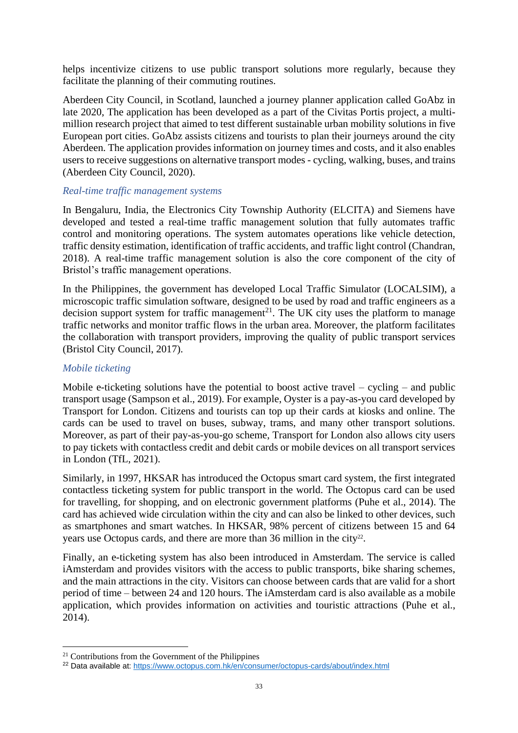helps incentivize citizens to use public transport solutions more regularly, because they facilitate the planning of their commuting routines.

Aberdeen City Council, in Scotland, launched a journey planner application called GoAbz in late 2020, The application has been developed as a part of the Civitas Portis project, a multi-million research project that aimed to test different sustainable urban mobility solutions in five European port cities. GoAbz assists citizens and tourists to plan their journeys around the city Aberdeen. The application provides information on journey times and costs, and it also enables users to receive suggestions on alternative transport modes - cycling, walking, buses, and trains (Aberdeen City Council, 2020).

### *Real-time traffic management systems*

In Bengaluru, India, the Electronics City Township Authority (ELCITA) and Siemens have developed and tested a real-time traffic management solution that fully automates traffic control and monitoring operations. The system automates operations like vehicle detection, traffic density estimation, identification of traffic accidents, and traffic light control (Chandran, 2018). A real-time traffic management solution is also the core component of the city of Bristol's traffic management operations.

In the Philippines, the government has developed Local Traffic Simulator (LOCALSIM), a microscopic traffic simulation software, designed to be used by road and traffic engineers as a decision support system for traffic management[21]. The UK city uses the platform to manage traffic networks and monitor traffic flows in the urban area. Moreover, the platform facilitates the collaboration with transport providers, improving the quality of public transport services (Bristol City Council, 2017).

### *Mobile ticketing*

Mobile e-ticketing solutions have the potential to boost active travel – cycling – and public transport usage (Sampson et al., 2019). For example, Oyster is a pay-as-you card developed by Transport for London. Citizens and tourists can top up their cards at kiosks and online. The cards can be used to travel on buses, subway, trams, and many other transport solutions. Moreover, as part of their pay-as-you-go scheme, Transport for London also allows city users to pay tickets with contactless credit and debit cards or mobile devices on all transport services in London (TfL, 2021).

Similarly, in 1997, HKSAR has introduced the Octopus smart card system, the first integrated contactless ticketing system for public transport in the world. The Octopus card can be used for travelling, for shopping, and on electronic government platforms (Puhe et al., 2014). The card has achieved wide circulation within the city and can also be linked to other devices, such as smartphones and smart watches. In HKSAR, 98% percent of citizens between 15 and 64 years use Octopus cards, and there are more than 36 million in the city[22].

Finally, an e-ticketing system has also been introduced in Amsterdam. The service is called iAmsterdam and provides visitors with the access to public transports, bike sharing schemes, and the main attractions in the city. Visitors can choose between cards that are valid for a short period of time – between 24 and 120 hours. The iAmsterdam card is also available as a mobile application, which provides information on activities and touristic attractions (Puhe et al., 2014).

---

[21] Contributions from the Government of the Philippines

[22] Data available at: https://www.octopus.com.hk/en/consumer/octopus-cards/about/index.html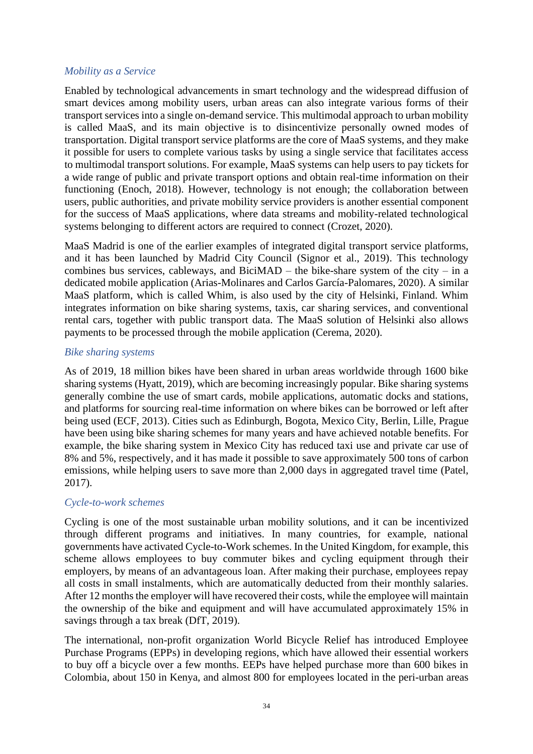*Mobility as a Service*

Enabled by technological advancements in smart technology and the widespread diffusion of smart devices among mobility users, urban areas can also integrate various forms of their transport services into a single on-demand service. This multimodal approach to urban mobility is called MaaS, and its main objective is to disincentivize personally owned modes of transportation. Digital transport service platforms are the core of MaaS systems, and they make it possible for users to complete various tasks by using a single service that facilitates access to multimodal transport solutions. For example, MaaS systems can help users to pay tickets for a wide range of public and private transport options and obtain real-time information on their functioning (Enoch, 2018). However, technology is not enough; the collaboration between users, public authorities, and private mobility service providers is another essential component for the success of MaaS applications, where data streams and mobility-related technological systems belonging to different actors are required to connect (Crozet, 2020).

MaaS Madrid is one of the earlier examples of integrated digital transport service platforms, and it has been launched by Madrid City Council (Signor et al., 2019). This technology combines bus services, cableways, and BiciMAD – the bike-share system of the city – in a dedicated mobile application (Arias-Molinares and Carlos García-Palomares, 2020). A similar MaaS platform, which is called Whim, is also used by the city of Helsinki, Finland. Whim integrates information on bike sharing systems, taxis, car sharing services, and conventional rental cars, together with public transport data. The MaaS solution of Helsinki also allows payments to be processed through the mobile application (Cerema, 2020).

*Bike sharing systems*

As of 2019, 18 million bikes have been shared in urban areas worldwide through 1600 bike sharing systems (Hyatt, 2019), which are becoming increasingly popular. Bike sharing systems generally combine the use of smart cards, mobile applications, automatic docks and stations, and platforms for sourcing real-time information on where bikes can be borrowed or left after being used (ECF, 2013). Cities such as Edinburgh, Bogota, Mexico City, Berlin, Lille, Prague have been using bike sharing schemes for many years and have achieved notable benefits. For example, the bike sharing system in Mexico City has reduced taxi use and private car use of 8% and 5%, respectively, and it has made it possible to save approximately 500 tons of carbon emissions, while helping users to save more than 2,000 days in aggregated travel time (Patel, 2017).

*Cycle-to-work schemes*

Cycling is one of the most sustainable urban mobility solutions, and it can be incentivized through different programs and initiatives. In many countries, for example, national governments have activated Cycle-to-Work schemes. In the United Kingdom, for example, this scheme allows employees to buy commuter bikes and cycling equipment through their employers, by means of an advantageous loan. After making their purchase, employees repay all costs in small instalments, which are automatically deducted from their monthly salaries. After 12 months the employer will have recovered their costs, while the employee will maintain the ownership of the bike and equipment and will have accumulated approximately 15% in savings through a tax break (DfT, 2019).

The international, non-profit organization World Bicycle Relief has introduced Employee Purchase Programs (EPPs) in developing regions, which have allowed their essential workers to buy off a bicycle over a few months. EEPs have helped purchase more than 600 bikes in Colombia, about 150 in Kenya, and almost 800 for employees located in the peri-urban areas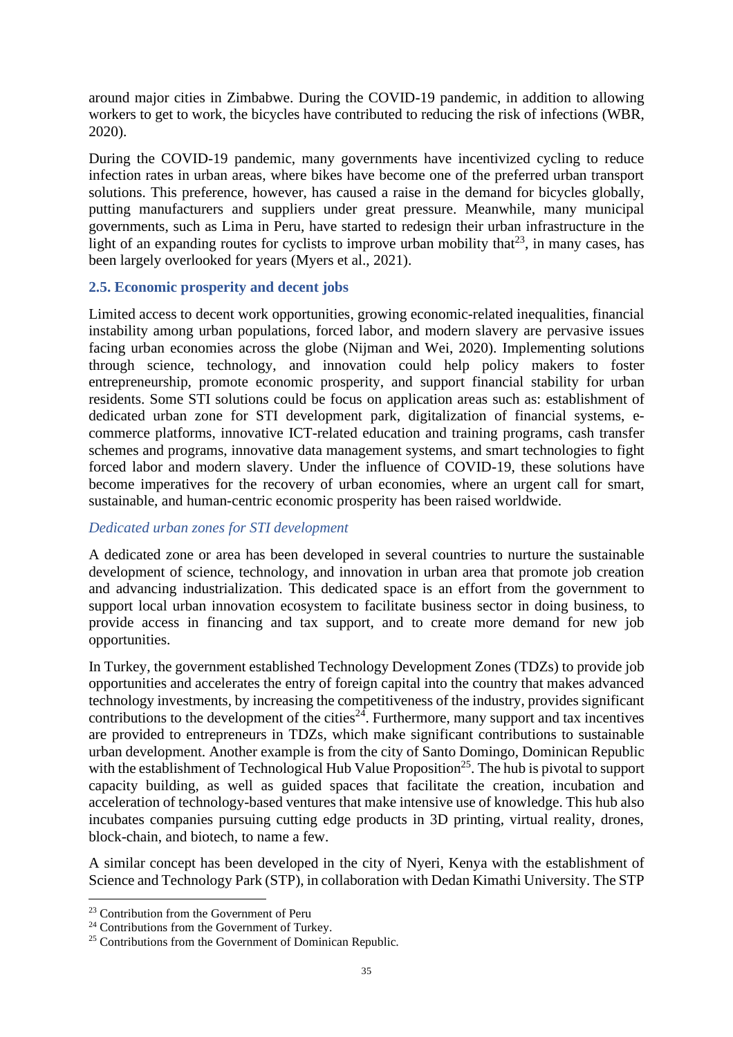around major cities in Zimbabwe. During the COVID-19 pandemic, in addition to allowing workers to get to work, the bicycles have contributed to reducing the risk of infections (WBR, 2020).

During the COVID-19 pandemic, many governments have incentivized cycling to reduce infection rates in urban areas, where bikes have become one of the preferred urban transport solutions. This preference, however, has caused a raise in the demand for bicycles globally, putting manufacturers and suppliers under great pressure. Meanwhile, many municipal governments, such as Lima in Peru, have started to redesign their urban infrastructure in the light of an expanding routes for cyclists to improve urban mobility that[23], in many cases, has been largely overlooked for years (Myers et al., 2021).

### 2.5. Economic prosperity and decent jobs

Limited access to decent work opportunities, growing economic-related inequalities, financial instability among urban populations, forced labor, and modern slavery are pervasive issues facing urban economies across the globe (Nijman and Wei, 2020). Implementing solutions through science, technology, and innovation could help policy makers to foster entrepreneurship, promote economic prosperity, and support financial stability for urban residents. Some STI solutions could be focus on application areas such as: establishment of dedicated urban zone for STI development park, digitalization of financial systems, e-commerce platforms, innovative ICT-related education and training programs, cash transfer schemes and programs, innovative data management systems, and smart technologies to fight forced labor and modern slavery. Under the influence of COVID-19, these solutions have become imperatives for the recovery of urban economies, where an urgent call for smart, sustainable, and human-centric economic prosperity has been raised worldwide.

*Dedicated urban zones for STI development*

A dedicated zone or area has been developed in several countries to nurture the sustainable development of science, technology, and innovation in urban area that promote job creation and advancing industrialization. This dedicated space is an effort from the government to support local urban innovation ecosystem to facilitate business sector in doing business, to provide access in financing and tax support, and to create more demand for new job opportunities.

In Turkey, the government established Technology Development Zones (TDZs) to provide job opportunities and accelerates the entry of foreign capital into the country that makes advanced technology investments, by increasing the competitiveness of the industry, provides significant contributions to the development of the cities[24]. Furthermore, many support and tax incentives are provided to entrepreneurs in TDZs, which make significant contributions to sustainable urban development. Another example is from the city of Santo Domingo, Dominican Republic with the establishment of Technological Hub Value Proposition[25]. The hub is pivotal to support capacity building, as well as guided spaces that facilitate the creation, incubation and acceleration of technology-based ventures that make intensive use of knowledge. This hub also incubates companies pursuing cutting edge products in 3D printing, virtual reality, drones, block-chain, and biotech, to name a few.

A similar concept has been developed in the city of Nyeri, Kenya with the establishment of Science and Technology Park (STP), in collaboration with Dedan Kimathi University. The STP

[23] Contribution from the Government of Peru

[24] Contributions from the Government of Turkey.

[25] Contributions from the Government of Dominican Republic.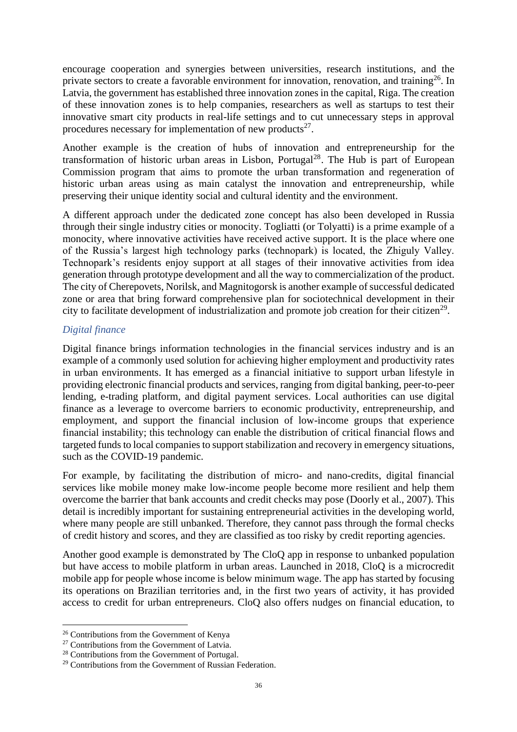encourage cooperation and synergies between universities, research institutions, and the private sectors to create a favorable environment for innovation, renovation, and training[26]. In Latvia, the government has established three innovation zones in the capital, Riga. The creation of these innovation zones is to help companies, researchers as well as startups to test their innovative smart city products in real-life settings and to cut unnecessary steps in approval procedures necessary for implementation of new products[27].

Another example is the creation of hubs of innovation and entrepreneurship for the transformation of historic urban areas in Lisbon, Portugal[28]. The Hub is part of European Commission program that aims to promote the urban transformation and regeneration of historic urban areas using as main catalyst the innovation and entrepreneurship, while preserving their unique identity social and cultural identity and the environment.

A different approach under the dedicated zone concept has also been developed in Russia through their single industry cities or monocity. Togliatti (or Tolyatti) is a prime example of a monocity, where innovative activities have received active support. It is the place where one of the Russia's largest high technology parks (technopark) is located, the Zhiguly Valley. Technopark's residents enjoy support at all stages of their innovative activities from idea generation through prototype development and all the way to commercialization of the product. The city of Cherepovets, Norilsk, and Magnitogorsk is another example of successful dedicated zone or area that bring forward comprehensive plan for sociotechnical development in their city to facilitate development of industrialization and promote job creation for their citizen[29].

### *Digital finance*

Digital finance brings information technologies in the financial services industry and is an example of a commonly used solution for achieving higher employment and productivity rates in urban environments. It has emerged as a financial initiative to support urban lifestyle in providing electronic financial products and services, ranging from digital banking, peer-to-peer lending, e-trading platform, and digital payment services. Local authorities can use digital finance as a leverage to overcome barriers to economic productivity, entrepreneurship, and employment, and support the financial inclusion of low-income groups that experience financial instability; this technology can enable the distribution of critical financial flows and targeted funds to local companies to support stabilization and recovery in emergency situations, such as the COVID-19 pandemic.

For example, by facilitating the distribution of micro- and nano-credits, digital financial services like mobile money make low-income people become more resilient and help them overcome the barrier that bank accounts and credit checks may pose (Doorly et al., 2007). This detail is incredibly important for sustaining entrepreneurial activities in the developing world, where many people are still unbanked. Therefore, they cannot pass through the formal checks of credit history and scores, and they are classified as too risky by credit reporting agencies.

Another good example is demonstrated by The CloQ app in response to unbanked population but have access to mobile platform in urban areas. Launched in 2018, CloQ is a microcredit mobile app for people whose income is below minimum wage. The app has started by focusing its operations on Brazilian territories and, in the first two years of activity, it has provided access to credit for urban entrepreneurs. CloQ also offers nudges on financial education, to

[26] Contributions from the Government of Kenya

[27] Contributions from the Government of Latvia.

[28] Contributions from the Government of Portugal.

[29] Contributions from the Government of Russian Federation.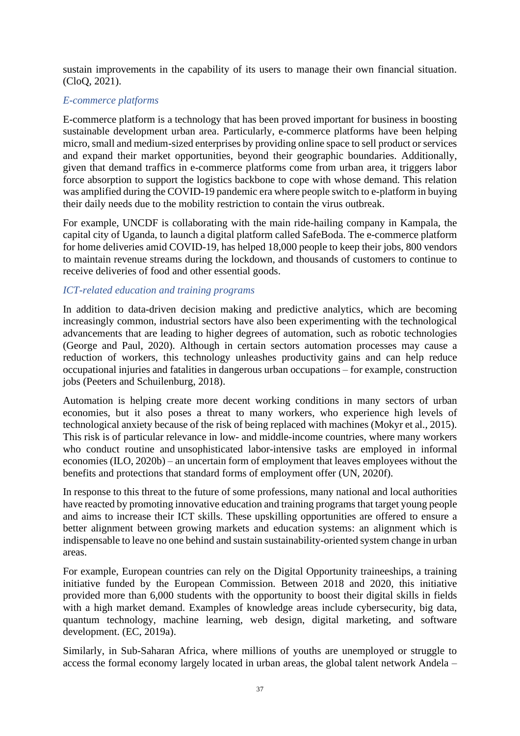sustain improvements in the capability of its users to manage their own financial situation. (CloQ, 2021).

### *E-commerce platforms*

E-commerce platform is a technology that has been proved important for business in boosting sustainable development urban area. Particularly, e-commerce platforms have been helping micro, small and medium-sized enterprises by providing online space to sell product or services and expand their market opportunities, beyond their geographic boundaries. Additionally, given that demand traffics in e-commerce platforms come from urban area, it triggers labor force absorption to support the logistics backbone to cope with whose demand. This relation was amplified during the COVID-19 pandemic era where people switch to e-platform in buying their daily needs due to the mobility restriction to contain the virus outbreak.

For example, UNCDF is collaborating with the main ride-hailing company in Kampala, the capital city of Uganda, to launch a digital platform called SafeBoda. The e-commerce platform for home deliveries amid COVID-19, has helped 18,000 people to keep their jobs, 800 vendors to maintain revenue streams during the lockdown, and thousands of customers to continue to receive deliveries of food and other essential goods.

### *ICT-related education and training programs*

In addition to data-driven decision making and predictive analytics, which are becoming increasingly common, industrial sectors have also been experimenting with the technological advancements that are leading to higher degrees of automation, such as robotic technologies (George and Paul, 2020). Although in certain sectors automation processes may cause a reduction of workers, this technology unleashes productivity gains and can help reduce occupational injuries and fatalities in dangerous urban occupations – for example, construction jobs (Peeters and Schuilenburg, 2018).

Automation is helping create more decent working conditions in many sectors of urban economies, but it also poses a threat to many workers, who experience high levels of technological anxiety because of the risk of being replaced with machines (Mokyr et al., 2015). This risk is of particular relevance in low- and middle-income countries, where many workers who conduct routine and unsophisticated labor-intensive tasks are employed in informal economies (ILO, 2020b) – an uncertain form of employment that leaves employees without the benefits and protections that standard forms of employment offer (UN, 2020f).

In response to this threat to the future of some professions, many national and local authorities have reacted by promoting innovative education and training programs that target young people and aims to increase their ICT skills. These upskilling opportunities are offered to ensure a better alignment between growing markets and education systems: an alignment which is indispensable to leave no one behind and sustain sustainability-oriented system change in urban areas.

For example, European countries can rely on the Digital Opportunity traineeships, a training initiative funded by the European Commission. Between 2018 and 2020, this initiative provided more than 6,000 students with the opportunity to boost their digital skills in fields with a high market demand. Examples of knowledge areas include cybersecurity, big data, quantum technology, machine learning, web design, digital marketing, and software development. (EC, 2019a).

Similarly, in Sub-Saharan Africa, where millions of youths are unemployed or struggle to access the formal economy largely located in urban areas, the global talent network Andela –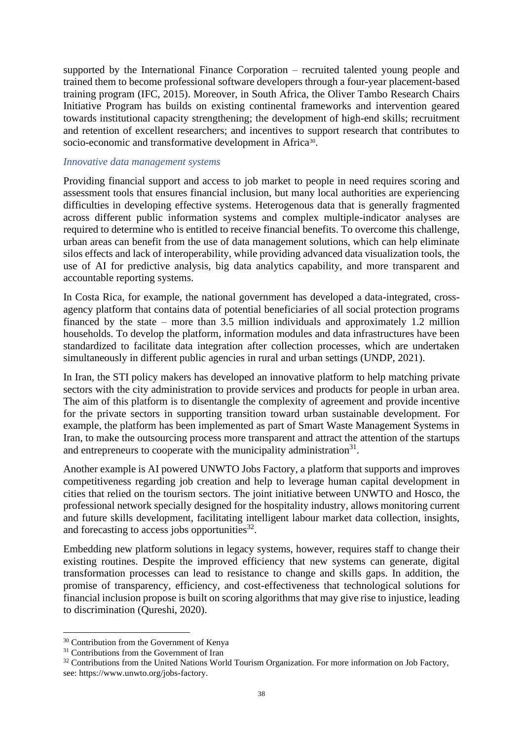supported by the International Finance Corporation – recruited talented young people and trained them to become professional software developers through a four-year placement-based training program (IFC, 2015). Moreover, in South Africa, the Oliver Tambo Research Chairs Initiative Program has builds on existing continental frameworks and intervention geared towards institutional capacity strengthening; the development of high-end skills; recruitment and retention of excellent researchers; and incentives to support research that contributes to socio-economic and transformative development in Africa[30].

*Innovative data management systems*

Providing financial support and access to job market to people in need requires scoring and assessment tools that ensures financial inclusion, but many local authorities are experiencing difficulties in developing effective systems. Heterogenous data that is generally fragmented across different public information systems and complex multiple-indicator analyses are required to determine who is entitled to receive financial benefits. To overcome this challenge, urban areas can benefit from the use of data management solutions, which can help eliminate silos effects and lack of interoperability, while providing advanced data visualization tools, the use of AI for predictive analysis, big data analytics capability, and more transparent and accountable reporting systems.

In Costa Rica, for example, the national government has developed a data-integrated, cross-agency platform that contains data of potential beneficiaries of all social protection programs financed by the state – more than 3.5 million individuals and approximately 1.2 million households. To develop the platform, information modules and data infrastructures have been standardized to facilitate data integration after collection processes, which are undertaken simultaneously in different public agencies in rural and urban settings (UNDP, 2021).

In Iran, the STI policy makers has developed an innovative platform to help matching private sectors with the city administration to provide services and products for people in urban area. The aim of this platform is to disentangle the complexity of agreement and provide incentive for the private sectors in supporting transition toward urban sustainable development. For example, the platform has been implemented as part of Smart Waste Management Systems in Iran, to make the outsourcing process more transparent and attract the attention of the startups and entrepreneurs to cooperate with the municipality administration[31].

Another example is AI powered UNWTO Jobs Factory, a platform that supports and improves competitiveness regarding job creation and help to leverage human capital development in cities that relied on the tourism sectors. The joint initiative between UNWTO and Hosco, the professional network specially designed for the hospitality industry, allows monitoring current and future skills development, facilitating intelligent labour market data collection, insights, and forecasting to access jobs opportunities[32].

Embedding new platform solutions in legacy systems, however, requires staff to change their existing routines. Despite the improved efficiency that new systems can generate, digital transformation processes can lead to resistance to change and skills gaps. In addition, the promise of transparency, efficiency, and cost-effectiveness that technological solutions for financial inclusion propose is built on scoring algorithms that may give rise to injustice, leading to discrimination (Qureshi, 2020).

---

[30] Contribution from the Government of Kenya

[31] Contributions from the Government of Iran

[32] Contributions from the United Nations World Tourism Organization. For more information on Job Factory, see: https://www.unwto.org/jobs-factory.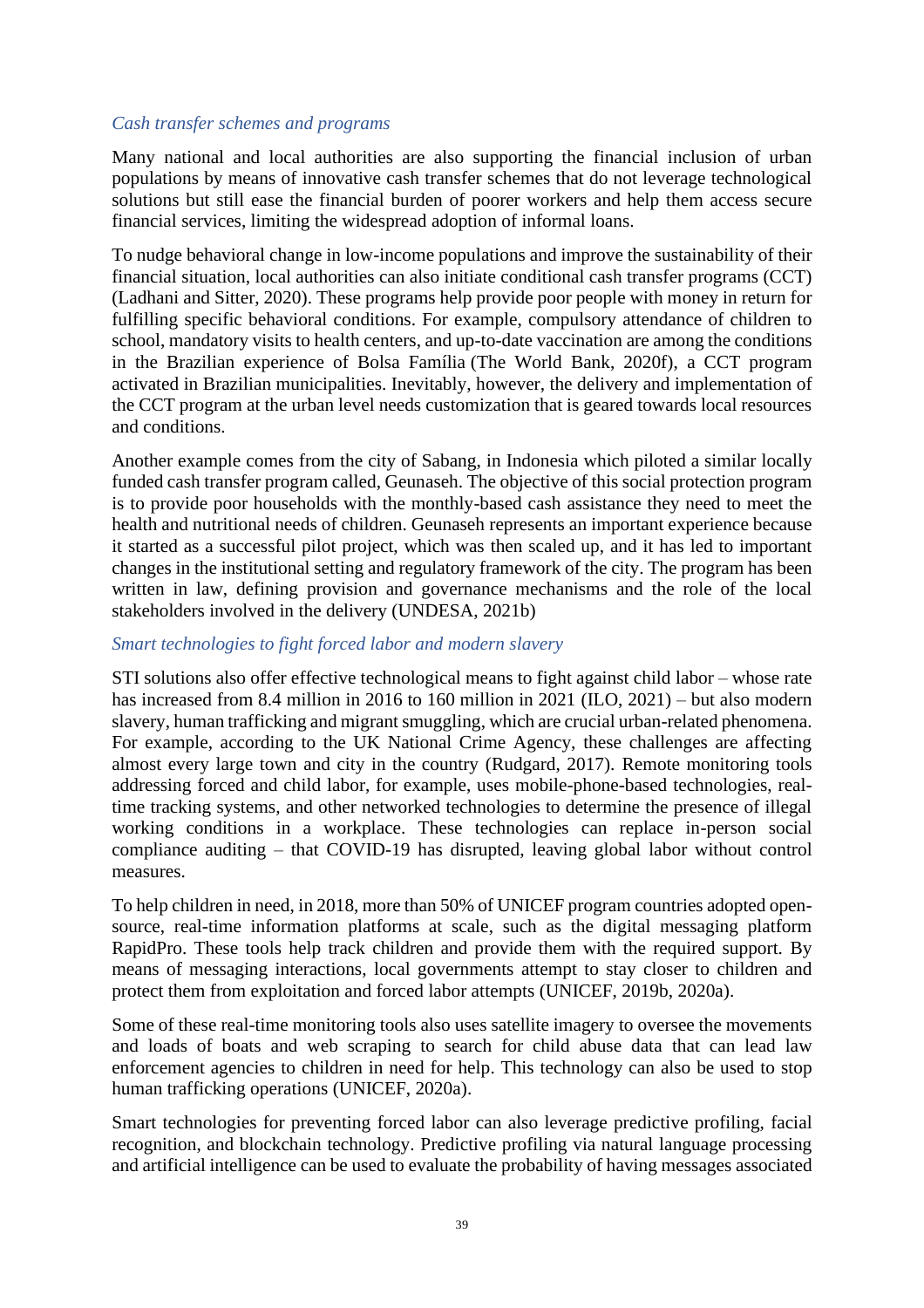*Cash transfer schemes and programs*

Many national and local authorities are also supporting the financial inclusion of urban populations by means of innovative cash transfer schemes that do not leverage technological solutions but still ease the financial burden of poorer workers and help them access secure financial services, limiting the widespread adoption of informal loans.

To nudge behavioral change in low-income populations and improve the sustainability of their financial situation, local authorities can also initiate conditional cash transfer programs (CCT) (Ladhani and Sitter, 2020). These programs help provide poor people with money in return for fulfilling specific behavioral conditions. For example, compulsory attendance of children to school, mandatory visits to health centers, and up-to-date vaccination are among the conditions in the Brazilian experience of Bolsa Família (The World Bank, 2020f), a CCT program activated in Brazilian municipalities. Inevitably, however, the delivery and implementation of the CCT program at the urban level needs customization that is geared towards local resources and conditions.

Another example comes from the city of Sabang, in Indonesia which piloted a similar locally funded cash transfer program called, Geunaseh. The objective of this social protection program is to provide poor households with the monthly-based cash assistance they need to meet the health and nutritional needs of children. Geunaseh represents an important experience because it started as a successful pilot project, which was then scaled up, and it has led to important changes in the institutional setting and regulatory framework of the city. The program has been written in law, defining provision and governance mechanisms and the role of the local stakeholders involved in the delivery (UNDESA, 2021b)

*Smart technologies to fight forced labor and modern slavery*

STI solutions also offer effective technological means to fight against child labor – whose rate has increased from 8.4 million in 2016 to 160 million in 2021 (ILO, 2021) – but also modern slavery, human trafficking and migrant smuggling, which are crucial urban-related phenomena. For example, according to the UK National Crime Agency, these challenges are affecting almost every large town and city in the country (Rudgard, 2017). Remote monitoring tools addressing forced and child labor, for example, uses mobile-phone-based technologies, real-time tracking systems, and other networked technologies to determine the presence of illegal working conditions in a workplace. These technologies can replace in-person social compliance auditing – that COVID-19 has disrupted, leaving global labor without control measures.

To help children in need, in 2018, more than 50% of UNICEF program countries adopted open-source, real-time information platforms at scale, such as the digital messaging platform RapidPro. These tools help track children and provide them with the required support. By means of messaging interactions, local governments attempt to stay closer to children and protect them from exploitation and forced labor attempts (UNICEF, 2019b, 2020a).

Some of these real-time monitoring tools also uses satellite imagery to oversee the movements and loads of boats and web scraping to search for child abuse data that can lead law enforcement agencies to children in need for help. This technology can also be used to stop human trafficking operations (UNICEF, 2020a).

Smart technologies for preventing forced labor can also leverage predictive profiling, facial recognition, and blockchain technology. Predictive profiling via natural language processing and artificial intelligence can be used to evaluate the probability of having messages associated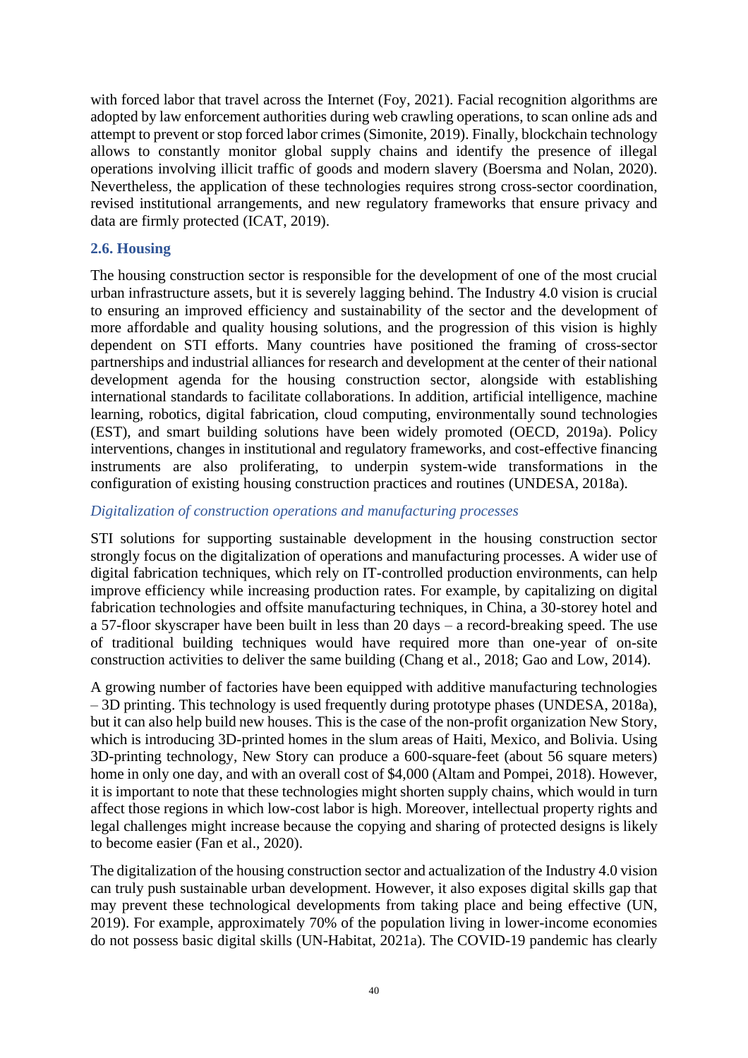with forced labor that travel across the Internet (Foy, 2021). Facial recognition algorithms are adopted by law enforcement authorities during web crawling operations, to scan online ads and attempt to prevent or stop forced labor crimes (Simonite, 2019). Finally, blockchain technology allows to constantly monitor global supply chains and identify the presence of illegal operations involving illicit traffic of goods and modern slavery (Boersma and Nolan, 2020). Nevertheless, the application of these technologies requires strong cross-sector coordination, revised institutional arrangements, and new regulatory frameworks that ensure privacy and data are firmly protected (ICAT, 2019).

### 2.6. Housing

The housing construction sector is responsible for the development of one of the most crucial urban infrastructure assets, but it is severely lagging behind. The Industry 4.0 vision is crucial to ensuring an improved efficiency and sustainability of the sector and the development of more affordable and quality housing solutions, and the progression of this vision is highly dependent on STI efforts. Many countries have positioned the framing of cross-sector partnerships and industrial alliances for research and development at the center of their national development agenda for the housing construction sector, alongside with establishing international standards to facilitate collaborations. In addition, artificial intelligence, machine learning, robotics, digital fabrication, cloud computing, environmentally sound technologies (EST), and smart building solutions have been widely promoted (OECD, 2019a). Policy interventions, changes in institutional and regulatory frameworks, and cost-effective financing instruments are also proliferating, to underpin system-wide transformations in the configuration of existing housing construction practices and routines (UNDESA, 2018a).

*Digitalization of construction operations and manufacturing processes*

STI solutions for supporting sustainable development in the housing construction sector strongly focus on the digitalization of operations and manufacturing processes. A wider use of digital fabrication techniques, which rely on IT-controlled production environments, can help improve efficiency while increasing production rates. For example, by capitalizing on digital fabrication technologies and offsite manufacturing techniques, in China, a 30-storey hotel and a 57-floor skyscraper have been built in less than 20 days – a record-breaking speed. The use of traditional building techniques would have required more than one-year of on-site construction activities to deliver the same building (Chang et al., 2018; Gao and Low, 2014).

A growing number of factories have been equipped with additive manufacturing technologies – 3D printing. This technology is used frequently during prototype phases (UNDESA, 2018a), but it can also help build new houses. This is the case of the non-profit organization New Story, which is introducing 3D-printed homes in the slum areas of Haiti, Mexico, and Bolivia. Using 3D-printing technology, New Story can produce a 600-square-feet (about 56 square meters) home in only one day, and with an overall cost of $4,000 (Altam and Pompei, 2018). However, it is important to note that these technologies might shorten supply chains, which would in turn affect those regions in which low-cost labor is high. Moreover, intellectual property rights and legal challenges might increase because the copying and sharing of protected designs is likely to become easier (Fan et al., 2020).

The digitalization of the housing construction sector and actualization of the Industry 4.0 vision can truly push sustainable urban development. However, it also exposes digital skills gap that may prevent these technological developments from taking place and being effective (UN, 2019). For example, approximately 70% of the population living in lower-income economies do not possess basic digital skills (UN-Habitat, 2021a). The COVID-19 pandemic has clearly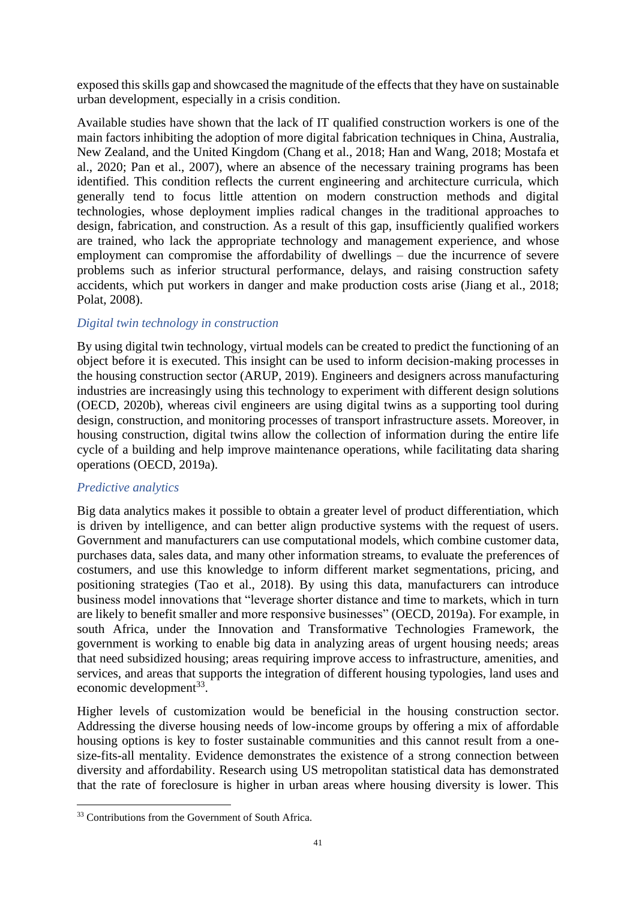exposed this skills gap and showcased the magnitude of the effects that they have on sustainable urban development, especially in a crisis condition.

Available studies have shown that the lack of IT qualified construction workers is one of the main factors inhibiting the adoption of more digital fabrication techniques in China, Australia, New Zealand, and the United Kingdom (Chang et al., 2018; Han and Wang, 2018; Mostafa et al., 2020; Pan et al., 2007), where an absence of the necessary training programs has been identified. This condition reflects the current engineering and architecture curricula, which generally tend to focus little attention on modern construction methods and digital technologies, whose deployment implies radical changes in the traditional approaches to design, fabrication, and construction. As a result of this gap, insufficiently qualified workers are trained, who lack the appropriate technology and management experience, and whose employment can compromise the affordability of dwellings – due the incurrence of severe problems such as inferior structural performance, delays, and raising construction safety accidents, which put workers in danger and make production costs arise (Jiang et al., 2018; Polat, 2008).

### *Digital twin technology in construction*

By using digital twin technology, virtual models can be created to predict the functioning of an object before it is executed. This insight can be used to inform decision-making processes in the housing construction sector (ARUP, 2019). Engineers and designers across manufacturing industries are increasingly using this technology to experiment with different design solutions (OECD, 2020b), whereas civil engineers are using digital twins as a supporting tool during design, construction, and monitoring processes of transport infrastructure assets. Moreover, in housing construction, digital twins allow the collection of information during the entire life cycle of a building and help improve maintenance operations, while facilitating data sharing operations (OECD, 2019a).

### *Predictive analytics*

Big data analytics makes it possible to obtain a greater level of product differentiation, which is driven by intelligence, and can better align productive systems with the request of users. Government and manufacturers can use computational models, which combine customer data, purchases data, sales data, and many other information streams, to evaluate the preferences of costumers, and use this knowledge to inform different market segmentations, pricing, and positioning strategies (Tao et al., 2018). By using this data, manufacturers can introduce business model innovations that "leverage shorter distance and time to markets, which in turn are likely to benefit smaller and more responsive businesses" (OECD, 2019a). For example, in south Africa, under the Innovation and Transformative Technologies Framework, the government is working to enable big data in analyzing areas of urgent housing needs; areas that need subsidized housing; areas requiring improve access to infrastructure, amenities, and services, and areas that supports the integration of different housing typologies, land uses and economic development[33].

Higher levels of customization would be beneficial in the housing construction sector. Addressing the diverse housing needs of low-income groups by offering a mix of affordable housing options is key to foster sustainable communities and this cannot result from a one-size-fits-all mentality. Evidence demonstrates the existence of a strong connection between diversity and affordability. Research using US metropolitan statistical data has demonstrated that the rate of foreclosure is higher in urban areas where housing diversity is lower. This

[33] Contributions from the Government of South Africa.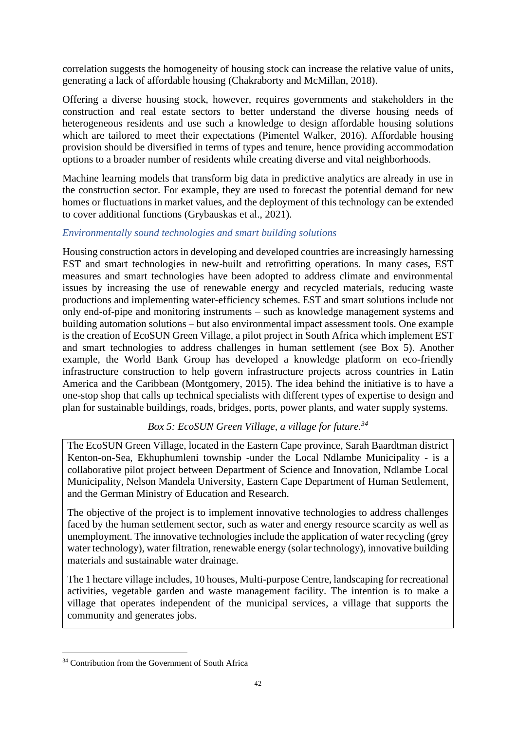correlation suggests the homogeneity of housing stock can increase the relative value of units, generating a lack of affordable housing (Chakraborty and McMillan, 2018).

Offering a diverse housing stock, however, requires governments and stakeholders in the construction and real estate sectors to better understand the diverse housing needs of heterogeneous residents and use such a knowledge to design affordable housing solutions which are tailored to meet their expectations (Pimentel Walker, 2016). Affordable housing provision should be diversified in terms of types and tenure, hence providing accommodation options to a broader number of residents while creating diverse and vital neighborhoods.

Machine learning models that transform big data in predictive analytics are already in use in the construction sector. For example, they are used to forecast the potential demand for new homes or fluctuations in market values, and the deployment of this technology can be extended to cover additional functions (Grybauskas et al., 2021).

### *Environmentally sound technologies and smart building solutions*

Housing construction actors in developing and developed countries are increasingly harnessing EST and smart technologies in new-built and retrofitting operations. In many cases, EST measures and smart technologies have been adopted to address climate and environmental issues by increasing the use of renewable energy and recycled materials, reducing waste productions and implementing water-efficiency schemes. EST and smart solutions include not only end-of-pipe and monitoring instruments – such as knowledge management systems and building automation solutions – but also environmental impact assessment tools. One example is the creation of EcoSUN Green Village, a pilot project in South Africa which implement EST and smart technologies to address challenges in human settlement (see Box 5). Another example, the World Bank Group has developed a knowledge platform on eco-friendly infrastructure construction to help govern infrastructure projects across countries in Latin America and the Caribbean (Montgomery, 2015). The idea behind the initiative is to have a one-stop shop that calls up technical specialists with different types of expertise to design and plan for sustainable buildings, roads, bridges, ports, power plants, and water supply systems.

*Box 5: EcoSUN Green Village, a village for future.*[34]

The EcoSUN Green Village, located in the Eastern Cape province, Sarah Baardtman district Kenton-on-Sea, Ekhuphumleni township -under the Local Ndlambe Municipality - is a collaborative pilot project between Department of Science and Innovation, Ndlambe Local Municipality, Nelson Mandela University, Eastern Cape Department of Human Settlement, and the German Ministry of Education and Research.

The objective of the project is to implement innovative technologies to address challenges faced by the human settlement sector, such as water and energy resource scarcity as well as unemployment. The innovative technologies include the application of water recycling (grey water technology), water filtration, renewable energy (solar technology), innovative building materials and sustainable water drainage.

The 1 hectare village includes, 10 houses, Multi-purpose Centre, landscaping for recreational activities, vegetable garden and waste management facility. The intention is to make a village that operates independent of the municipal services, a village that supports the community and generates jobs.

[34] Contribution from the Government of South Africa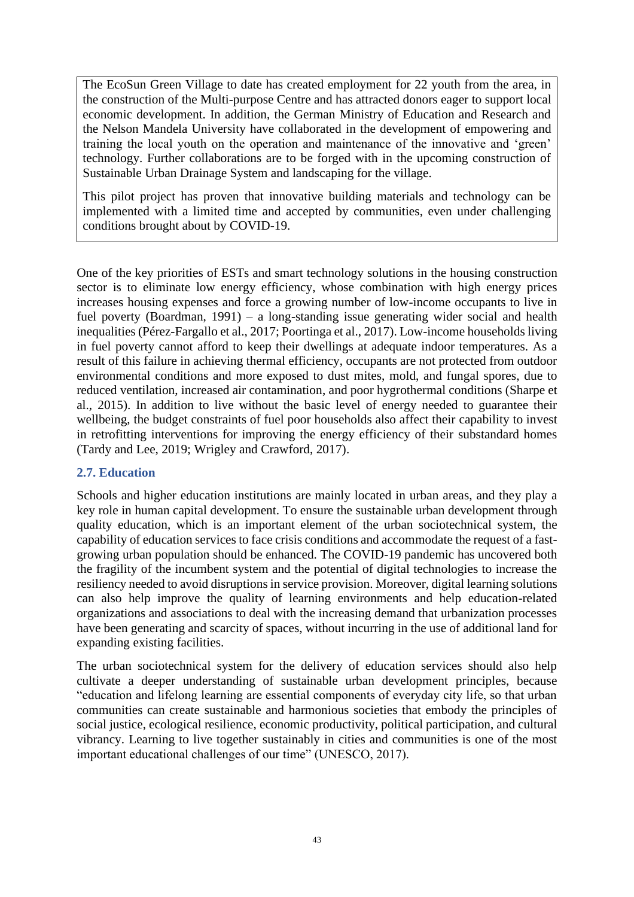> The EcoSun Green Village to date has created employment for 22 youth from the area, in the construction of the Multi-purpose Centre and has attracted donors eager to support local economic development. In addition, the German Ministry of Education and Research and the Nelson Mandela University have collaborated in the development of empowering and training the local youth on the operation and maintenance of the innovative and 'green' technology. Further collaborations are to be forged with in the upcoming construction of Sustainable Urban Drainage System and landscaping for the village.
>
> This pilot project has proven that innovative building materials and technology can be implemented with a limited time and accepted by communities, even under challenging conditions brought about by COVID-19.

One of the key priorities of ESTs and smart technology solutions in the housing construction sector is to eliminate low energy efficiency, whose combination with high energy prices increases housing expenses and force a growing number of low-income occupants to live in fuel poverty (Boardman, 1991) – a long-standing issue generating wider social and health inequalities (Pérez-Fargallo et al., 2017; Poortinga et al., 2017). Low-income households living in fuel poverty cannot afford to keep their dwellings at adequate indoor temperatures. As a result of this failure in achieving thermal efficiency, occupants are not protected from outdoor environmental conditions and more exposed to dust mites, mold, and fungal spores, due to reduced ventilation, increased air contamination, and poor hygrothermal conditions (Sharpe et al., 2015). In addition to live without the basic level of energy needed to guarantee their wellbeing, the budget constraints of fuel poor households also affect their capability to invest in retrofitting interventions for improving the energy efficiency of their substandard homes (Tardy and Lee, 2019; Wrigley and Crawford, 2017).

### 2.7. Education

Schools and higher education institutions are mainly located in urban areas, and they play a key role in human capital development. To ensure the sustainable urban development through quality education, which is an important element of the urban sociotechnical system, the capability of education services to face crisis conditions and accommodate the request of a fast-growing urban population should be enhanced. The COVID-19 pandemic has uncovered both the fragility of the incumbent system and the potential of digital technologies to increase the resiliency needed to avoid disruptions in service provision. Moreover, digital learning solutions can also help improve the quality of learning environments and help education-related organizations and associations to deal with the increasing demand that urbanization processes have been generating and scarcity of spaces, without incurring in the use of additional land for expanding existing facilities.

The urban sociotechnical system for the delivery of education services should also help cultivate a deeper understanding of sustainable urban development principles, because "education and lifelong learning are essential components of everyday city life, so that urban communities can create sustainable and harmonious societies that embody the principles of social justice, ecological resilience, economic productivity, political participation, and cultural vibrancy. Learning to live together sustainably in cities and communities is one of the most important educational challenges of our time" (UNESCO, 2017).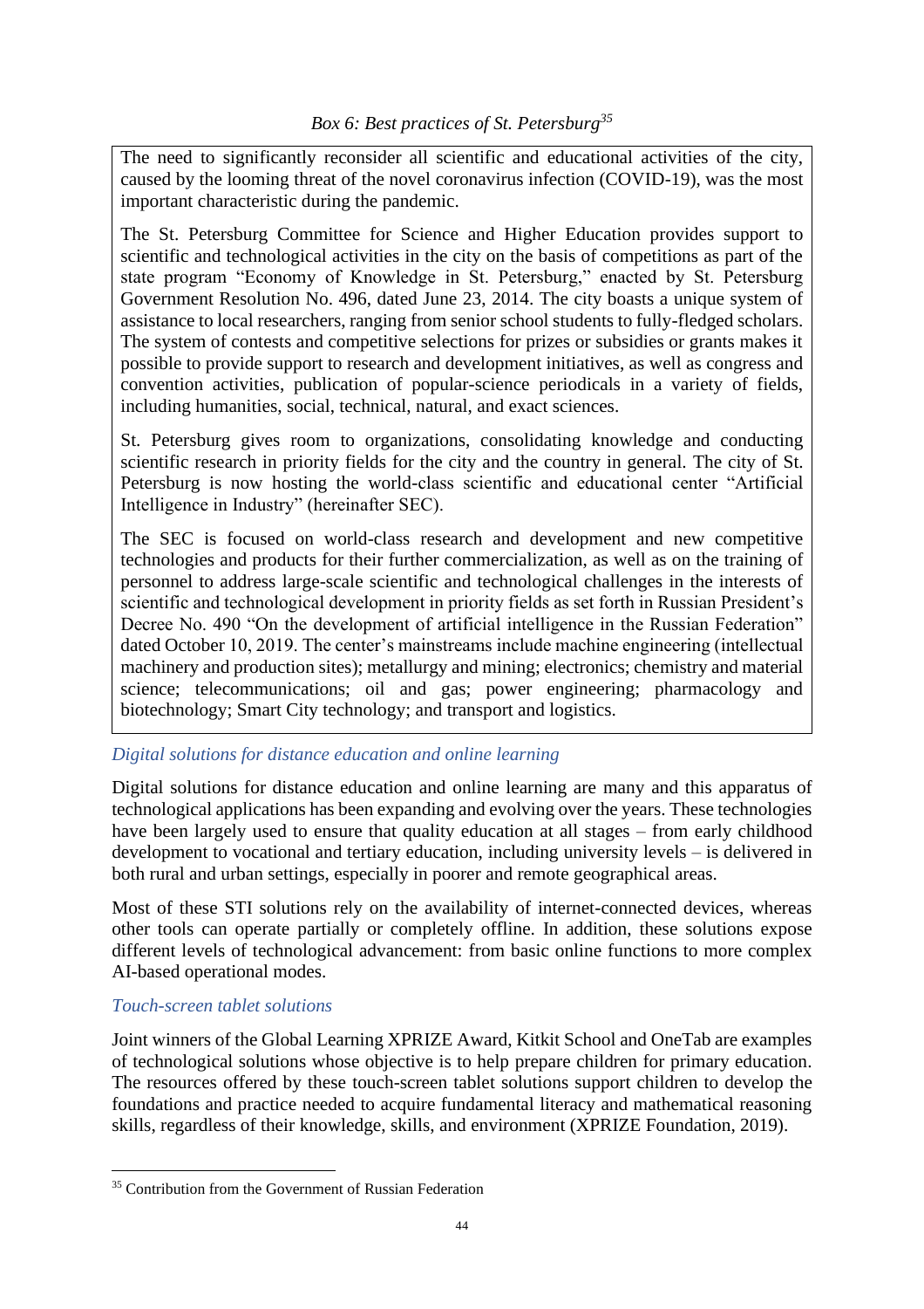*Box 6: Best practices of St. Petersburg*[35]

> The need to significantly reconsider all scientific and educational activities of the city, caused by the looming threat of the novel coronavirus infection (COVID-19), was the most important characteristic during the pandemic.
>
> The St. Petersburg Committee for Science and Higher Education provides support to scientific and technological activities in the city on the basis of competitions as part of the state program "Economy of Knowledge in St. Petersburg," enacted by St. Petersburg Government Resolution No. 496, dated June 23, 2014. The city boasts a unique system of assistance to local researchers, ranging from senior school students to fully-fledged scholars. The system of contests and competitive selections for prizes or subsidies or grants makes it possible to provide support to research and development initiatives, as well as congress and convention activities, publication of popular-science periodicals in a variety of fields, including humanities, social, technical, natural, and exact sciences.
>
> St. Petersburg gives room to organizations, consolidating knowledge and conducting scientific research in priority fields for the city and the country in general. The city of St. Petersburg is now hosting the world-class scientific and educational center "Artificial Intelligence in Industry" (hereinafter SEC).
>
> The SEC is focused on world-class research and development and new competitive technologies and products for their further commercialization, as well as on the training of personnel to address large-scale scientific and technological challenges in the interests of scientific and technological development in priority fields as set forth in Russian President's Decree No. 490 "On the development of artificial intelligence in the Russian Federation" dated October 10, 2019. The center's mainstreams include machine engineering (intellectual machinery and production sites); metallurgy and mining; electronics; chemistry and material science; telecommunications; oil and gas; power engineering; pharmacology and biotechnology; Smart City technology; and transport and logistics.

### *Digital solutions for distance education and online learning*

Digital solutions for distance education and online learning are many and this apparatus of technological applications has been expanding and evolving over the years. These technologies have been largely used to ensure that quality education at all stages – from early childhood development to vocational and tertiary education, including university levels – is delivered in both rural and urban settings, especially in poorer and remote geographical areas.

Most of these STI solutions rely on the availability of internet-connected devices, whereas other tools can operate partially or completely offline. In addition, these solutions expose different levels of technological advancement: from basic online functions to more complex AI-based operational modes.

### *Touch-screen tablet solutions*

Joint winners of the Global Learning XPRIZE Award, Kitkit School and OneTab are examples of technological solutions whose objective is to help prepare children for primary education. The resources offered by these touch-screen tablet solutions support children to develop the foundations and practice needed to acquire fundamental literacy and mathematical reasoning skills, regardless of their knowledge, skills, and environment (XPRIZE Foundation, 2019).

---

[35] Contribution from the Government of Russian Federation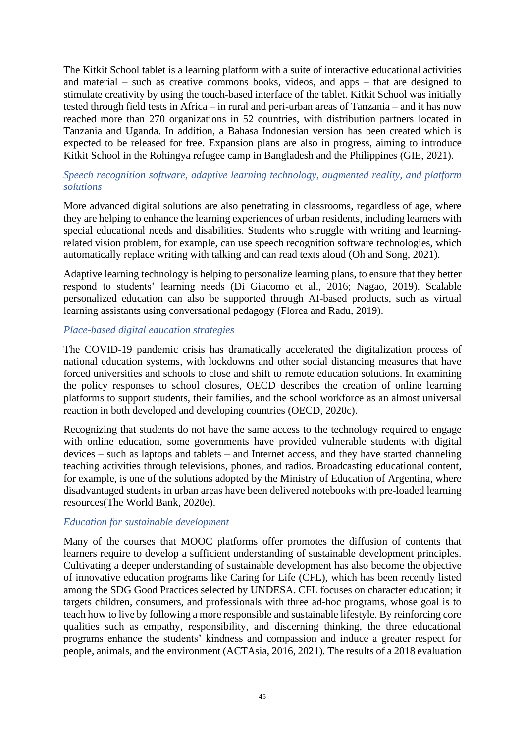The Kitkit School tablet is a learning platform with a suite of interactive educational activities and material – such as creative commons books, videos, and apps – that are designed to stimulate creativity by using the touch-based interface of the tablet. Kitkit School was initially tested through field tests in Africa – in rural and peri-urban areas of Tanzania – and it has now reached more than 270 organizations in 52 countries, with distribution partners located in Tanzania and Uganda. In addition, a Bahasa Indonesian version has been created which is expected to be released for free. Expansion plans are also in progress, aiming to introduce Kitkit School in the Rohingya refugee camp in Bangladesh and the Philippines (GIE, 2021).

*Speech recognition software, adaptive learning technology, augmented reality, and platform solutions*

More advanced digital solutions are also penetrating in classrooms, regardless of age, where they are helping to enhance the learning experiences of urban residents, including learners with special educational needs and disabilities. Students who struggle with writing and learning-related vision problem, for example, can use speech recognition software technologies, which automatically replace writing with talking and can read texts aloud (Oh and Song, 2021).

Adaptive learning technology is helping to personalize learning plans, to ensure that they better respond to students' learning needs (Di Giacomo et al., 2016; Nagao, 2019). Scalable personalized education can also be supported through AI-based products, such as virtual learning assistants using conversational pedagogy (Florea and Radu, 2019).

*Place-based digital education strategies*

The COVID-19 pandemic crisis has dramatically accelerated the digitalization process of national education systems, with lockdowns and other social distancing measures that have forced universities and schools to close and shift to remote education solutions. In examining the policy responses to school closures, OECD describes the creation of online learning platforms to support students, their families, and the school workforce as an almost universal reaction in both developed and developing countries (OECD, 2020c).

Recognizing that students do not have the same access to the technology required to engage with online education, some governments have provided vulnerable students with digital devices – such as laptops and tablets – and Internet access, and they have started channeling teaching activities through televisions, phones, and radios. Broadcasting educational content, for example, is one of the solutions adopted by the Ministry of Education of Argentina, where disadvantaged students in urban areas have been delivered notebooks with pre-loaded learning resources(The World Bank, 2020e).

*Education for sustainable development*

Many of the courses that MOOC platforms offer promotes the diffusion of contents that learners require to develop a sufficient understanding of sustainable development principles. Cultivating a deeper understanding of sustainable development has also become the objective of innovative education programs like Caring for Life (CFL), which has been recently listed among the SDG Good Practices selected by UNDESA. CFL focuses on character education; it targets children, consumers, and professionals with three ad-hoc programs, whose goal is to teach how to live by following a more responsible and sustainable lifestyle. By reinforcing core qualities such as empathy, responsibility, and discerning thinking, the three educational programs enhance the students' kindness and compassion and induce a greater respect for people, animals, and the environment (ACTAsia, 2016, 2021). The results of a 2018 evaluation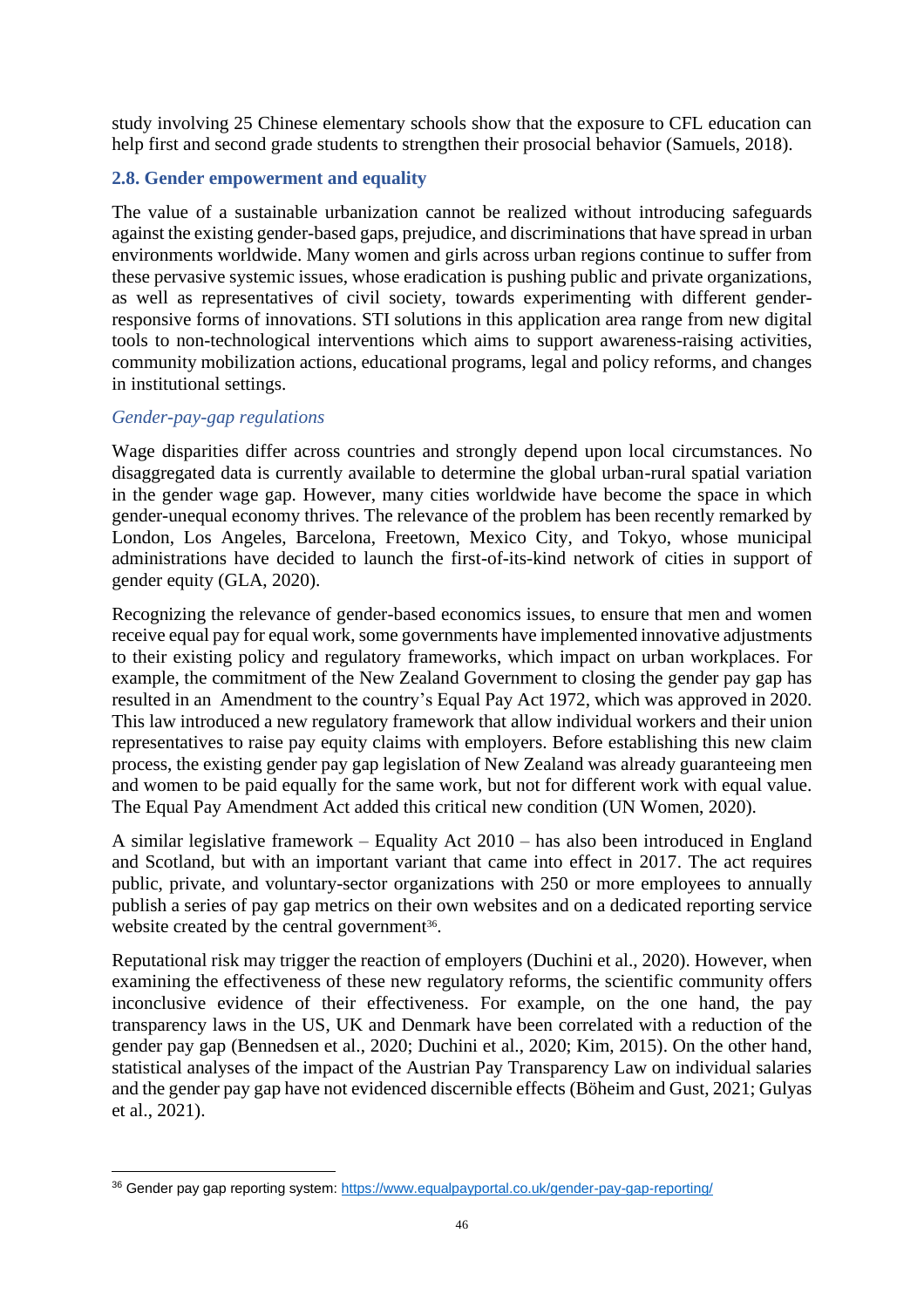study involving 25 Chinese elementary schools show that the exposure to CFL education can help first and second grade students to strengthen their prosocial behavior (Samuels, 2018).

### 2.8. Gender empowerment and equality

The value of a sustainable urbanization cannot be realized without introducing safeguards against the existing gender-based gaps, prejudice, and discriminations that have spread in urban environments worldwide. Many women and girls across urban regions continue to suffer from these pervasive systemic issues, whose eradication is pushing public and private organizations, as well as representatives of civil society, towards experimenting with different gender-responsive forms of innovations. STI solutions in this application area range from new digital tools to non-technological interventions which aims to support awareness-raising activities, community mobilization actions, educational programs, legal and policy reforms, and changes in institutional settings.

#### *Gender-pay-gap regulations*

Wage disparities differ across countries and strongly depend upon local circumstances. No disaggregated data is currently available to determine the global urban-rural spatial variation in the gender wage gap. However, many cities worldwide have become the space in which gender-unequal economy thrives. The relevance of the problem has been recently remarked by London, Los Angeles, Barcelona, Freetown, Mexico City, and Tokyo, whose municipal administrations have decided to launch the first-of-its-kind network of cities in support of gender equity (GLA, 2020).

Recognizing the relevance of gender-based economics issues, to ensure that men and women receive equal pay for equal work, some governments have implemented innovative adjustments to their existing policy and regulatory frameworks, which impact on urban workplaces. For example, the commitment of the New Zealand Government to closing the gender pay gap has resulted in an Amendment to the country's Equal Pay Act 1972, which was approved in 2020. This law introduced a new regulatory framework that allow individual workers and their union representatives to raise pay equity claims with employers. Before establishing this new claim process, the existing gender pay gap legislation of New Zealand was already guaranteeing men and women to be paid equally for the same work, but not for different work with equal value. The Equal Pay Amendment Act added this critical new condition (UN Women, 2020).

A similar legislative framework – Equality Act 2010 – has also been introduced in England and Scotland, but with an important variant that came into effect in 2017. The act requires public, private, and voluntary-sector organizations with 250 or more employees to annually publish a series of pay gap metrics on their own websites and on a dedicated reporting service website created by the central government[36].

Reputational risk may trigger the reaction of employers (Duchini et al., 2020). However, when examining the effectiveness of these new regulatory reforms, the scientific community offers inconclusive evidence of their effectiveness. For example, on the one hand, the pay transparency laws in the US, UK and Denmark have been correlated with a reduction of the gender pay gap (Bennedsen et al., 2020; Duchini et al., 2020; Kim, 2015). On the other hand, statistical analyses of the impact of the Austrian Pay Transparency Law on individual salaries and the gender pay gap have not evidenced discernible effects (Böheim and Gust, 2021; Gulyas et al., 2021).

[36] Gender pay gap reporting system: https://www.equalpayportal.co.uk/gender-pay-gap-reporting/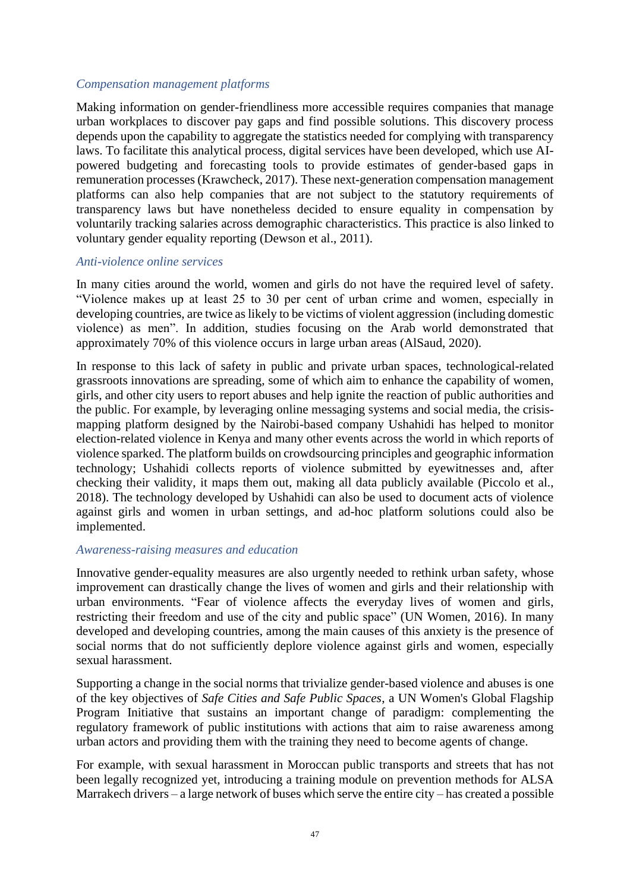### *Compensation management platforms*

Making information on gender-friendliness more accessible requires companies that manage urban workplaces to discover pay gaps and find possible solutions. This discovery process depends upon the capability to aggregate the statistics needed for complying with transparency laws. To facilitate this analytical process, digital services have been developed, which use AI-powered budgeting and forecasting tools to provide estimates of gender-based gaps in remuneration processes (Krawcheck, 2017). These next-generation compensation management platforms can also help companies that are not subject to the statutory requirements of transparency laws but have nonetheless decided to ensure equality in compensation by voluntarily tracking salaries across demographic characteristics. This practice is also linked to voluntary gender equality reporting (Dewson et al., 2011).

### *Anti-violence online services*

In many cities around the world, women and girls do not have the required level of safety. "Violence makes up at least 25 to 30 per cent of urban crime and women, especially in developing countries, are twice as likely to be victims of violent aggression (including domestic violence) as men". In addition, studies focusing on the Arab world demonstrated that approximately 70% of this violence occurs in large urban areas (AlSaud, 2020).

In response to this lack of safety in public and private urban spaces, technological-related grassroots innovations are spreading, some of which aim to enhance the capability of women, girls, and other city users to report abuses and help ignite the reaction of public authorities and the public. For example, by leveraging online messaging systems and social media, the crisis-mapping platform designed by the Nairobi-based company Ushahidi has helped to monitor election-related violence in Kenya and many other events across the world in which reports of violence sparked. The platform builds on crowdsourcing principles and geographic information technology; Ushahidi collects reports of violence submitted by eyewitnesses and, after checking their validity, it maps them out, making all data publicly available (Piccolo et al., 2018). The technology developed by Ushahidi can also be used to document acts of violence against girls and women in urban settings, and ad-hoc platform solutions could also be implemented.

### *Awareness-raising measures and education*

Innovative gender-equality measures are also urgently needed to rethink urban safety, whose improvement can drastically change the lives of women and girls and their relationship with urban environments. "Fear of violence affects the everyday lives of women and girls, restricting their freedom and use of the city and public space" (UN Women, 2016). In many developed and developing countries, among the main causes of this anxiety is the presence of social norms that do not sufficiently deplore violence against girls and women, especially sexual harassment.

Supporting a change in the social norms that trivialize gender-based violence and abuses is one of the key objectives of *Safe Cities and Safe Public Spaces*, a UN Women's Global Flagship Program Initiative that sustains an important change of paradigm: complementing the regulatory framework of public institutions with actions that aim to raise awareness among urban actors and providing them with the training they need to become agents of change.

For example, with sexual harassment in Moroccan public transports and streets that has not been legally recognized yet, introducing a training module on prevention methods for ALSA Marrakech drivers – a large network of buses which serve the entire city – has created a possible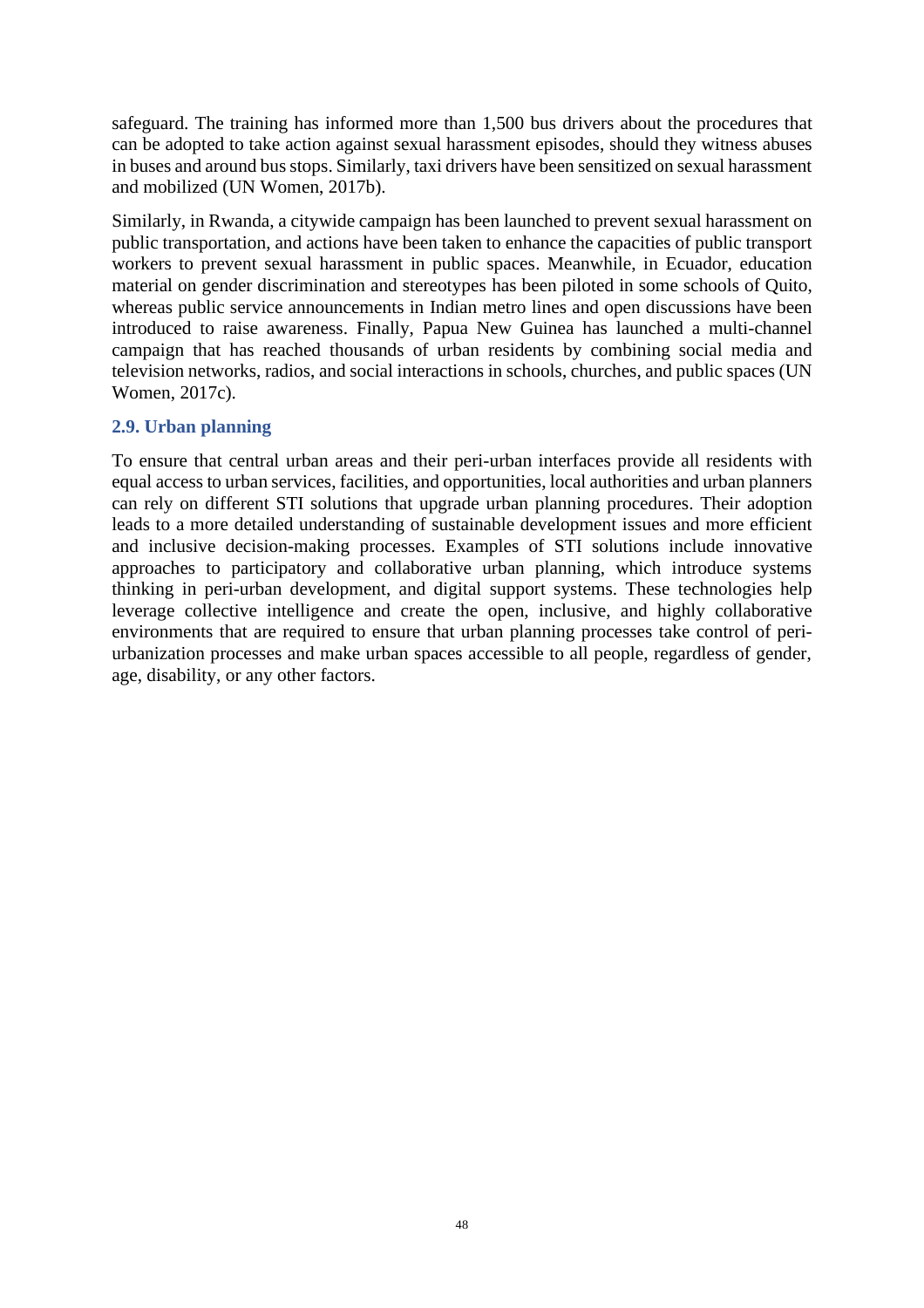safeguard. The training has informed more than 1,500 bus drivers about the procedures that can be adopted to take action against sexual harassment episodes, should they witness abuses in buses and around bus stops. Similarly, taxi drivers have been sensitized on sexual harassment and mobilized (UN Women, 2017b).

Similarly, in Rwanda, a citywide campaign has been launched to prevent sexual harassment on public transportation, and actions have been taken to enhance the capacities of public transport workers to prevent sexual harassment in public spaces. Meanwhile, in Ecuador, education material on gender discrimination and stereotypes has been piloted in some schools of Quito, whereas public service announcements in Indian metro lines and open discussions have been introduced to raise awareness. Finally, Papua New Guinea has launched a multi-channel campaign that has reached thousands of urban residents by combining social media and television networks, radios, and social interactions in schools, churches, and public spaces (UN Women, 2017c).

### 2.9. Urban planning

To ensure that central urban areas and their peri-urban interfaces provide all residents with equal access to urban services, facilities, and opportunities, local authorities and urban planners can rely on different STI solutions that upgrade urban planning procedures. Their adoption leads to a more detailed understanding of sustainable development issues and more efficient and inclusive decision-making processes. Examples of STI solutions include innovative approaches to participatory and collaborative urban planning, which introduce systems thinking in peri-urban development, and digital support systems. These technologies help leverage collective intelligence and create the open, inclusive, and highly collaborative environments that are required to ensure that urban planning processes take control of peri-urbanization processes and make urban spaces accessible to all people, regardless of gender, age, disability, or any other factors.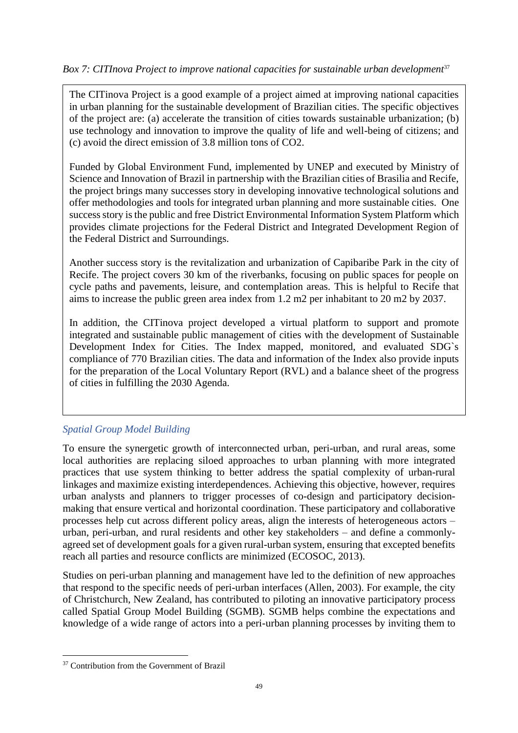*Box 7: CITInova Project to improve national capacities for sustainable urban development*[37]

> The CITinova Project is a good example of a project aimed at improving national capacities in urban planning for the sustainable development of Brazilian cities. The specific objectives of the project are: (a) accelerate the transition of cities towards sustainable urbanization; (b) use technology and innovation to improve the quality of life and well-being of citizens; and (c) avoid the direct emission of 3.8 million tons of $CO_2$.
>
> Funded by Global Environment Fund, implemented by UNEP and executed by Ministry of Science and Innovation of Brazil in partnership with the Brazilian cities of Brasilia and Recife, the project brings many successes story in developing innovative technological solutions and offer methodologies and tools for integrated urban planning and more sustainable cities. One success story is the public and free District Environmental Information System Platform which provides climate projections for the Federal District and Integrated Development Region of the Federal District and Surroundings.
>
> Another success story is the revitalization and urbanization of Capibaribe Park in the city of Recife. The project covers 30 km of the riverbanks, focusing on public spaces for people on cycle paths and pavements, leisure, and contemplation areas. This is helpful to Recife that aims to increase the public green area index from 1.2 m2 per inhabitant to 20 m2 by 2037.
>
> In addition, the CITinova project developed a virtual platform to support and promote integrated and sustainable public management of cities with the development of Sustainable Development Index for Cities. The Index mapped, monitored, and evaluated SDG`s compliance of 770 Brazilian cities. The data and information of the Index also provide inputs for the preparation of the Local Voluntary Report (RVL) and a balance sheet of the progress of cities in fulfilling the 2030 Agenda.

### *Spatial Group Model Building*

To ensure the synergetic growth of interconnected urban, peri-urban, and rural areas, some local authorities are replacing siloed approaches to urban planning with more integrated practices that use system thinking to better address the spatial complexity of urban-rural linkages and maximize existing interdependences. Achieving this objective, however, requires urban analysts and planners to trigger processes of co-design and participatory decision-making that ensure vertical and horizontal coordination. These participatory and collaborative processes help cut across different policy areas, align the interests of heterogeneous actors – urban, peri-urban, and rural residents and other key stakeholders – and define a commonly-agreed set of development goals for a given rural-urban system, ensuring that excepted benefits reach all parties and resource conflicts are minimized (ECOSOC, 2013).

Studies on peri-urban planning and management have led to the definition of new approaches that respond to the specific needs of peri-urban interfaces (Allen, 2003). For example, the city of Christchurch, New Zealand, has contributed to piloting an innovative participatory process called Spatial Group Model Building (SGMB). SGMB helps combine the expectations and knowledge of a wide range of actors into a peri-urban planning processes by inviting them to

[37] Contribution from the Government of Brazil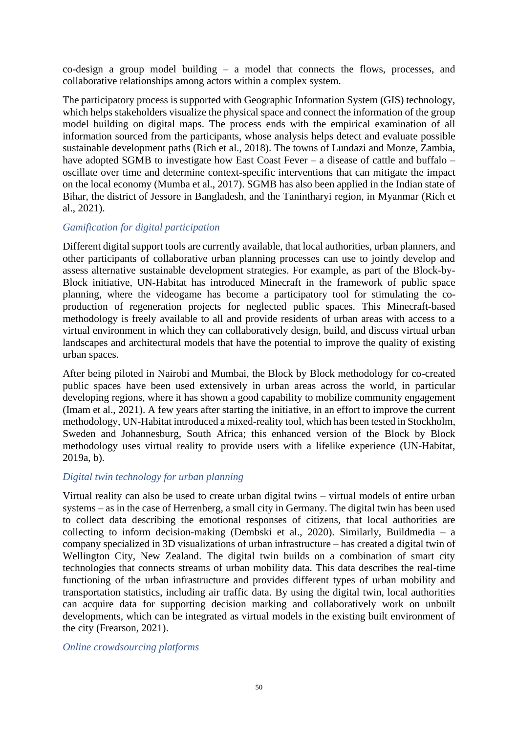co-design a group model building – a model that connects the flows, processes, and collaborative relationships among actors within a complex system.

The participatory process is supported with Geographic Information System (GIS) technology, which helps stakeholders visualize the physical space and connect the information of the group model building on digital maps. The process ends with the empirical examination of all information sourced from the participants, whose analysis helps detect and evaluate possible sustainable development paths (Rich et al., 2018). The towns of Lundazi and Monze, Zambia, have adopted SGMB to investigate how East Coast Fever – a disease of cattle and buffalo – oscillate over time and determine context-specific interventions that can mitigate the impact on the local economy (Mumba et al., 2017). SGMB has also been applied in the Indian state of Bihar, the district of Jessore in Bangladesh, and the Tanintharyi region, in Myanmar (Rich et al., 2021).

### *Gamification for digital participation*

Different digital support tools are currently available, that local authorities, urban planners, and other participants of collaborative urban planning processes can use to jointly develop and assess alternative sustainable development strategies. For example, as part of the Block-by-Block initiative, UN-Habitat has introduced Minecraft in the framework of public space planning, where the videogame has become a participatory tool for stimulating the co-production of regeneration projects for neglected public spaces. This Minecraft-based methodology is freely available to all and provide residents of urban areas with access to a virtual environment in which they can collaboratively design, build, and discuss virtual urban landscapes and architectural models that have the potential to improve the quality of existing urban spaces.

After being piloted in Nairobi and Mumbai, the Block by Block methodology for co-created public spaces have been used extensively in urban areas across the world, in particular developing regions, where it has shown a good capability to mobilize community engagement (Imam et al., 2021). A few years after starting the initiative, in an effort to improve the current methodology, UN-Habitat introduced a mixed-reality tool, which has been tested in Stockholm, Sweden and Johannesburg, South Africa; this enhanced version of the Block by Block methodology uses virtual reality to provide users with a lifelike experience (UN-Habitat, 2019a, b).

### *Digital twin technology for urban planning*

Virtual reality can also be used to create urban digital twins – virtual models of entire urban systems – as in the case of Herrenberg, a small city in Germany. The digital twin has been used to collect data describing the emotional responses of citizens, that local authorities are collecting to inform decision-making (Dembski et al., 2020). Similarly, Buildmedia – a company specialized in 3D visualizations of urban infrastructure – has created a digital twin of Wellington City, New Zealand. The digital twin builds on a combination of smart city technologies that connects streams of urban mobility data. This data describes the real-time functioning of the urban infrastructure and provides different types of urban mobility and transportation statistics, including air traffic data. By using the digital twin, local authorities can acquire data for supporting decision marking and collaboratively work on unbuilt developments, which can be integrated as virtual models in the existing built environment of the city (Frearson, 2021).

### *Online crowdsourcing platforms*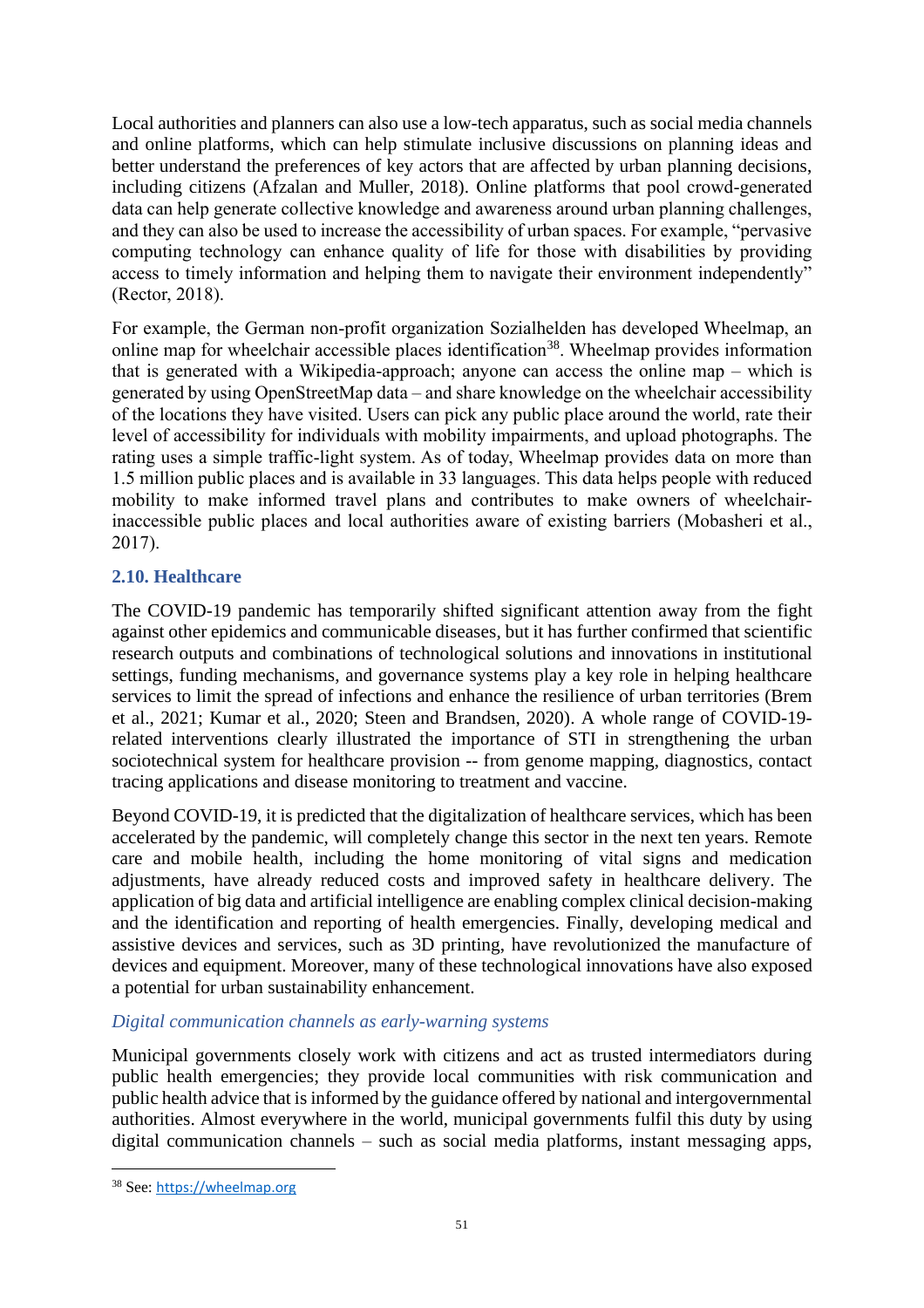Local authorities and planners can also use a low-tech apparatus, such as social media channels and online platforms, which can help stimulate inclusive discussions on planning ideas and better understand the preferences of key actors that are affected by urban planning decisions, including citizens (Afzalan and Muller, 2018). Online platforms that pool crowd-generated data can help generate collective knowledge and awareness around urban planning challenges, and they can also be used to increase the accessibility of urban spaces. For example, "pervasive computing technology can enhance quality of life for those with disabilities by providing access to timely information and helping them to navigate their environment independently" (Rector, 2018).

For example, the German non-profit organization Sozialhelden has developed Wheelmap, an online map for wheelchair accessible places identification[38]. Wheelmap provides information that is generated with a Wikipedia-approach; anyone can access the online map – which is generated by using OpenStreetMap data – and share knowledge on the wheelchair accessibility of the locations they have visited. Users can pick any public place around the world, rate their level of accessibility for individuals with mobility impairments, and upload photographs. The rating uses a simple traffic-light system. As of today, Wheelmap provides data on more than 1.5 million public places and is available in 33 languages. This data helps people with reduced mobility to make informed travel plans and contributes to make owners of wheelchair-inaccessible public places and local authorities aware of existing barriers (Mobasheri et al., 2017).

### 2.10. Healthcare

The COVID-19 pandemic has temporarily shifted significant attention away from the fight against other epidemics and communicable diseases, but it has further confirmed that scientific research outputs and combinations of technological solutions and innovations in institutional settings, funding mechanisms, and governance systems play a key role in helping healthcare services to limit the spread of infections and enhance the resilience of urban territories (Brem et al., 2021; Kumar et al., 2020; Steen and Brandsen, 2020). A whole range of COVID-19-related interventions clearly illustrated the importance of STI in strengthening the urban sociotechnical system for healthcare provision -- from genome mapping, diagnostics, contact tracing applications and disease monitoring to treatment and vaccine.

Beyond COVID-19, it is predicted that the digitalization of healthcare services, which has been accelerated by the pandemic, will completely change this sector in the next ten years. Remote care and mobile health, including the home monitoring of vital signs and medication adjustments, have already reduced costs and improved safety in healthcare delivery. The application of big data and artificial intelligence are enabling complex clinical decision-making and the identification and reporting of health emergencies. Finally, developing medical and assistive devices and services, such as 3D printing, have revolutionized the manufacture of devices and equipment. Moreover, many of these technological innovations have also exposed a potential for urban sustainability enhancement.

#### *Digital communication channels as early-warning systems*

Municipal governments closely work with citizens and act as trusted intermediators during public health emergencies; they provide local communities with risk communication and public health advice that is informed by the guidance offered by national and intergovernmental authorities. Almost everywhere in the world, municipal governments fulfil this duty by using digital communication channels – such as social media platforms, instant messaging apps,

[38] See: https://wheelmap.org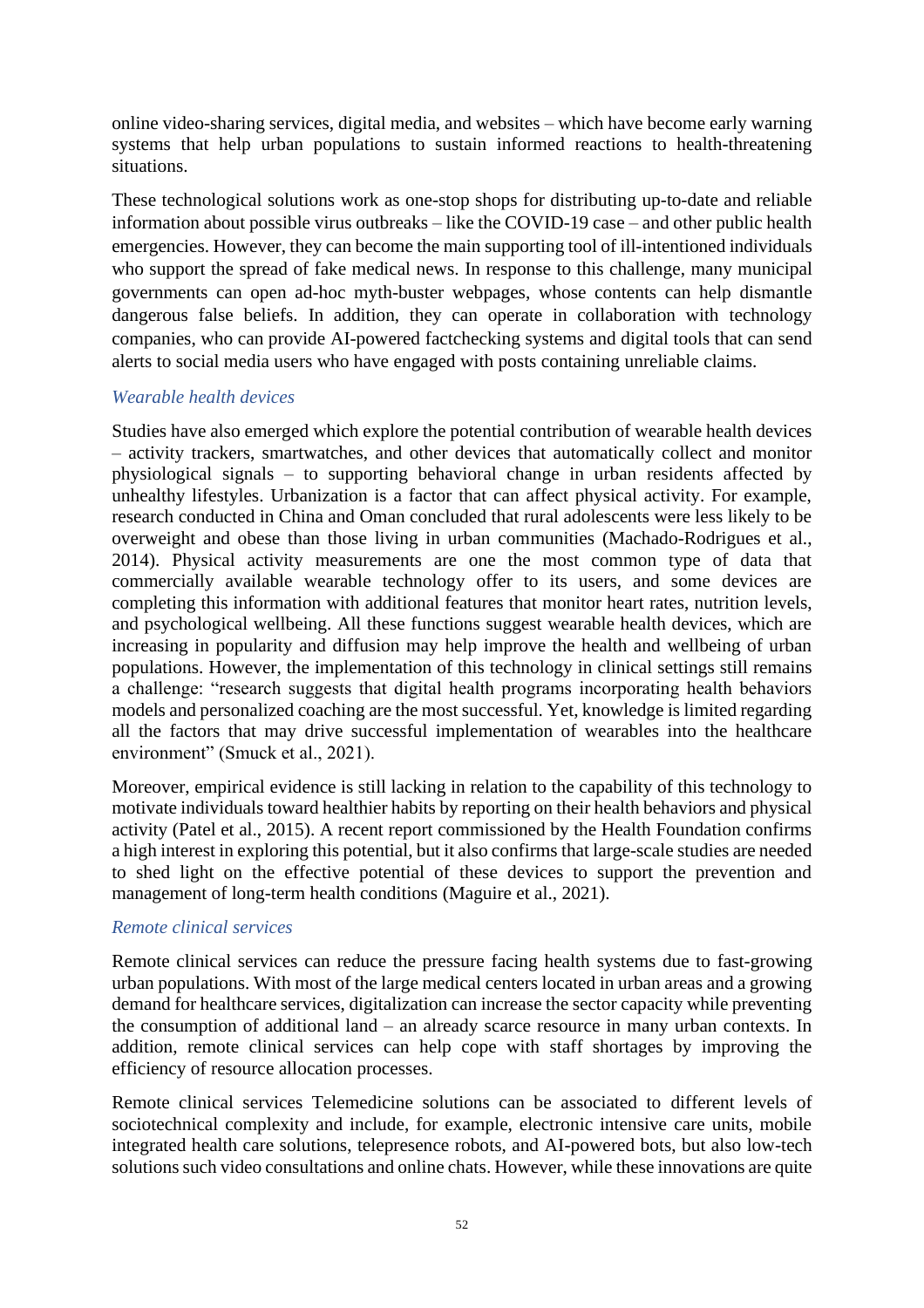online video-sharing services, digital media, and websites – which have become early warning systems that help urban populations to sustain informed reactions to health-threatening situations.

These technological solutions work as one-stop shops for distributing up-to-date and reliable information about possible virus outbreaks – like the COVID-19 case – and other public health emergencies. However, they can become the main supporting tool of ill-intentioned individuals who support the spread of fake medical news. In response to this challenge, many municipal governments can open ad-hoc myth-buster webpages, whose contents can help dismantle dangerous false beliefs. In addition, they can operate in collaboration with technology companies, who can provide AI-powered factchecking systems and digital tools that can send alerts to social media users who have engaged with posts containing unreliable claims.

*Wearable health devices*

Studies have also emerged which explore the potential contribution of wearable health devices – activity trackers, smartwatches, and other devices that automatically collect and monitor physiological signals – to supporting behavioral change in urban residents affected by unhealthy lifestyles. Urbanization is a factor that can affect physical activity. For example, research conducted in China and Oman concluded that rural adolescents were less likely to be overweight and obese than those living in urban communities (Machado-Rodrigues et al., 2014). Physical activity measurements are one the most common type of data that commercially available wearable technology offer to its users, and some devices are completing this information with additional features that monitor heart rates, nutrition levels, and psychological wellbeing. All these functions suggest wearable health devices, which are increasing in popularity and diffusion may help improve the health and wellbeing of urban populations. However, the implementation of this technology in clinical settings still remains a challenge: "research suggests that digital health programs incorporating health behaviors models and personalized coaching are the most successful. Yet, knowledge is limited regarding all the factors that may drive successful implementation of wearables into the healthcare environment" (Smuck et al., 2021).

Moreover, empirical evidence is still lacking in relation to the capability of this technology to motivate individuals toward healthier habits by reporting on their health behaviors and physical activity (Patel et al., 2015). A recent report commissioned by the Health Foundation confirms a high interest in exploring this potential, but it also confirms that large-scale studies are needed to shed light on the effective potential of these devices to support the prevention and management of long-term health conditions (Maguire et al., 2021).

*Remote clinical services*

Remote clinical services can reduce the pressure facing health systems due to fast-growing urban populations. With most of the large medical centers located in urban areas and a growing demand for healthcare services, digitalization can increase the sector capacity while preventing the consumption of additional land – an already scarce resource in many urban contexts. In addition, remote clinical services can help cope with staff shortages by improving the efficiency of resource allocation processes.

Remote clinical services Telemedicine solutions can be associated to different levels of sociotechnical complexity and include, for example, electronic intensive care units, mobile integrated health care solutions, telepresence robots, and AI-powered bots, but also low-tech solutions such video consultations and online chats. However, while these innovations are quite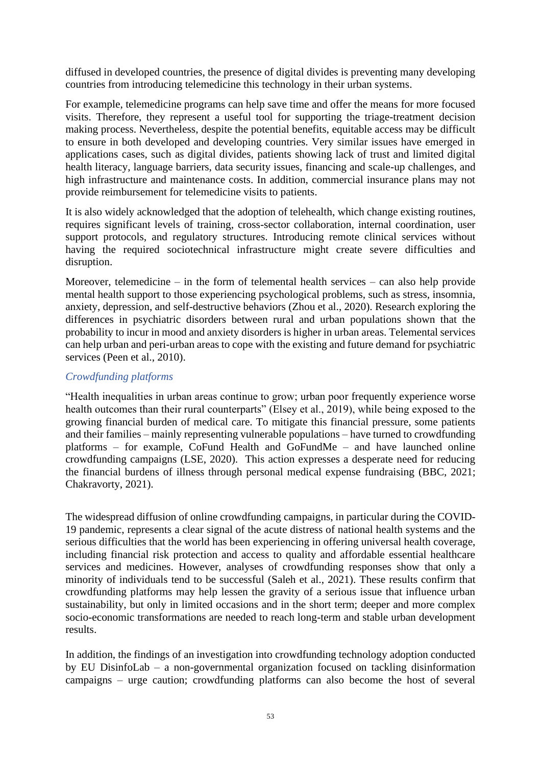diffused in developed countries, the presence of digital divides is preventing many developing countries from introducing telemedicine this technology in their urban systems.

For example, telemedicine programs can help save time and offer the means for more focused visits. Therefore, they represent a useful tool for supporting the triage-treatment decision making process. Nevertheless, despite the potential benefits, equitable access may be difficult to ensure in both developed and developing countries. Very similar issues have emerged in applications cases, such as digital divides, patients showing lack of trust and limited digital health literacy, language barriers, data security issues, financing and scale-up challenges, and high infrastructure and maintenance costs. In addition, commercial insurance plans may not provide reimbursement for telemedicine visits to patients.

It is also widely acknowledged that the adoption of telehealth, which change existing routines, requires significant levels of training, cross-sector collaboration, internal coordination, user support protocols, and regulatory structures. Introducing remote clinical services without having the required sociotechnical infrastructure might create severe difficulties and disruption.

Moreover, telemedicine – in the form of telemental health services – can also help provide mental health support to those experiencing psychological problems, such as stress, insomnia, anxiety, depression, and self-destructive behaviors (Zhou et al., 2020). Research exploring the differences in psychiatric disorders between rural and urban populations shown that the probability to incur in mood and anxiety disorders is higher in urban areas. Telemental services can help urban and peri-urban areas to cope with the existing and future demand for psychiatric services (Peen et al., 2010).

### *Crowdfunding platforms*

"Health inequalities in urban areas continue to grow; urban poor frequently experience worse health outcomes than their rural counterparts" (Elsey et al., 2019), while being exposed to the growing financial burden of medical care. To mitigate this financial pressure, some patients and their families – mainly representing vulnerable populations – have turned to crowdfunding platforms – for example, CoFund Health and GoFundMe – and have launched online crowdfunding campaigns (LSE, 2020). This action expresses a desperate need for reducing the financial burdens of illness through personal medical expense fundraising (BBC, 2021; Chakravorty, 2021).

The widespread diffusion of online crowdfunding campaigns, in particular during the COVID-19 pandemic, represents a clear signal of the acute distress of national health systems and the serious difficulties that the world has been experiencing in offering universal health coverage, including financial risk protection and access to quality and affordable essential healthcare services and medicines. However, analyses of crowdfunding responses show that only a minority of individuals tend to be successful (Saleh et al., 2021). These results confirm that crowdfunding platforms may help lessen the gravity of a serious issue that influence urban sustainability, but only in limited occasions and in the short term; deeper and more complex socio-economic transformations are needed to reach long-term and stable urban development results.

In addition, the findings of an investigation into crowdfunding technology adoption conducted by EU DisinfoLab – a non-governmental organization focused on tackling disinformation campaigns – urge caution; crowdfunding platforms can also become the host of several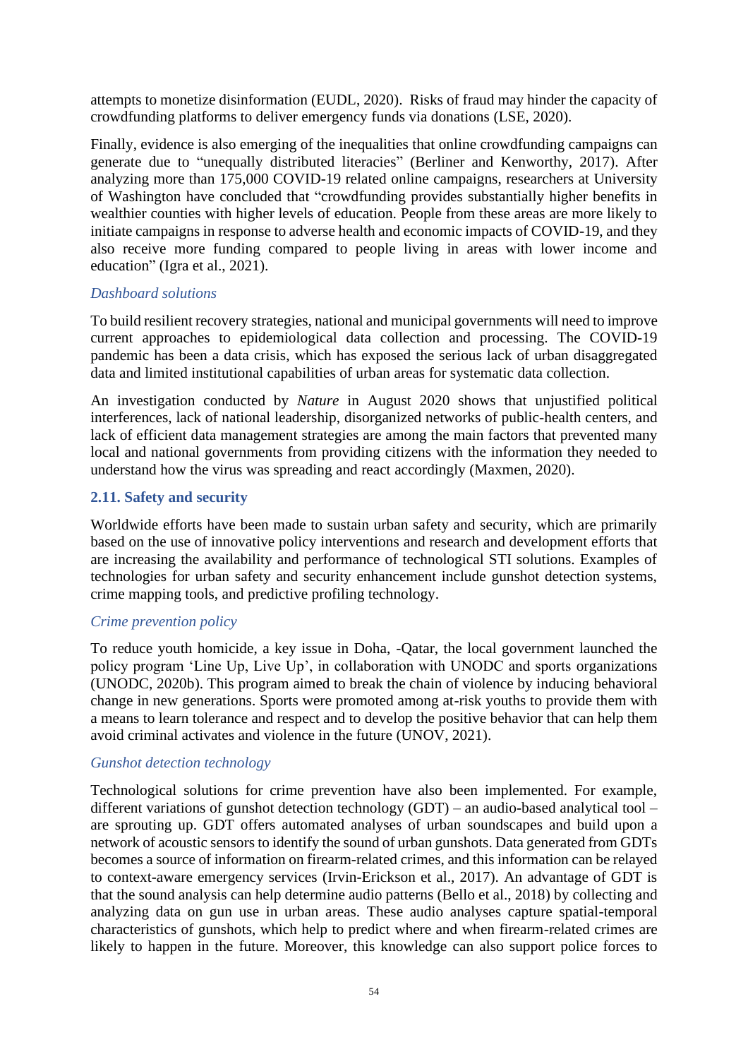attempts to monetize disinformation (EUDL, 2020). Risks of fraud may hinder the capacity of crowdfunding platforms to deliver emergency funds via donations (LSE, 2020).

Finally, evidence is also emerging of the inequalities that online crowdfunding campaigns can generate due to "unequally distributed literacies" (Berliner and Kenworthy, 2017). After analyzing more than 175,000 COVID-19 related online campaigns, researchers at University of Washington have concluded that "crowdfunding provides substantially higher benefits in wealthier counties with higher levels of education. People from these areas are more likely to initiate campaigns in response to adverse health and economic impacts of COVID-19, and they also receive more funding compared to people living in areas with lower income and education" (Igra et al., 2021).

*Dashboard solutions*

To build resilient recovery strategies, national and municipal governments will need to improve current approaches to epidemiological data collection and processing. The COVID-19 pandemic has been a data crisis, which has exposed the serious lack of urban disaggregated data and limited institutional capabilities of urban areas for systematic data collection.

An investigation conducted by *Nature* in August 2020 shows that unjustified political interferences, lack of national leadership, disorganized networks of public-health centers, and lack of efficient data management strategies are among the main factors that prevented many local and national governments from providing citizens with the information they needed to understand how the virus was spreading and react accordingly (Maxmen, 2020).

### 2.11. Safety and security

Worldwide efforts have been made to sustain urban safety and security, which are primarily based on the use of innovative policy interventions and research and development efforts that are increasing the availability and performance of technological STI solutions. Examples of technologies for urban safety and security enhancement include gunshot detection systems, crime mapping tools, and predictive profiling technology.

*Crime prevention policy*

To reduce youth homicide, a key issue in Doha, -Qatar, the local government launched the policy program 'Line Up, Live Up', in collaboration with UNODC and sports organizations (UNODC, 2020b). This program aimed to break the chain of violence by inducing behavioral change in new generations. Sports were promoted among at-risk youths to provide them with a means to learn tolerance and respect and to develop the positive behavior that can help them avoid criminal activates and violence in the future (UNOV, 2021).

*Gunshot detection technology*

Technological solutions for crime prevention have also been implemented. For example, different variations of gunshot detection technology (GDT) – an audio-based analytical tool – are sprouting up. GDT offers automated analyses of urban soundscapes and build upon a network of acoustic sensors to identify the sound of urban gunshots. Data generated from GDTs becomes a source of information on firearm-related crimes, and this information can be relayed to context-aware emergency services (Irvin-Erickson et al., 2017). An advantage of GDT is that the sound analysis can help determine audio patterns (Bello et al., 2018) by collecting and analyzing data on gun use in urban areas. These audio analyses capture spatial-temporal characteristics of gunshots, which help to predict where and when firearm-related crimes are likely to happen in the future. Moreover, this knowledge can also support police forces to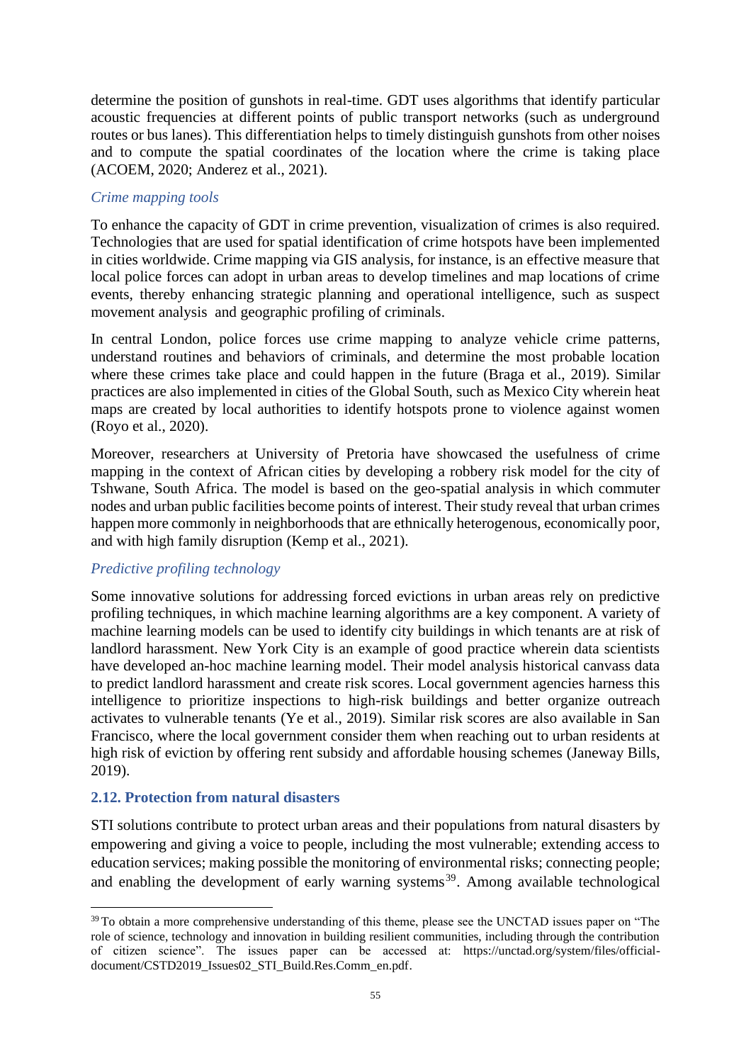determine the position of gunshots in real-time. GDT uses algorithms that identify particular acoustic frequencies at different points of public transport networks (such as underground routes or bus lanes). This differentiation helps to timely distinguish gunshots from other noises and to compute the spatial coordinates of the location where the crime is taking place (ACOEM, 2020; Anderez et al., 2021).

*Crime mapping tools*

To enhance the capacity of GDT in crime prevention, visualization of crimes is also required. Technologies that are used for spatial identification of crime hotspots have been implemented in cities worldwide. Crime mapping via GIS analysis, for instance, is an effective measure that local police forces can adopt in urban areas to develop timelines and map locations of crime events, thereby enhancing strategic planning and operational intelligence, such as suspect movement analysis and geographic profiling of criminals.

In central London, police forces use crime mapping to analyze vehicle crime patterns, understand routines and behaviors of criminals, and determine the most probable location where these crimes take place and could happen in the future (Braga et al., 2019). Similar practices are also implemented in cities of the Global South, such as Mexico City wherein heat maps are created by local authorities to identify hotspots prone to violence against women (Royo et al., 2020).

Moreover, researchers at University of Pretoria have showcased the usefulness of crime mapping in the context of African cities by developing a robbery risk model for the city of Tshwane, South Africa. The model is based on the geo-spatial analysis in which commuter nodes and urban public facilities become points of interest. Their study reveal that urban crimes happen more commonly in neighborhoods that are ethnically heterogenous, economically poor, and with high family disruption (Kemp et al., 2021).

*Predictive profiling technology*

Some innovative solutions for addressing forced evictions in urban areas rely on predictive profiling techniques, in which machine learning algorithms are a key component. A variety of machine learning models can be used to identify city buildings in which tenants are at risk of landlord harassment. New York City is an example of good practice wherein data scientists have developed an-hoc machine learning model. Their model analysis historical canvass data to predict landlord harassment and create risk scores. Local government agencies harness this intelligence to prioritize inspections to high-risk buildings and better organize outreach activates to vulnerable tenants (Ye et al., 2019). Similar risk scores are also available in San Francisco, where the local government consider them when reaching out to urban residents at high risk of eviction by offering rent subsidy and affordable housing schemes (Janeway Bills, 2019).

### 2.12. Protection from natural disasters

STI solutions contribute to protect urban areas and their populations from natural disasters by empowering and giving a voice to people, including the most vulnerable; extending access to education services; making possible the monitoring of environmental risks; connecting people; and enabling the development of early warning systems[39]. Among available technological

[39] To obtain a more comprehensive understanding of this theme, please see the UNCTAD issues paper on "The role of science, technology and innovation in building resilient communities, including through the contribution of citizen science". The issues paper can be accessed at: https://unctad.org/system/files/official-document/CSTD2019_Issues02_STI_Build.Res.Comm_en.pdf.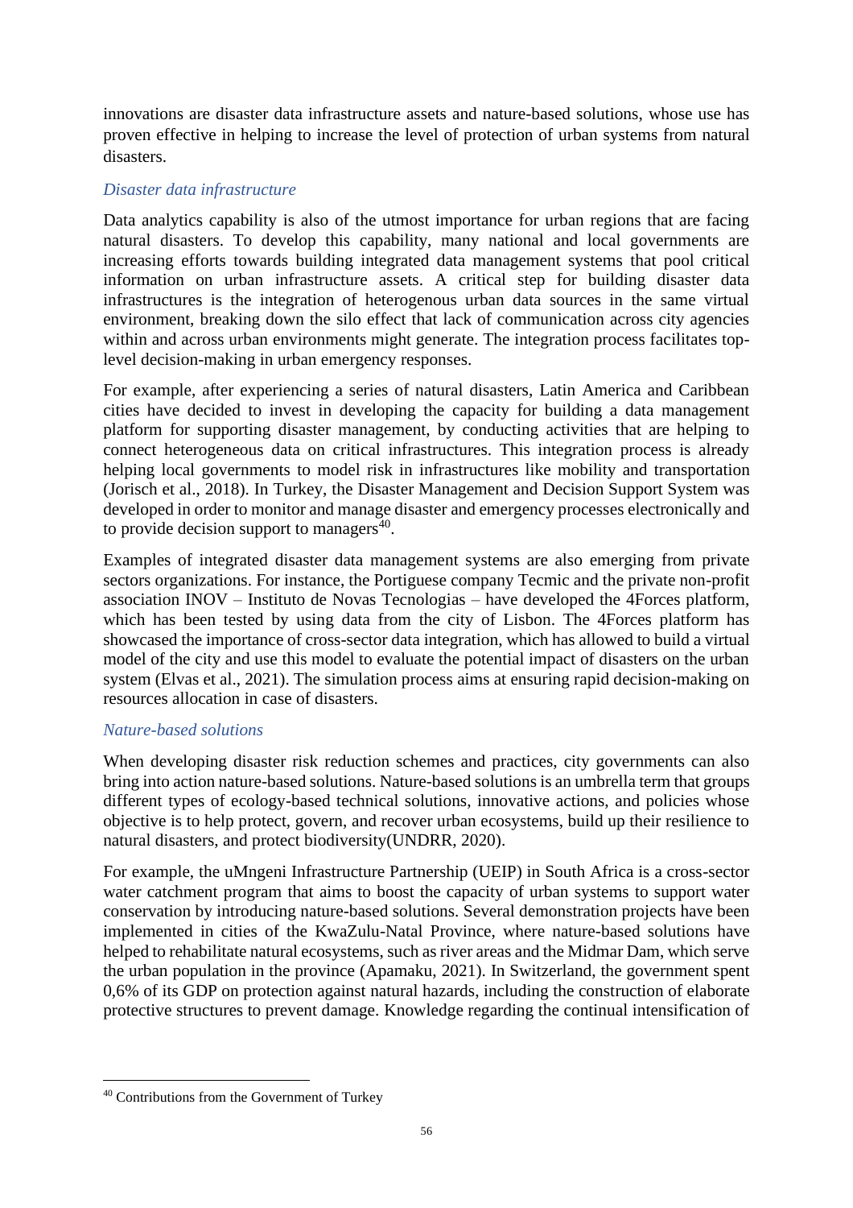innovations are disaster data infrastructure assets and nature-based solutions, whose use has proven effective in helping to increase the level of protection of urban systems from natural disasters.

### *Disaster data infrastructure*

Data analytics capability is also of the utmost importance for urban regions that are facing natural disasters. To develop this capability, many national and local governments are increasing efforts towards building integrated data management systems that pool critical information on urban infrastructure assets. A critical step for building disaster data infrastructures is the integration of heterogenous urban data sources in the same virtual environment, breaking down the silo effect that lack of communication across city agencies within and across urban environments might generate. The integration process facilitates top-level decision-making in urban emergency responses.

For example, after experiencing a series of natural disasters, Latin America and Caribbean cities have decided to invest in developing the capacity for building a data management platform for supporting disaster management, by conducting activities that are helping to connect heterogeneous data on critical infrastructures. This integration process is already helping local governments to model risk in infrastructures like mobility and transportation (Jorisch et al., 2018). In Turkey, the Disaster Management and Decision Support System was developed in order to monitor and manage disaster and emergency processes electronically and to provide decision support to managers[40].

Examples of integrated disaster data management systems are also emerging from private sectors organizations. For instance, the Portiguese company Tecmic and the private non-profit association INOV – Instituto de Novas Tecnologias – have developed the 4Forces platform, which has been tested by using data from the city of Lisbon. The 4Forces platform has showcased the importance of cross-sector data integration, which has allowed to build a virtual model of the city and use this model to evaluate the potential impact of disasters on the urban system (Elvas et al., 2021). The simulation process aims at ensuring rapid decision-making on resources allocation in case of disasters.

### *Nature-based solutions*

When developing disaster risk reduction schemes and practices, city governments can also bring into action nature-based solutions. Nature-based solutions is an umbrella term that groups different types of ecology-based technical solutions, innovative actions, and policies whose objective is to help protect, govern, and recover urban ecosystems, build up their resilience to natural disasters, and protect biodiversity(UNDRR, 2020).

For example, the uMngeni Infrastructure Partnership (UEIP) in South Africa is a cross-sector water catchment program that aims to boost the capacity of urban systems to support water conservation by introducing nature-based solutions. Several demonstration projects have been implemented in cities of the KwaZulu-Natal Province, where nature-based solutions have helped to rehabilitate natural ecosystems, such as river areas and the Midmar Dam, which serve the urban population in the province (Apamaku, 2021). In Switzerland, the government spent 0,6% of its GDP on protection against natural hazards, including the construction of elaborate protective structures to prevent damage. Knowledge regarding the continual intensification of

---

[40] Contributions from the Government of Turkey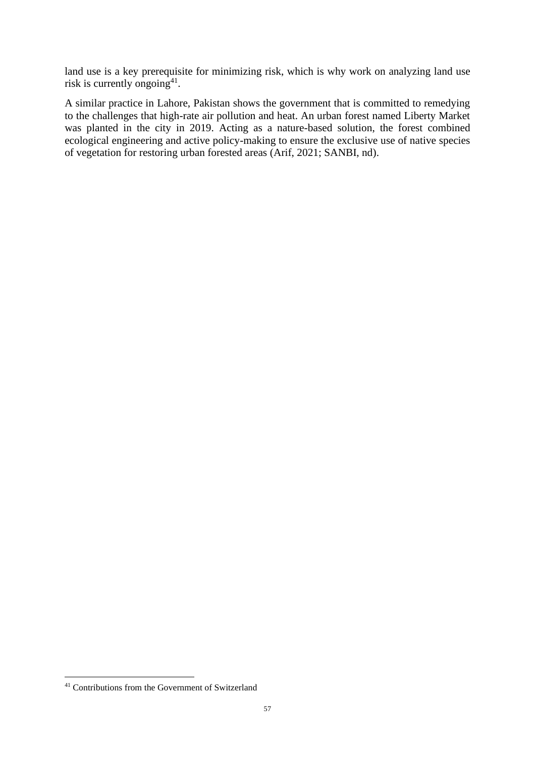land use is a key prerequisite for minimizing risk, which is why work on analyzing land use risk is currently ongoing[41].

A similar practice in Lahore, Pakistan shows the government that is committed to remedying to the challenges that high-rate air pollution and heat. An urban forest named Liberty Market was planted in the city in 2019. Acting as a nature-based solution, the forest combined ecological engineering and active policy-making to ensure the exclusive use of native species of vegetation for restoring urban forested areas (Arif, 2021; SANBI, nd).

---

[41] Contributions from the Government of Switzerland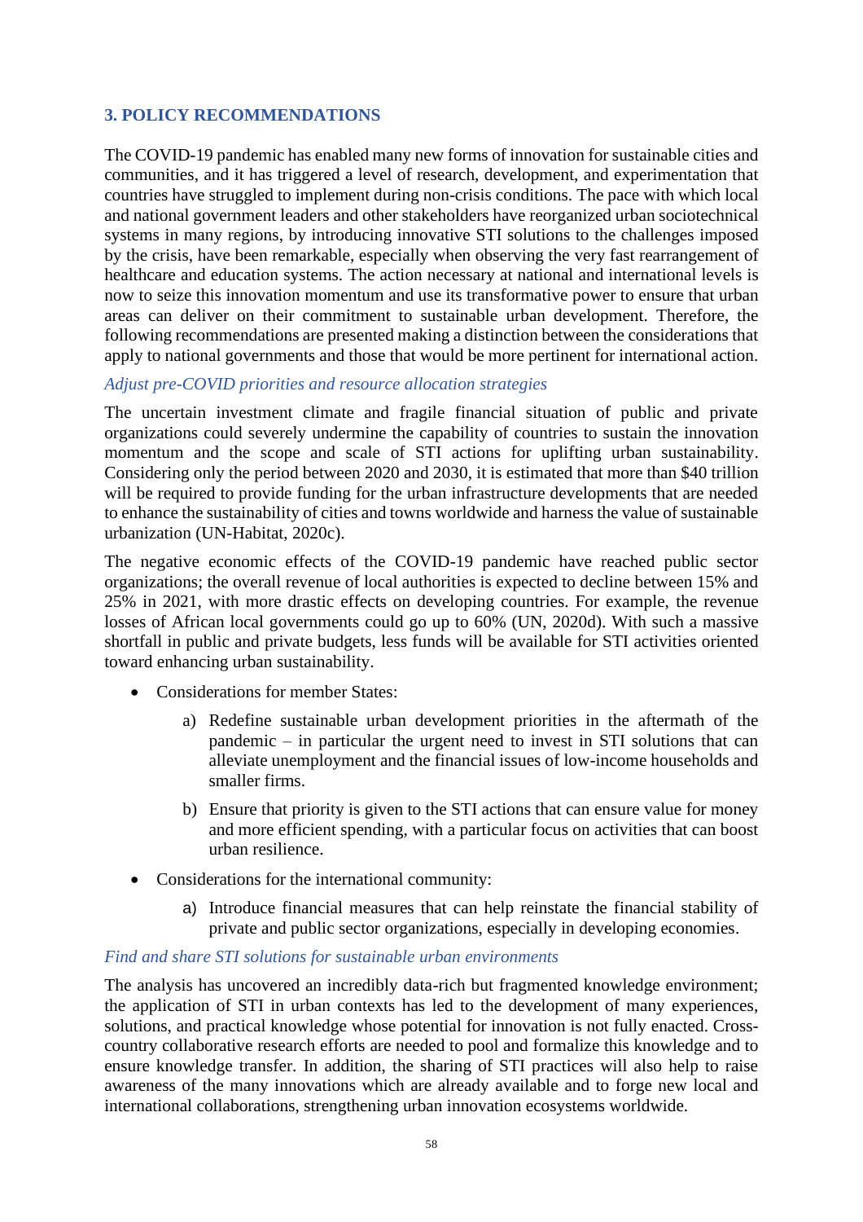## 3. POLICY RECOMMENDATIONS

The COVID-19 pandemic has enabled many new forms of innovation for sustainable cities and communities, and it has triggered a level of research, development, and experimentation that countries have struggled to implement during non-crisis conditions. The pace with which local and national government leaders and other stakeholders have reorganized urban sociotechnical systems in many regions, by introducing innovative STI solutions to the challenges imposed by the crisis, have been remarkable, especially when observing the very fast rearrangement of healthcare and education systems. The action necessary at national and international levels is now to seize this innovation momentum and use its transformative power to ensure that urban areas can deliver on their commitment to sustainable urban development. Therefore, the following recommendations are presented making a distinction between the considerations that apply to national governments and those that would be more pertinent for international action.

### *Adjust pre-COVID priorities and resource allocation strategies*

The uncertain investment climate and fragile financial situation of public and private organizations could severely undermine the capability of countries to sustain the innovation momentum and the scope and scale of STI actions for uplifting urban sustainability. Considering only the period between 2020 and 2030, it is estimated that more than $40 trillion will be required to provide funding for the urban infrastructure developments that are needed to enhance the sustainability of cities and towns worldwide and harness the value of sustainable urbanization (UN-Habitat, 2020c).

The negative economic effects of the COVID-19 pandemic have reached public sector organizations; the overall revenue of local authorities is expected to decline between 15% and 25% in 2021, with more drastic effects on developing countries. For example, the revenue losses of African local governments could go up to 60% (UN, 2020d). With such a massive shortfall in public and private budgets, less funds will be available for STI activities oriented toward enhancing urban sustainability.

- Considerations for member States:
  - a) Redefine sustainable urban development priorities in the aftermath of the pandemic – in particular the urgent need to invest in STI solutions that can alleviate unemployment and the financial issues of low-income households and smaller firms.
  - b) Ensure that priority is given to the STI actions that can ensure value for money and more efficient spending, with a particular focus on activities that can boost urban resilience.
- Considerations for the international community:
  - a) Introduce financial measures that can help reinstate the financial stability of private and public sector organizations, especially in developing economies.

### *Find and share STI solutions for sustainable urban environments*

The analysis has uncovered an incredibly data-rich but fragmented knowledge environment; the application of STI in urban contexts has led to the development of many experiences, solutions, and practical knowledge whose potential for innovation is not fully enacted. Cross-country collaborative research efforts are needed to pool and formalize this knowledge and to ensure knowledge transfer. In addition, the sharing of STI practices will also help to raise awareness of the many innovations which are already available and to forge new local and international collaborations, strengthening urban innovation ecosystems worldwide.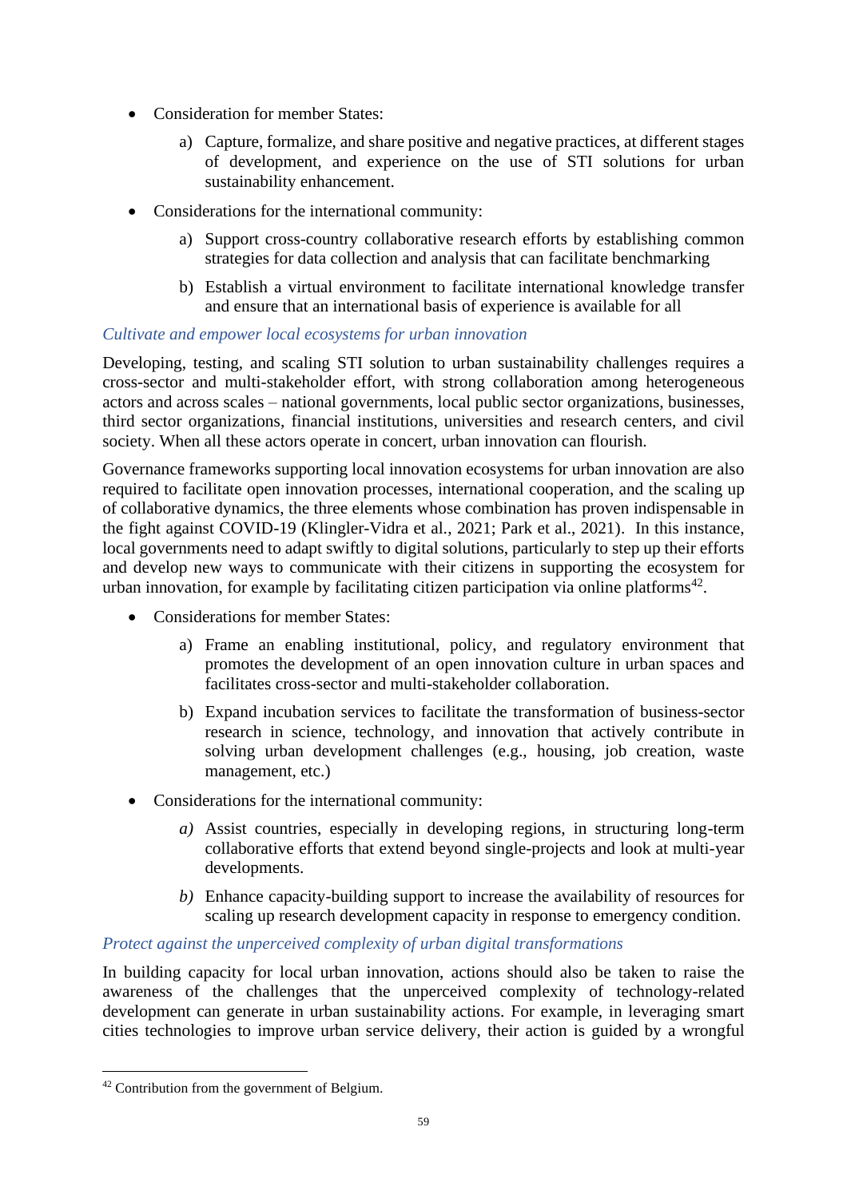- Consideration for member States:
  - a) Capture, formalize, and share positive and negative practices, at different stages of development, and experience on the use of STI solutions for urban sustainability enhancement.
- Considerations for the international community:
  - a) Support cross-country collaborative research efforts by establishing common strategies for data collection and analysis that can facilitate benchmarking
  - b) Establish a virtual environment to facilitate international knowledge transfer and ensure that an international basis of experience is available for all

*Cultivate and empower local ecosystems for urban innovation*

Developing, testing, and scaling STI solution to urban sustainability challenges requires a cross-sector and multi-stakeholder effort, with strong collaboration among heterogeneous actors and across scales – national governments, local public sector organizations, businesses, third sector organizations, financial institutions, universities and research centers, and civil society. When all these actors operate in concert, urban innovation can flourish.

Governance frameworks supporting local innovation ecosystems for urban innovation are also required to facilitate open innovation processes, international cooperation, and the scaling up of collaborative dynamics, the three elements whose combination has proven indispensable in the fight against COVID-19 (Klingler-Vidra et al., 2021; Park et al., 2021). In this instance, local governments need to adapt swiftly to digital solutions, particularly to step up their efforts and develop new ways to communicate with their citizens in supporting the ecosystem for urban innovation, for example by facilitating citizen participation via online platforms[42].

- Considerations for member States:
  - a) Frame an enabling institutional, policy, and regulatory environment that promotes the development of an open innovation culture in urban spaces and facilitates cross-sector and multi-stakeholder collaboration.
  - b) Expand incubation services to facilitate the transformation of business-sector research in science, technology, and innovation that actively contribute in solving urban development challenges (e.g., housing, job creation, waste management, etc.)
- Considerations for the international community:
  - *a)* Assist countries, especially in developing regions, in structuring long-term collaborative efforts that extend beyond single-projects and look at multi-year developments.
  - *b)* Enhance capacity-building support to increase the availability of resources for scaling up research development capacity in response to emergency condition.

*Protect against the unperceived complexity of urban digital transformations*

In building capacity for local urban innovation, actions should also be taken to raise the awareness of the challenges that the unperceived complexity of technology-related development can generate in urban sustainability actions. For example, in leveraging smart cities technologies to improve urban service delivery, their action is guided by a wrongful

---

[42] Contribution from the government of Belgium.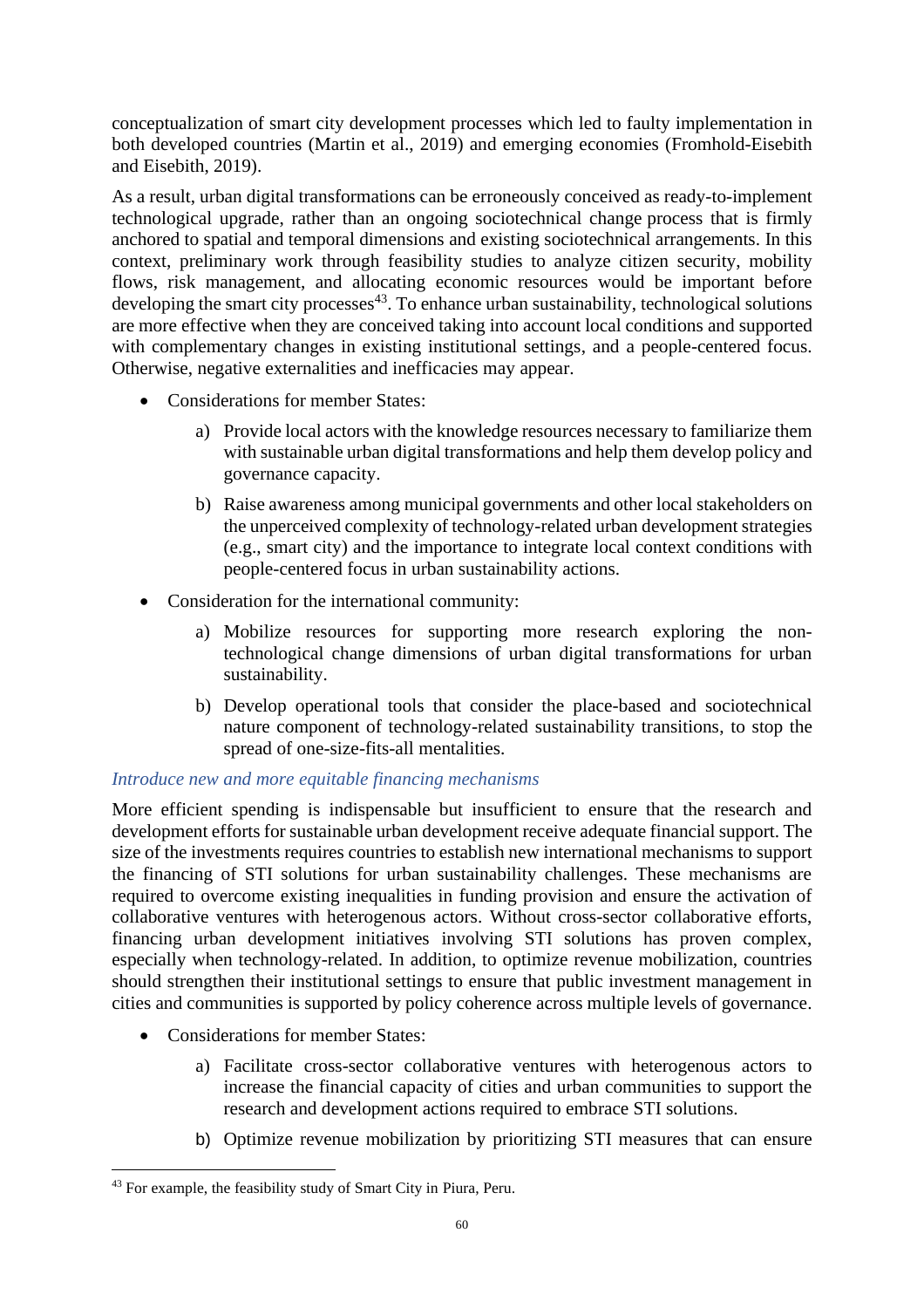conceptualization of smart city development processes which led to faulty implementation in both developed countries (Martin et al., 2019) and emerging economies (Fromhold-Eisebith and Eisebith, 2019).

As a result, urban digital transformations can be erroneously conceived as ready-to-implement technological upgrade, rather than an ongoing sociotechnical change process that is firmly anchored to spatial and temporal dimensions and existing sociotechnical arrangements. In this context, preliminary work through feasibility studies to analyze citizen security, mobility flows, risk management, and allocating economic resources would be important before developing the smart city processes[43]. To enhance urban sustainability, technological solutions are more effective when they are conceived taking into account local conditions and supported with complementary changes in existing institutional settings, and a people-centered focus. Otherwise, negative externalities and inefficacies may appear.

- Considerations for member States:
    a) Provide local actors with the knowledge resources necessary to familiarize them with sustainable urban digital transformations and help them develop policy and governance capacity.
    b) Raise awareness among municipal governments and other local stakeholders on the unperceived complexity of technology-related urban development strategies (e.g., smart city) and the importance to integrate local context conditions with people-centered focus in urban sustainability actions.
- Consideration for the international community:
    a) Mobilize resources for supporting more research exploring the non-technological change dimensions of urban digital transformations for urban sustainability.
    b) Develop operational tools that consider the place-based and sociotechnical nature component of technology-related sustainability transitions, to stop the spread of one-size-fits-all mentalities.

*Introduce new and more equitable financing mechanisms*

More efficient spending is indispensable but insufficient to ensure that the research and development efforts for sustainable urban development receive adequate financial support. The size of the investments requires countries to establish new international mechanisms to support the financing of STI solutions for urban sustainability challenges. These mechanisms are required to overcome existing inequalities in funding provision and ensure the activation of collaborative ventures with heterogenous actors. Without cross-sector collaborative efforts, financing urban development initiatives involving STI solutions has proven complex, especially when technology-related. In addition, to optimize revenue mobilization, countries should strengthen their institutional settings to ensure that public investment management in cities and communities is supported by policy coherence across multiple levels of governance.

- Considerations for member States:
    a) Facilitate cross-sector collaborative ventures with heterogenous actors to increase the financial capacity of cities and urban communities to support the research and development actions required to embrace STI solutions.
    b) Optimize revenue mobilization by prioritizing STI measures that can ensure

[43] For example, the feasibility study of Smart City in Piura, Peru.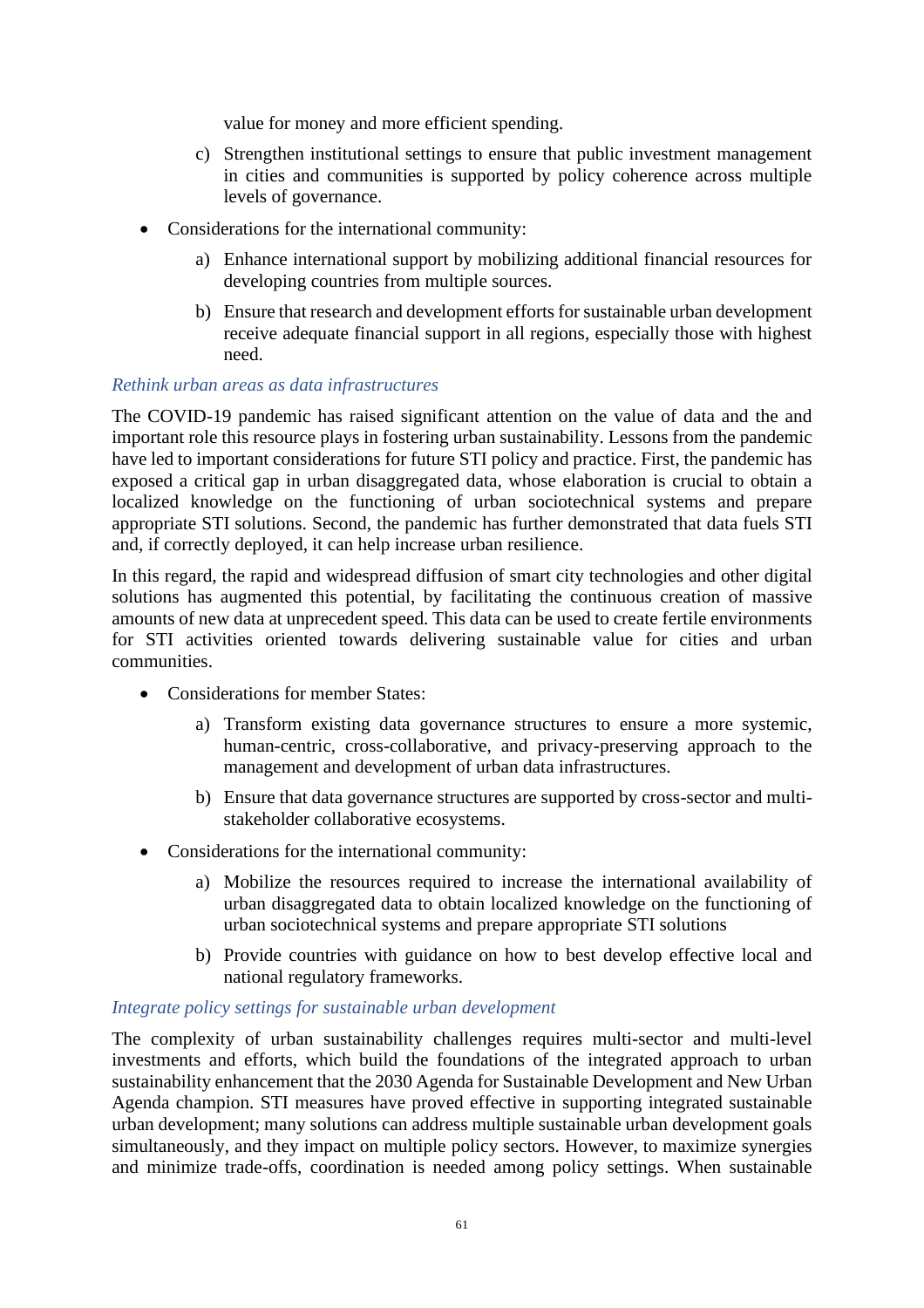value for money and more efficient spending.

c) Strengthen institutional settings to ensure that public investment management in cities and communities is supported by policy coherence across multiple levels of governance.

- Considerations for the international community:

  a) Enhance international support by mobilizing additional financial resources for developing countries from multiple sources.

  b) Ensure that research and development efforts for sustainable urban development receive adequate financial support in all regions, especially those with highest need.

*Rethink urban areas as data infrastructures*

The COVID-19 pandemic has raised significant attention on the value of data and the and important role this resource plays in fostering urban sustainability. Lessons from the pandemic have led to important considerations for future STI policy and practice. First, the pandemic has exposed a critical gap in urban disaggregated data, whose elaboration is crucial to obtain a localized knowledge on the functioning of urban sociotechnical systems and prepare appropriate STI solutions. Second, the pandemic has further demonstrated that data fuels STI and, if correctly deployed, it can help increase urban resilience.

In this regard, the rapid and widespread diffusion of smart city technologies and other digital solutions has augmented this potential, by facilitating the continuous creation of massive amounts of new data at unprecedent speed. This data can be used to create fertile environments for STI activities oriented towards delivering sustainable value for cities and urban communities.

- Considerations for member States:

  a) Transform existing data governance structures to ensure a more systemic, human-centric, cross-collaborative, and privacy-preserving approach to the management and development of urban data infrastructures.

  b) Ensure that data governance structures are supported by cross-sector and multi-stakeholder collaborative ecosystems.

- Considerations for the international community:

  a) Mobilize the resources required to increase the international availability of urban disaggregated data to obtain localized knowledge on the functioning of urban sociotechnical systems and prepare appropriate STI solutions

  b) Provide countries with guidance on how to best develop effective local and national regulatory frameworks.

*Integrate policy settings for sustainable urban development*

The complexity of urban sustainability challenges requires multi-sector and multi-level investments and efforts, which build the foundations of the integrated approach to urban sustainability enhancement that the 2030 Agenda for Sustainable Development and New Urban Agenda champion. STI measures have proved effective in supporting integrated sustainable urban development; many solutions can address multiple sustainable urban development goals simultaneously, and they impact on multiple policy sectors. However, to maximize synergies and minimize trade-offs, coordination is needed among policy settings. When sustainable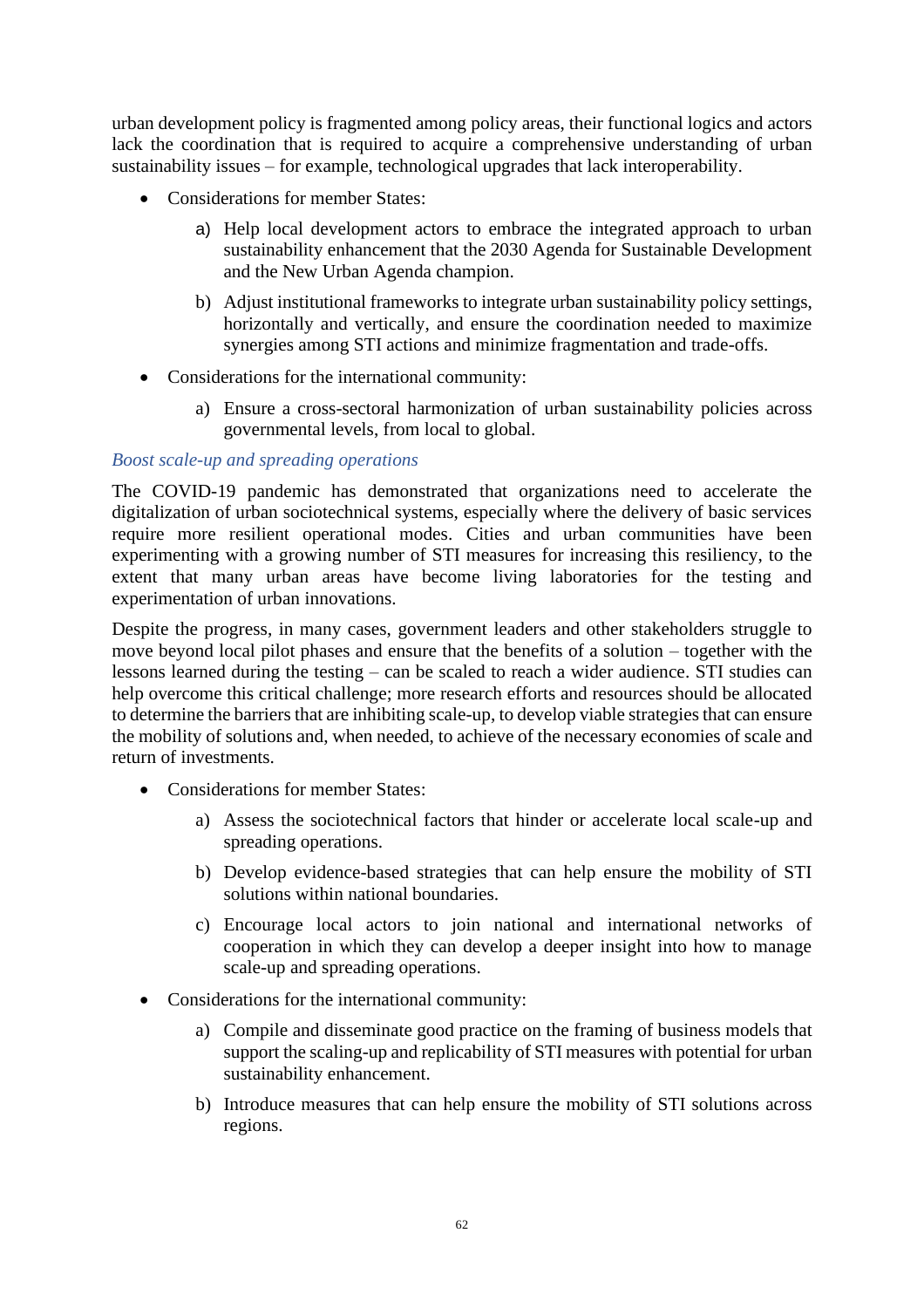urban development policy is fragmented among policy areas, their functional logics and actors lack the coordination that is required to acquire a comprehensive understanding of urban sustainability issues – for example, technological upgrades that lack interoperability.

- Considerations for member States:
    - a) Help local development actors to embrace the integrated approach to urban sustainability enhancement that the 2030 Agenda for Sustainable Development and the New Urban Agenda champion.
    - b) Adjust institutional frameworks to integrate urban sustainability policy settings, horizontally and vertically, and ensure the coordination needed to maximize synergies among STI actions and minimize fragmentation and trade-offs.
- Considerations for the international community:
    - a) Ensure a cross-sectoral harmonization of urban sustainability policies across governmental levels, from local to global.

*Boost scale-up and spreading operations*

The COVID-19 pandemic has demonstrated that organizations need to accelerate the digitalization of urban sociotechnical systems, especially where the delivery of basic services require more resilient operational modes. Cities and urban communities have been experimenting with a growing number of STI measures for increasing this resiliency, to the extent that many urban areas have become living laboratories for the testing and experimentation of urban innovations.

Despite the progress, in many cases, government leaders and other stakeholders struggle to move beyond local pilot phases and ensure that the benefits of a solution – together with the lessons learned during the testing – can be scaled to reach a wider audience. STI studies can help overcome this critical challenge; more research efforts and resources should be allocated to determine the barriers that are inhibiting scale-up, to develop viable strategies that can ensure the mobility of solutions and, when needed, to achieve of the necessary economies of scale and return of investments.

- Considerations for member States:
    - a) Assess the sociotechnical factors that hinder or accelerate local scale-up and spreading operations.
    - b) Develop evidence-based strategies that can help ensure the mobility of STI solutions within national boundaries.
    - c) Encourage local actors to join national and international networks of cooperation in which they can develop a deeper insight into how to manage scale-up and spreading operations.
- Considerations for the international community:
    - a) Compile and disseminate good practice on the framing of business models that support the scaling-up and replicability of STI measures with potential for urban sustainability enhancement.
    - b) Introduce measures that can help ensure the mobility of STI solutions across regions.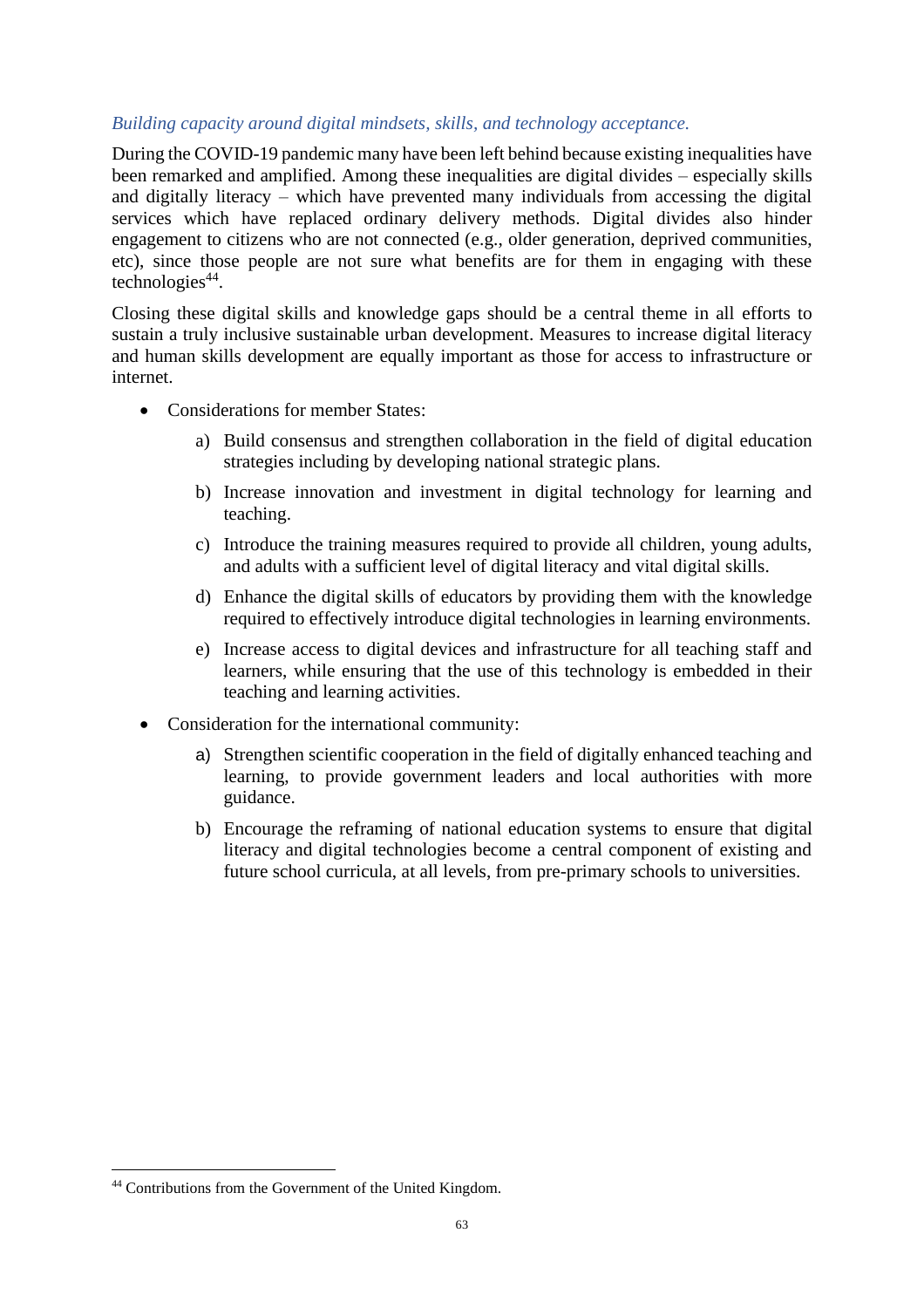*Building capacity around digital mindsets, skills, and technology acceptance.*

During the COVID-19 pandemic many have been left behind because existing inequalities have been remarked and amplified. Among these inequalities are digital divides – especially skills and digitally literacy – which have prevented many individuals from accessing the digital services which have replaced ordinary delivery methods. Digital divides also hinder engagement to citizens who are not connected (e.g., older generation, deprived communities, etc), since those people are not sure what benefits are for them in engaging with these technologies[44].

Closing these digital skills and knowledge gaps should be a central theme in all efforts to sustain a truly inclusive sustainable urban development. Measures to increase digital literacy and human skills development are equally important as those for access to infrastructure or internet.

- Considerations for member States:
  - a) Build consensus and strengthen collaboration in the field of digital education strategies including by developing national strategic plans.
  - b) Increase innovation and investment in digital technology for learning and teaching.
  - c) Introduce the training measures required to provide all children, young adults, and adults with a sufficient level of digital literacy and vital digital skills.
  - d) Enhance the digital skills of educators by providing them with the knowledge required to effectively introduce digital technologies in learning environments.
  - e) Increase access to digital devices and infrastructure for all teaching staff and learners, while ensuring that the use of this technology is embedded in their teaching and learning activities.
- Consideration for the international community:
  - a) Strengthen scientific cooperation in the field of digitally enhanced teaching and learning, to provide government leaders and local authorities with more guidance.
  - b) Encourage the reframing of national education systems to ensure that digital literacy and digital technologies become a central component of existing and future school curricula, at all levels, from pre-primary schools to universities.

[44] Contributions from the Government of the United Kingdom.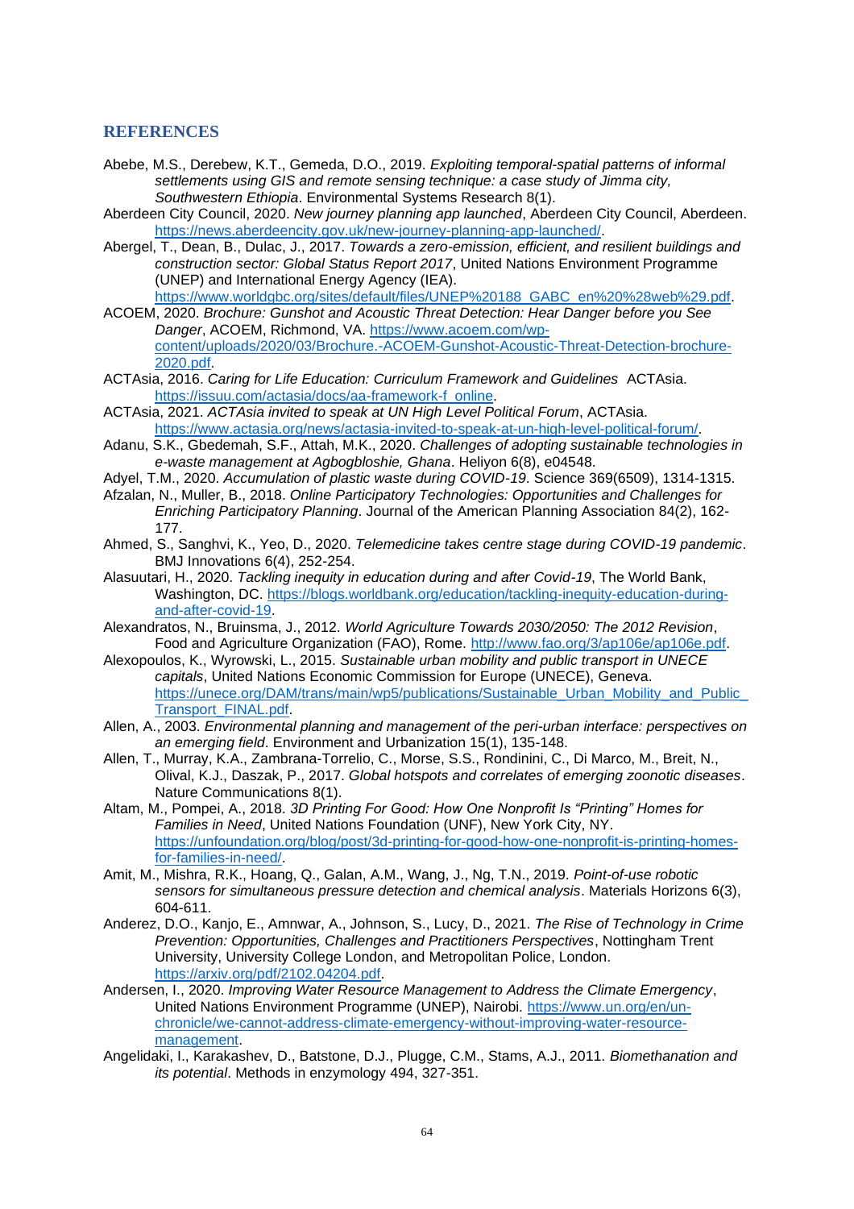## REFERENCES

Abebe, M.S., Derebew, K.T., Gemeda, D.O., 2019. *Exploiting temporal-spatial patterns of informal settlements using GIS and remote sensing technique: a case study of Jimma city, Southwestern Ethiopia*. Environmental Systems Research 8(1).

Aberdeen City Council, 2020. *New journey planning app launched*, Aberdeen City Council, Aberdeen. https://news.aberdeencity.gov.uk/new-journey-planning-app-launched/.

Abergel, T., Dean, B., Dulac, J., 2017. *Towards a zero-emission, efficient, and resilient buildings and construction sector: Global Status Report 2017*, United Nations Environment Programme (UNEP) and International Energy Agency (IEA). https://www.worldgbc.org/sites/default/files/UNEP%20188_GABC_en%20%28web%29.pdf.

ACOEM, 2020. *Brochure: Gunshot and Acoustic Threat Detection: Hear Danger before you See Danger*, ACOEM, Richmond, VA. https://www.acoem.com/wp-content/uploads/2020/03/Brochure.-ACOEM-Gunshot-Acoustic-Threat-Detection-brochure-2020.pdf.

ACTAsia, 2016. *Caring for Life Education: Curriculum Framework and Guidelines* ACTAsia. https://issuu.com/actasia/docs/aa-framework-f_online.

ACTAsia, 2021. *ACTAsia invited to speak at UN High Level Political Forum*, ACTAsia. https://www.actasia.org/news/actasia-invited-to-speak-at-un-high-level-political-forum/.

Adanu, S.K., Gbedemah, S.F., Attah, M.K., 2020. *Challenges of adopting sustainable technologies in e-waste management at Agbogbloshie, Ghana*. Heliyon 6(8), e04548.

Adyel, T.M., 2020. *Accumulation of plastic waste during COVID-19*. Science 369(6509), 1314-1315.

Afzalan, N., Muller, B., 2018. *Online Participatory Technologies: Opportunities and Challenges for Enriching Participatory Planning*. Journal of the American Planning Association 84(2), 162-177.

Ahmed, S., Sanghvi, K., Yeo, D., 2020. *Telemedicine takes centre stage during COVID-19 pandemic*. BMJ Innovations 6(4), 252-254.

Alasuutari, H., 2020. *Tackling inequity in education during and after Covid-19*, The World Bank, Washington, DC. https://blogs.worldbank.org/education/tackling-inequity-education-during-and-after-covid-19.

Alexandratos, N., Bruinsma, J., 2012. *World Agriculture Towards 2030/2050: The 2012 Revision*, Food and Agriculture Organization (FAO), Rome. http://www.fao.org/3/ap106e/ap106e.pdf.

Alexopoulos, K., Wyrowski, L., 2015. *Sustainable urban mobility and public transport in UNECE capitals*, United Nations Economic Commission for Europe (UNECE), Geneva. https://unece.org/DAM/trans/main/wp5/publications/Sustainable_Urban_Mobility_and_Public_Transport_FINAL.pdf.

Allen, A., 2003. *Environmental planning and management of the peri-urban interface: perspectives on an emerging field*. Environment and Urbanization 15(1), 135-148.

Allen, T., Murray, K.A., Zambrana-Torrelio, C., Morse, S.S., Rondinini, C., Di Marco, M., Breit, N., Olival, K.J., Daszak, P., 2017. *Global hotspots and correlates of emerging zoonotic diseases*. Nature Communications 8(1).

Altam, M., Pompei, A., 2018. *3D Printing For Good: How One Nonprofit Is "Printing" Homes for Families in Need*, United Nations Foundation (UNF), New York City, NY. https://unfoundation.org/blog/post/3d-printing-for-good-how-one-nonprofit-is-printing-homes-for-families-in-need/.

Amit, M., Mishra, R.K., Hoang, Q., Galan, A.M., Wang, J., Ng, T.N., 2019. *Point-of-use robotic sensors for simultaneous pressure detection and chemical analysis*. Materials Horizons 6(3), 604-611.

Anderez, D.O., Kanjo, E., Amnwar, A., Johnson, S., Lucy, D., 2021. *The Rise of Technology in Crime Prevention: Opportunities, Challenges and Practitioners Perspectives*, Nottingham Trent University, University College London, and Metropolitan Police, London. https://arxiv.org/pdf/2102.04204.pdf.

Andersen, I., 2020. *Improving Water Resource Management to Address the Climate Emergency*, United Nations Environment Programme (UNEP), Nairobi. https://www.un.org/en/un-chronicle/we-cannot-address-climate-emergency-without-improving-water-resource-management.

Angelidaki, I., Karakashev, D., Batstone, D.J., Plugge, C.M., Stams, A.J., 2011. *Biomethanation and its potential*. Methods in enzymology 494, 327-351.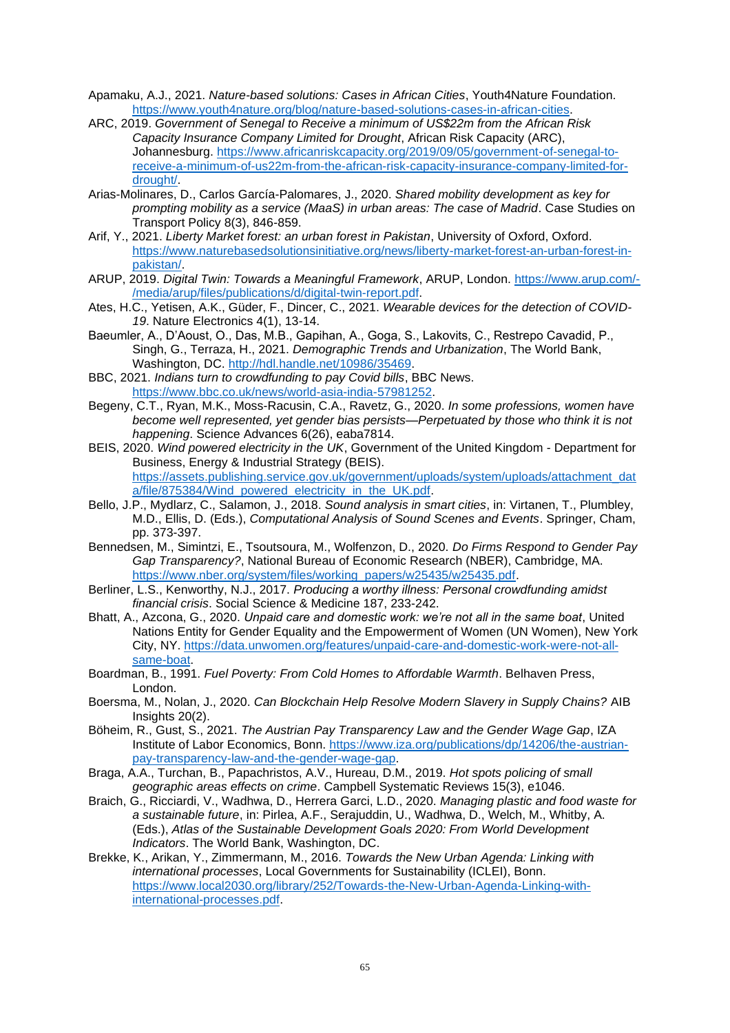Apamaku, A.J., 2021. *Nature-based solutions: Cases in African Cities*, Youth4Nature Foundation. https://www.youth4nature.org/blog/nature-based-solutions-cases-in-african-cities.

ARC, 2019. *Government of Senegal to Receive a minimum of US$22m from the African Risk Capacity Insurance Company Limited for Drought*, African Risk Capacity (ARC), Johannesburg. https://www.africanriskcapacity.org/2019/09/05/government-of-senegal-to-receive-a-minimum-of-us22m-from-the-african-risk-capacity-insurance-company-limited-for-drought/.

Arias-Molinares, D., Carlos García-Palomares, J., 2020. *Shared mobility development as key for prompting mobility as a service (MaaS) in urban areas: The case of Madrid*. Case Studies on Transport Policy 8(3), 846-859.

Arif, Y., 2021. *Liberty Market forest: an urban forest in Pakistan*, University of Oxford, Oxford. https://www.naturebasedsolutionsinitiative.org/news/liberty-market-forest-an-urban-forest-in-pakistan/.

ARUP, 2019. *Digital Twin: Towards a Meaningful Framework*, ARUP, London. https://www.arup.com/-/media/arup/files/publications/d/digital-twin-report.pdf.

Ates, H.C., Yetisen, A.K., Güder, F., Dincer, C., 2021. *Wearable devices for the detection of COVID-19*. Nature Electronics 4(1), 13-14.

Baeumler, A., D'Aoust, O., Das, M.B., Gapihan, A., Goga, S., Lakovits, C., Restrepo Cavadid, P., Singh, G., Terraza, H., 2021. *Demographic Trends and Urbanization*, The World Bank, Washington, DC. http://hdl.handle.net/10986/35469.

BBC, 2021. *Indians turn to crowdfunding to pay Covid bills*, BBC News. https://www.bbc.co.uk/news/world-asia-india-57981252.

Begeny, C.T., Ryan, M.K., Moss-Racusin, C.A., Ravetz, G., 2020. *In some professions, women have become well represented, yet gender bias persists—Perpetuated by those who think it is not happening*. Science Advances 6(26), eaba7814.

BEIS, 2020. *Wind powered electricity in the UK*, Government of the United Kingdom - Department for Business, Energy & Industrial Strategy (BEIS). https://assets.publishing.service.gov.uk/government/uploads/system/uploads/attachment_data/file/875384/Wind_powered_electricity_in_the_UK.pdf.

Bello, J.P., Mydlarz, C., Salamon, J., 2018. *Sound analysis in smart cities*, in: Virtanen, T., Plumbley, M.D., Ellis, D. (Eds.), *Computational Analysis of Sound Scenes and Events*. Springer, Cham, pp. 373-397.

Bennedsen, M., Simintzi, E., Tsoutsoura, M., Wolfenzon, D., 2020. *Do Firms Respond to Gender Pay Gap Transparency?*, National Bureau of Economic Research (NBER), Cambridge, MA. https://www.nber.org/system/files/working_papers/w25435/w25435.pdf.

Berliner, L.S., Kenworthy, N.J., 2017. *Producing a worthy illness: Personal crowdfunding amidst financial crisis*. Social Science & Medicine 187, 233-242.

Bhatt, A., Azcona, G., 2020. *Unpaid care and domestic work: we're not all in the same boat*, United Nations Entity for Gender Equality and the Empowerment of Women (UN Women), New York City, NY. https://data.unwomen.org/features/unpaid-care-and-domestic-work-were-not-all-same-boat.

Boardman, B., 1991. *Fuel Poverty: From Cold Homes to Affordable Warmth*. Belhaven Press, London.

Boersma, M., Nolan, J., 2020. *Can Blockchain Help Resolve Modern Slavery in Supply Chains?* AIB Insights 20(2).

Böheim, R., Gust, S., 2021. *The Austrian Pay Transparency Law and the Gender Wage Gap*, IZA Institute of Labor Economics, Bonn. https://www.iza.org/publications/dp/14206/the-austrian-pay-transparency-law-and-the-gender-wage-gap.

Braga, A.A., Turchan, B., Papachristos, A.V., Hureau, D.M., 2019. *Hot spots policing of small geographic areas effects on crime*. Campbell Systematic Reviews 15(3), e1046.

Braich, G., Ricciardi, V., Wadhwa, D., Herrera Garci, L.D., 2020. *Managing plastic and food waste for a sustainable future*, in: Pirlea, A.F., Serajuddin, U., Wadhwa, D., Welch, M., Whitby, A. (Eds.), *Atlas of the Sustainable Development Goals 2020: From World Development Indicators*. The World Bank, Washington, DC.

Brekke, K., Arikan, Y., Zimmermann, M., 2016. *Towards the New Urban Agenda: Linking with international processes*, Local Governments for Sustainability (ICLEI), Bonn. https://www.local2030.org/library/252/Towards-the-New-Urban-Agenda-Linking-with-international-processes.pdf.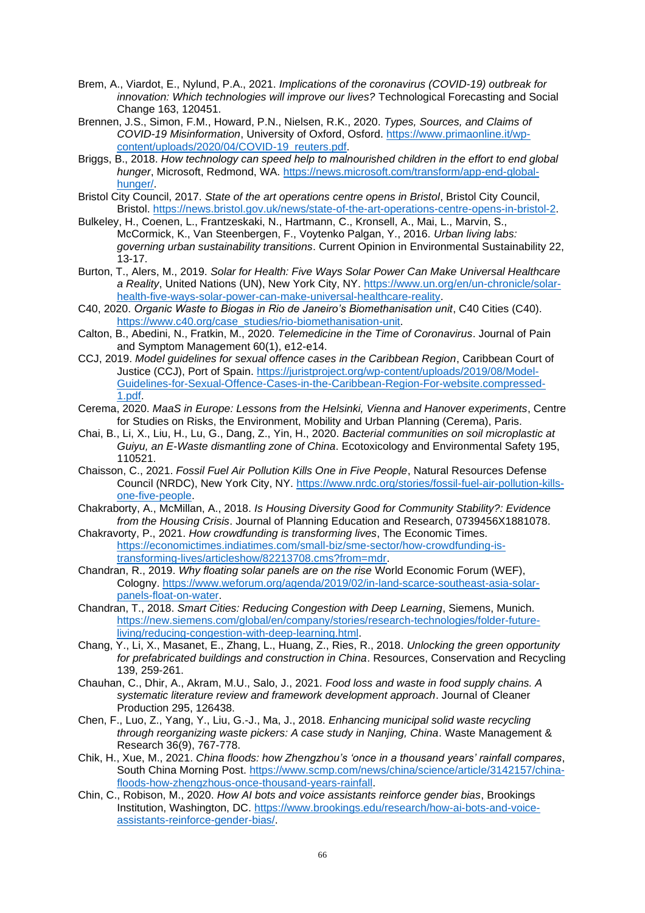Brem, A., Viardot, E., Nylund, P.A., 2021. *Implications of the coronavirus (COVID-19) outbreak for innovation: Which technologies will improve our lives?* Technological Forecasting and Social Change 163, 120451.

Brennen, J.S., Simon, F.M., Howard, P.N., Nielsen, R.K., 2020. *Types, Sources, and Claims of COVID-19 Misinformation*, University of Oxford, Osford. https://www.primaonline.it/wp-content/uploads/2020/04/COVID-19_reuters.pdf.

Briggs, B., 2018. *How technology can speed help to malnourished children in the effort to end global hunger*, Microsoft, Redmond, WA. https://news.microsoft.com/transform/app-end-global-hunger/.

Bristol City Council, 2017. *State of the art operations centre opens in Bristol*, Bristol City Council, Bristol. https://news.bristol.gov.uk/news/state-of-the-art-operations-centre-opens-in-bristol-2.

Bulkeley, H., Coenen, L., Frantzeskaki, N., Hartmann, C., Kronsell, A., Mai, L., Marvin, S., McCormick, K., Van Steenbergen, F., Voytenko Palgan, Y., 2016. *Urban living labs: governing urban sustainability transitions*. Current Opinion in Environmental Sustainability 22, 13-17.

Burton, T., Alers, M., 2019. *Solar for Health: Five Ways Solar Power Can Make Universal Healthcare a Reality*, United Nations (UN), New York City, NY. https://www.un.org/en/un-chronicle/solar-health-five-ways-solar-power-can-make-universal-healthcare-reality.

C40, 2020. *Organic Waste to Biogas in Rio de Janeiro's Biomethanisation unit*, C40 Cities (C40). https://www.c40.org/case_studies/rio-biomethanisation-unit.

Calton, B., Abedini, N., Fratkin, M., 2020. *Telemedicine in the Time of Coronavirus*. Journal of Pain and Symptom Management 60(1), e12-e14.

CCJ, 2019. *Model guidelines for sexual offence cases in the Caribbean Region*, Caribbean Court of Justice (CCJ), Port of Spain. https://juristproject.org/wp-content/uploads/2019/08/Model-Guidelines-for-Sexual-Offence-Cases-in-the-Caribbean-Region-For-website.compressed-1.pdf.

Cerema, 2020. *MaaS in Europe: Lessons from the Helsinki, Vienna and Hanover experiments*, Centre for Studies on Risks, the Environment, Mobility and Urban Planning (Cerema), Paris.

Chai, B., Li, X., Liu, H., Lu, G., Dang, Z., Yin, H., 2020. *Bacterial communities on soil microplastic at Guiyu, an E-Waste dismantling zone of China*. Ecotoxicology and Environmental Safety 195, 110521.

Chaisson, C., 2021. *Fossil Fuel Air Pollution Kills One in Five People*, Natural Resources Defense Council (NRDC), New York City, NY. https://www.nrdc.org/stories/fossil-fuel-air-pollution-kills-one-five-people.

Chakraborty, A., McMillan, A., 2018. *Is Housing Diversity Good for Community Stability?: Evidence from the Housing Crisis*. Journal of Planning Education and Research, 0739456X1881078.

Chakravorty, P., 2021. *How crowdfunding is transforming lives*, The Economic Times. https://economictimes.indiatimes.com/small-biz/sme-sector/how-crowdfunding-is-transforming-lives/articleshow/82213708.cms?from=mdr.

Chandran, R., 2019. *Why floating solar panels are on the rise* World Economic Forum (WEF), Cologny. https://www.weforum.org/agenda/2019/02/in-land-scarce-southeast-asia-solar-panels-float-on-water.

Chandran, T., 2018. *Smart Cities: Reducing Congestion with Deep Learning*, Siemens, Munich. https://new.siemens.com/global/en/company/stories/research-technologies/folder-future-living/reducing-congestion-with-deep-learning.html.

Chang, Y., Li, X., Masanet, E., Zhang, L., Huang, Z., Ries, R., 2018. *Unlocking the green opportunity for prefabricated buildings and construction in China*. Resources, Conservation and Recycling 139, 259-261.

Chauhan, C., Dhir, A., Akram, M.U., Salo, J., 2021. *Food loss and waste in food supply chains. A systematic literature review and framework development approach*. Journal of Cleaner Production 295, 126438.

Chen, F., Luo, Z., Yang, Y., Liu, G.-J., Ma, J., 2018. *Enhancing municipal solid waste recycling through reorganizing waste pickers: A case study in Nanjing, China*. Waste Management & Research 36(9), 767-778.

Chik, H., Xue, M., 2021. *China floods: how Zhengzhou's 'once in a thousand years' rainfall compares*, South China Morning Post. https://www.scmp.com/news/china/science/article/3142157/china-floods-how-zhengzhous-once-thousand-years-rainfall.

Chin, C., Robison, M., 2020. *How AI bots and voice assistants reinforce gender bias*, Brookings Institution, Washington, DC. https://www.brookings.edu/research/how-ai-bots-and-voice-assistants-reinforce-gender-bias/.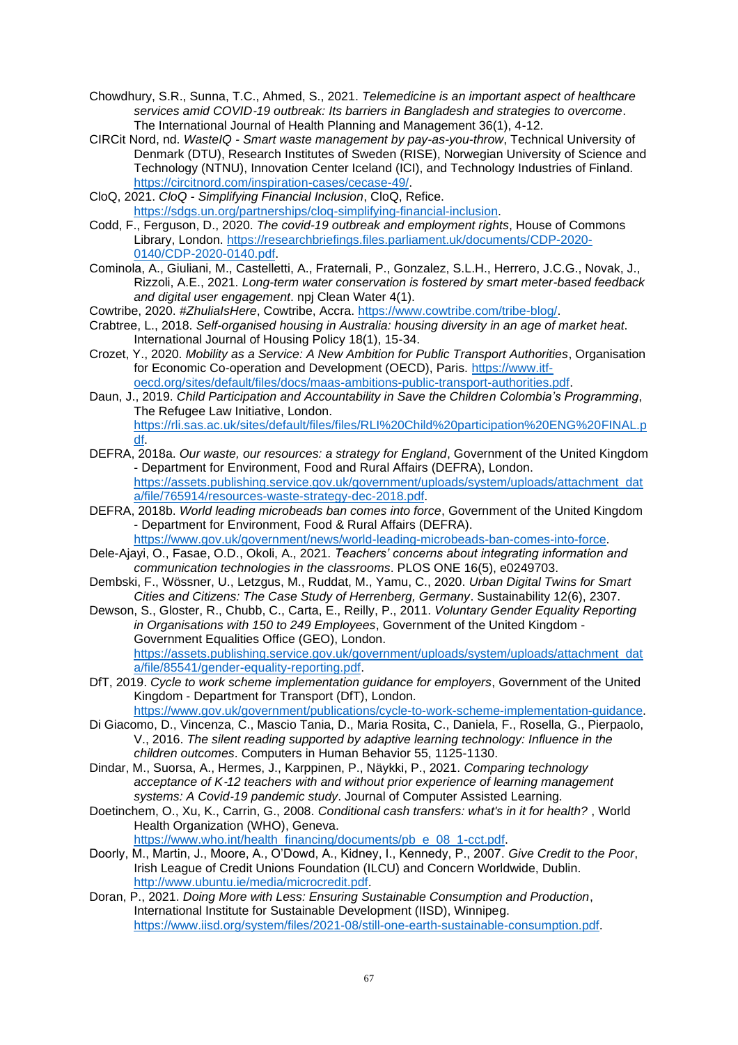Chowdhury, S.R., Sunna, T.C., Ahmed, S., 2021. *Telemedicine is an important aspect of healthcare services amid COVID-19 outbreak: Its barriers in Bangladesh and strategies to overcome*. The International Journal of Health Planning and Management 36(1), 4-12.

CIRCit Nord, nd. *WasteIQ - Smart waste management by pay-as-you-throw*, Technical University of Denmark (DTU), Research Institutes of Sweden (RISE), Norwegian University of Science and Technology (NTNU), Innovation Center Iceland (ICI), and Technology Industries of Finland. https://circitnord.com/inspiration-cases/cecase-49/.

CloQ, 2021. *CloQ - Simplifying Financial Inclusion*, CloQ, Refice. https://sdgs.un.org/partnerships/cloq-simplifying-financial-inclusion.

Codd, F., Ferguson, D., 2020. *The covid-19 outbreak and employment rights*, House of Commons Library, London. https://researchbriefings.files.parliament.uk/documents/CDP-2020-0140/CDP-2020-0140.pdf.

Cominola, A., Giuliani, M., Castelletti, A., Fraternali, P., Gonzalez, S.L.H., Herrero, J.C.G., Novak, J., Rizzoli, A.E., 2021. *Long-term water conservation is fostered by smart meter-based feedback and digital user engagement*. npj Clean Water 4(1).

Cowtribe, 2020. *#ZhuliaIsHere*, Cowtribe, Accra. https://www.cowtribe.com/tribe-blog/.

Crabtree, L., 2018. *Self-organised housing in Australia: housing diversity in an age of market heat*. International Journal of Housing Policy 18(1), 15-34.

Crozet, Y., 2020. *Mobility as a Service: A New Ambition for Public Transport Authorities*, Organisation for Economic Co-operation and Development (OECD), Paris. https://www.itf-oecd.org/sites/default/files/docs/maas-ambitions-public-transport-authorities.pdf.

Daun, J., 2019. *Child Participation and Accountability in Save the Children Colombia's Programming*, The Refugee Law Initiative, London. https://rli.sas.ac.uk/sites/default/files/files/RLI%20Child%20participation%20ENG%20FINAL.pdf.

DEFRA, 2018a. *Our waste, our resources: a strategy for England*, Government of the United Kingdom - Department for Environment, Food and Rural Affairs (DEFRA), London. https://assets.publishing.service.gov.uk/government/uploads/system/uploads/attachment_data/file/765914/resources-waste-strategy-dec-2018.pdf.

DEFRA, 2018b. *World leading microbeads ban comes into force*, Government of the United Kingdom - Department for Environment, Food & Rural Affairs (DEFRA). https://www.gov.uk/government/news/world-leading-microbeads-ban-comes-into-force.

Dele-Ajayi, O., Fasae, O.D., Okoli, A., 2021. *Teachers' concerns about integrating information and communication technologies in the classrooms*. PLOS ONE 16(5), e0249703.

Dembski, F., Wössner, U., Letzgus, M., Ruddat, M., Yamu, C., 2020. *Urban Digital Twins for Smart Cities and Citizens: The Case Study of Herrenberg, Germany*. Sustainability 12(6), 2307.

Dewson, S., Gloster, R., Chubb, C., Carta, E., Reilly, P., 2011. *Voluntary Gender Equality Reporting in Organisations with 150 to 249 Employees*, Government of the United Kingdom - Government Equalities Office (GEO), London. https://assets.publishing.service.gov.uk/government/uploads/system/uploads/attachment_data/file/85541/gender-equality-reporting.pdf.

DfT, 2019. *Cycle to work scheme implementation guidance for employers*, Government of the United Kingdom - Department for Transport (DfT), London. https://www.gov.uk/government/publications/cycle-to-work-scheme-implementation-guidance.

Di Giacomo, D., Vincenza, C., Mascio Tania, D., Maria Rosita, C., Daniela, F., Rosella, G., Pierpaolo, V., 2016. *The silent reading supported by adaptive learning technology: Influence in the children outcomes*. Computers in Human Behavior 55, 1125-1130.

Dindar, M., Suorsa, A., Hermes, J., Karppinen, P., Näykki, P., 2021. *Comparing technology acceptance of K-12 teachers with and without prior experience of learning management systems: A Covid-19 pandemic study*. Journal of Computer Assisted Learning.

Doetinchem, O., Xu, K., Carrin, G., 2008. *Conditional cash transfers: what's in it for health?* , World Health Organization (WHO), Geneva. https://www.who.int/health_financing/documents/pb_e_08_1-cct.pdf.

Doorly, M., Martin, J., Moore, A., O'Dowd, A., Kidney, I., Kennedy, P., 2007. *Give Credit to the Poor*, Irish League of Credit Unions Foundation (ILCU) and Concern Worldwide, Dublin. http://www.ubuntu.ie/media/microcredit.pdf.

Doran, P., 2021. *Doing More with Less: Ensuring Sustainable Consumption and Production*, International Institute for Sustainable Development (IISD), Winnipeg. https://www.iisd.org/system/files/2021-08/still-one-earth-sustainable-consumption.pdf.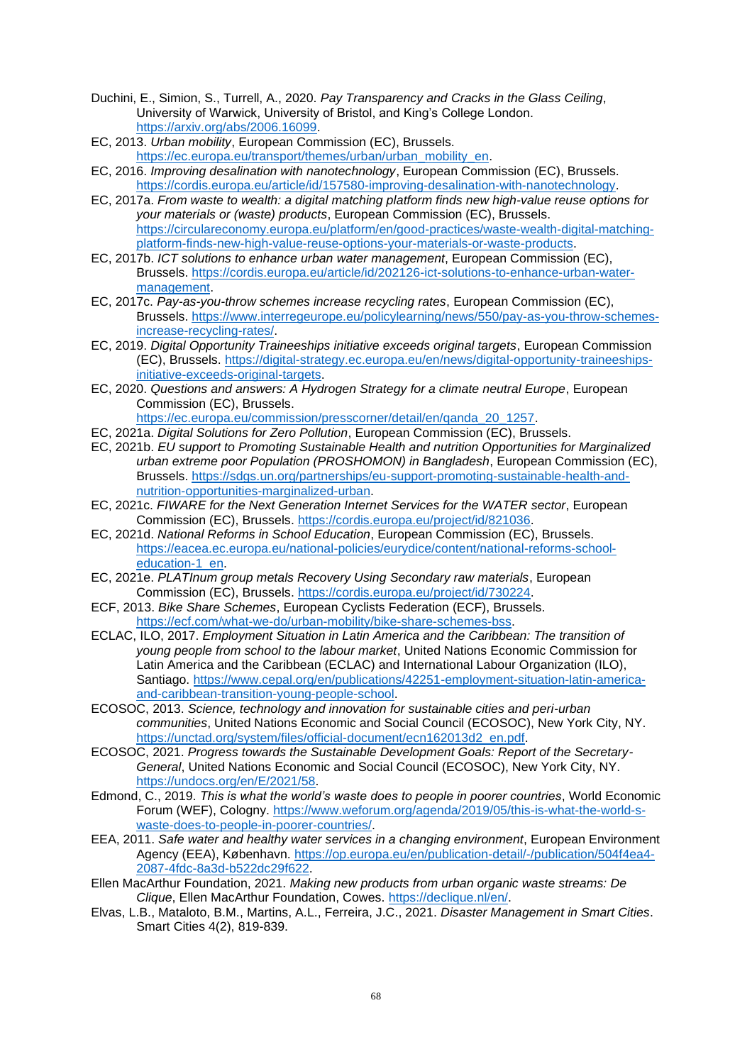Duchini, E., Simion, S., Turrell, A., 2020. *Pay Transparency and Cracks in the Glass Ceiling*, University of Warwick, University of Bristol, and King's College London. https://arxiv.org/abs/2006.16099.

EC, 2013. *Urban mobility*, European Commission (EC), Brussels. https://ec.europa.eu/transport/themes/urban/urban_mobility_en.

EC, 2016. *Improving desalination with nanotechnology*, European Commission (EC), Brussels. https://cordis.europa.eu/article/id/157580-improving-desalination-with-nanotechnology.

EC, 2017a. *From waste to wealth: a digital matching platform finds new high-value reuse options for your materials or (waste) products*, European Commission (EC), Brussels. https://circulareconomy.europa.eu/platform/en/good-practices/waste-wealth-digital-matching-platform-finds-new-high-value-reuse-options-your-materials-or-waste-products.

EC, 2017b. *ICT solutions to enhance urban water management*, European Commission (EC), Brussels. https://cordis.europa.eu/article/id/202126-ict-solutions-to-enhance-urban-water-management.

EC, 2017c. *Pay-as-you-throw schemes increase recycling rates*, European Commission (EC), Brussels. https://www.interregeurope.eu/policylearning/news/550/pay-as-you-throw-schemes-increase-recycling-rates/.

EC, 2019. *Digital Opportunity Traineeships initiative exceeds original targets*, European Commission (EC), Brussels. https://digital-strategy.ec.europa.eu/en/news/digital-opportunity-traineeships-initiative-exceeds-original-targets.

EC, 2020. *Questions and answers: A Hydrogen Strategy for a climate neutral Europe*, European Commission (EC), Brussels. https://ec.europa.eu/commission/presscorner/detail/en/qanda_20_1257.

EC, 2021a. *Digital Solutions for Zero Pollution*, European Commission (EC), Brussels.

EC, 2021b. *EU support to Promoting Sustainable Health and nutrition Opportunities for Marginalized urban extreme poor Population (PROSHOMON) in Bangladesh*, European Commission (EC), Brussels. https://sdgs.un.org/partnerships/eu-support-promoting-sustainable-health-and-nutrition-opportunities-marginalized-urban.

EC, 2021c. *FIWARE for the Next Generation Internet Services for the WATER sector*, European Commission (EC), Brussels. https://cordis.europa.eu/project/id/821036.

EC, 2021d. *National Reforms in School Education*, European Commission (EC), Brussels. https://eacea.ec.europa.eu/national-policies/eurydice/content/national-reforms-school-education-1_en.

EC, 2021e. *PLATInum group metals Recovery Using Secondary raw materials*, European Commission (EC), Brussels. https://cordis.europa.eu/project/id/730224.

ECF, 2013. *Bike Share Schemes*, European Cyclists Federation (ECF), Brussels. https://ecf.com/what-we-do/urban-mobility/bike-share-schemes-bss.

ECLAC, ILO, 2017. *Employment Situation in Latin America and the Caribbean: The transition of young people from school to the labour market*, United Nations Economic Commission for Latin America and the Caribbean (ECLAC) and International Labour Organization (ILO), Santiago. https://www.cepal.org/en/publications/42251-employment-situation-latin-america-and-caribbean-transition-young-people-school.

ECOSOC, 2013. *Science, technology and innovation for sustainable cities and peri-urban communities*, United Nations Economic and Social Council (ECOSOC), New York City, NY. https://unctad.org/system/files/official-document/ecn162013d2_en.pdf.

ECOSOC, 2021. *Progress towards the Sustainable Development Goals: Report of the Secretary-General*, United Nations Economic and Social Council (ECOSOC), New York City, NY. https://undocs.org/en/E/2021/58.

Edmond, C., 2019. *This is what the world's waste does to people in poorer countries*, World Economic Forum (WEF), Cologny. https://www.weforum.org/agenda/2019/05/this-is-what-the-world-s-waste-does-to-people-in-poorer-countries/.

EEA, 2011. *Safe water and healthy water services in a changing environment*, European Environment Agency (EEA), København. https://op.europa.eu/en/publication-detail/-/publication/504f4ea4-2087-4fdc-8a3d-b522dc29f622.

Ellen MacArthur Foundation, 2021. *Making new products from urban organic waste streams: De Clique*, Ellen MacArthur Foundation, Cowes. https://declique.nl/en/.

Elvas, L.B., Mataloto, B.M., Martins, A.L., Ferreira, J.C., 2021. *Disaster Management in Smart Cities*. Smart Cities 4(2), 819-839.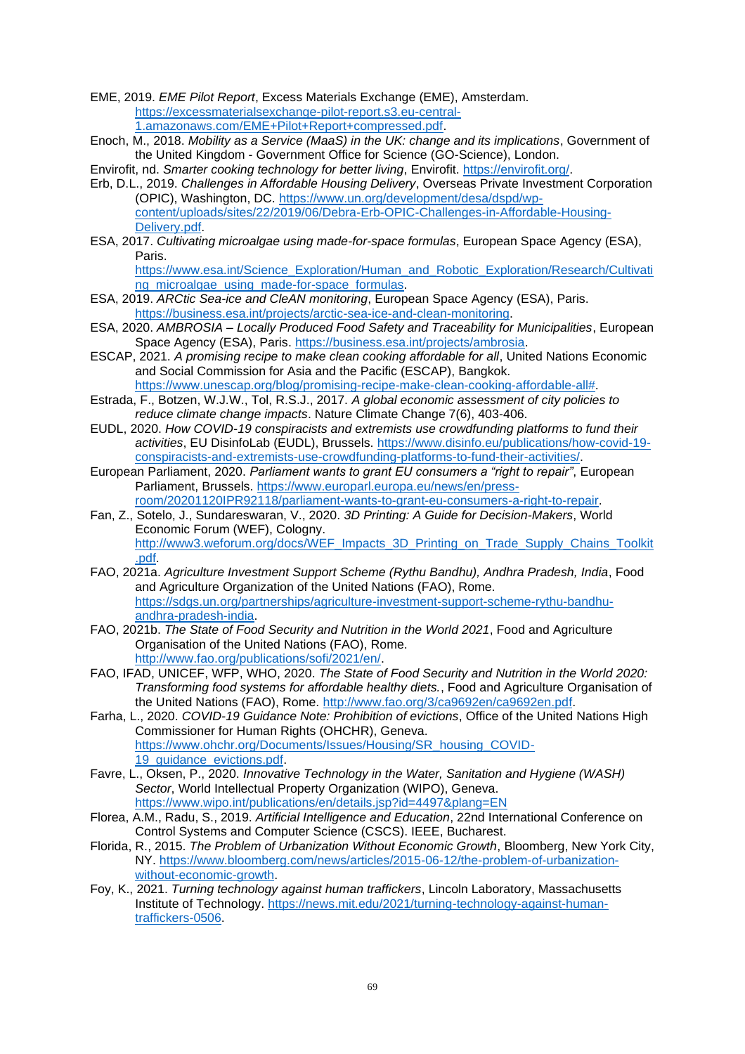EME, 2019. *EME Pilot Report*, Excess Materials Exchange (EME), Amsterdam. https://excessmaterialsexchange-pilot-report.s3.eu-central-1.amazonaws.com/EME+Pilot+Report+compressed.pdf.

Enoch, M., 2018. *Mobility as a Service (MaaS) in the UK: change and its implications*, Government of the United Kingdom - Government Office for Science (GO-Science), London.

Envirofit, nd. *Smarter cooking technology for better living*, Envirofit. https://envirofit.org/.

Erb, D.L., 2019. *Challenges in Affordable Housing Delivery*, Overseas Private Investment Corporation (OPIC), Washington, DC. https://www.un.org/development/desa/dspd/wp-content/uploads/sites/22/2019/06/Debra-Erb-OPIC-Challenges-in-Affordable-Housing-Delivery.pdf.

ESA, 2017. *Cultivating microalgae using made-for-space formulas*, European Space Agency (ESA), Paris. https://www.esa.int/Science_Exploration/Human_and_Robotic_Exploration/Research/Cultivating_microalgae_using_made-for-space_formulas.

ESA, 2019. *ARCtic Sea-ice and CleAN monitoring*, European Space Agency (ESA), Paris. https://business.esa.int/projects/arctic-sea-ice-and-clean-monitoring.

ESA, 2020. *AMBROSIA – Locally Produced Food Safety and Traceability for Municipalities*, European Space Agency (ESA), Paris. https://business.esa.int/projects/ambrosia.

ESCAP, 2021. *A promising recipe to make clean cooking affordable for all*, United Nations Economic and Social Commission for Asia and the Pacific (ESCAP), Bangkok. https://www.unescap.org/blog/promising-recipe-make-clean-cooking-affordable-all#.

Estrada, F., Botzen, W.J.W., Tol, R.S.J., 2017. *A global economic assessment of city policies to reduce climate change impacts*. Nature Climate Change 7(6), 403-406.

EUDL, 2020. *How COVID-19 conspiracists and extremists use crowdfunding platforms to fund their activities*, EU DisinfoLab (EUDL), Brussels. https://www.disinfo.eu/publications/how-covid-19-conspiracists-and-extremists-use-crowdfunding-platforms-to-fund-their-activities/.

European Parliament, 2020. *Parliament wants to grant EU consumers a "right to repair"*, European Parliament, Brussels. https://www.europarl.europa.eu/news/en/press-room/20201120IPR92118/parliament-wants-to-grant-eu-consumers-a-right-to-repair.

Fan, Z., Sotelo, J., Sundareswaran, V., 2020. *3D Printing: A Guide for Decision-Makers*, World Economic Forum (WEF), Cologny. http://www3.weforum.org/docs/WEF_Impacts_3D_Printing_on_Trade_Supply_Chains_Toolkit.pdf.

FAO, 2021a. *Agriculture Investment Support Scheme (Rythu Bandhu), Andhra Pradesh, India*, Food and Agriculture Organization of the United Nations (FAO), Rome. https://sdgs.un.org/partnerships/agriculture-investment-support-scheme-rythu-bandhu-andhra-pradesh-india.

FAO, 2021b. *The State of Food Security and Nutrition in the World 2021*, Food and Agriculture Organisation of the United Nations (FAO), Rome. http://www.fao.org/publications/sofi/2021/en/.

FAO, IFAD, UNICEF, WFP, WHO, 2020. *The State of Food Security and Nutrition in the World 2020: Transforming food systems for affordable healthy diets.*, Food and Agriculture Organisation of the United Nations (FAO), Rome. http://www.fao.org/3/ca9692en/ca9692en.pdf.

Farha, L., 2020. *COVID-19 Guidance Note: Prohibition of evictions*, Office of the United Nations High Commissioner for Human Rights (OHCHR), Geneva. https://www.ohchr.org/Documents/Issues/Housing/SR_housing_COVID-19_guidance_evictions.pdf.

Favre, L., Oksen, P., 2020. *Innovative Technology in the Water, Sanitation and Hygiene (WASH) Sector*, World Intellectual Property Organization (WIPO), Geneva. https://www.wipo.int/publications/en/details.jsp?id=4497&plang=EN

Florea, A.M., Radu, S., 2019. *Artificial Intelligence and Education*, 22nd International Conference on Control Systems and Computer Science (CSCS). IEEE, Bucharest.

Florida, R., 2015. *The Problem of Urbanization Without Economic Growth*, Bloomberg, New York City, NY. https://www.bloomberg.com/news/articles/2015-06-12/the-problem-of-urbanization-without-economic-growth.

Foy, K., 2021. *Turning technology against human traffickers*, Lincoln Laboratory, Massachusetts Institute of Technology. https://news.mit.edu/2021/turning-technology-against-human-traffickers-0506.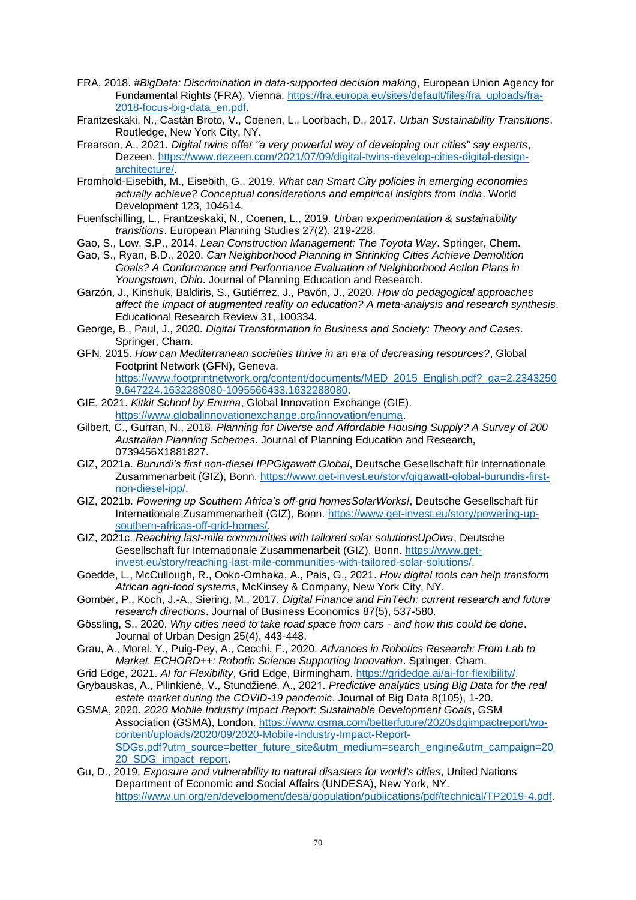FRA, 2018. *#BigData: Discrimination in data-supported decision making*, European Union Agency for Fundamental Rights (FRA), Vienna. https://fra.europa.eu/sites/default/files/fra_uploads/fra-2018-focus-big-data_en.pdf.

Frantzeskaki, N., Castán Broto, V., Coenen, L., Loorbach, D., 2017. *Urban Sustainability Transitions*. Routledge, New York City, NY.

Frearson, A., 2021. *Digital twins offer "a very powerful way of developing our cities" say experts*, Dezeen. https://www.dezeen.com/2021/07/09/digital-twins-develop-cities-digital-design-architecture/.

Fromhold-Eisebith, M., Eisebith, G., 2019. *What can Smart City policies in emerging economies actually achieve? Conceptual considerations and empirical insights from India*. World Development 123, 104614.

Fuenfschilling, L., Frantzeskaki, N., Coenen, L., 2019. *Urban experimentation & sustainability transitions*. European Planning Studies 27(2), 219-228.

Gao, S., Low, S.P., 2014. *Lean Construction Management: The Toyota Way*. Springer, Chem.

Gao, S., Ryan, B.D., 2020. *Can Neighborhood Planning in Shrinking Cities Achieve Demolition Goals? A Conformance and Performance Evaluation of Neighborhood Action Plans in Youngstown, Ohio*. Journal of Planning Education and Research.

Garzón, J., Kinshuk, Baldiris, S., Gutiérrez, J., Pavón, J., 2020. *How do pedagogical approaches affect the impact of augmented reality on education? A meta-analysis and research synthesis*. Educational Research Review 31, 100334.

George, B., Paul, J., 2020. *Digital Transformation in Business and Society: Theory and Cases*. Springer, Cham.

GFN, 2015. *How can Mediterranean societies thrive in an era of decreasing resources?*, Global Footprint Network (GFN), Geneva. https://www.footprintnetwork.org/content/documents/MED_2015_English.pdf?_ga=2.23432509.647224.1632288080-1095566433.1632288080.

GIE, 2021. *Kitkit School by Enuma*, Global Innovation Exchange (GIE). https://www.globalinnovationexchange.org/innovation/enuma.

Gilbert, C., Gurran, N., 2018. *Planning for Diverse and Affordable Housing Supply? A Survey of 200 Australian Planning Schemes*. Journal of Planning Education and Research, 0739456X1881827.

GIZ, 2021a. *Burundi's first non-diesel IPPGigawatt Global*, Deutsche Gesellschaft für Internationale Zusammenarbeit (GIZ), Bonn. https://www.get-invest.eu/story/gigawatt-global-burundis-first-non-diesel-ipp/.

GIZ, 2021b. *Powering up Southern Africa's off-grid homesSolarWorks!*, Deutsche Gesellschaft für Internationale Zusammenarbeit (GIZ), Bonn. https://www.get-invest.eu/story/powering-up-southern-africas-off-grid-homes/.

GIZ, 2021c. *Reaching last-mile communities with tailored solar solutionsUpOwa*, Deutsche Gesellschaft für Internationale Zusammenarbeit (GIZ), Bonn. https://www.get-invest.eu/story/reaching-last-mile-communities-with-tailored-solar-solutions/.

Goedde, L., McCullough, R., Ooko-Ombaka, A., Pais, G., 2021. *How digital tools can help transform African agri-food systems*, McKinsey & Company, New York City, NY.

Gomber, P., Koch, J.-A., Siering, M., 2017. *Digital Finance and FinTech: current research and future research directions*. Journal of Business Economics 87(5), 537-580.

Gössling, S., 2020. *Why cities need to take road space from cars - and how this could be done*. Journal of Urban Design 25(4), 443-448.

Grau, A., Morel, Y., Puig-Pey, A., Cecchi, F., 2020. *Advances in Robotics Research: From Lab to Market. ECHORD++: Robotic Science Supporting Innovation*. Springer, Cham.

Grid Edge, 2021. *AI for Flexibility*, Grid Edge, Birmingham. https://gridedge.ai/ai-for-flexibility/.

Grybauskas, A., Pilinkienė, V., Stundžienė, A., 2021. *Predictive analytics using Big Data for the real estate market during the COVID-19 pandemic*. Journal of Big Data 8(105), 1-20.

GSMA, 2020. *2020 Mobile Industry Impact Report: Sustainable Development Goals*, GSM Association (GSMA), London. https://www.gsma.com/betterfuture/2020sdgimpactreport/wp-content/uploads/2020/09/2020-Mobile-Industry-Impact-Report-SDGs.pdf?utm_source=better_future_site&utm_medium=search_engine&utm_campaign=2020_SDG_impact_report.

Gu, D., 2019. *Exposure and vulnerability to natural disasters for world's cities*, United Nations Department of Economic and Social Affairs (UNDESA), New York, NY. https://www.un.org/en/development/desa/population/publications/pdf/technical/TP2019-4.pdf.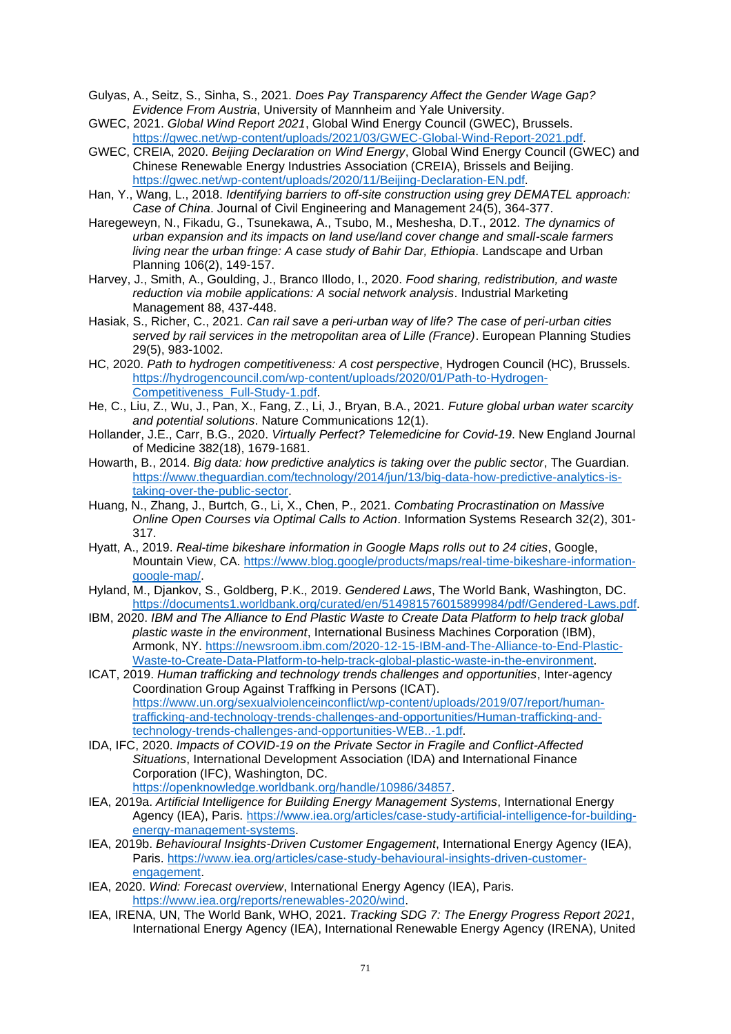Gulyas, A., Seitz, S., Sinha, S., 2021. *Does Pay Transparency Affect the Gender Wage Gap? Evidence From Austria*, University of Mannheim and Yale University.

GWEC, 2021. *Global Wind Report 2021*, Global Wind Energy Council (GWEC), Brussels. https://gwec.net/wp-content/uploads/2021/03/GWEC-Global-Wind-Report-2021.pdf.

GWEC, CREIA, 2020. *Beijing Declaration on Wind Energy*, Global Wind Energy Council (GWEC) and Chinese Renewable Energy Industries Association (CREIA), Brissels and Beijing. https://gwec.net/wp-content/uploads/2020/11/Beijing-Declaration-EN.pdf.

Han, Y., Wang, L., 2018. *Identifying barriers to off-site construction using grey DEMATEL approach: Case of China*. Journal of Civil Engineering and Management 24(5), 364-377.

Haregeweyn, N., Fikadu, G., Tsunekawa, A., Tsubo, M., Meshesha, D.T., 2012. *The dynamics of urban expansion and its impacts on land use/land cover change and small-scale farmers living near the urban fringe: A case study of Bahir Dar, Ethiopia*. Landscape and Urban Planning 106(2), 149-157.

Harvey, J., Smith, A., Goulding, J., Branco Illodo, I., 2020. *Food sharing, redistribution, and waste reduction via mobile applications: A social network analysis*. Industrial Marketing Management 88, 437-448.

Hasiak, S., Richer, C., 2021. *Can rail save a peri-urban way of life? The case of peri-urban cities served by rail services in the metropolitan area of Lille (France)*. European Planning Studies 29(5), 983-1002.

HC, 2020. *Path to hydrogen competitiveness: A cost perspective*, Hydrogen Council (HC), Brussels. https://hydrogencouncil.com/wp-content/uploads/2020/01/Path-to-Hydrogen-Competitiveness_Full-Study-1.pdf.

He, C., Liu, Z., Wu, J., Pan, X., Fang, Z., Li, J., Bryan, B.A., 2021. *Future global urban water scarcity and potential solutions*. Nature Communications 12(1).

Hollander, J.E., Carr, B.G., 2020. *Virtually Perfect? Telemedicine for Covid-19*. New England Journal of Medicine 382(18), 1679-1681.

Howarth, B., 2014. *Big data: how predictive analytics is taking over the public sector*, The Guardian. https://www.theguardian.com/technology/2014/jun/13/big-data-how-predictive-analytics-is-taking-over-the-public-sector.

Huang, N., Zhang, J., Burtch, G., Li, X., Chen, P., 2021. *Combating Procrastination on Massive Online Open Courses via Optimal Calls to Action*. Information Systems Research 32(2), 301-317.

Hyatt, A., 2019. *Real-time bikeshare information in Google Maps rolls out to 24 cities*, Google, Mountain View, CA. https://www.blog.google/products/maps/real-time-bikeshare-information-google-map/.

Hyland, M., Djankov, S., Goldberg, P.K., 2019. *Gendered Laws*, The World Bank, Washington, DC. https://documents1.worldbank.org/curated/en/514981576015899984/pdf/Gendered-Laws.pdf.

IBM, 2020. *IBM and The Alliance to End Plastic Waste to Create Data Platform to help track global plastic waste in the environment*, International Business Machines Corporation (IBM), Armonk, NY. https://newsroom.ibm.com/2020-12-15-IBM-and-The-Alliance-to-End-Plastic-Waste-to-Create-Data-Platform-to-help-track-global-plastic-waste-in-the-environment.

ICAT, 2019. *Human trafficking and technology trends challenges and opportunities*, Inter-agency Coordination Group Against Traffking in Persons (ICAT). https://www.un.org/sexualviolenceinconflict/wp-content/uploads/2019/07/report/human-trafficking-and-technology-trends-challenges-and-opportunities/Human-trafficking-and-technology-trends-challenges-and-opportunities-WEB..-1.pdf.

IDA, IFC, 2020. *Impacts of COVID-19 on the Private Sector in Fragile and Conflict-Affected Situations*, International Development Association (IDA) and International Finance Corporation (IFC), Washington, DC. https://openknowledge.worldbank.org/handle/10986/34857.

IEA, 2019a. *Artificial Intelligence for Building Energy Management Systems*, International Energy Agency (IEA), Paris. https://www.iea.org/articles/case-study-artificial-intelligence-for-building-energy-management-systems.

IEA, 2019b. *Behavioural Insights-Driven Customer Engagement*, International Energy Agency (IEA), Paris. https://www.iea.org/articles/case-study-behavioural-insights-driven-customer-engagement.

IEA, 2020. *Wind: Forecast overview*, International Energy Agency (IEA), Paris. https://www.iea.org/reports/renewables-2020/wind.

IEA, IRENA, UN, The World Bank, WHO, 2021. *Tracking SDG 7: The Energy Progress Report 2021*, International Energy Agency (IEA), International Renewable Energy Agency (IRENA), United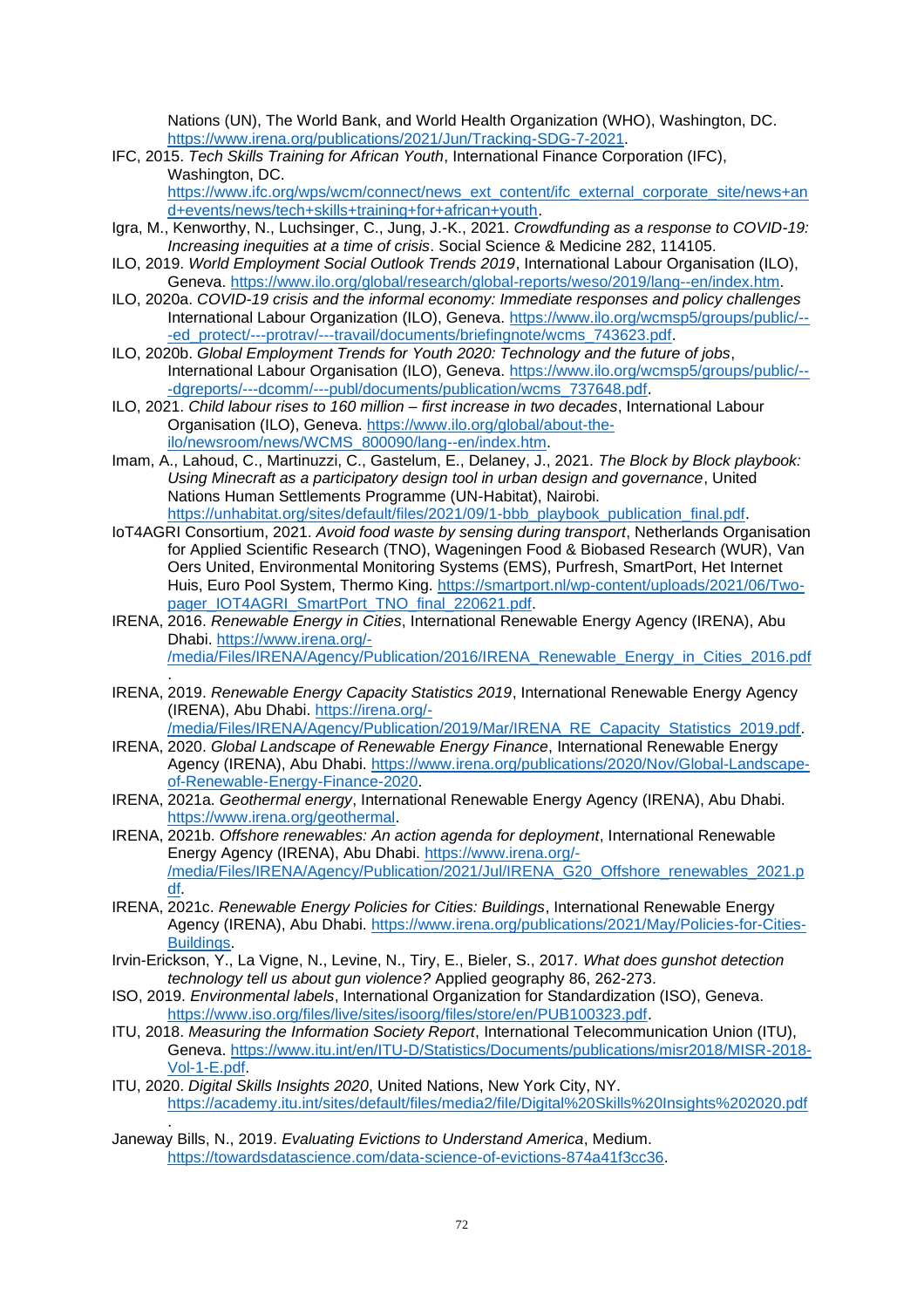Nations (UN), The World Bank, and World Health Organization (WHO), Washington, DC. https://www.irena.org/publications/2021/Jun/Tracking-SDG-7-2021.

IFC, 2015. *Tech Skills Training for African Youth*, International Finance Corporation (IFC), Washington, DC. https://www.ifc.org/wps/wcm/connect/news_ext_content/ifc_external_corporate_site/news+and+events/news/tech+skills+training+for+african+youth.

Igra, M., Kenworthy, N., Luchsinger, C., Jung, J.-K., 2021. *Crowdfunding as a response to COVID-19: Increasing inequities at a time of crisis*. Social Science & Medicine 282, 114105.

ILO, 2019. *World Employment Social Outlook Trends 2019*, International Labour Organisation (ILO), Geneva. https://www.ilo.org/global/research/global-reports/weso/2019/lang--en/index.htm.

ILO, 2020a. *COVID-19 crisis and the informal economy: Immediate responses and policy challenges* International Labour Organization (ILO), Geneva. https://www.ilo.org/wcmsp5/groups/public/---ed_protect/---protrav/---travail/documents/briefingnote/wcms_743623.pdf.

ILO, 2020b. *Global Employment Trends for Youth 2020: Technology and the future of jobs*, International Labour Organisation (ILO), Geneva. https://www.ilo.org/wcmsp5/groups/public/---dgreports/---dcomm/---publ/documents/publication/wcms_737648.pdf.

ILO, 2021. *Child labour rises to 160 million – first increase in two decades*, International Labour Organisation (ILO), Geneva. https://www.ilo.org/global/about-the-ilo/newsroom/news/WCMS_800090/lang--en/index.htm.

Imam, A., Lahoud, C., Martinuzzi, C., Gastelum, E., Delaney, J., 2021. *The Block by Block playbook: Using Minecraft as a participatory design tool in urban design and governance*, United Nations Human Settlements Programme (UN-Habitat), Nairobi. https://unhabitat.org/sites/default/files/2021/09/1-bbb_playbook_publication_final.pdf.

IoT4AGRI Consortium, 2021. *Avoid food waste by sensing during transport*, Netherlands Organisation for Applied Scientific Research (TNO), Wageningen Food & Biobased Research (WUR), Van Oers United, Environmental Monitoring Systems (EMS), Purfresh, SmartPort, Het Internet Huis, Euro Pool System, Thermo King. https://smartport.nl/wp-content/uploads/2021/06/Two-pager_IOT4AGRI_SmartPort_TNO_final_220621.pdf.

IRENA, 2016. *Renewable Energy in Cities*, International Renewable Energy Agency (IRENA), Abu Dhabi. https://www.irena.org/-/media/Files/IRENA/Agency/Publication/2016/IRENA_Renewable_Energy_in_Cities_2016.pdf.

IRENA, 2019. *Renewable Energy Capacity Statistics 2019*, International Renewable Energy Agency (IRENA), Abu Dhabi. https://irena.org/-/media/Files/IRENA/Agency/Publication/2019/Mar/IRENA_RE_Capacity_Statistics_2019.pdf.

IRENA, 2020. *Global Landscape of Renewable Energy Finance*, International Renewable Energy Agency (IRENA), Abu Dhabi. https://www.irena.org/publications/2020/Nov/Global-Landscape-of-Renewable-Energy-Finance-2020.

IRENA, 2021a. *Geothermal energy*, International Renewable Energy Agency (IRENA), Abu Dhabi. https://www.irena.org/geothermal.

IRENA, 2021b. *Offshore renewables: An action agenda for deployment*, International Renewable Energy Agency (IRENA), Abu Dhabi. https://www.irena.org/-/media/Files/IRENA/Agency/Publication/2021/Jul/IRENA_G20_Offshore_renewables_2021.pdf.

IRENA, 2021c. *Renewable Energy Policies for Cities: Buildings*, International Renewable Energy Agency (IRENA), Abu Dhabi. https://www.irena.org/publications/2021/May/Policies-for-Cities-Buildings.

Irvin-Erickson, Y., La Vigne, N., Levine, N., Tiry, E., Bieler, S., 2017. *What does gunshot detection technology tell us about gun violence?* Applied geography 86, 262-273.

ISO, 2019. *Environmental labels*, International Organization for Standardization (ISO), Geneva. https://www.iso.org/files/live/sites/isoorg/files/store/en/PUB100323.pdf.

ITU, 2018. *Measuring the Information Society Report*, International Telecommunication Union (ITU), Geneva. https://www.itu.int/en/ITU-D/Statistics/Documents/publications/misr2018/MISR-2018-Vol-1-E.pdf.

ITU, 2020. *Digital Skills Insights 2020*, United Nations, New York City, NY. https://academy.itu.int/sites/default/files/media2/file/Digital%20Skills%20Insights%202020.pdf.

Janeway Bills, N., 2019. *Evaluating Evictions to Understand America*, Medium. https://towardsdatascience.com/data-science-of-evictions-874a41f3cc36.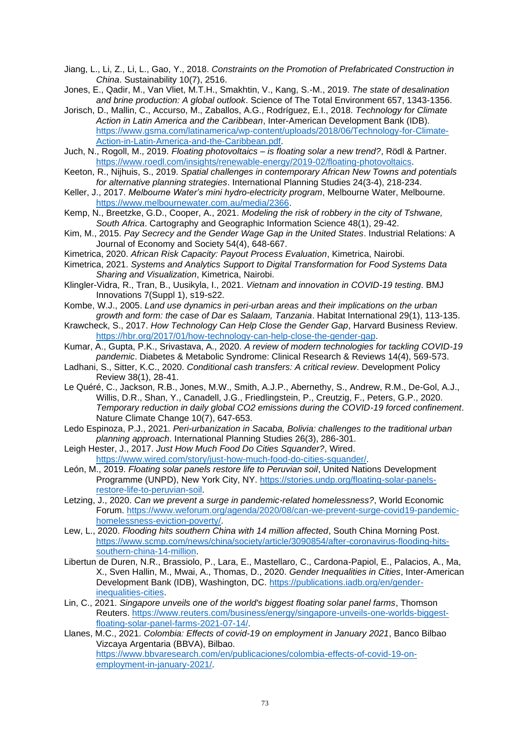Jiang, L., Li, Z., Li, L., Gao, Y., 2018. *Constraints on the Promotion of Prefabricated Construction in China*. Sustainability 10(7), 2516.

Jones, E., Qadir, M., Van Vliet, M.T.H., Smakhtin, V., Kang, S.-M., 2019. *The state of desalination and brine production: A global outlook*. Science of The Total Environment 657, 1343-1356.

Jorisch, D., Mallin, C., Accurso, M., Zaballos, A.G., Rodríguez, E.I., 2018. *Technology for Climate Action in Latin America and the Caribbean*, Inter-American Development Bank (IDB). https://www.gsma.com/latinamerica/wp-content/uploads/2018/06/Technology-for-Climate-Action-in-Latin-America-and-the-Caribbean.pdf.

Juch, N., Rogoll, M., 2019. *Floating photovoltaics – is floating solar a new trend?*, Rödl & Partner. https://www.roedl.com/insights/renewable-energy/2019-02/floating-photovoltaics.

Keeton, R., Nijhuis, S., 2019. *Spatial challenges in contemporary African New Towns and potentials for alternative planning strategies*. International Planning Studies 24(3-4), 218-234.

Keller, J., 2017. *Melbourne Water's mini hydro-electricity program*, Melbourne Water, Melbourne. https://www.melbournewater.com.au/media/2366.

Kemp, N., Breetzke, G.D., Cooper, A., 2021. *Modeling the risk of robbery in the city of Tshwane, South Africa*. Cartography and Geographic Information Science 48(1), 29-42.

Kim, M., 2015. *Pay Secrecy and the Gender Wage Gap in the United States*. Industrial Relations: A Journal of Economy and Society 54(4), 648-667.

Kimetrica, 2020. *African Risk Capacity: Payout Process Evaluation*, Kimetrica, Nairobi.

Kimetrica, 2021. *Systems and Analytics Support to Digital Transformation for Food Systems Data Sharing and Visualization*, Kimetrica, Nairobi.

Klingler-Vidra, R., Tran, B., Uusikyla, I., 2021. *Vietnam and innovation in COVID-19 testing*. BMJ Innovations 7(Suppl 1), s19-s22.

Kombe, W.J., 2005. *Land use dynamics in peri-urban areas and their implications on the urban growth and form: the case of Dar es Salaam, Tanzania*. Habitat International 29(1), 113-135.

Krawcheck, S., 2017. *How Technology Can Help Close the Gender Gap*, Harvard Business Review. https://hbr.org/2017/01/how-technology-can-help-close-the-gender-gap.

Kumar, A., Gupta, P.K., Srivastava, A., 2020. *A review of modern technologies for tackling COVID-19 pandemic*. Diabetes & Metabolic Syndrome: Clinical Research & Reviews 14(4), 569-573.

Ladhani, S., Sitter, K.C., 2020. *Conditional cash transfers: A critical review*. Development Policy Review 38(1), 28-41.

Le Quéré, C., Jackson, R.B., Jones, M.W., Smith, A.J.P., Abernethy, S., Andrew, R.M., De-Gol, A.J., Willis, D.R., Shan, Y., Canadell, J.G., Friedlingstein, P., Creutzig, F., Peters, G.P., 2020. *Temporary reduction in daily global CO2 emissions during the COVID-19 forced confinement*. Nature Climate Change 10(7), 647-653.

Ledo Espinoza, P.J., 2021. *Peri-urbanization in Sacaba, Bolivia: challenges to the traditional urban planning approach*. International Planning Studies 26(3), 286-301.

Leigh Hester, J., 2017. *Just How Much Food Do Cities Squander?*, Wired. https://www.wired.com/story/just-how-much-food-do-cities-squander/.

León, M., 2019. *Floating solar panels restore life to Peruvian soil*, United Nations Development Programme (UNPD), New York City, NY. https://stories.undp.org/floating-solar-panels-restore-life-to-peruvian-soil.

Letzing, J., 2020. *Can we prevent a surge in pandemic-related homelessness?*, World Economic Forum. https://www.weforum.org/agenda/2020/08/can-we-prevent-surge-covid19-pandemic-homelessness-eviction-poverty/.

Lew, L., 2020. *Flooding hits southern China with 14 million affected*, South China Morning Post. https://www.scmp.com/news/china/society/article/3090854/after-coronavirus-flooding-hits-southern-china-14-million.

Libertun de Duren, N.R., Brassiolo, P., Lara, E., Mastellaro, C., Cardona-Papiol, E., Palacios, A., Ma, X., Sven Hallin, M., Mwai, A., Thomas, D., 2020. *Gender Inequalities in Cities*, Inter-American Development Bank (IDB), Washington, DC. https://publications.iadb.org/en/gender-inequalities-cities.

Lin, C., 2021. *Singapore unveils one of the world's biggest floating solar panel farms*, Thomson Reuters. https://www.reuters.com/business/energy/singapore-unveils-one-worlds-biggest-floating-solar-panel-farms-2021-07-14/.

Llanes, M.C., 2021. *Colombia: Effects of covid-19 on employment in January 2021*, Banco Bilbao Vizcaya Argentaria (BBVA), Bilbao. https://www.bbvaresearch.com/en/publicaciones/colombia-effects-of-covid-19-on-employment-in-january-2021/.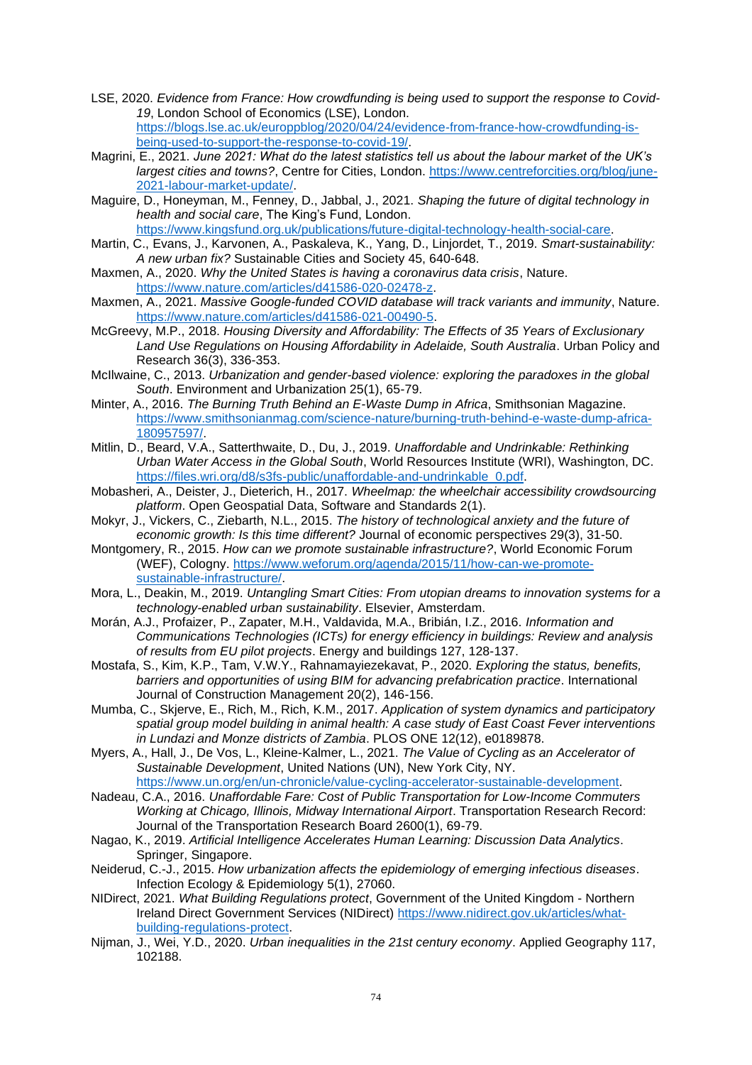LSE, 2020. *Evidence from France: How crowdfunding is being used to support the response to Covid-19*, London School of Economics (LSE), London. https://blogs.lse.ac.uk/europpblog/2020/04/24/evidence-from-france-how-crowdfunding-is-being-used-to-support-the-response-to-covid-19/.

Magrini, E., 2021. *June 2021: What do the latest statistics tell us about the labour market of the UK's largest cities and towns?*, Centre for Cities, London. https://www.centreforcities.org/blog/june-2021-labour-market-update/.

Maguire, D., Honeyman, M., Fenney, D., Jabbal, J., 2021. *Shaping the future of digital technology in health and social care*, The King's Fund, London. https://www.kingsfund.org.uk/publications/future-digital-technology-health-social-care.

Martin, C., Evans, J., Karvonen, A., Paskaleva, K., Yang, D., Linjordet, T., 2019. *Smart-sustainability: A new urban fix?* Sustainable Cities and Society 45, 640-648.

Maxmen, A., 2020. *Why the United States is having a coronavirus data crisis*, Nature. https://www.nature.com/articles/d41586-020-02478-z.

Maxmen, A., 2021. *Massive Google-funded COVID database will track variants and immunity*, Nature. https://www.nature.com/articles/d41586-021-00490-5.

McGreevy, M.P., 2018. *Housing Diversity and Affordability: The Effects of 35 Years of Exclusionary Land Use Regulations on Housing Affordability in Adelaide, South Australia*. Urban Policy and Research 36(3), 336-353.

McIlwaine, C., 2013. *Urbanization and gender-based violence: exploring the paradoxes in the global South*. Environment and Urbanization 25(1), 65-79.

Minter, A., 2016. *The Burning Truth Behind an E-Waste Dump in Africa*, Smithsonian Magazine. https://www.smithsonianmag.com/science-nature/burning-truth-behind-e-waste-dump-africa-180957597/.

Mitlin, D., Beard, V.A., Satterthwaite, D., Du, J., 2019. *Unaffordable and Undrinkable: Rethinking Urban Water Access in the Global South*, World Resources Institute (WRI), Washington, DC. https://files.wri.org/d8/s3fs-public/unaffordable-and-undrinkable_0.pdf.

Mobasheri, A., Deister, J., Dieterich, H., 2017. *Wheelmap: the wheelchair accessibility crowdsourcing platform*. Open Geospatial Data, Software and Standards 2(1).

Mokyr, J., Vickers, C., Ziebarth, N.L., 2015. *The history of technological anxiety and the future of economic growth: Is this time different?* Journal of economic perspectives 29(3), 31-50.

Montgomery, R., 2015. *How can we promote sustainable infrastructure?*, World Economic Forum (WEF), Cologny. https://www.weforum.org/agenda/2015/11/how-can-we-promote-sustainable-infrastructure/.

Mora, L., Deakin, M., 2019. *Untangling Smart Cities: From utopian dreams to innovation systems for a technology-enabled urban sustainability*. Elsevier, Amsterdam.

Morán, A.J., Profaizer, P., Zapater, M.H., Valdavida, M.A., Bribián, I.Z., 2016. *Information and Communications Technologies (ICTs) for energy efficiency in buildings: Review and analysis of results from EU pilot projects*. Energy and buildings 127, 128-137.

Mostafa, S., Kim, K.P., Tam, V.W.Y., Rahnamayiezekavat, P., 2020. *Exploring the status, benefits, barriers and opportunities of using BIM for advancing prefabrication practice*. International Journal of Construction Management 20(2), 146-156.

Mumba, C., Skjerve, E., Rich, M., Rich, K.M., 2017. *Application of system dynamics and participatory spatial group model building in animal health: A case study of East Coast Fever interventions in Lundazi and Monze districts of Zambia*. PLOS ONE 12(12), e0189878.

Myers, A., Hall, J., De Vos, L., Kleine-Kalmer, L., 2021. *The Value of Cycling as an Accelerator of Sustainable Development*, United Nations (UN), New York City, NY. https://www.un.org/en/un-chronicle/value-cycling-accelerator-sustainable-development.

Nadeau, C.A., 2016. *Unaffordable Fare: Cost of Public Transportation for Low-Income Commuters Working at Chicago, Illinois, Midway International Airport*. Transportation Research Record: Journal of the Transportation Research Board 2600(1), 69-79.

Nagao, K., 2019. *Artificial Intelligence Accelerates Human Learning: Discussion Data Analytics*. Springer, Singapore.

Neiderud, C.-J., 2015. *How urbanization affects the epidemiology of emerging infectious diseases*. Infection Ecology & Epidemiology 5(1), 27060.

NIDirect, 2021. *What Building Regulations protect*, Government of the United Kingdom - Northern Ireland Direct Government Services (NIDirect) https://www.nidirect.gov.uk/articles/what-building-regulations-protect.

Nijman, J., Wei, Y.D., 2020. *Urban inequalities in the 21st century economy*. Applied Geography 117, 102188.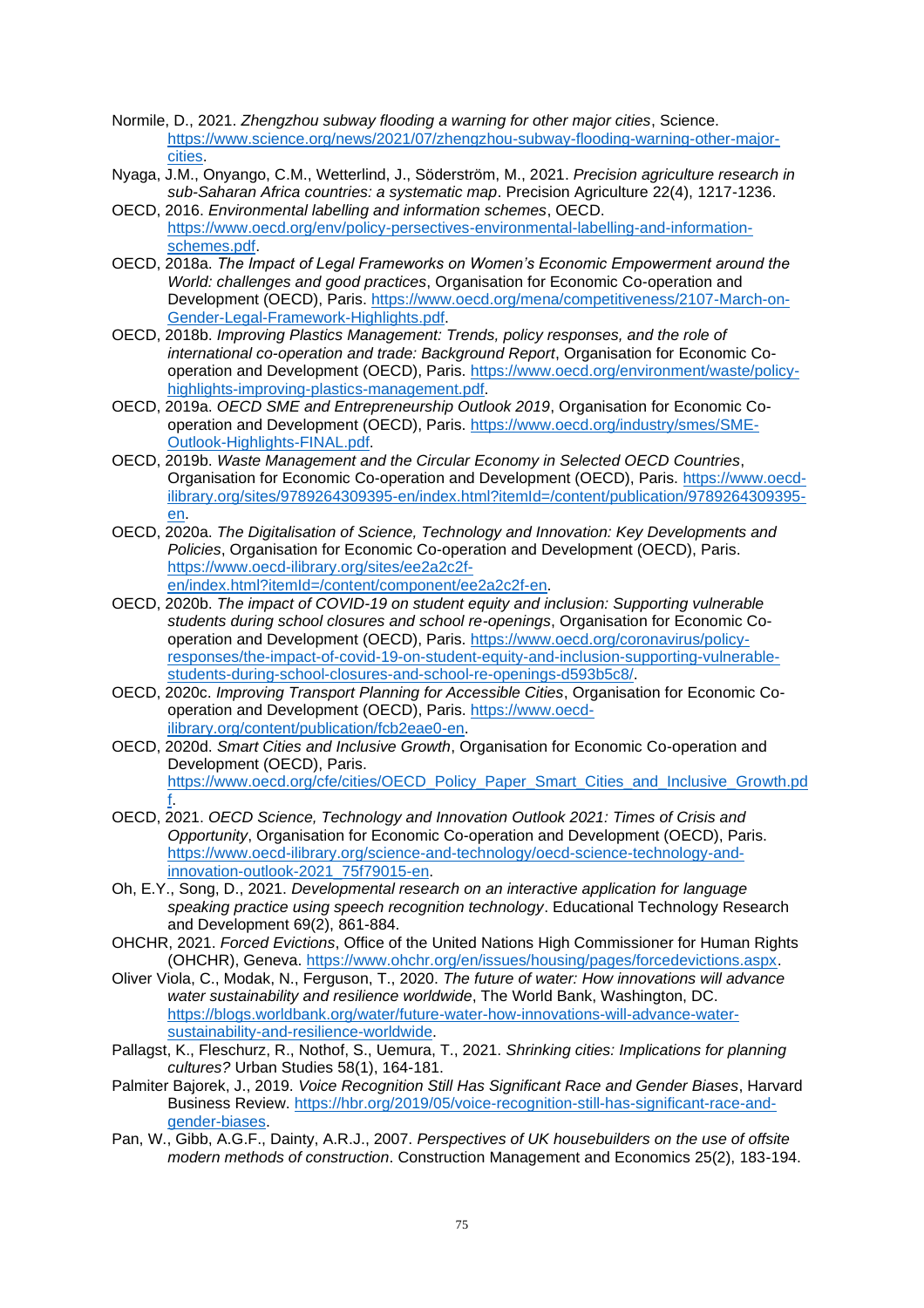Normile, D., 2021. *Zhengzhou subway flooding a warning for other major cities*, Science. https://www.science.org/news/2021/07/zhengzhou-subway-flooding-warning-other-major-cities.

Nyaga, J.M., Onyango, C.M., Wetterlind, J., Söderström, M., 2021. *Precision agriculture research in sub-Saharan Africa countries: a systematic map*. Precision Agriculture 22(4), 1217-1236.

OECD, 2016. *Environmental labelling and information schemes*, OECD. https://www.oecd.org/env/policy-persectives-environmental-labelling-and-information-schemes.pdf.

OECD, 2018a. *The Impact of Legal Frameworks on Women's Economic Empowerment around the World: challenges and good practices*, Organisation for Economic Co-operation and Development (OECD), Paris. https://www.oecd.org/mena/competitiveness/2107-March-on-Gender-Legal-Framework-Highlights.pdf.

OECD, 2018b. *Improving Plastics Management: Trends, policy responses, and the role of international co-operation and trade: Background Report*, Organisation for Economic Co-operation and Development (OECD), Paris. https://www.oecd.org/environment/waste/policy-highlights-improving-plastics-management.pdf.

OECD, 2019a. *OECD SME and Entrepreneurship Outlook 2019*, Organisation for Economic Co-operation and Development (OECD), Paris. https://www.oecd.org/industry/smes/SME-Outlook-Highlights-FINAL.pdf.

OECD, 2019b. *Waste Management and the Circular Economy in Selected OECD Countries*, Organisation for Economic Co-operation and Development (OECD), Paris. https://www.oecd-ilibrary.org/sites/9789264309395-en/index.html?itemId=/content/publication/9789264309395-en.

OECD, 2020a. *The Digitalisation of Science, Technology and Innovation: Key Developments and Policies*, Organisation for Economic Co-operation and Development (OECD), Paris. https://www.oecd-ilibrary.org/sites/ee2a2c2f-en/index.html?itemId=/content/component/ee2a2c2f-en.

OECD, 2020b. *The impact of COVID-19 on student equity and inclusion: Supporting vulnerable students during school closures and school re-openings*, Organisation for Economic Co-operation and Development (OECD), Paris. https://www.oecd.org/coronavirus/policy-responses/the-impact-of-covid-19-on-student-equity-and-inclusion-supporting-vulnerable-students-during-school-closures-and-school-re-openings-d593b5c8/.

OECD, 2020c. *Improving Transport Planning for Accessible Cities*, Organisation for Economic Co-operation and Development (OECD), Paris. https://www.oecd-ilibrary.org/content/publication/fcb2eae0-en.

OECD, 2020d. *Smart Cities and Inclusive Growth*, Organisation for Economic Co-operation and Development (OECD), Paris. https://www.oecd.org/cfe/cities/OECD_Policy_Paper_Smart_Cities_and_Inclusive_Growth.pdf.

OECD, 2021. *OECD Science, Technology and Innovation Outlook 2021: Times of Crisis and Opportunity*, Organisation for Economic Co-operation and Development (OECD), Paris. https://www.oecd-ilibrary.org/science-and-technology/oecd-science-technology-and-innovation-outlook-2021_75f79015-en.

Oh, E.Y., Song, D., 2021. *Developmental research on an interactive application for language speaking practice using speech recognition technology*. Educational Technology Research and Development 69(2), 861-884.

OHCHR, 2021. *Forced Evictions*, Office of the United Nations High Commissioner for Human Rights (OHCHR), Geneva. https://www.ohchr.org/en/issues/housing/pages/forcedevictions.aspx.

Oliver Viola, C., Modak, N., Ferguson, T., 2020. *The future of water: How innovations will advance water sustainability and resilience worldwide*, The World Bank, Washington, DC. https://blogs.worldbank.org/water/future-water-how-innovations-will-advance-water-sustainability-and-resilience-worldwide.

Pallagst, K., Fleschurz, R., Nothof, S., Uemura, T., 2021. *Shrinking cities: Implications for planning cultures?* Urban Studies 58(1), 164-181.

Palmiter Bajorek, J., 2019. *Voice Recognition Still Has Significant Race and Gender Biases*, Harvard Business Review. https://hbr.org/2019/05/voice-recognition-still-has-significant-race-and-gender-biases.

Pan, W., Gibb, A.G.F., Dainty, A.R.J., 2007. *Perspectives of UK housebuilders on the use of offsite modern methods of construction*. Construction Management and Economics 25(2), 183-194.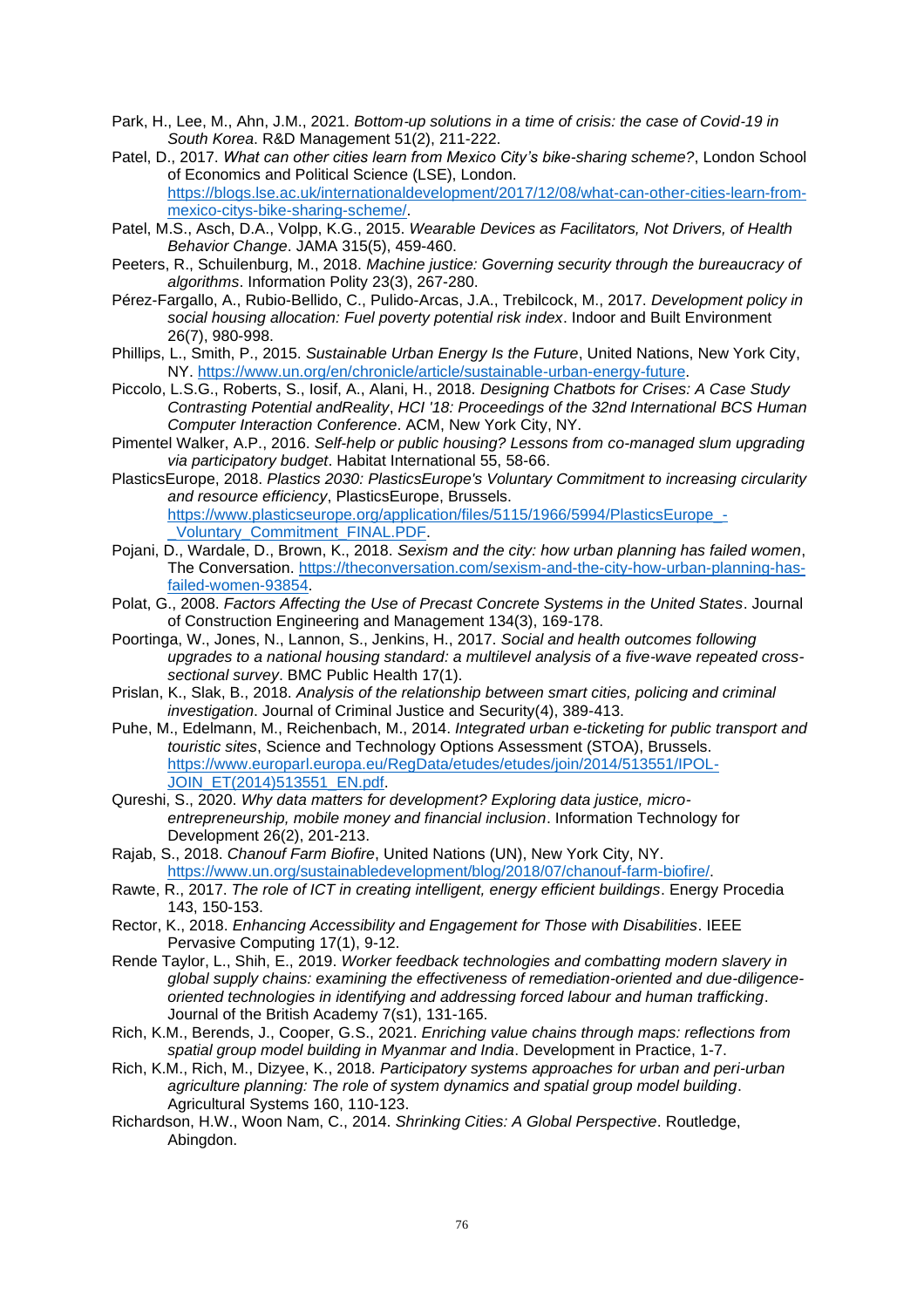Park, H., Lee, M., Ahn, J.M., 2021. *Bottom-up solutions in a time of crisis: the case of Covid-19 in South Korea*. R&D Management 51(2), 211-222.

Patel, D., 2017. *What can other cities learn from Mexico City's bike-sharing scheme?*, London School of Economics and Political Science (LSE), London. https://blogs.lse.ac.uk/internationaldevelopment/2017/12/08/what-can-other-cities-learn-from-mexico-citys-bike-sharing-scheme/.

Patel, M.S., Asch, D.A., Volpp, K.G., 2015. *Wearable Devices as Facilitators, Not Drivers, of Health Behavior Change*. JAMA 315(5), 459-460.

Peeters, R., Schuilenburg, M., 2018. *Machine justice: Governing security through the bureaucracy of algorithms*. Information Polity 23(3), 267-280.

Pérez-Fargallo, A., Rubio-Bellido, C., Pulido-Arcas, J.A., Trebilcock, M., 2017. *Development policy in social housing allocation: Fuel poverty potential risk index*. Indoor and Built Environment 26(7), 980-998.

Phillips, L., Smith, P., 2015. *Sustainable Urban Energy Is the Future*, United Nations, New York City, NY. https://www.un.org/en/chronicle/article/sustainable-urban-energy-future.

Piccolo, L.S.G., Roberts, S., Iosif, A., Alani, H., 2018. *Designing Chatbots for Crises: A Case Study Contrasting Potential andReality*, *HCI '18: Proceedings of the 32nd International BCS Human Computer Interaction Conference*. ACM, New York City, NY.

Pimentel Walker, A.P., 2016. *Self-help or public housing? Lessons from co-managed slum upgrading via participatory budget*. Habitat International 55, 58-66.

PlasticsEurope, 2018. *Plastics 2030: PlasticsEurope's Voluntary Commitment to increasing circularity and resource efficiency*, PlasticsEurope, Brussels. https://www.plasticseurope.org/application/files/5115/1966/5994/PlasticsEurope_-_Voluntary_Commitment_FINAL.PDF.

Pojani, D., Wardale, D., Brown, K., 2018. *Sexism and the city: how urban planning has failed women*, The Conversation. https://theconversation.com/sexism-and-the-city-how-urban-planning-has-failed-women-93854.

Polat, G., 2008. *Factors Affecting the Use of Precast Concrete Systems in the United States*. Journal of Construction Engineering and Management 134(3), 169-178.

Poortinga, W., Jones, N., Lannon, S., Jenkins, H., 2017. *Social and health outcomes following upgrades to a national housing standard: a multilevel analysis of a five-wave repeated cross-sectional survey*. BMC Public Health 17(1).

Prislan, K., Slak, B., 2018. *Analysis of the relationship between smart cities, policing and criminal investigation*. Journal of Criminal Justice and Security(4), 389-413.

Puhe, M., Edelmann, M., Reichenbach, M., 2014. *Integrated urban e-ticketing for public transport and touristic sites*, Science and Technology Options Assessment (STOA), Brussels. https://www.europarl.europa.eu/RegData/etudes/etudes/join/2014/513551/IPOL-JOIN_ET(2014)513551_EN.pdf.

Qureshi, S., 2020. *Why data matters for development? Exploring data justice, micro-entrepreneurship, mobile money and financial inclusion*. Information Technology for Development 26(2), 201-213.

Rajab, S., 2018. *Chanouf Farm Biofire*, United Nations (UN), New York City, NY. https://www.un.org/sustainabledevelopment/blog/2018/07/chanouf-farm-biofire/.

Rawte, R., 2017. *The role of ICT in creating intelligent, energy efficient buildings*. Energy Procedia 143, 150-153.

Rector, K., 2018. *Enhancing Accessibility and Engagement for Those with Disabilities*. IEEE Pervasive Computing 17(1), 9-12.

Rende Taylor, L., Shih, E., 2019. *Worker feedback technologies and combatting modern slavery in global supply chains: examining the effectiveness of remediation-oriented and due-diligence-oriented technologies in identifying and addressing forced labour and human trafficking*. Journal of the British Academy 7(s1), 131-165.

Rich, K.M., Berends, J., Cooper, G.S., 2021. *Enriching value chains through maps: reflections from spatial group model building in Myanmar and India*. Development in Practice, 1-7.

Rich, K.M., Rich, M., Dizyee, K., 2018. *Participatory systems approaches for urban and peri-urban agriculture planning: The role of system dynamics and spatial group model building*. Agricultural Systems 160, 110-123.

Richardson, H.W., Woon Nam, C., 2014. *Shrinking Cities: A Global Perspective*. Routledge, Abingdon.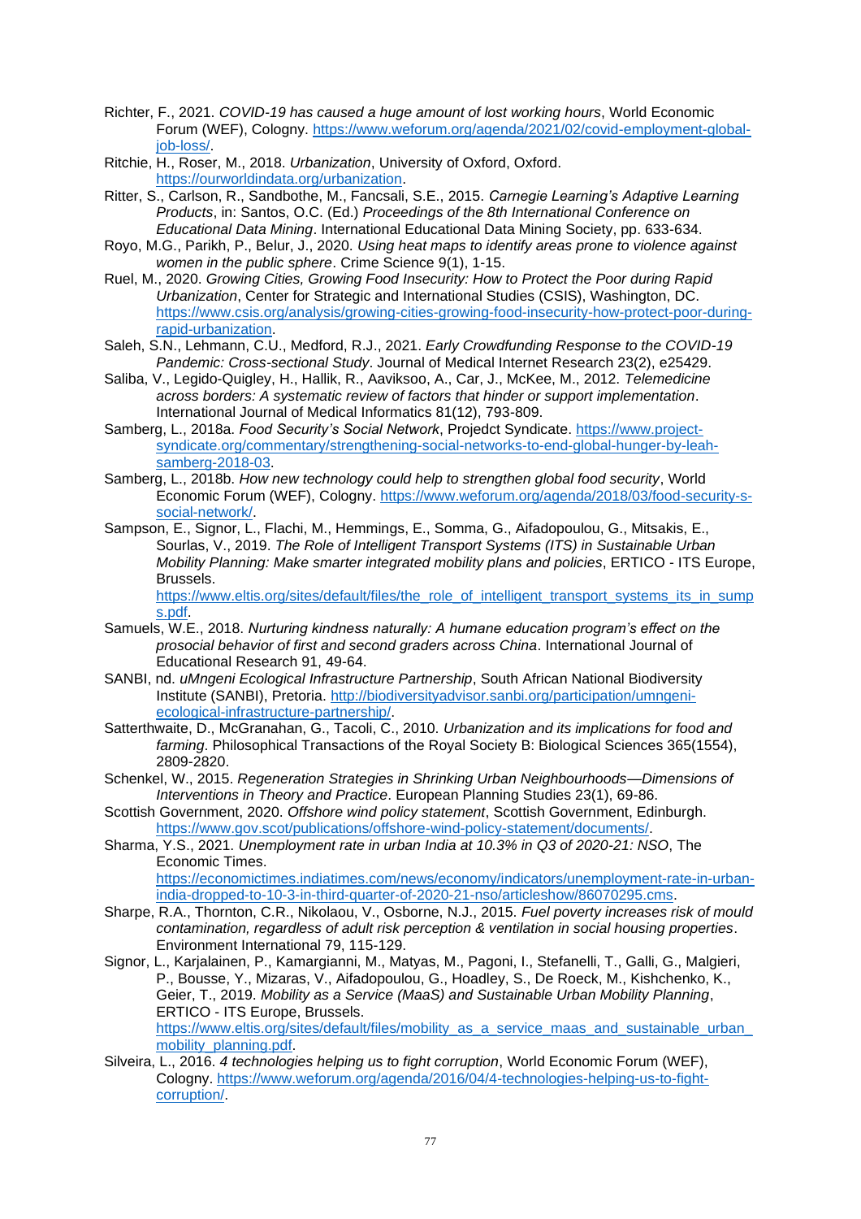Richter, F., 2021. *COVID-19 has caused a huge amount of lost working hours*, World Economic Forum (WEF), Cologny. https://www.weforum.org/agenda/2021/02/covid-employment-global-job-loss/.

Ritchie, H., Roser, M., 2018. *Urbanization*, University of Oxford, Oxford. https://ourworldindata.org/urbanization.

Ritter, S., Carlson, R., Sandbothe, M., Fancsali, S.E., 2015. *Carnegie Learning's Adaptive Learning Products*, in: Santos, O.C. (Ed.) *Proceedings of the 8th International Conference on Educational Data Mining*. International Educational Data Mining Society, pp. 633-634.

Royo, M.G., Parikh, P., Belur, J., 2020. *Using heat maps to identify areas prone to violence against women in the public sphere*. Crime Science 9(1), 1-15.

Ruel, M., 2020. *Growing Cities, Growing Food Insecurity: How to Protect the Poor during Rapid Urbanization*, Center for Strategic and International Studies (CSIS), Washington, DC. https://www.csis.org/analysis/growing-cities-growing-food-insecurity-how-protect-poor-during-rapid-urbanization.

Saleh, S.N., Lehmann, C.U., Medford, R.J., 2021. *Early Crowdfunding Response to the COVID-19 Pandemic: Cross-sectional Study*. Journal of Medical Internet Research 23(2), e25429.

Saliba, V., Legido-Quigley, H., Hallik, R., Aaviksoo, A., Car, J., McKee, M., 2012. *Telemedicine across borders: A systematic review of factors that hinder or support implementation*. International Journal of Medical Informatics 81(12), 793-809.

Samberg, L., 2018a. *Food Security's Social Network*, Projedct Syndicate. https://www.project-syndicate.org/commentary/strengthening-social-networks-to-end-global-hunger-by-leah-samberg-2018-03.

Samberg, L., 2018b. *How new technology could help to strengthen global food security*, World Economic Forum (WEF), Cologny. https://www.weforum.org/agenda/2018/03/food-security-s-social-network/.

Sampson, E., Signor, L., Flachi, M., Hemmings, E., Somma, G., Aifadopoulou, G., Mitsakis, E., Sourlas, V., 2019. *The Role of Intelligent Transport Systems (ITS) in Sustainable Urban Mobility Planning: Make smarter integrated mobility plans and policies*, ERTICO - ITS Europe, Brussels. https://www.eltis.org/sites/default/files/the_role_of_intelligent_transport_systems_its_in_sumps.pdf.

Samuels, W.E., 2018. *Nurturing kindness naturally: A humane education program's effect on the prosocial behavior of first and second graders across China*. International Journal of Educational Research 91, 49-64.

SANBI, nd. *uMngeni Ecological Infrastructure Partnership*, South African National Biodiversity Institute (SANBI), Pretoria. http://biodiversityadvisor.sanbi.org/participation/umngeni-ecological-infrastructure-partnership/.

Satterthwaite, D., McGranahan, G., Tacoli, C., 2010. *Urbanization and its implications for food and farming*. Philosophical Transactions of the Royal Society B: Biological Sciences 365(1554), 2809-2820.

Schenkel, W., 2015. *Regeneration Strategies in Shrinking Urban Neighbourhoods—Dimensions of Interventions in Theory and Practice*. European Planning Studies 23(1), 69-86.

Scottish Government, 2020. *Offshore wind policy statement*, Scottish Government, Edinburgh. https://www.gov.scot/publications/offshore-wind-policy-statement/documents/.

Sharma, Y.S., 2021. *Unemployment rate in urban India at 10.3% in Q3 of 2020-21: NSO*, The Economic Times. https://economictimes.indiatimes.com/news/economy/indicators/unemployment-rate-in-urban-india-dropped-to-10-3-in-third-quarter-of-2020-21-nso/articleshow/86070295.cms.

Sharpe, R.A., Thornton, C.R., Nikolaou, V., Osborne, N.J., 2015. *Fuel poverty increases risk of mould contamination, regardless of adult risk perception & ventilation in social housing properties*. Environment International 79, 115-129.

Signor, L., Karjalainen, P., Kamargianni, M., Matyas, M., Pagoni, I., Stefanelli, T., Galli, G., Malgieri, P., Bousse, Y., Mizaras, V., Aifadopoulou, G., Hoadley, S., De Roeck, M., Kishchenko, K., Geier, T., 2019. *Mobility as a Service (MaaS) and Sustainable Urban Mobility Planning*, ERTICO - ITS Europe, Brussels. https://www.eltis.org/sites/default/files/mobility_as_a_service_maas_and_sustainable_urban_mobility_planning.pdf.

Silveira, L., 2016. *4 technologies helping us to fight corruption*, World Economic Forum (WEF), Cologny. https://www.weforum.org/agenda/2016/04/4-technologies-helping-us-to-fight-corruption/.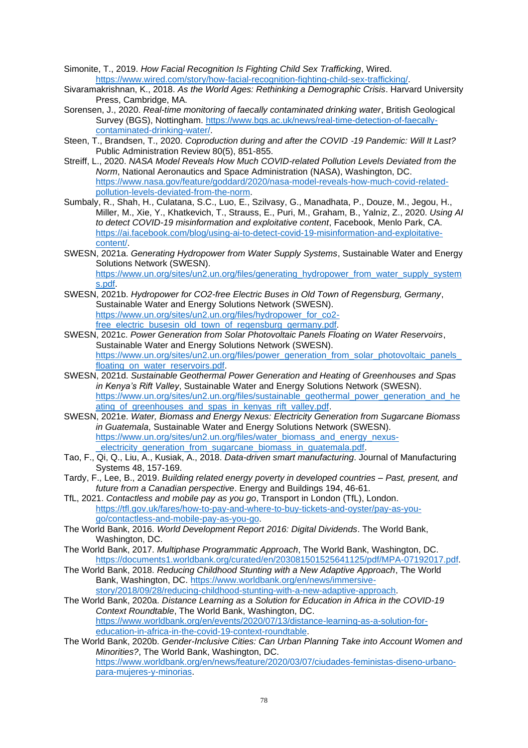Simonite, T., 2019. *How Facial Recognition Is Fighting Child Sex Trafficking*, Wired. https://www.wired.com/story/how-facial-recognition-fighting-child-sex-trafficking/.

Sivaramakrishnan, K., 2018. *As the World Ages: Rethinking a Demographic Crisis*. Harvard University Press, Cambridge, MA.

Sorensen, J., 2020. *Real-time monitoring of faecally contaminated drinking water*, British Geological Survey (BGS), Nottingham. https://www.bgs.ac.uk/news/real-time-detection-of-faecally-contaminated-drinking-water/.

Steen, T., Brandsen, T., 2020. *Coproduction during and after the COVID -19 Pandemic: Will It Last?* Public Administration Review 80(5), 851-855.

Streiff, L., 2020. *NASA Model Reveals How Much COVID-related Pollution Levels Deviated from the Norm*, National Aeronautics and Space Administration (NASA), Washington, DC. https://www.nasa.gov/feature/goddard/2020/nasa-model-reveals-how-much-covid-related-pollution-levels-deviated-from-the-norm.

Sumbaly, R., Shah, H., Culatana, S.C., Luo, E., Szilvasy, G., Manadhata, P., Douze, M., Jegou, H., Miller, M., Xie, Y., Khatkevich, T., Strauss, E., Puri, M., Graham, B., Yalniz, Z., 2020. *Using AI to detect COVID-19 misinformation and exploitative content*, Facebook, Menlo Park, CA. https://ai.facebook.com/blog/using-ai-to-detect-covid-19-misinformation-and-exploitative-content/.

SWESN, 2021a. *Generating Hydropower from Water Supply Systems*, Sustainable Water and Energy Solutions Network (SWESN). https://www.un.org/sites/un2.un.org/files/generating_hydropower_from_water_supply_systems.pdf.

SWESN, 2021b. *Hydropower for CO2-free Electric Buses in Old Town of Regensburg, Germany*, Sustainable Water and Energy Solutions Network (SWESN). https://www.un.org/sites/un2.un.org/files/hydropower_for_co2-free_electric_busesin_old_town_of_regensburg_germany.pdf.

SWESN, 2021c. *Power Generation from Solar Photovoltaic Panels Floating on Water Reservoirs*, Sustainable Water and Energy Solutions Network (SWESN). https://www.un.org/sites/un2.un.org/files/power_generation_from_solar_photovoltaic_panels_floating_on_water_reservoirs.pdf.

SWESN, 2021d. *Sustainable Geothermal Power Generation and Heating of Greenhouses and Spas in Kenya's Rift Valley*, Sustainable Water and Energy Solutions Network (SWESN). https://www.un.org/sites/un2.un.org/files/sustainable_geothermal_power_generation_and_heating_of_greenhouses_and_spas_in_kenyas_rift_valley.pdf.

SWESN, 2021e. *Water, Biomass and Energy Nexus: Electricity Generation from Sugarcane Biomass in Guatemala*, Sustainable Water and Energy Solutions Network (SWESN). https://www.un.org/sites/un2.un.org/files/water_biomass_and_energy_nexus-_electricity_generation_from_sugarcane_biomass_in_guatemala.pdf.

Tao, F., Qi, Q., Liu, A., Kusiak, A., 2018. *Data-driven smart manufacturing*. Journal of Manufacturing Systems 48, 157-169.

Tardy, F., Lee, B., 2019. *Building related energy poverty in developed countries – Past, present, and future from a Canadian perspective*. Energy and Buildings 194, 46-61.

TfL, 2021. *Contactless and mobile pay as you go*, Transport in London (TfL), London. https://tfl.gov.uk/fares/how-to-pay-and-where-to-buy-tickets-and-oyster/pay-as-you-go/contactless-and-mobile-pay-as-you-go.

The World Bank, 2016. *World Development Report 2016: Digital Dividends*. The World Bank, Washington, DC.

The World Bank, 2017. *Multiphase Programmatic Approach*, The World Bank, Washington, DC. https://documents1.worldbank.org/curated/en/203081501525641125/pdf/MPA-07192017.pdf.

The World Bank, 2018. *Reducing Childhood Stunting with a New Adaptive Approach*, The World Bank, Washington, DC. https://www.worldbank.org/en/news/immersive-story/2018/09/28/reducing-childhood-stunting-with-a-new-adaptive-approach.

The World Bank, 2020a. *Distance Learning as a Solution for Education in Africa in the COVID-19 Context Roundtable*, The World Bank, Washington, DC. https://www.worldbank.org/en/events/2020/07/13/distance-learning-as-a-solution-for-education-in-africa-in-the-covid-19-context-roundtable.

The World Bank, 2020b. *Gender-Inclusive Cities: Can Urban Planning Take into Account Women and Minorities?*, The World Bank, Washington, DC. https://www.worldbank.org/en/news/feature/2020/03/07/ciudades-feministas-diseno-urbano-para-mujeres-y-minorias.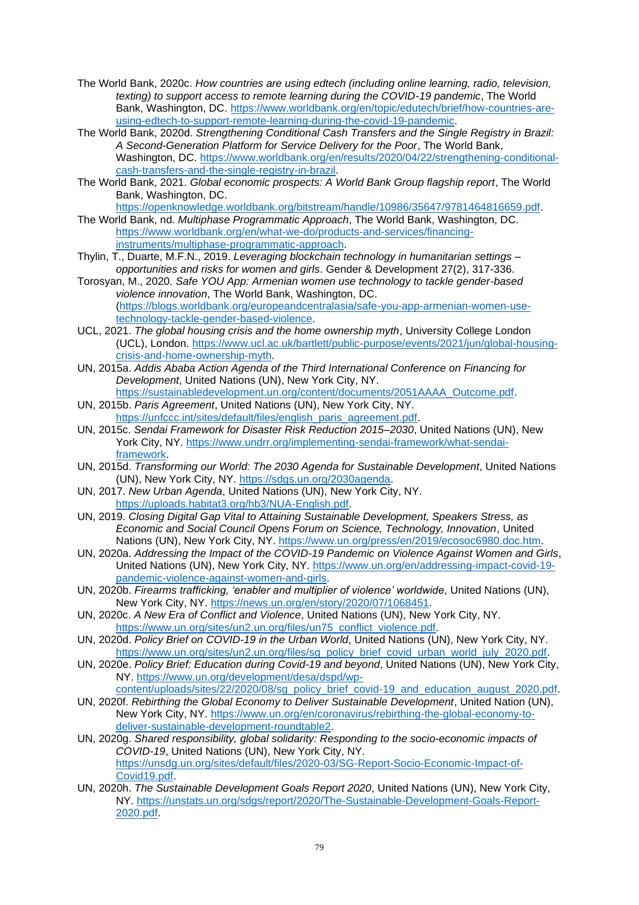The World Bank, 2020c. *How countries are using edtech (including online learning, radio, television, texting) to support access to remote learning during the COVID-19 pandemic*, The World Bank, Washington, DC. https://www.worldbank.org/en/topic/edutech/brief/how-countries-are-using-edtech-to-support-remote-learning-during-the-covid-19-pandemic.

The World Bank, 2020d. *Strengthening Conditional Cash Transfers and the Single Registry in Brazil: A Second-Generation Platform for Service Delivery for the Poor*, The World Bank, Washington, DC. https://www.worldbank.org/en/results/2020/04/22/strengthening-conditional-cash-transfers-and-the-single-registry-in-brazil.

The World Bank, 2021. *Global economic prospects: A World Bank Group flagship report*, The World Bank, Washington, DC. https://openknowledge.worldbank.org/bitstream/handle/10986/35647/9781464816659.pdf.

The World Bank, nd. *Multiphase Programmatic Approach*, The World Bank, Washington, DC. https://www.worldbank.org/en/what-we-do/products-and-services/financing-instruments/multiphase-programmatic-approach.

Thylin, T., Duarte, M.F.N., 2019. *Leveraging blockchain technology in humanitarian settings – opportunities and risks for women and girls*. Gender & Development 27(2), 317-336.

Torosyan, M., 2020. *Safe YOU App: Armenian women use technology to tackle gender-based violence innovation*, The World Bank, Washington, DC. (https://blogs.worldbank.org/europeandcentralasia/safe-you-app-armenian-women-use-technology-tackle-gender-based-violence.

UCL, 2021. *The global housing crisis and the home ownership myth*, University College London (UCL), London. https://www.ucl.ac.uk/bartlett/public-purpose/events/2021/jun/global-housing-crisis-and-home-ownership-myth.

UN, 2015a. *Addis Ababa Action Agenda of the Third International Conference on Financing for Development*, United Nations (UN), New York City, NY. https://sustainabledevelopment.un.org/content/documents/2051AAAA_Outcome.pdf.

UN, 2015b. *Paris Agreement*, United Nations (UN), New York City, NY. https://unfccc.int/sites/default/files/english_paris_agreement.pdf.

UN, 2015c. *Sendai Framework for Disaster Risk Reduction 2015–2030*, United Nations (UN), New York City, NY. https://www.undrr.org/implementing-sendai-framework/what-sendai-framework.

UN, 2015d. *Transforming our World: The 2030 Agenda for Sustainable Development*, United Nations (UN), New York City, NY. https://sdgs.un.org/2030agenda.

UN, 2017. *New Urban Agenda*, United Nations (UN), New York City, NY. https://uploads.habitat3.org/hb3/NUA-English.pdf.

UN, 2019. *Closing Digital Gap Vital to Attaining Sustainable Development, Speakers Stress, as Economic and Social Council Opens Forum on Science, Technology, Innovation*, United Nations (UN), New York City, NY. https://www.un.org/press/en/2019/ecosoc6980.doc.htm.

UN, 2020a. *Addressing the Impact of the COVID-19 Pandemic on Violence Against Women and Girls*, United Nations (UN), New York City, NY. https://www.un.org/en/addressing-impact-covid-19-pandemic-violence-against-women-and-girls.

UN, 2020b. *Firearms trafficking, 'enabler and multiplier of violence' worldwide*, United Nations (UN), New York City, NY. https://news.un.org/en/story/2020/07/1068451.

UN, 2020c. *A New Era of Conflict and Violence*, United Nations (UN), New York City, NY. https://www.un.org/sites/un2.un.org/files/un75_conflict_violence.pdf.

UN, 2020d. *Policy Brief on COVID-19 in the Urban World*, United Nations (UN), New York City, NY. https://www.un.org/sites/un2.un.org/files/sg_policy_brief_covid_urban_world_july_2020.pdf.

UN, 2020e. *Policy Brief: Education during Covid-19 and beyond*, United Nations (UN), New York City, NY. https://www.un.org/development/desa/dspd/wp-content/uploads/sites/22/2020/08/sg_policy_brief_covid-19_and_education_august_2020.pdf.

UN, 2020f. *Rebirthing the Global Economy to Deliver Sustainable Development*, United Nation (UN), New York City, NY. https://www.un.org/en/coronavirus/rebirthing-the-global-economy-to-deliver-sustainable-development-roundtable2.

UN, 2020g. *Shared responsibility, global solidarity: Responding to the socio-economic impacts of COVID-19*, United Nations (UN), New York City, NY. https://unsdg.un.org/sites/default/files/2020-03/SG-Report-Socio-Economic-Impact-of-Covid19.pdf.

UN, 2020h. *The Sustainable Development Goals Report 2020*, United Nations (UN), New York City, NY. https://unstats.un.org/sdgs/report/2020/The-Sustainable-Development-Goals-Report-2020.pdf.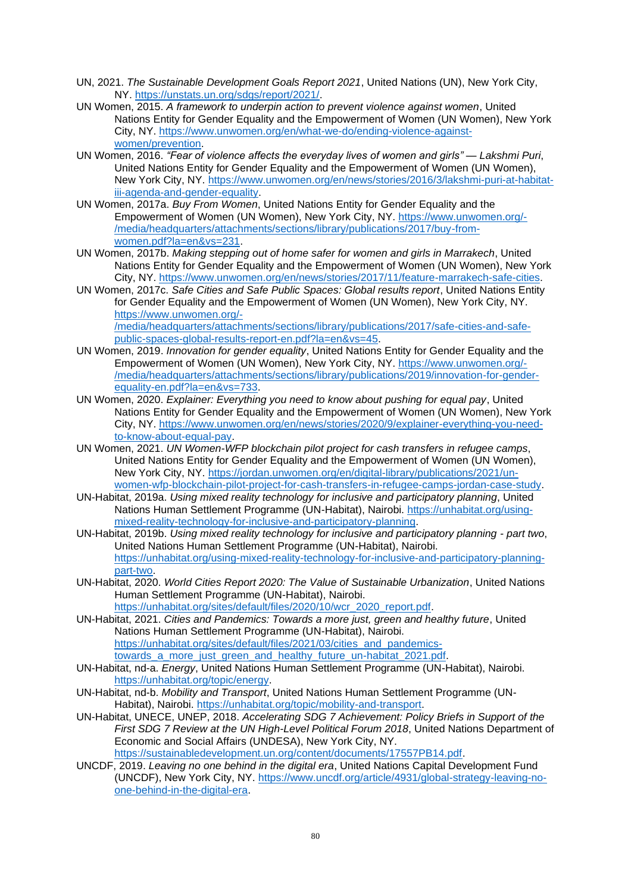UN, 2021. *The Sustainable Development Goals Report 2021*, United Nations (UN), New York City, NY. https://unstats.un.org/sdgs/report/2021/.

UN Women, 2015. *A framework to underpin action to prevent violence against women*, United Nations Entity for Gender Equality and the Empowerment of Women (UN Women), New York City, NY. https://www.unwomen.org/en/what-we-do/ending-violence-against-women/prevention.

UN Women, 2016. *"Fear of violence affects the everyday lives of women and girls" — Lakshmi Puri*, United Nations Entity for Gender Equality and the Empowerment of Women (UN Women), New York City, NY. https://www.unwomen.org/en/news/stories/2016/3/lakshmi-puri-at-habitat-iii-agenda-and-gender-equality.

UN Women, 2017a. *Buy From Women*, United Nations Entity for Gender Equality and the Empowerment of Women (UN Women), New York City, NY. https://www.unwomen.org/-/media/headquarters/attachments/sections/library/publications/2017/buy-from-women.pdf?la=en&vs=231.

UN Women, 2017b. *Making stepping out of home safer for women and girls in Marrakech*, United Nations Entity for Gender Equality and the Empowerment of Women (UN Women), New York City, NY. https://www.unwomen.org/en/news/stories/2017/11/feature-marrakech-safe-cities.

UN Women, 2017c. *Safe Cities and Safe Public Spaces: Global results report*, United Nations Entity for Gender Equality and the Empowerment of Women (UN Women), New York City, NY. https://www.unwomen.org/-/media/headquarters/attachments/sections/library/publications/2017/safe-cities-and-safe-public-spaces-global-results-report-en.pdf?la=en&vs=45.

UN Women, 2019. *Innovation for gender equality*, United Nations Entity for Gender Equality and the Empowerment of Women (UN Women), New York City, NY. https://www.unwomen.org/-/media/headquarters/attachments/sections/library/publications/2019/innovation-for-gender-equality-en.pdf?la=en&vs=733.

UN Women, 2020. *Explainer: Everything you need to know about pushing for equal pay*, United Nations Entity for Gender Equality and the Empowerment of Women (UN Women), New York City, NY. https://www.unwomen.org/en/news/stories/2020/9/explainer-everything-you-need-to-know-about-equal-pay.

UN Women, 2021. *UN Women-WFP blockchain pilot project for cash transfers in refugee camps*, United Nations Entity for Gender Equality and the Empowerment of Women (UN Women), New York City, NY. https://jordan.unwomen.org/en/digital-library/publications/2021/un-women-wfp-blockchain-pilot-project-for-cash-transfers-in-refugee-camps-jordan-case-study.

UN-Habitat, 2019a. *Using mixed reality technology for inclusive and participatory planning*, United Nations Human Settlement Programme (UN-Habitat), Nairobi. https://unhabitat.org/using-mixed-reality-technology-for-inclusive-and-participatory-planning.

UN-Habitat, 2019b. *Using mixed reality technology for inclusive and participatory planning - part two*, United Nations Human Settlement Programme (UN-Habitat), Nairobi. https://unhabitat.org/using-mixed-reality-technology-for-inclusive-and-participatory-planning-part-two.

UN-Habitat, 2020. *World Cities Report 2020: The Value of Sustainable Urbanization*, United Nations Human Settlement Programme (UN-Habitat), Nairobi. https://unhabitat.org/sites/default/files/2020/10/wcr_2020_report.pdf.

UN-Habitat, 2021. *Cities and Pandemics: Towards a more just, green and healthy future*, United Nations Human Settlement Programme (UN-Habitat), Nairobi. https://unhabitat.org/sites/default/files/2021/03/cities_and_pandemics-towards_a_more_just_green_and_healthy_future_un-habitat_2021.pdf.

UN-Habitat, nd-a. *Energy*, United Nations Human Settlement Programme (UN-Habitat), Nairobi. https://unhabitat.org/topic/energy.

UN-Habitat, nd-b. *Mobility and Transport*, United Nations Human Settlement Programme (UN-Habitat), Nairobi. https://unhabitat.org/topic/mobility-and-transport.

UN-Habitat, UNECE, UNEP, 2018. *Accelerating SDG 7 Achievement: Policy Briefs in Support of the First SDG 7 Review at the UN High-Level Political Forum 2018*, United Nations Department of Economic and Social Affairs (UNDESA), New York City, NY. https://sustainabledevelopment.un.org/content/documents/17557PB14.pdf.

UNCDF, 2019. *Leaving no one behind in the digital era*, United Nations Capital Development Fund (UNCDF), New York City, NY. https://www.uncdf.org/article/4931/global-strategy-leaving-no-one-behind-in-the-digital-era.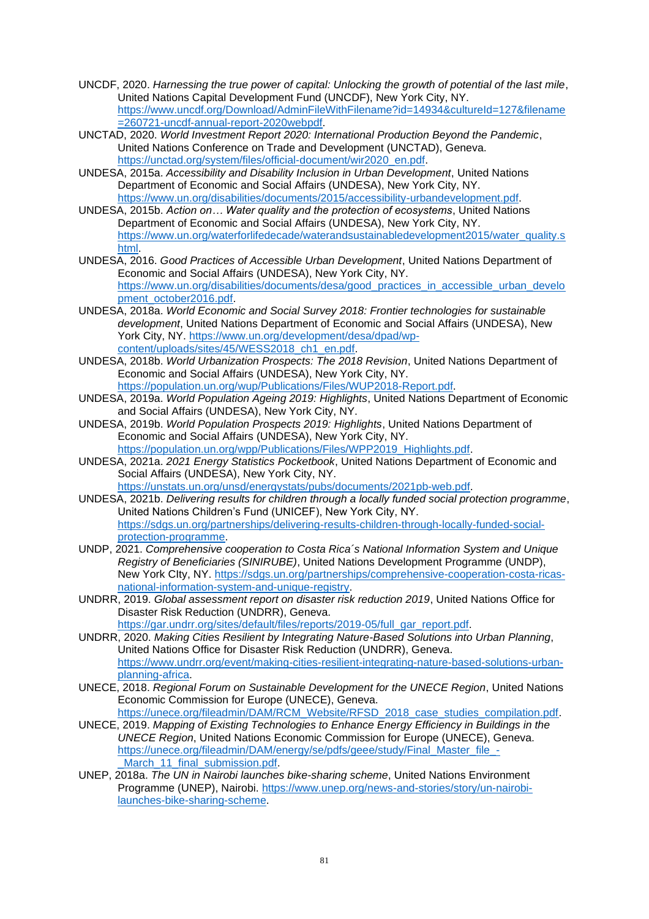UNCDF, 2020. *Harnessing the true power of capital: Unlocking the growth of potential of the last mile*, United Nations Capital Development Fund (UNCDF), New York City, NY. https://www.uncdf.org/Download/AdminFileWithFilename?id=14934&cultureId=127&filename=260721-uncdf-annual-report-2020webpdf.

UNCTAD, 2020. *World Investment Report 2020: International Production Beyond the Pandemic*, United Nations Conference on Trade and Development (UNCTAD), Geneva. https://unctad.org/system/files/official-document/wir2020_en.pdf.

UNDESA, 2015a. *Accessibility and Disability Inclusion in Urban Development*, United Nations Department of Economic and Social Affairs (UNDESA), New York City, NY. https://www.un.org/disabilities/documents/2015/accessibility-urbandevelopment.pdf.

UNDESA, 2015b. *Action on… Water quality and the protection of ecosystems*, United Nations Department of Economic and Social Affairs (UNDESA), New York City, NY. https://www.un.org/waterforlifedecade/waterandsustainabledevelopment2015/water_quality.shtml.

UNDESA, 2016. *Good Practices of Accessible Urban Development*, United Nations Department of Economic and Social Affairs (UNDESA), New York City, NY. https://www.un.org/disabilities/documents/desa/good_practices_in_accessible_urban_development_october2016.pdf.

UNDESA, 2018a. *World Economic and Social Survey 2018: Frontier technologies for sustainable development*, United Nations Department of Economic and Social Affairs (UNDESA), New York City, NY. https://www.un.org/development/desa/dpad/wp-content/uploads/sites/45/WESS2018_ch1_en.pdf.

UNDESA, 2018b. *World Urbanization Prospects: The 2018 Revision*, United Nations Department of Economic and Social Affairs (UNDESA), New York City, NY. https://population.un.org/wup/Publications/Files/WUP2018-Report.pdf.

UNDESA, 2019a. *World Population Ageing 2019: Highlights*, United Nations Department of Economic and Social Affairs (UNDESA), New York City, NY.

UNDESA, 2019b. *World Population Prospects 2019: Highlights*, United Nations Department of Economic and Social Affairs (UNDESA), New York City, NY. https://population.un.org/wpp/Publications/Files/WPP2019_Highlights.pdf.

UNDESA, 2021a. *2021 Energy Statistics Pocketbook*, United Nations Department of Economic and Social Affairs (UNDESA), New York City, NY. https://unstats.un.org/unsd/energystats/pubs/documents/2021pb-web.pdf.

UNDESA, 2021b. *Delivering results for children through a locally funded social protection programme*, United Nations Children's Fund (UNICEF), New York City, NY. https://sdgs.un.org/partnerships/delivering-results-children-through-locally-funded-social-protection-programme.

UNDP, 2021. *Comprehensive cooperation to Costa Rica´s National Information System and Unique Registry of Beneficiaries (SINIRUBE)*, United Nations Development Programme (UNDP), New York CIty, NY. https://sdgs.un.org/partnerships/comprehensive-cooperation-costa-ricas-national-information-system-and-unique-registry.

UNDRR, 2019. *Global assessment report on disaster risk reduction 2019*, United Nations Office for Disaster Risk Reduction (UNDRR), Geneva. https://gar.undrr.org/sites/default/files/reports/2019-05/full_gar_report.pdf.

UNDRR, 2020. *Making Cities Resilient by Integrating Nature-Based Solutions into Urban Planning*, United Nations Office for Disaster Risk Reduction (UNDRR), Geneva. https://www.undrr.org/event/making-cities-resilient-integrating-nature-based-solutions-urban-planning-africa.

UNECE, 2018. *Regional Forum on Sustainable Development for the UNECE Region*, United Nations Economic Commission for Europe (UNECE), Geneva. https://unece.org/fileadmin/DAM/RCM_Website/RFSD_2018_case_studies_compilation.pdf.

UNECE, 2019. *Mapping of Existing Technologies to Enhance Energy Efficiency in Buildings in the UNECE Region*, United Nations Economic Commission for Europe (UNECE), Geneva. https://unece.org/fileadmin/DAM/energy/se/pdfs/geee/study/Final_Master_file_-_March_11_final_submission.pdf.

UNEP, 2018a. *The UN in Nairobi launches bike-sharing scheme*, United Nations Environment Programme (UNEP), Nairobi. https://www.unep.org/news-and-stories/story/un-nairobi-launches-bike-sharing-scheme.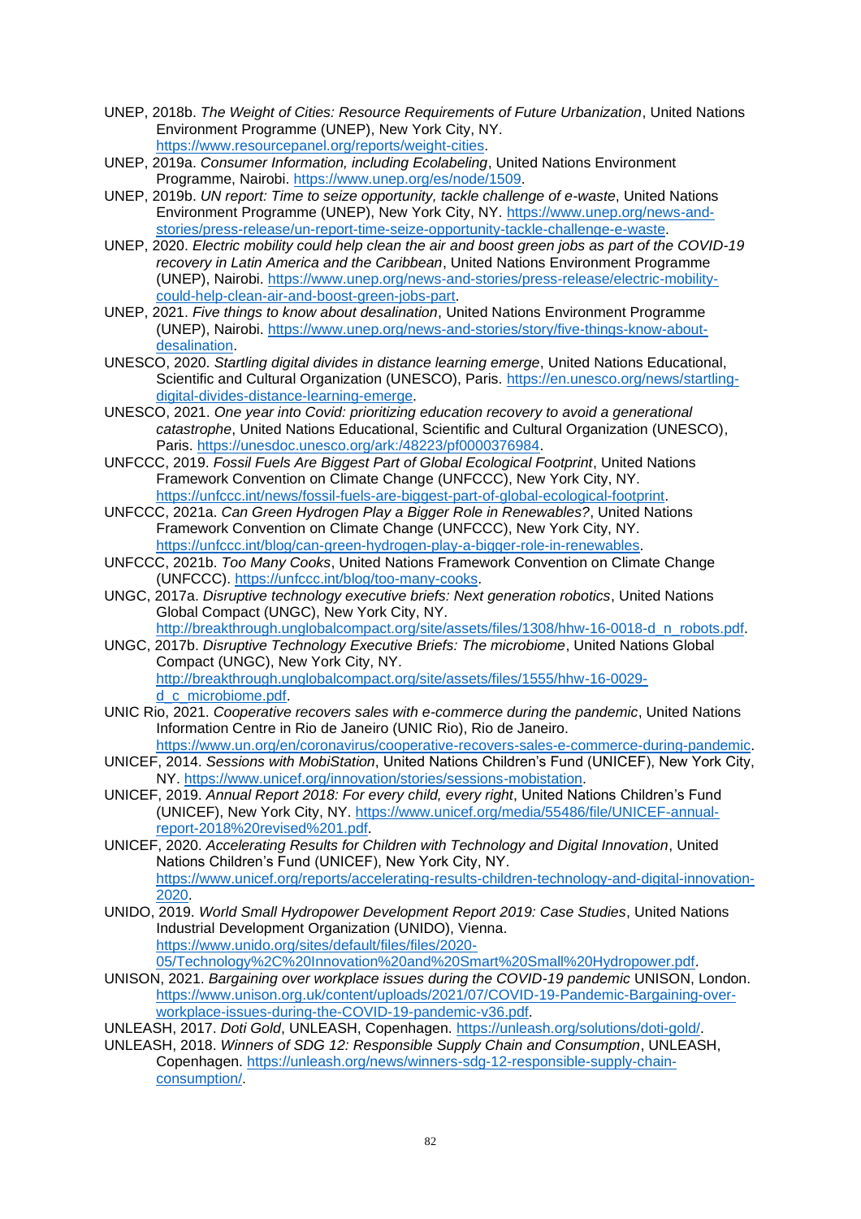UNEP, 2018b. *The Weight of Cities: Resource Requirements of Future Urbanization*, United Nations Environment Programme (UNEP), New York City, NY. https://www.resourcepanel.org/reports/weight-cities.

UNEP, 2019a. *Consumer Information, including Ecolabeling*, United Nations Environment Programme, Nairobi. https://www.unep.org/es/node/1509.

UNEP, 2019b. *UN report: Time to seize opportunity, tackle challenge of e-waste*, United Nations Environment Programme (UNEP), New York City, NY. https://www.unep.org/news-and-stories/press-release/un-report-time-seize-opportunity-tackle-challenge-e-waste.

UNEP, 2020. *Electric mobility could help clean the air and boost green jobs as part of the COVID-19 recovery in Latin America and the Caribbean*, United Nations Environment Programme (UNEP), Nairobi. https://www.unep.org/news-and-stories/press-release/electric-mobility-could-help-clean-air-and-boost-green-jobs-part.

UNEP, 2021. *Five things to know about desalination*, United Nations Environment Programme (UNEP), Nairobi. https://www.unep.org/news-and-stories/story/five-things-know-about-desalination.

UNESCO, 2020. *Startling digital divides in distance learning emerge*, United Nations Educational, Scientific and Cultural Organization (UNESCO), Paris. https://en.unesco.org/news/startling-digital-divides-distance-learning-emerge.

UNESCO, 2021. *One year into Covid: prioritizing education recovery to avoid a generational catastrophe*, United Nations Educational, Scientific and Cultural Organization (UNESCO), Paris. https://unesdoc.unesco.org/ark:/48223/pf0000376984.

UNFCCC, 2019. *Fossil Fuels Are Biggest Part of Global Ecological Footprint*, United Nations Framework Convention on Climate Change (UNFCCC), New York City, NY. https://unfccc.int/news/fossil-fuels-are-biggest-part-of-global-ecological-footprint.

UNFCCC, 2021a. *Can Green Hydrogen Play a Bigger Role in Renewables?*, United Nations Framework Convention on Climate Change (UNFCCC), New York City, NY. https://unfccc.int/blog/can-green-hydrogen-play-a-bigger-role-in-renewables.

UNFCCC, 2021b. *Too Many Cooks*, United Nations Framework Convention on Climate Change (UNFCCC). https://unfccc.int/blog/too-many-cooks.

UNGC, 2017a. *Disruptive technology executive briefs: Next generation robotics*, United Nations Global Compact (UNGC), New York City, NY. http://breakthrough.unglobalcompact.org/site/assets/files/1308/hhw-16-0018-d_n_robots.pdf.

UNGC, 2017b. *Disruptive Technology Executive Briefs: The microbiome*, United Nations Global Compact (UNGC), New York City, NY. http://breakthrough.unglobalcompact.org/site/assets/files/1555/hhw-16-0029-d_c_microbiome.pdf.

UNIC Rio, 2021. *Cooperative recovers sales with e-commerce during the pandemic*, United Nations Information Centre in Rio de Janeiro (UNIC Rio), Rio de Janeiro. https://www.un.org/en/coronavirus/cooperative-recovers-sales-e-commerce-during-pandemic.

UNICEF, 2014. *Sessions with MobiStation*, United Nations Children's Fund (UNICEF), New York City, NY. https://www.unicef.org/innovation/stories/sessions-mobistation.

UNICEF, 2019. *Annual Report 2018: For every child, every right*, United Nations Children's Fund (UNICEF), New York City, NY. https://www.unicef.org/media/55486/file/UNICEF-annual-report-2018%20revised%201.pdf.

UNICEF, 2020. *Accelerating Results for Children with Technology and Digital Innovation*, United Nations Children's Fund (UNICEF), New York City, NY. https://www.unicef.org/reports/accelerating-results-children-technology-and-digital-innovation-2020.

UNIDO, 2019. *World Small Hydropower Development Report 2019: Case Studies*, United Nations Industrial Development Organization (UNIDO), Vienna. https://www.unido.org/sites/default/files/files/2020-05/Technology%2C%20Innovation%20and%20Smart%20Small%20Hydropower.pdf.

UNISON, 2021. *Bargaining over workplace issues during the COVID-19 pandemic* UNISON, London. https://www.unison.org.uk/content/uploads/2021/07/COVID-19-Pandemic-Bargaining-over-workplace-issues-during-the-COVID-19-pandemic-v36.pdf.

UNLEASH, 2017. *Doti Gold*, UNLEASH, Copenhagen. https://unleash.org/solutions/doti-gold/.

UNLEASH, 2018. *Winners of SDG 12: Responsible Supply Chain and Consumption*, UNLEASH, Copenhagen. https://unleash.org/news/winners-sdg-12-responsible-supply-chain-consumption/.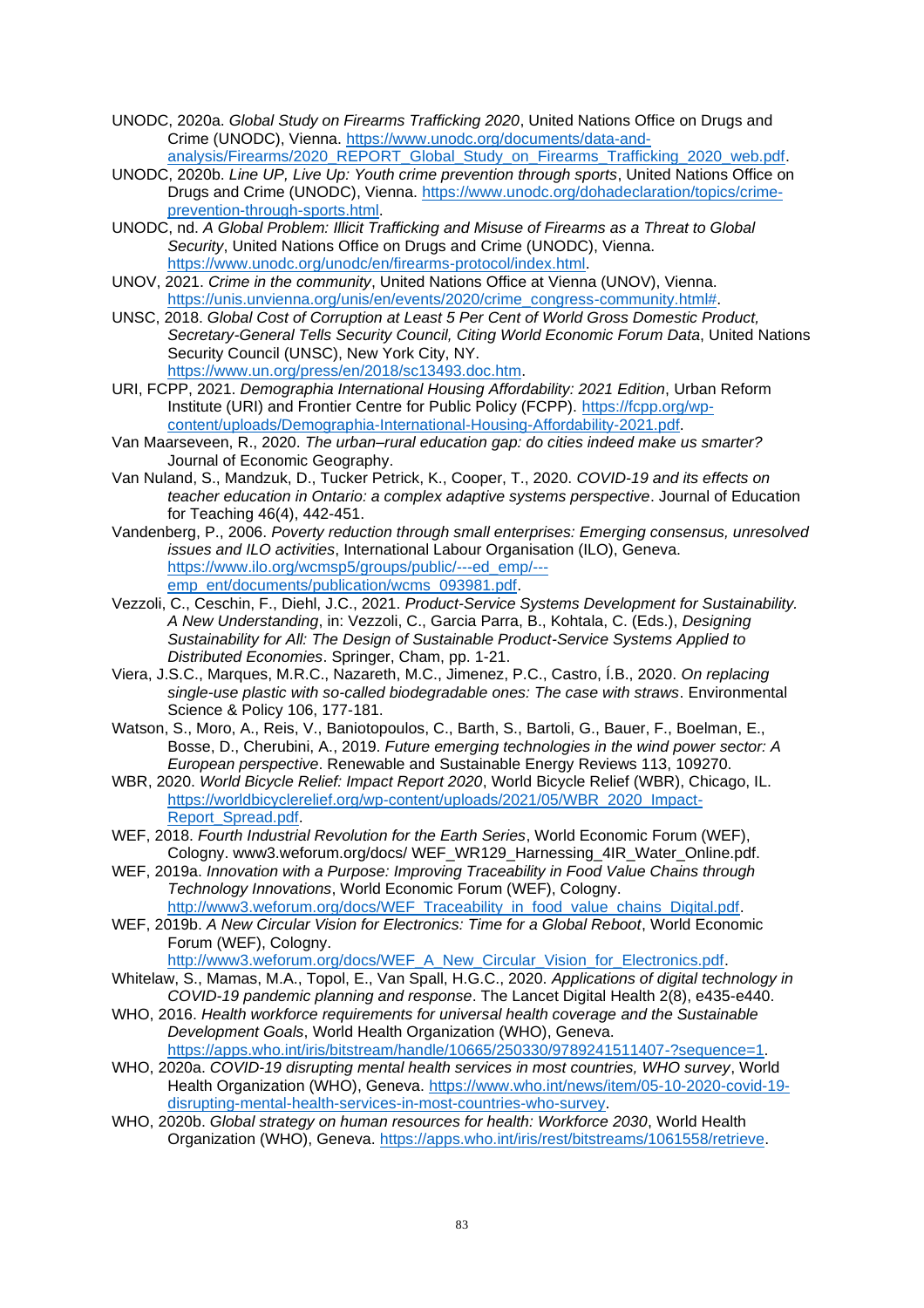UNODC, 2020a. *Global Study on Firearms Trafficking 2020*, United Nations Office on Drugs and Crime (UNODC), Vienna. https://www.unodc.org/documents/data-and-analysis/Firearms/2020_REPORT_Global_Study_on_Firearms_Trafficking_2020_web.pdf.

UNODC, 2020b. *Line UP, Live Up: Youth crime prevention through sports*, United Nations Office on Drugs and Crime (UNODC), Vienna. https://www.unodc.org/dohadeclaration/topics/crime-prevention-through-sports.html.

UNODC, nd. *A Global Problem: Illicit Trafficking and Misuse of Firearms as a Threat to Global Security*, United Nations Office on Drugs and Crime (UNODC), Vienna. https://www.unodc.org/unodc/en/firearms-protocol/index.html.

UNOV, 2021. *Crime in the community*, United Nations Office at Vienna (UNOV), Vienna. https://unis.unvienna.org/unis/en/events/2020/crime_congress-community.html#.

UNSC, 2018. *Global Cost of Corruption at Least 5 Per Cent of World Gross Domestic Product, Secretary-General Tells Security Council, Citing World Economic Forum Data*, United Nations Security Council (UNSC), New York City, NY. https://www.un.org/press/en/2018/sc13493.doc.htm.

URI, FCPP, 2021. *Demographia International Housing Affordability: 2021 Edition*, Urban Reform Institute (URI) and Frontier Centre for Public Policy (FCPP). https://fcpp.org/wp-content/uploads/Demographia-International-Housing-Affordability-2021.pdf.

Van Maarseveen, R., 2020. *The urban–rural education gap: do cities indeed make us smarter?* Journal of Economic Geography.

Van Nuland, S., Mandzuk, D., Tucker Petrick, K., Cooper, T., 2020. *COVID-19 and its effects on teacher education in Ontario: a complex adaptive systems perspective*. Journal of Education for Teaching 46(4), 442-451.

Vandenberg, P., 2006. *Poverty reduction through small enterprises: Emerging consensus, unresolved issues and ILO activities*, International Labour Organisation (ILO), Geneva. https://www.ilo.org/wcmsp5/groups/public/---ed_emp/---emp_ent/documents/publication/wcms_093981.pdf.

Vezzoli, C., Ceschin, F., Diehl, J.C., 2021. *Product-Service Systems Development for Sustainability. A New Understanding*, in: Vezzoli, C., Garcia Parra, B., Kohtala, C. (Eds.), *Designing Sustainability for All: The Design of Sustainable Product-Service Systems Applied to Distributed Economies*. Springer, Cham, pp. 1-21.

Viera, J.S.C., Marques, M.R.C., Nazareth, M.C., Jimenez, P.C., Castro, Í.B., 2020. *On replacing single-use plastic with so-called biodegradable ones: The case with straws*. Environmental Science & Policy 106, 177-181.

Watson, S., Moro, A., Reis, V., Baniotopoulos, C., Barth, S., Bartoli, G., Bauer, F., Boelman, E., Bosse, D., Cherubini, A., 2019. *Future emerging technologies in the wind power sector: A European perspective*. Renewable and Sustainable Energy Reviews 113, 109270.

WBR, 2020. *World Bicycle Relief: Impact Report 2020*, World Bicycle Relief (WBR), Chicago, IL. https://worldbicyclerelief.org/wp-content/uploads/2021/05/WBR_2020_Impact-Report_Spread.pdf.

WEF, 2018. *Fourth Industrial Revolution for the Earth Series*, World Economic Forum (WEF), Cologny. www3.weforum.org/docs/ WEF_WR129_Harnessing_4IR_Water_Online.pdf.

WEF, 2019a. *Innovation with a Purpose: Improving Traceability in Food Value Chains through Technology Innovations*, World Economic Forum (WEF), Cologny. http://www3.weforum.org/docs/WEF_Traceability_in_food_value_chains_Digital.pdf.

WEF, 2019b. *A New Circular Vision for Electronics: Time for a Global Reboot*, World Economic Forum (WEF), Cologny. http://www3.weforum.org/docs/WEF_A_New_Circular_Vision_for_Electronics.pdf.

Whitelaw, S., Mamas, M.A., Topol, E., Van Spall, H.G.C., 2020. *Applications of digital technology in COVID-19 pandemic planning and response*. The Lancet Digital Health 2(8), e435-e440.

WHO, 2016. *Health workforce requirements for universal health coverage and the Sustainable Development Goals*, World Health Organization (WHO), Geneva. https://apps.who.int/iris/bitstream/handle/10665/250330/9789241511407-?sequence=1.

WHO, 2020a. *COVID-19 disrupting mental health services in most countries, WHO survey*, World Health Organization (WHO), Geneva. https://www.who.int/news/item/05-10-2020-covid-19-disrupting-mental-health-services-in-most-countries-who-survey.

WHO, 2020b. *Global strategy on human resources for health: Workforce 2030*, World Health Organization (WHO), Geneva. https://apps.who.int/iris/rest/bitstreams/1061558/retrieve.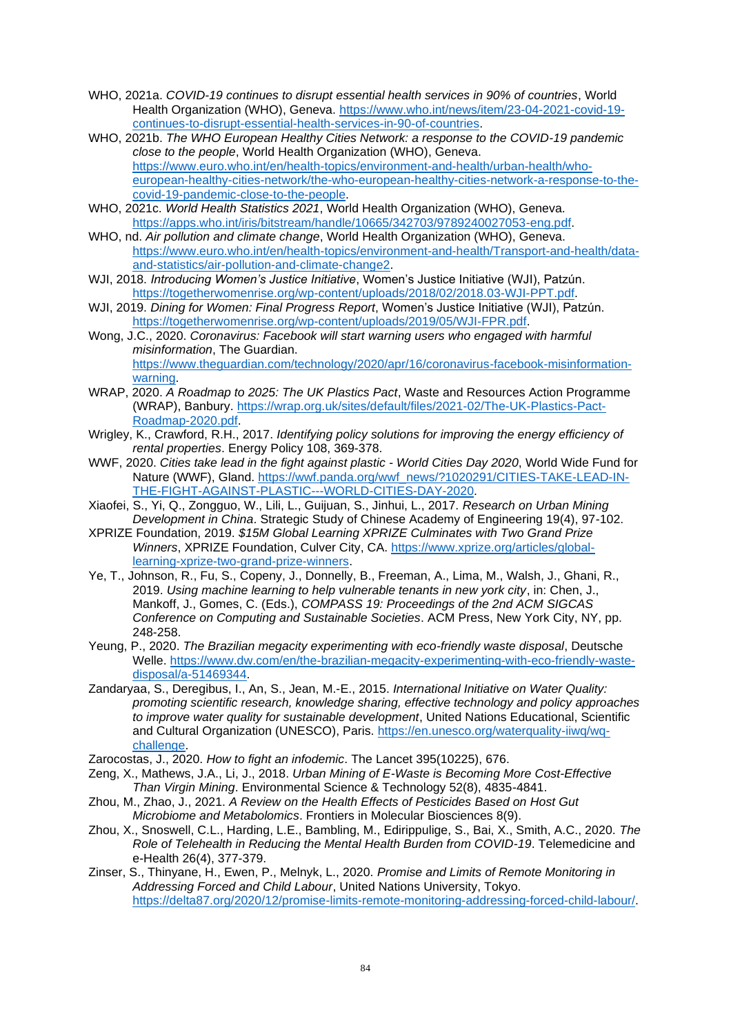WHO, 2021a. *COVID-19 continues to disrupt essential health services in 90% of countries*, World Health Organization (WHO), Geneva. https://www.who.int/news/item/23-04-2021-covid-19-continues-to-disrupt-essential-health-services-in-90-of-countries.

WHO, 2021b. *The WHO European Healthy Cities Network: a response to the COVID-19 pandemic close to the people*, World Health Organization (WHO), Geneva. https://www.euro.who.int/en/health-topics/environment-and-health/urban-health/who-european-healthy-cities-network/the-who-european-healthy-cities-network-a-response-to-the-covid-19-pandemic-close-to-the-people.

WHO, 2021c. *World Health Statistics 2021*, World Health Organization (WHO), Geneva. https://apps.who.int/iris/bitstream/handle/10665/342703/9789240027053-eng.pdf.

WHO, nd. *Air pollution and climate change*, World Health Organization (WHO), Geneva. https://www.euro.who.int/en/health-topics/environment-and-health/Transport-and-health/data-and-statistics/air-pollution-and-climate-change2.

WJI, 2018. *Introducing Women's Justice Initiative*, Women's Justice Initiative (WJI), Patzún. https://togetherwomenrise.org/wp-content/uploads/2018/02/2018.03-WJI-PPT.pdf.

WJI, 2019. *Dining for Women: Final Progress Report*, Women's Justice Initiative (WJI), Patzún. https://togetherwomenrise.org/wp-content/uploads/2019/05/WJI-FPR.pdf.

Wong, J.C., 2020. *Coronavirus: Facebook will start warning users who engaged with harmful misinformation*, The Guardian. https://www.theguardian.com/technology/2020/apr/16/coronavirus-facebook-misinformation-warning.

WRAP, 2020. *A Roadmap to 2025: The UK Plastics Pact*, Waste and Resources Action Programme (WRAP), Banbury. https://wrap.org.uk/sites/default/files/2021-02/The-UK-Plastics-Pact-Roadmap-2020.pdf.

Wrigley, K., Crawford, R.H., 2017. *Identifying policy solutions for improving the energy efficiency of rental properties*. Energy Policy 108, 369-378.

WWF, 2020. *Cities take lead in the fight against plastic - World Cities Day 2020*, World Wide Fund for Nature (WWF), Gland. https://wwf.panda.org/wwf_news/?1020291/CITIES-TAKE-LEAD-IN-THE-FIGHT-AGAINST-PLASTIC---WORLD-CITIES-DAY-2020.

Xiaofei, S., Yi, Q., Zongguo, W., Lili, L., Guijuan, S., Jinhui, L., 2017. *Research on Urban Mining Development in China*. Strategic Study of Chinese Academy of Engineering 19(4), 97-102.

XPRIZE Foundation, 2019. *$15M Global Learning XPRIZE Culminates with Two Grand Prize Winners*, XPRIZE Foundation, Culver City, CA. https://www.xprize.org/articles/global-learning-xprize-two-grand-prize-winners.

Ye, T., Johnson, R., Fu, S., Copeny, J., Donnelly, B., Freeman, A., Lima, M., Walsh, J., Ghani, R., 2019. *Using machine learning to help vulnerable tenants in new york city*, in: Chen, J., Mankoff, J., Gomes, C. (Eds.), *COMPASS 19: Proceedings of the 2nd ACM SIGCAS Conference on Computing and Sustainable Societies*. ACM Press, New York City, NY, pp. 248-258.

Yeung, P., 2020. *The Brazilian megacity experimenting with eco-friendly waste disposal*, Deutsche Welle. https://www.dw.com/en/the-brazilian-megacity-experimenting-with-eco-friendly-waste-disposal/a-51469344.

Zandaryaa, S., Deregibus, I., An, S., Jean, M.-E., 2015. *International Initiative on Water Quality: promoting scientific research, knowledge sharing, effective technology and policy approaches to improve water quality for sustainable development*, United Nations Educational, Scientific and Cultural Organization (UNESCO), Paris. https://en.unesco.org/waterquality-iiwq/wq-challenge.

Zarocostas, J., 2020. *How to fight an infodemic*. The Lancet 395(10225), 676.

Zeng, X., Mathews, J.A., Li, J., 2018. *Urban Mining of E-Waste is Becoming More Cost-Effective Than Virgin Mining*. Environmental Science & Technology 52(8), 4835-4841.

Zhou, M., Zhao, J., 2021. *A Review on the Health Effects of Pesticides Based on Host Gut Microbiome and Metabolomics*. Frontiers in Molecular Biosciences 8(9).

Zhou, X., Snoswell, C.L., Harding, L.E., Bambling, M., Edirippulige, S., Bai, X., Smith, A.C., 2020. *The Role of Telehealth in Reducing the Mental Health Burden from COVID-19*. Telemedicine and e-Health 26(4), 377-379.

Zinser, S., Thinyane, H., Ewen, P., Melnyk, L., 2020. *Promise and Limits of Remote Monitoring in Addressing Forced and Child Labour*, United Nations University, Tokyo. https://delta87.org/2020/12/promise-limits-remote-monitoring-addressing-forced-child-labour/.